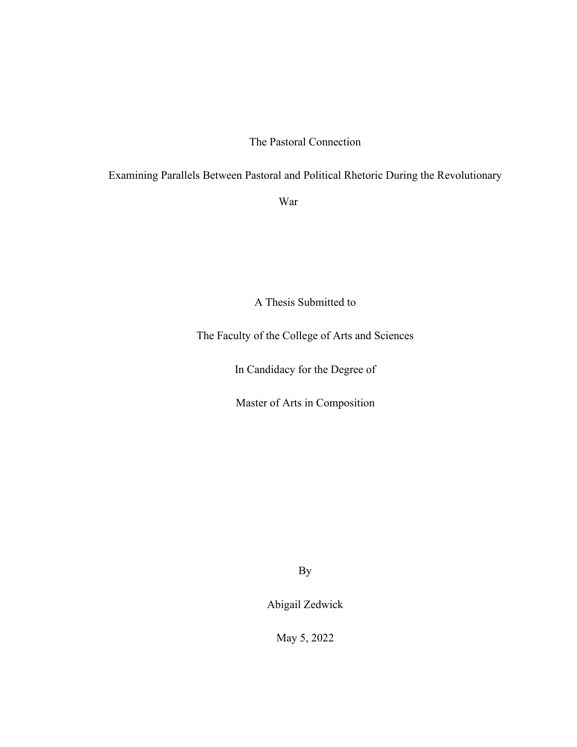# The Pastoral Connection

## Examining Parallels Between Pastoral and Political Rhetoric During the Revolutionary War

A Thesis Submitted to

The Faculty of the College of Arts and Sciences

In Candidacy for the Degree of

Master of Arts in Composition

By

Abigail Zedwick

May 5, 2022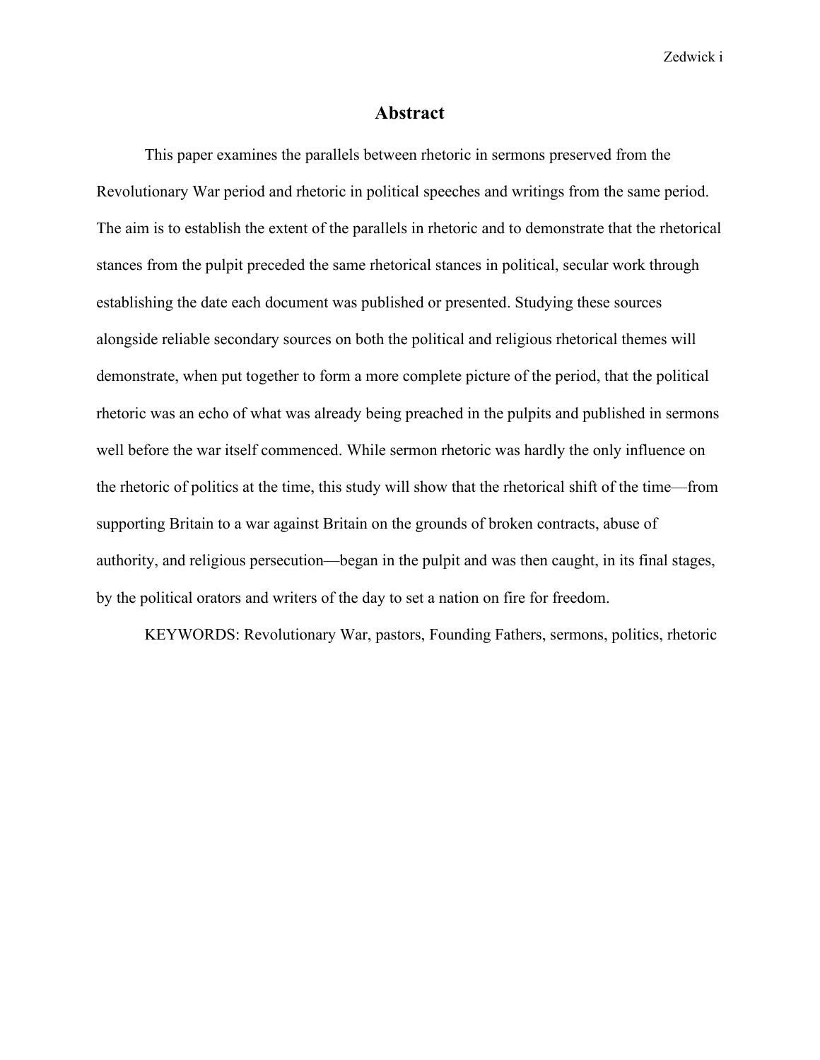# Abstract

This paper examines the parallels between rhetoric in sermons preserved from the Revolutionary War period and rhetoric in political speeches and writings from the same period. The aim is to establish the extent of the parallels in rhetoric and to demonstrate that the rhetorical stances from the pulpit preceded the same rhetorical stances in political, secular work through establishing the date each document was published or presented. Studying these sources alongside reliable secondary sources on both the political and religious rhetorical themes will demonstrate, when put together to form a more complete picture of the period, that the political rhetoric was an echo of what was already being preached in the pulpits and published in sermons well before the war itself commenced. While sermon rhetoric was hardly the only influence on the rhetoric of politics at the time, this study will show that the rhetorical shift of the time—from supporting Britain to a war against Britain on the grounds of broken contracts, abuse of authority, and religious persecution—began in the pulpit and was then caught, in its final stages, by the political orators and writers of the day to set a nation on fire for freedom.

KEYWORDS: Revolutionary War, pastors, Founding Fathers, sermons, politics, rhetoric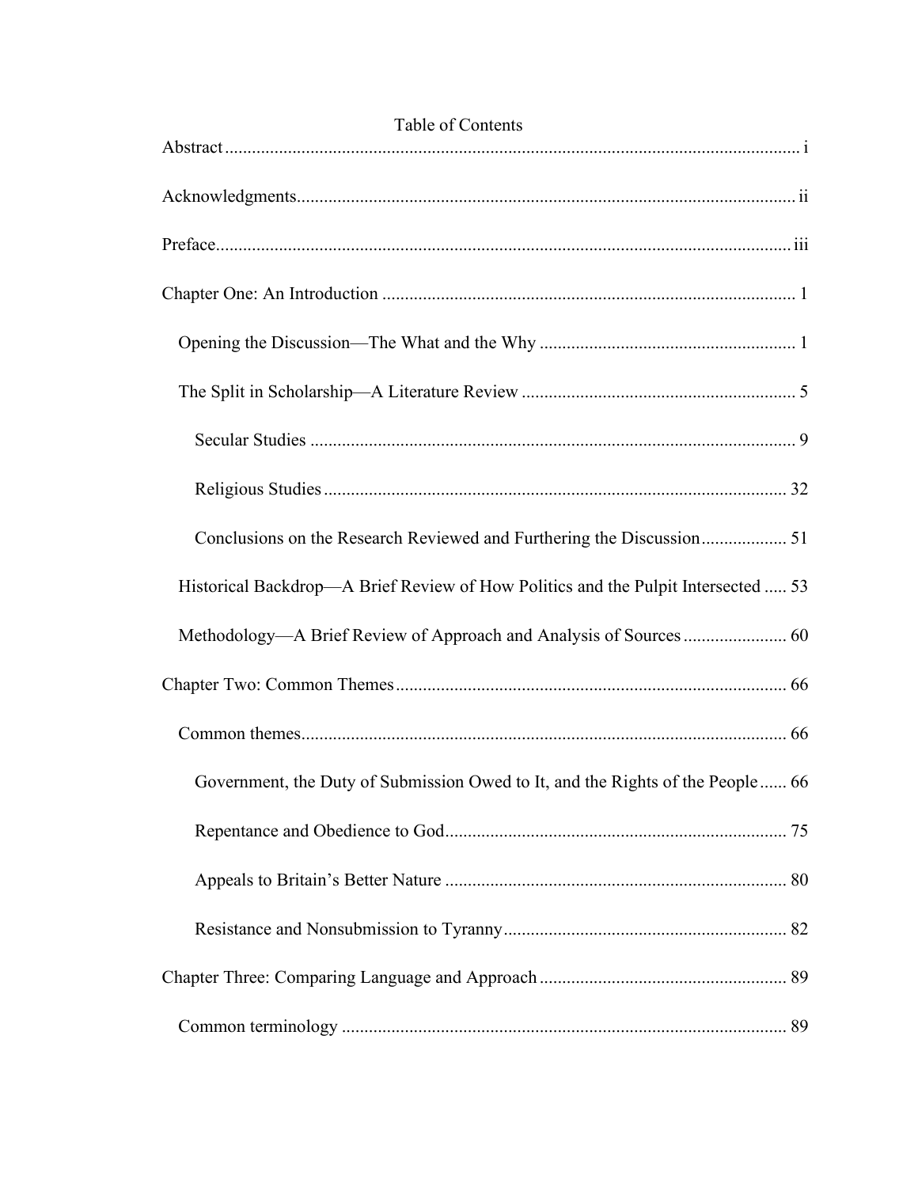# Table of Contents

Abstract ........ i

Acknowledgments ........ ii

Preface ........ iii

Chapter One: An Introduction ........ 1

- Opening the Discussion—The What and the Why ........ 1
- The Split in Scholarship—A Literature Review ........ 5
  - Secular Studies ........ 9
  - Religious Studies ........ 32
  - Conclusions on the Research Reviewed and Furthering the Discussion ........ 51
- Historical Backdrop—A Brief Review of How Politics and the Pulpit Intersected ........ 53
- Methodology—A Brief Review of Approach and Analysis of Sources ........ 60

Chapter Two: Common Themes ........ 66

- Common themes ........ 66
  - Government, the Duty of Submission Owed to It, and the Rights of the People ........ 66
  - Repentance and Obedience to God ........ 75
  - Appeals to Britain's Better Nature ........ 80
  - Resistance and Nonsubmission to Tyranny ........ 82

Chapter Three: Comparing Language and Approach ........ 89

- Common terminology ........ 89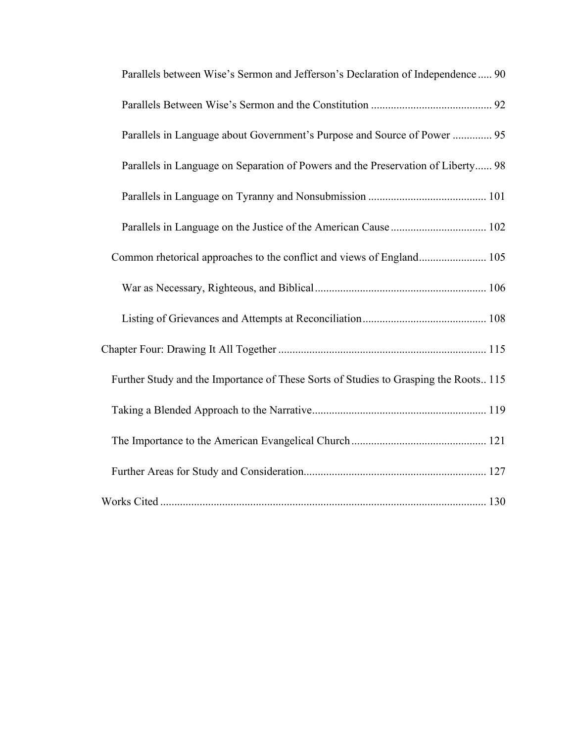Parallels between Wise's Sermon and Jefferson's Declaration of Independence ..... 90

Parallels Between Wise's Sermon and the Constitution .......................................... 92

Parallels in Language about Government's Purpose and Source of Power ............. 95

Parallels in Language on Separation of Powers and the Preservation of Liberty...... 98

Parallels in Language on Tyranny and Nonsubmission ......................................... 101

Parallels in Language on the Justice of the American Cause ................................. 102

Common rhetorical approaches to the conflict and views of England........................ 105

War as Necessary, Righteous, and Biblical............................................................ 106

Listing of Grievances and Attempts at Reconciliation............................................ 108

Chapter Four: Drawing It All Together ......................................................................... 115

Further Study and the Importance of These Sorts of Studies to Grasping the Roots.. 115

Taking a Blended Approach to the Narrative............................................................. 119

The Importance to the American Evangelical Church............................................... 121

Further Areas for Study and Consideration................................................................ 127

Works Cited ................................................................................................................... 130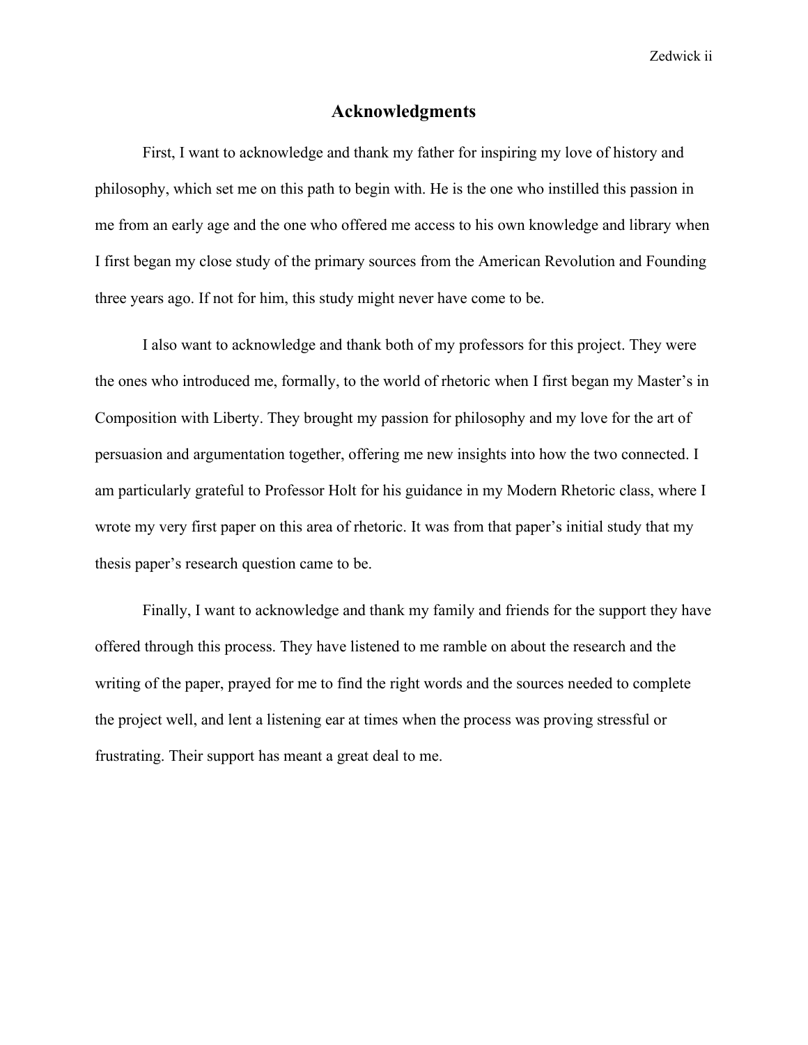## Acknowledgments

First, I want to acknowledge and thank my father for inspiring my love of history and philosophy, which set me on this path to begin with. He is the one who instilled this passion in me from an early age and the one who offered me access to his own knowledge and library when I first began my close study of the primary sources from the American Revolution and Founding three years ago. If not for him, this study might never have come to be.

I also want to acknowledge and thank both of my professors for this project. They were the ones who introduced me, formally, to the world of rhetoric when I first began my Master's in Composition with Liberty. They brought my passion for philosophy and my love for the art of persuasion and argumentation together, offering me new insights into how the two connected. I am particularly grateful to Professor Holt for his guidance in my Modern Rhetoric class, where I wrote my very first paper on this area of rhetoric. It was from that paper's initial study that my thesis paper's research question came to be.

Finally, I want to acknowledge and thank my family and friends for the support they have offered through this process. They have listened to me ramble on about the research and the writing of the paper, prayed for me to find the right words and the sources needed to complete the project well, and lent a listening ear at times when the process was proving stressful or frustrating. Their support has meant a great deal to me.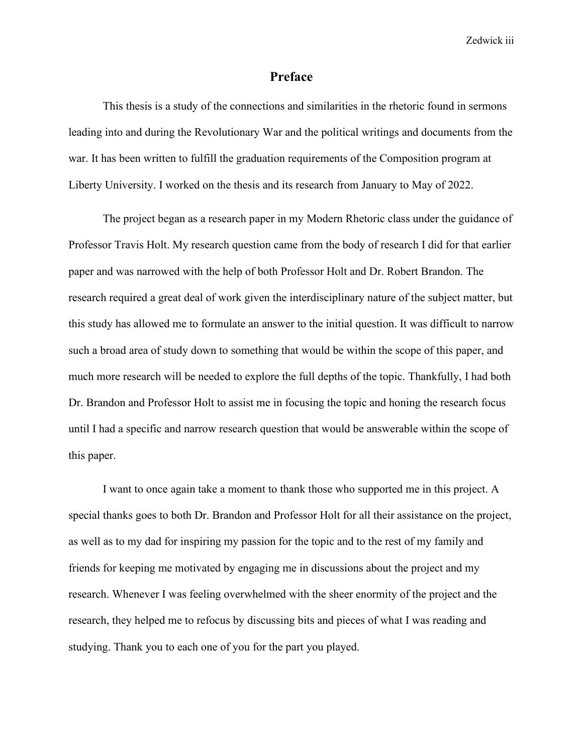# Preface

This thesis is a study of the connections and similarities in the rhetoric found in sermons leading into and during the Revolutionary War and the political writings and documents from the war. It has been written to fulfill the graduation requirements of the Composition program at Liberty University. I worked on the thesis and its research from January to May of 2022.

The project began as a research paper in my Modern Rhetoric class under the guidance of Professor Travis Holt. My research question came from the body of research I did for that earlier paper and was narrowed with the help of both Professor Holt and Dr. Robert Brandon. The research required a great deal of work given the interdisciplinary nature of the subject matter, but this study has allowed me to formulate an answer to the initial question. It was difficult to narrow such a broad area of study down to something that would be within the scope of this paper, and much more research will be needed to explore the full depths of the topic. Thankfully, I had both Dr. Brandon and Professor Holt to assist me in focusing the topic and honing the research focus until I had a specific and narrow research question that would be answerable within the scope of this paper.

I want to once again take a moment to thank those who supported me in this project. A special thanks goes to both Dr. Brandon and Professor Holt for all their assistance on the project, as well as to my dad for inspiring my passion for the topic and to the rest of my family and friends for keeping me motivated by engaging me in discussions about the project and my research. Whenever I was feeling overwhelmed with the sheer enormity of the project and the research, they helped me to refocus by discussing bits and pieces of what I was reading and studying. Thank you to each one of you for the part you played.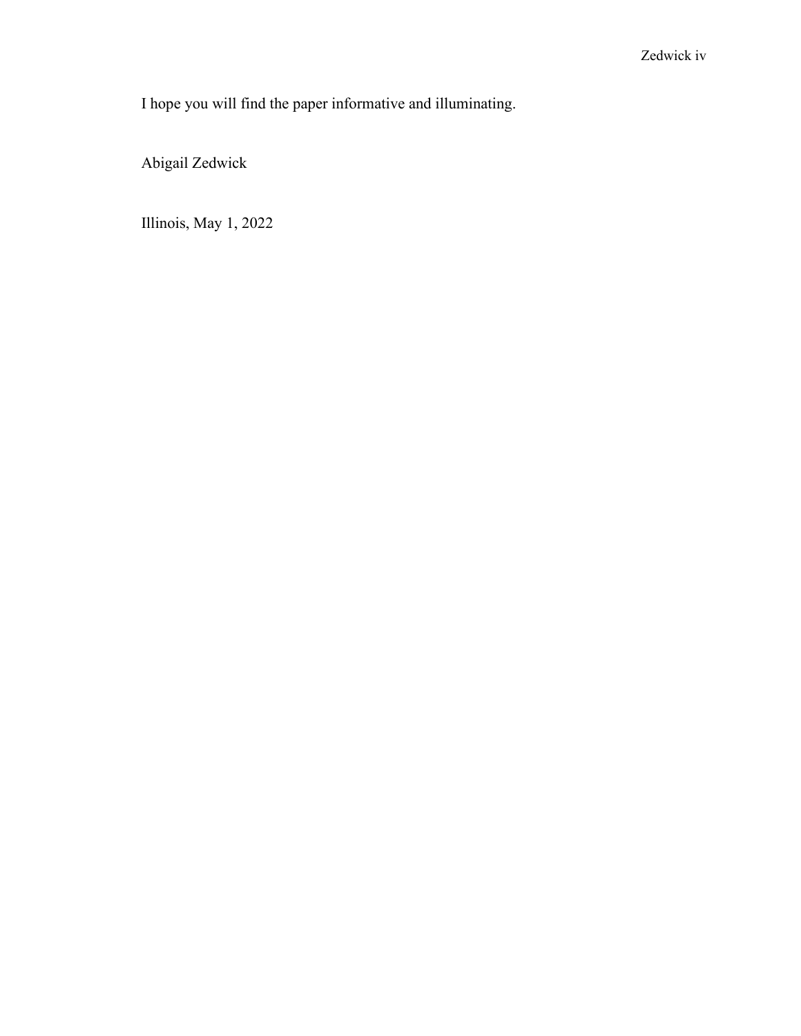I hope you will find the paper informative and illuminating.

Abigail Zedwick

Illinois, May 1, 2022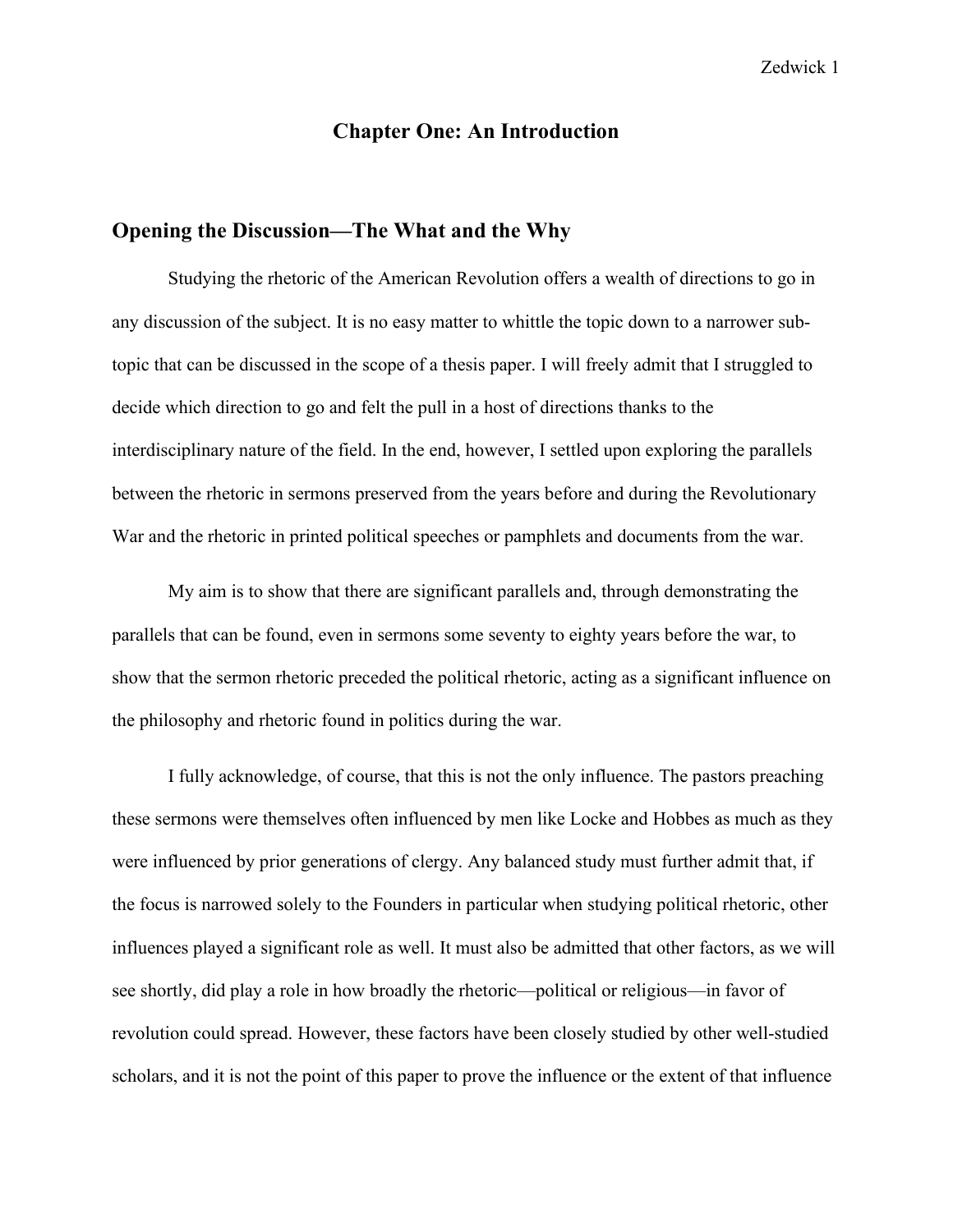# Chapter One: An Introduction

## Opening the Discussion—The What and the Why

Studying the rhetoric of the American Revolution offers a wealth of directions to go in any discussion of the subject. It is no easy matter to whittle the topic down to a narrower sub-topic that can be discussed in the scope of a thesis paper. I will freely admit that I struggled to decide which direction to go and felt the pull in a host of directions thanks to the interdisciplinary nature of the field. In the end, however, I settled upon exploring the parallels between the rhetoric in sermons preserved from the years before and during the Revolutionary War and the rhetoric in printed political speeches or pamphlets and documents from the war.

My aim is to show that there are significant parallels and, through demonstrating the parallels that can be found, even in sermons some seventy to eighty years before the war, to show that the sermon rhetoric preceded the political rhetoric, acting as a significant influence on the philosophy and rhetoric found in politics during the war.

I fully acknowledge, of course, that this is not the only influence. The pastors preaching these sermons were themselves often influenced by men like Locke and Hobbes as much as they were influenced by prior generations of clergy. Any balanced study must further admit that, if the focus is narrowed solely to the Founders in particular when studying political rhetoric, other influences played a significant role as well. It must also be admitted that other factors, as we will see shortly, did play a role in how broadly the rhetoric—political or religious—in favor of revolution could spread. However, these factors have been closely studied by other well-studied scholars, and it is not the point of this paper to prove the influence or the extent of that influence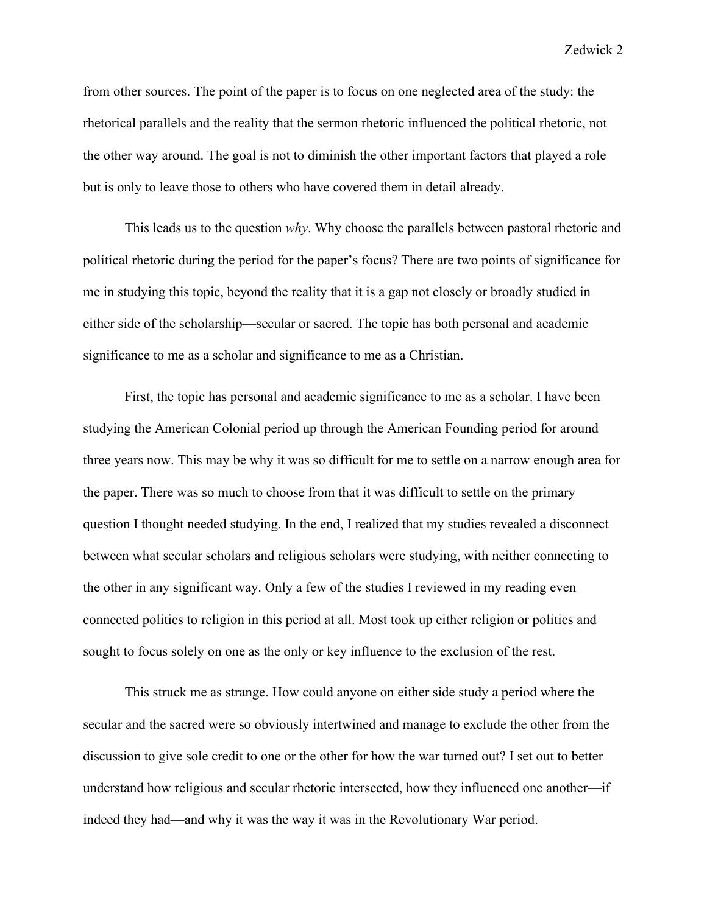from other sources. The point of the paper is to focus on one neglected area of the study: the rhetorical parallels and the reality that the sermon rhetoric influenced the political rhetoric, not the other way around. The goal is not to diminish the other important factors that played a role but is only to leave those to others who have covered them in detail already.

This leads us to the question *why*. Why choose the parallels between pastoral rhetoric and political rhetoric during the period for the paper's focus? There are two points of significance for me in studying this topic, beyond the reality that it is a gap not closely or broadly studied in either side of the scholarship—secular or sacred. The topic has both personal and academic significance to me as a scholar and significance to me as a Christian.

First, the topic has personal and academic significance to me as a scholar. I have been studying the American Colonial period up through the American Founding period for around three years now. This may be why it was so difficult for me to settle on a narrow enough area for the paper. There was so much to choose from that it was difficult to settle on the primary question I thought needed studying. In the end, I realized that my studies revealed a disconnect between what secular scholars and religious scholars were studying, with neither connecting to the other in any significant way. Only a few of the studies I reviewed in my reading even connected politics to religion in this period at all. Most took up either religion or politics and sought to focus solely on one as the only or key influence to the exclusion of the rest.

This struck me as strange. How could anyone on either side study a period where the secular and the sacred were so obviously intertwined and manage to exclude the other from the discussion to give sole credit to one or the other for how the war turned out? I set out to better understand how religious and secular rhetoric intersected, how they influenced one another—if indeed they had—and why it was the way it was in the Revolutionary War period.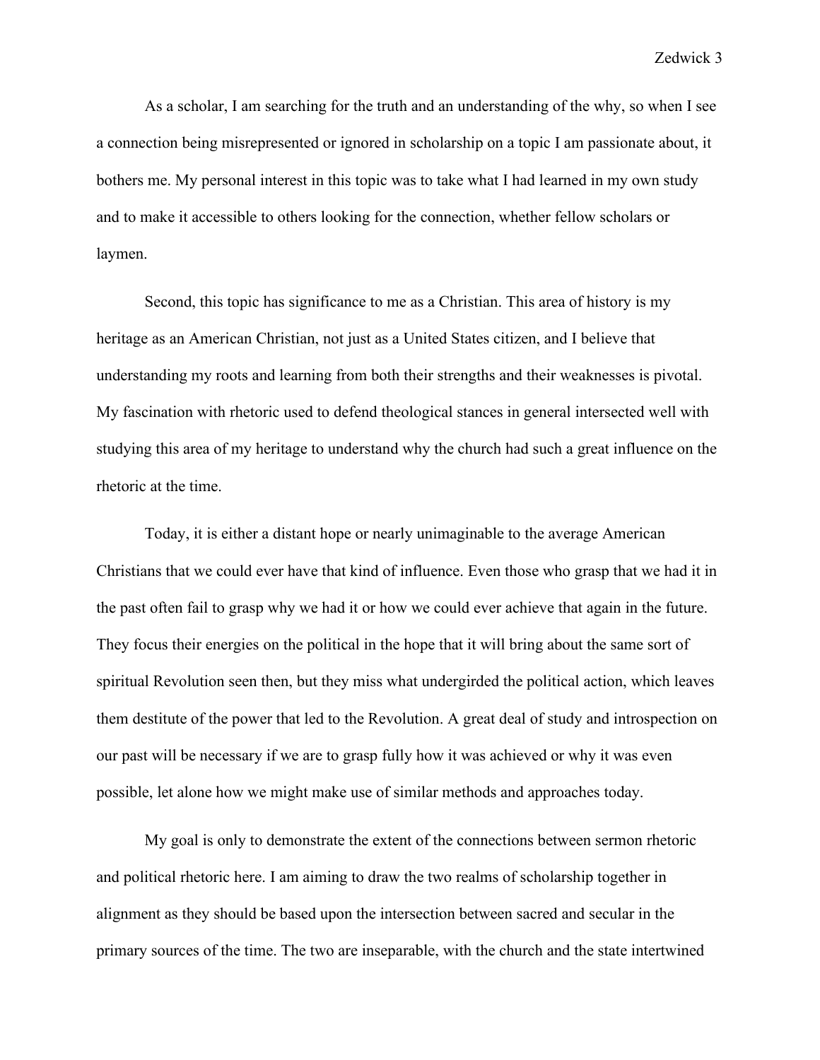As a scholar, I am searching for the truth and an understanding of the why, so when I see a connection being misrepresented or ignored in scholarship on a topic I am passionate about, it bothers me. My personal interest in this topic was to take what I had learned in my own study and to make it accessible to others looking for the connection, whether fellow scholars or laymen.

Second, this topic has significance to me as a Christian. This area of history is my heritage as an American Christian, not just as a United States citizen, and I believe that understanding my roots and learning from both their strengths and their weaknesses is pivotal. My fascination with rhetoric used to defend theological stances in general intersected well with studying this area of my heritage to understand why the church had such a great influence on the rhetoric at the time.

Today, it is either a distant hope or nearly unimaginable to the average American Christians that we could ever have that kind of influence. Even those who grasp that we had it in the past often fail to grasp why we had it or how we could ever achieve that again in the future. They focus their energies on the political in the hope that it will bring about the same sort of spiritual Revolution seen then, but they miss what undergirded the political action, which leaves them destitute of the power that led to the Revolution. A great deal of study and introspection on our past will be necessary if we are to grasp fully how it was achieved or why it was even possible, let alone how we might make use of similar methods and approaches today.

My goal is only to demonstrate the extent of the connections between sermon rhetoric and political rhetoric here. I am aiming to draw the two realms of scholarship together in alignment as they should be based upon the intersection between sacred and secular in the primary sources of the time. The two are inseparable, with the church and the state intertwined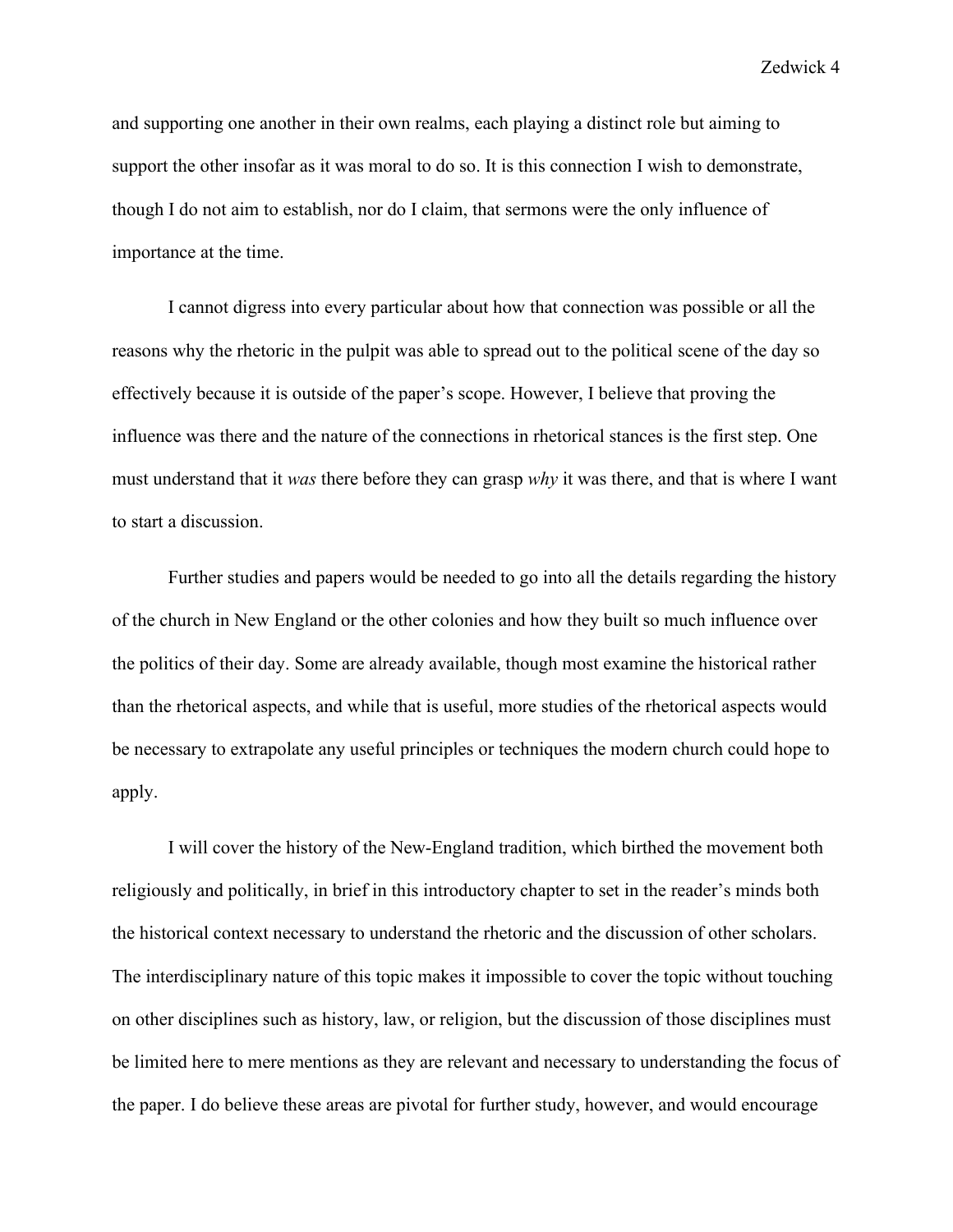and supporting one another in their own realms, each playing a distinct role but aiming to support the other insofar as it was moral to do so. It is this connection I wish to demonstrate, though I do not aim to establish, nor do I claim, that sermons were the only influence of importance at the time.

I cannot digress into every particular about how that connection was possible or all the reasons why the rhetoric in the pulpit was able to spread out to the political scene of the day so effectively because it is outside of the paper's scope. However, I believe that proving the influence was there and the nature of the connections in rhetorical stances is the first step. One must understand that it *was* there before they can grasp *why* it was there, and that is where I want to start a discussion.

Further studies and papers would be needed to go into all the details regarding the history of the church in New England or the other colonies and how they built so much influence over the politics of their day. Some are already available, though most examine the historical rather than the rhetorical aspects, and while that is useful, more studies of the rhetorical aspects would be necessary to extrapolate any useful principles or techniques the modern church could hope to apply.

I will cover the history of the New-England tradition, which birthed the movement both religiously and politically, in brief in this introductory chapter to set in the reader's minds both the historical context necessary to understand the rhetoric and the discussion of other scholars. The interdisciplinary nature of this topic makes it impossible to cover the topic without touching on other disciplines such as history, law, or religion, but the discussion of those disciplines must be limited here to mere mentions as they are relevant and necessary to understanding the focus of the paper. I do believe these areas are pivotal for further study, however, and would encourage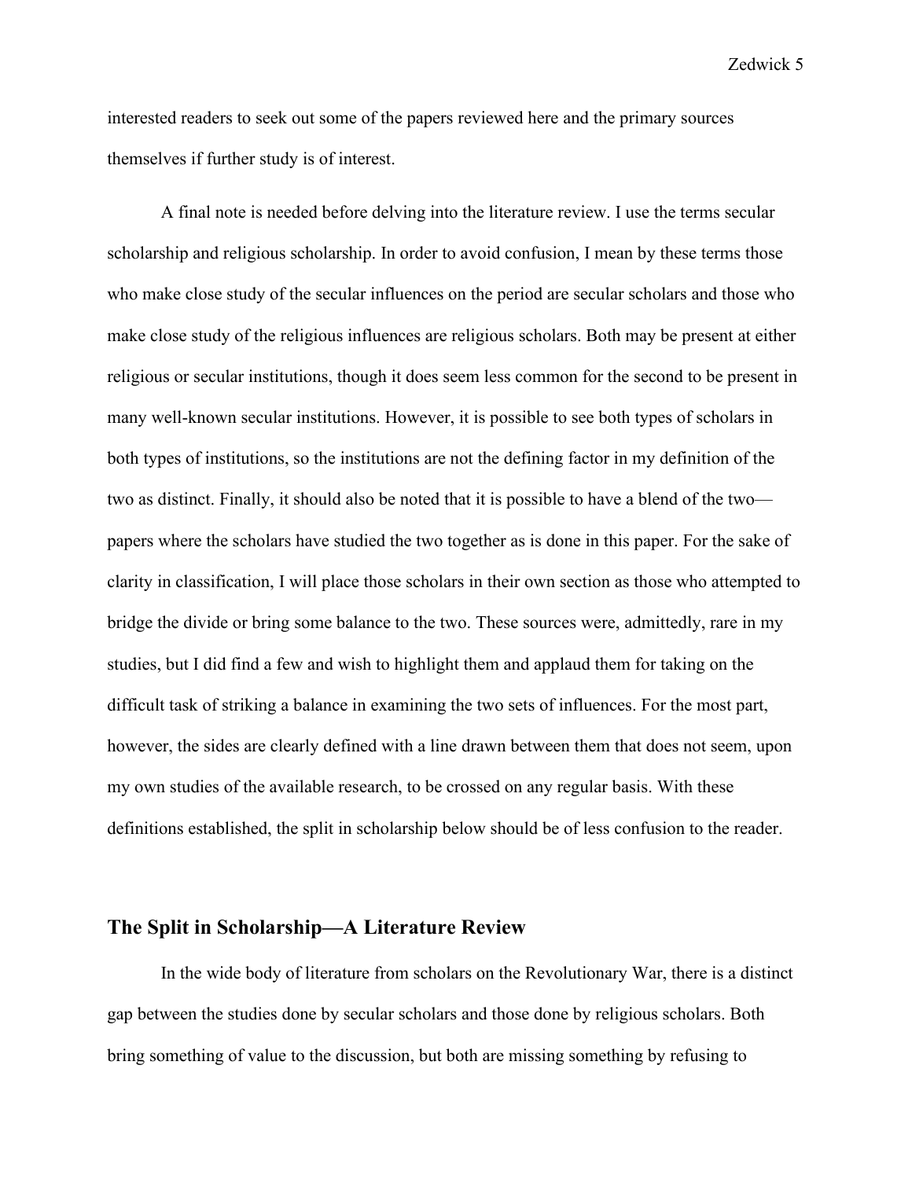interested readers to seek out some of the papers reviewed here and the primary sources themselves if further study is of interest.

A final note is needed before delving into the literature review. I use the terms secular scholarship and religious scholarship. In order to avoid confusion, I mean by these terms those who make close study of the secular influences on the period are secular scholars and those who make close study of the religious influences are religious scholars. Both may be present at either religious or secular institutions, though it does seem less common for the second to be present in many well-known secular institutions. However, it is possible to see both types of scholars in both types of institutions, so the institutions are not the defining factor in my definition of the two as distinct. Finally, it should also be noted that it is possible to have a blend of the two—papers where the scholars have studied the two together as is done in this paper. For the sake of clarity in classification, I will place those scholars in their own section as those who attempted to bridge the divide or bring some balance to the two. These sources were, admittedly, rare in my studies, but I did find a few and wish to highlight them and applaud them for taking on the difficult task of striking a balance in examining the two sets of influences. For the most part, however, the sides are clearly defined with a line drawn between them that does not seem, upon my own studies of the available research, to be crossed on any regular basis. With these definitions established, the split in scholarship below should be of less confusion to the reader.

## The Split in Scholarship—A Literature Review

In the wide body of literature from scholars on the Revolutionary War, there is a distinct gap between the studies done by secular scholars and those done by religious scholars. Both bring something of value to the discussion, but both are missing something by refusing to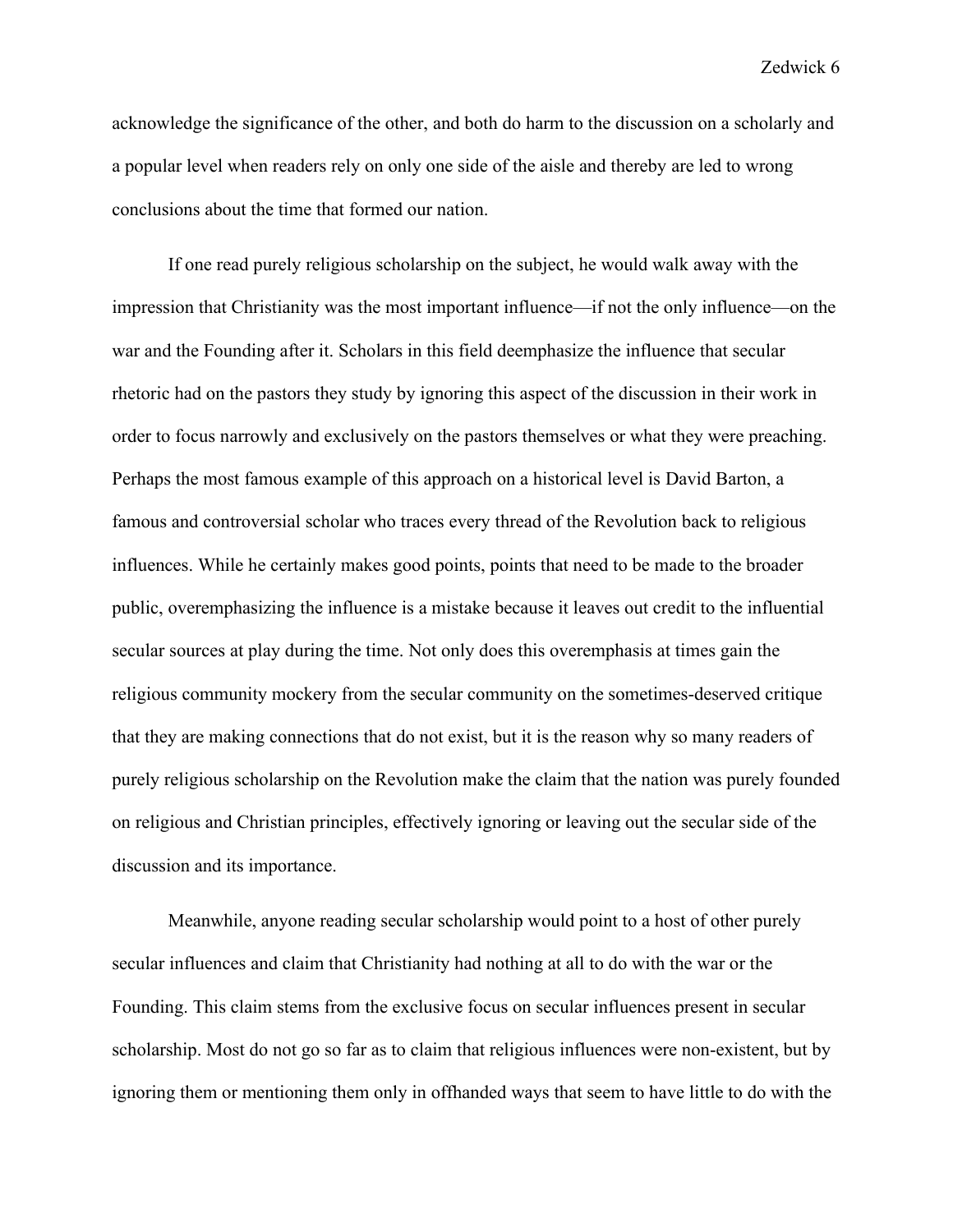acknowledge the significance of the other, and both do harm to the discussion on a scholarly and a popular level when readers rely on only one side of the aisle and thereby are led to wrong conclusions about the time that formed our nation.

If one read purely religious scholarship on the subject, he would walk away with the impression that Christianity was the most important influence—if not the only influence—on the war and the Founding after it. Scholars in this field deemphasize the influence that secular rhetoric had on the pastors they study by ignoring this aspect of the discussion in their work in order to focus narrowly and exclusively on the pastors themselves or what they were preaching. Perhaps the most famous example of this approach on a historical level is David Barton, a famous and controversial scholar who traces every thread of the Revolution back to religious influences. While he certainly makes good points, points that need to be made to the broader public, overemphasizing the influence is a mistake because it leaves out credit to the influential secular sources at play during the time. Not only does this overemphasis at times gain the religious community mockery from the secular community on the sometimes-deserved critique that they are making connections that do not exist, but it is the reason why so many readers of purely religious scholarship on the Revolution make the claim that the nation was purely founded on religious and Christian principles, effectively ignoring or leaving out the secular side of the discussion and its importance.

Meanwhile, anyone reading secular scholarship would point to a host of other purely secular influences and claim that Christianity had nothing at all to do with the war or the Founding. This claim stems from the exclusive focus on secular influences present in secular scholarship. Most do not go so far as to claim that religious influences were non-existent, but by ignoring them or mentioning them only in offhanded ways that seem to have little to do with the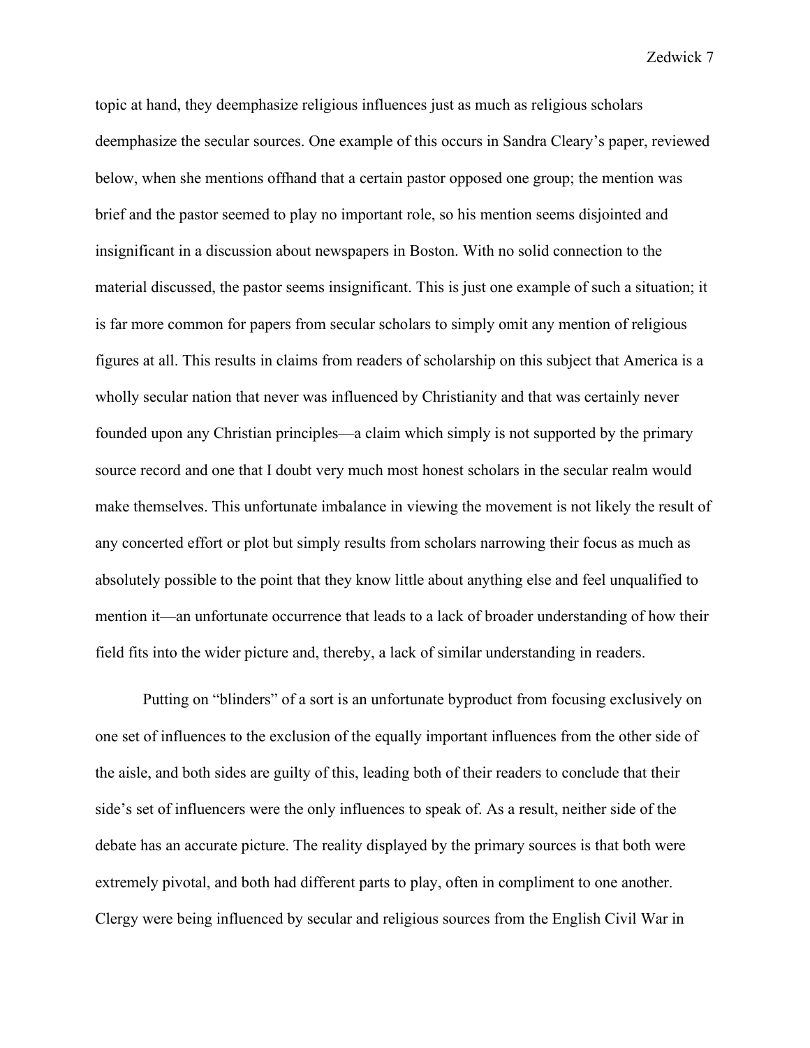topic at hand, they deemphasize religious influences just as much as religious scholars deemphasize the secular sources. One example of this occurs in Sandra Cleary's paper, reviewed below, when she mentions offhand that a certain pastor opposed one group; the mention was brief and the pastor seemed to play no important role, so his mention seems disjointed and insignificant in a discussion about newspapers in Boston. With no solid connection to the material discussed, the pastor seems insignificant. This is just one example of such a situation; it is far more common for papers from secular scholars to simply omit any mention of religious figures at all. This results in claims from readers of scholarship on this subject that America is a wholly secular nation that never was influenced by Christianity and that was certainly never founded upon any Christian principles—a claim which simply is not supported by the primary source record and one that I doubt very much most honest scholars in the secular realm would make themselves. This unfortunate imbalance in viewing the movement is not likely the result of any concerted effort or plot but simply results from scholars narrowing their focus as much as absolutely possible to the point that they know little about anything else and feel unqualified to mention it—an unfortunate occurrence that leads to a lack of broader understanding of how their field fits into the wider picture and, thereby, a lack of similar understanding in readers.

Putting on "blinders" of a sort is an unfortunate byproduct from focusing exclusively on one set of influences to the exclusion of the equally important influences from the other side of the aisle, and both sides are guilty of this, leading both of their readers to conclude that their side's set of influencers were the only influences to speak of. As a result, neither side of the debate has an accurate picture. The reality displayed by the primary sources is that both were extremely pivotal, and both had different parts to play, often in compliment to one another. Clergy were being influenced by secular and religious sources from the English Civil War in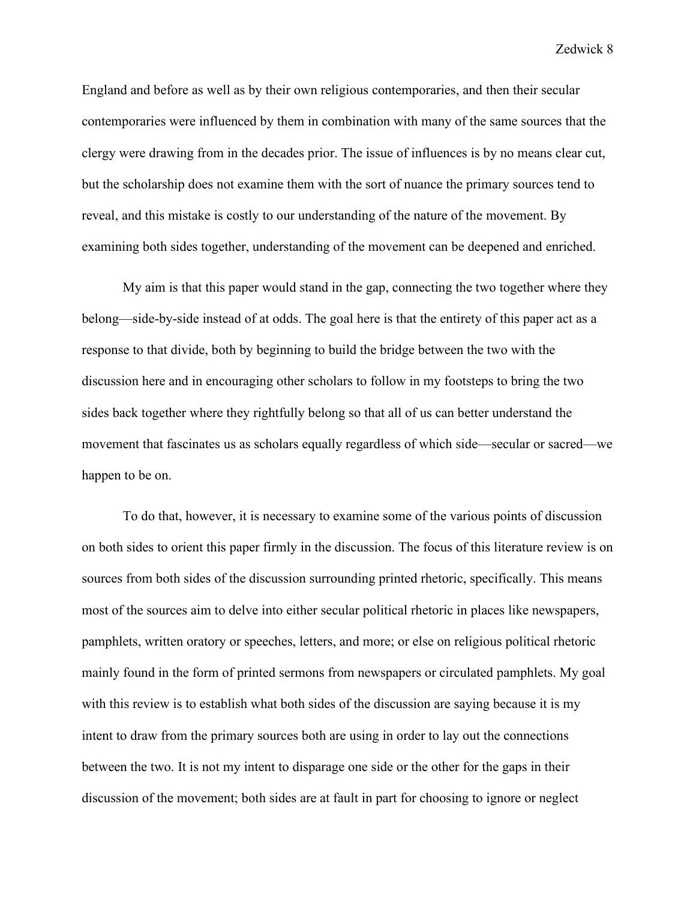England and before as well as by their own religious contemporaries, and then their secular contemporaries were influenced by them in combination with many of the same sources that the clergy were drawing from in the decades prior. The issue of influences is by no means clear cut, but the scholarship does not examine them with the sort of nuance the primary sources tend to reveal, and this mistake is costly to our understanding of the nature of the movement. By examining both sides together, understanding of the movement can be deepened and enriched.

My aim is that this paper would stand in the gap, connecting the two together where they belong—side-by-side instead of at odds. The goal here is that the entirety of this paper act as a response to that divide, both by beginning to build the bridge between the two with the discussion here and in encouraging other scholars to follow in my footsteps to bring the two sides back together where they rightfully belong so that all of us can better understand the movement that fascinates us as scholars equally regardless of which side—secular or sacred—we happen to be on.

To do that, however, it is necessary to examine some of the various points of discussion on both sides to orient this paper firmly in the discussion. The focus of this literature review is on sources from both sides of the discussion surrounding printed rhetoric, specifically. This means most of the sources aim to delve into either secular political rhetoric in places like newspapers, pamphlets, written oratory or speeches, letters, and more; or else on religious political rhetoric mainly found in the form of printed sermons from newspapers or circulated pamphlets. My goal with this review is to establish what both sides of the discussion are saying because it is my intent to draw from the primary sources both are using in order to lay out the connections between the two. It is not my intent to disparage one side or the other for the gaps in their discussion of the movement; both sides are at fault in part for choosing to ignore or neglect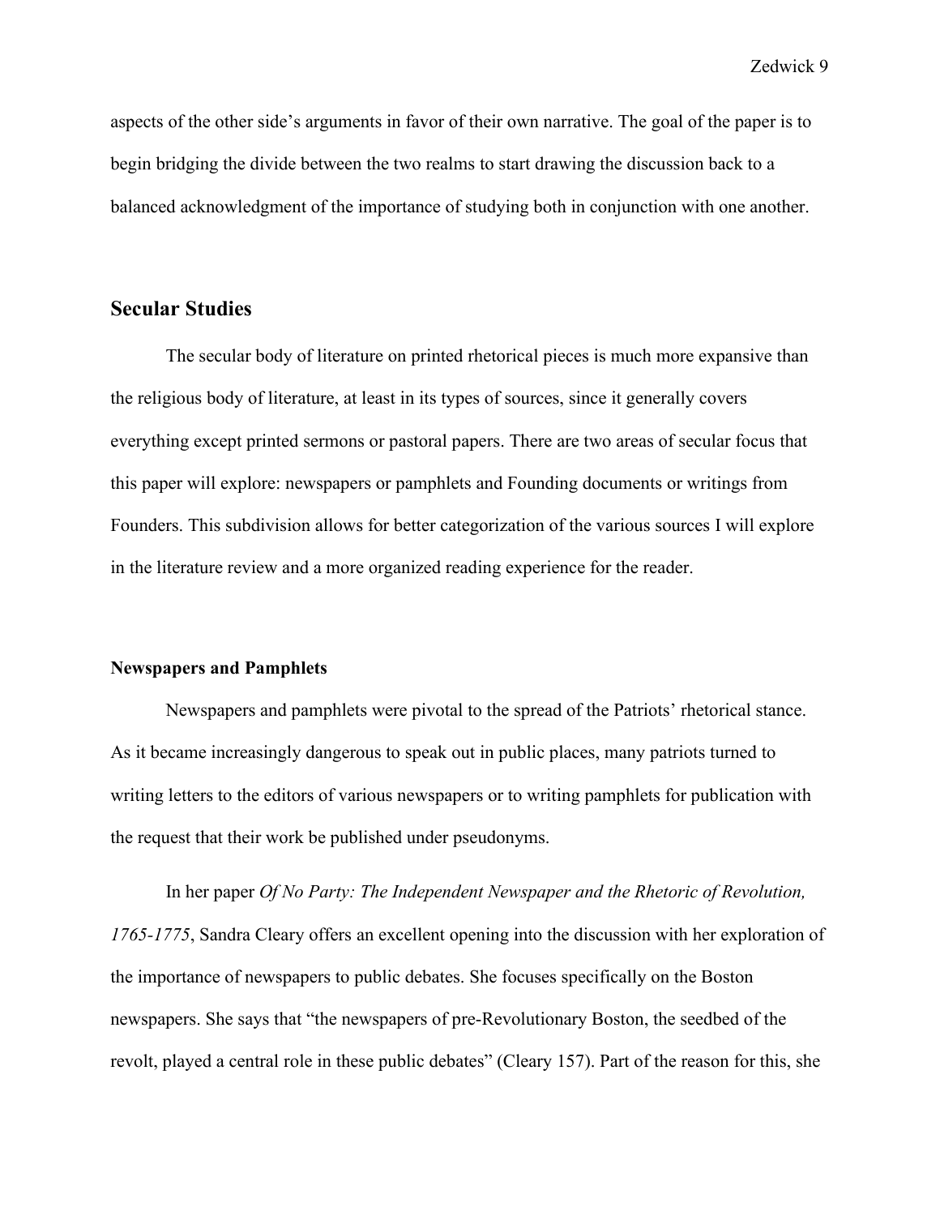aspects of the other side's arguments in favor of their own narrative. The goal of the paper is to begin bridging the divide between the two realms to start drawing the discussion back to a balanced acknowledgment of the importance of studying both in conjunction with one another.

## Secular Studies

The secular body of literature on printed rhetorical pieces is much more expansive than the religious body of literature, at least in its types of sources, since it generally covers everything except printed sermons or pastoral papers. There are two areas of secular focus that this paper will explore: newspapers or pamphlets and Founding documents or writings from Founders. This subdivision allows for better categorization of the various sources I will explore in the literature review and a more organized reading experience for the reader.

### Newspapers and Pamphlets

Newspapers and pamphlets were pivotal to the spread of the Patriots' rhetorical stance. As it became increasingly dangerous to speak out in public places, many patriots turned to writing letters to the editors of various newspapers or to writing pamphlets for publication with the request that their work be published under pseudonyms.

In her paper *Of No Party: The Independent Newspaper and the Rhetoric of Revolution, 1765-1775*, Sandra Cleary offers an excellent opening into the discussion with her exploration of the importance of newspapers to public debates. She focuses specifically on the Boston newspapers. She says that "the newspapers of pre-Revolutionary Boston, the seedbed of the revolt, played a central role in these public debates" (Cleary 157). Part of the reason for this, she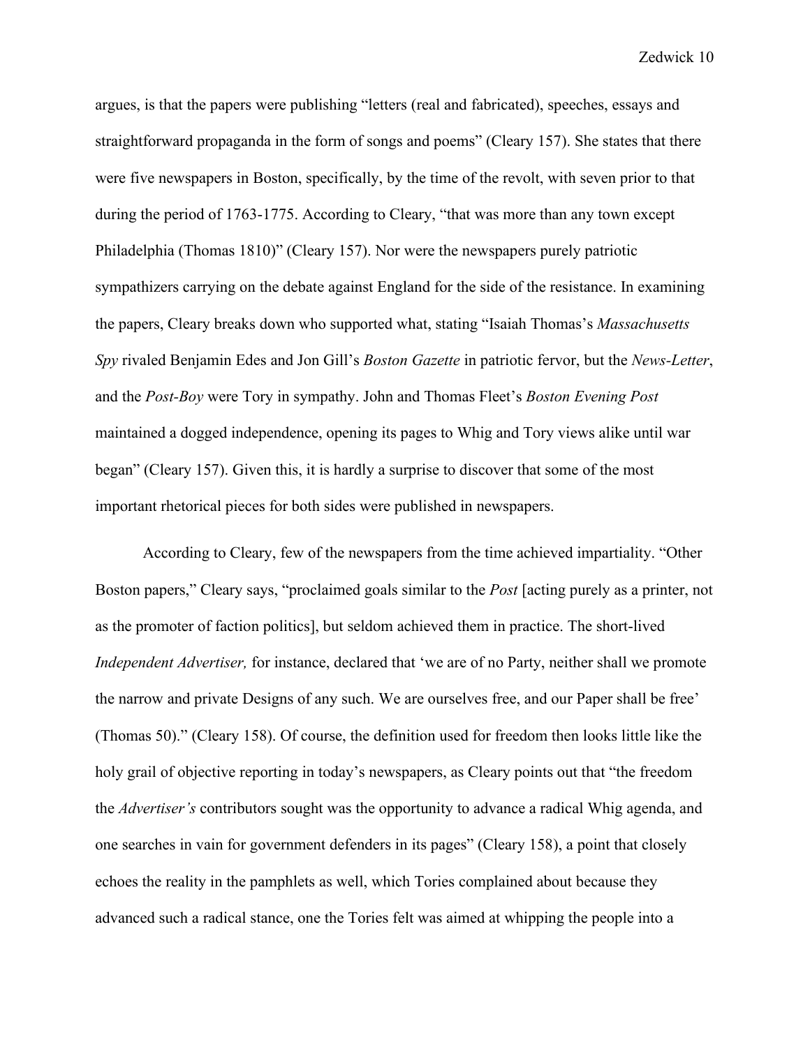argues, is that the papers were publishing "letters (real and fabricated), speeches, essays and straightforward propaganda in the form of songs and poems" (Cleary 157). She states that there were five newspapers in Boston, specifically, by the time of the revolt, with seven prior to that during the period of 1763-1775. According to Cleary, "that was more than any town except Philadelphia (Thomas 1810)" (Cleary 157). Nor were the newspapers purely patriotic sympathizers carrying on the debate against England for the side of the resistance. In examining the papers, Cleary breaks down who supported what, stating "Isaiah Thomas's *Massachusetts Spy* rivaled Benjamin Edes and Jon Gill's *Boston Gazette* in patriotic fervor, but the *News-Letter*, and the *Post-Boy* were Tory in sympathy. John and Thomas Fleet's *Boston Evening Post* maintained a dogged independence, opening its pages to Whig and Tory views alike until war began" (Cleary 157). Given this, it is hardly a surprise to discover that some of the most important rhetorical pieces for both sides were published in newspapers.

According to Cleary, few of the newspapers from the time achieved impartiality. "Other Boston papers," Cleary says, "proclaimed goals similar to the *Post* [acting purely as a printer, not as the promoter of faction politics], but seldom achieved them in practice. The short-lived *Independent Advertiser,* for instance, declared that 'we are of no Party, neither shall we promote the narrow and private Designs of any such. We are ourselves free, and our Paper shall be free' (Thomas 50)." (Cleary 158). Of course, the definition used for freedom then looks little like the holy grail of objective reporting in today's newspapers, as Cleary points out that "the freedom the *Advertiser's* contributors sought was the opportunity to advance a radical Whig agenda, and one searches in vain for government defenders in its pages" (Cleary 158), a point that closely echoes the reality in the pamphlets as well, which Tories complained about because they advanced such a radical stance, one the Tories felt was aimed at whipping the people into a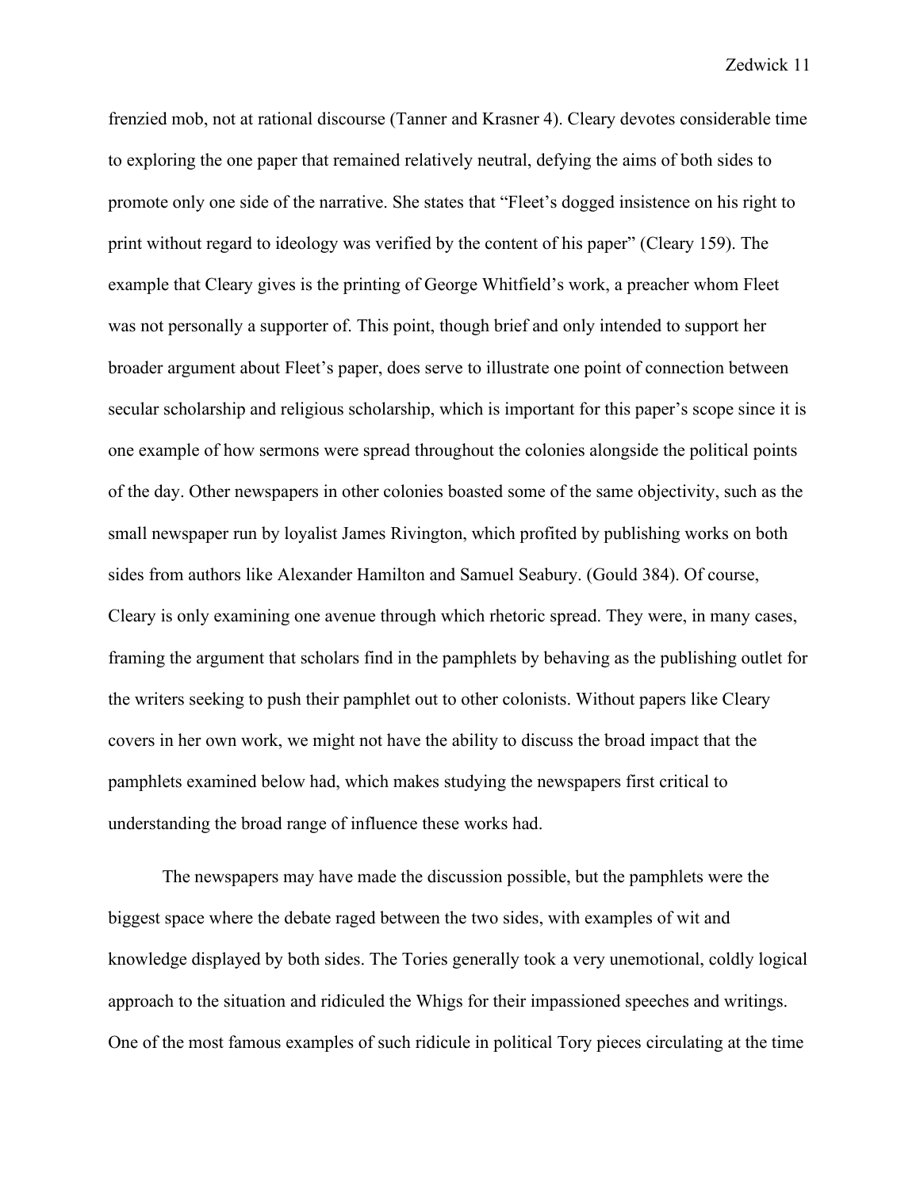frenzied mob, not at rational discourse (Tanner and Krasner 4). Cleary devotes considerable time to exploring the one paper that remained relatively neutral, defying the aims of both sides to promote only one side of the narrative. She states that "Fleet's dogged insistence on his right to print without regard to ideology was verified by the content of his paper" (Cleary 159). The example that Cleary gives is the printing of George Whitfield's work, a preacher whom Fleet was not personally a supporter of. This point, though brief and only intended to support her broader argument about Fleet's paper, does serve to illustrate one point of connection between secular scholarship and religious scholarship, which is important for this paper's scope since it is one example of how sermons were spread throughout the colonies alongside the political points of the day. Other newspapers in other colonies boasted some of the same objectivity, such as the small newspaper run by loyalist James Rivington, which profited by publishing works on both sides from authors like Alexander Hamilton and Samuel Seabury. (Gould 384). Of course, Cleary is only examining one avenue through which rhetoric spread. They were, in many cases, framing the argument that scholars find in the pamphlets by behaving as the publishing outlet for the writers seeking to push their pamphlet out to other colonists. Without papers like Cleary covers in her own work, we might not have the ability to discuss the broad impact that the pamphlets examined below had, which makes studying the newspapers first critical to understanding the broad range of influence these works had.

The newspapers may have made the discussion possible, but the pamphlets were the biggest space where the debate raged between the two sides, with examples of wit and knowledge displayed by both sides. The Tories generally took a very unemotional, coldly logical approach to the situation and ridiculed the Whigs for their impassioned speeches and writings. One of the most famous examples of such ridicule in political Tory pieces circulating at the time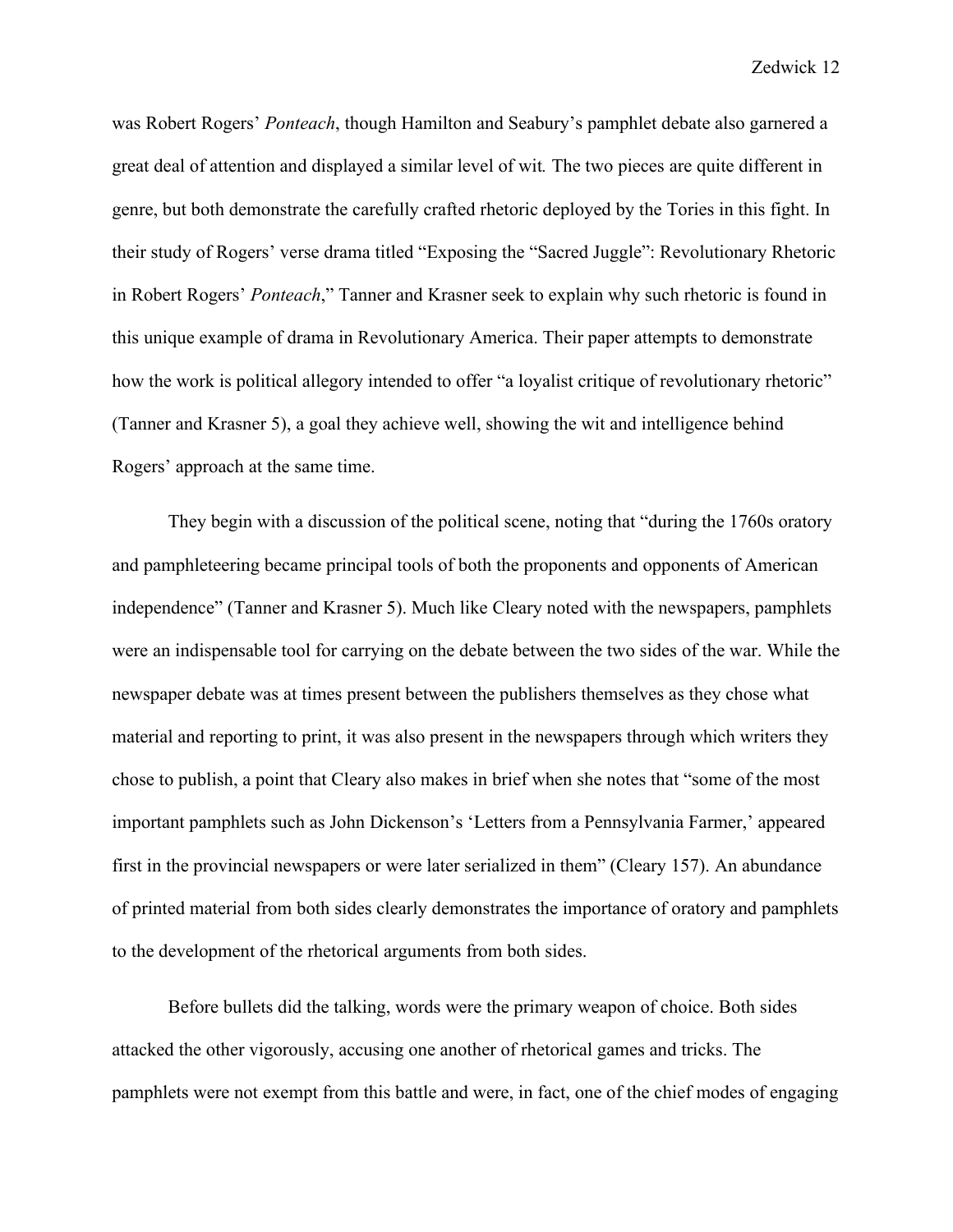was Robert Rogers' *Ponteach*, though Hamilton and Seabury's pamphlet debate also garnered a great deal of attention and displayed a similar level of wit. The two pieces are quite different in genre, but both demonstrate the carefully crafted rhetoric deployed by the Tories in this fight. In their study of Rogers' verse drama titled "Exposing the "Sacred Juggle": Revolutionary Rhetoric in Robert Rogers' *Ponteach*," Tanner and Krasner seek to explain why such rhetoric is found in this unique example of drama in Revolutionary America. Their paper attempts to demonstrate how the work is political allegory intended to offer "a loyalist critique of revolutionary rhetoric" (Tanner and Krasner 5), a goal they achieve well, showing the wit and intelligence behind Rogers' approach at the same time.

They begin with a discussion of the political scene, noting that "during the 1760s oratory and pamphleteering became principal tools of both the proponents and opponents of American independence" (Tanner and Krasner 5). Much like Cleary noted with the newspapers, pamphlets were an indispensable tool for carrying on the debate between the two sides of the war. While the newspaper debate was at times present between the publishers themselves as they chose what material and reporting to print, it was also present in the newspapers through which writers they chose to publish, a point that Cleary also makes in brief when she notes that "some of the most important pamphlets such as John Dickenson's 'Letters from a Pennsylvania Farmer,' appeared first in the provincial newspapers or were later serialized in them" (Cleary 157). An abundance of printed material from both sides clearly demonstrates the importance of oratory and pamphlets to the development of the rhetorical arguments from both sides.

Before bullets did the talking, words were the primary weapon of choice. Both sides attacked the other vigorously, accusing one another of rhetorical games and tricks. The pamphlets were not exempt from this battle and were, in fact, one of the chief modes of engaging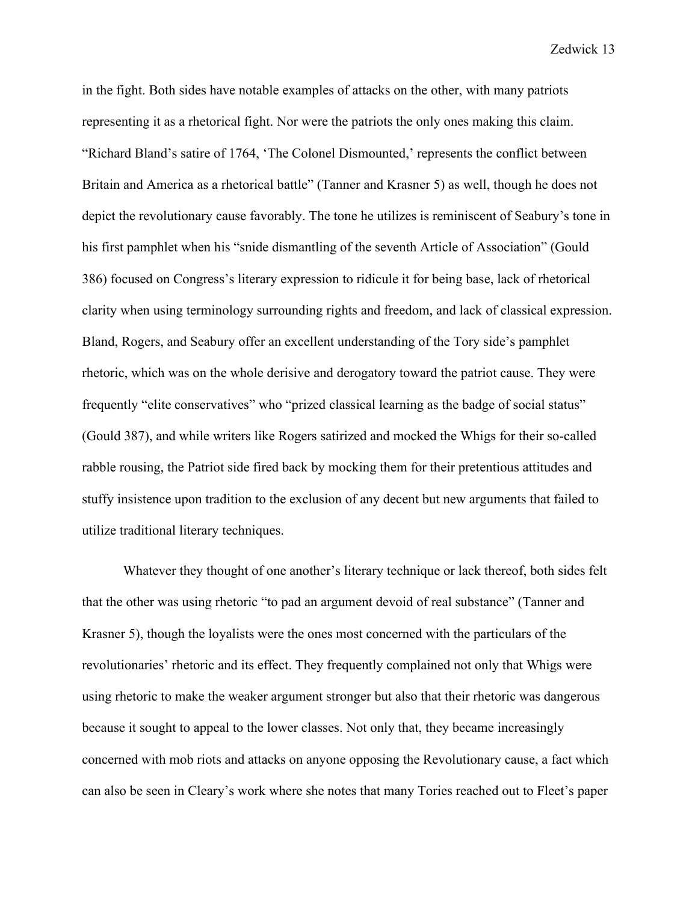in the fight. Both sides have notable examples of attacks on the other, with many patriots representing it as a rhetorical fight. Nor were the patriots the only ones making this claim. "Richard Bland's satire of 1764, 'The Colonel Dismounted,' represents the conflict between Britain and America as a rhetorical battle" (Tanner and Krasner 5) as well, though he does not depict the revolutionary cause favorably. The tone he utilizes is reminiscent of Seabury's tone in his first pamphlet when his "snide dismantling of the seventh Article of Association" (Gould 386) focused on Congress's literary expression to ridicule it for being base, lack of rhetorical clarity when using terminology surrounding rights and freedom, and lack of classical expression. Bland, Rogers, and Seabury offer an excellent understanding of the Tory side's pamphlet rhetoric, which was on the whole derisive and derogatory toward the patriot cause. They were frequently "elite conservatives" who "prized classical learning as the badge of social status" (Gould 387), and while writers like Rogers satirized and mocked the Whigs for their so-called rabble rousing, the Patriot side fired back by mocking them for their pretentious attitudes and stuffy insistence upon tradition to the exclusion of any decent but new arguments that failed to utilize traditional literary techniques.

Whatever they thought of one another's literary technique or lack thereof, both sides felt that the other was using rhetoric "to pad an argument devoid of real substance" (Tanner and Krasner 5), though the loyalists were the ones most concerned with the particulars of the revolutionaries' rhetoric and its effect. They frequently complained not only that Whigs were using rhetoric to make the weaker argument stronger but also that their rhetoric was dangerous because it sought to appeal to the lower classes. Not only that, they became increasingly concerned with mob riots and attacks on anyone opposing the Revolutionary cause, a fact which can also be seen in Cleary's work where she notes that many Tories reached out to Fleet's paper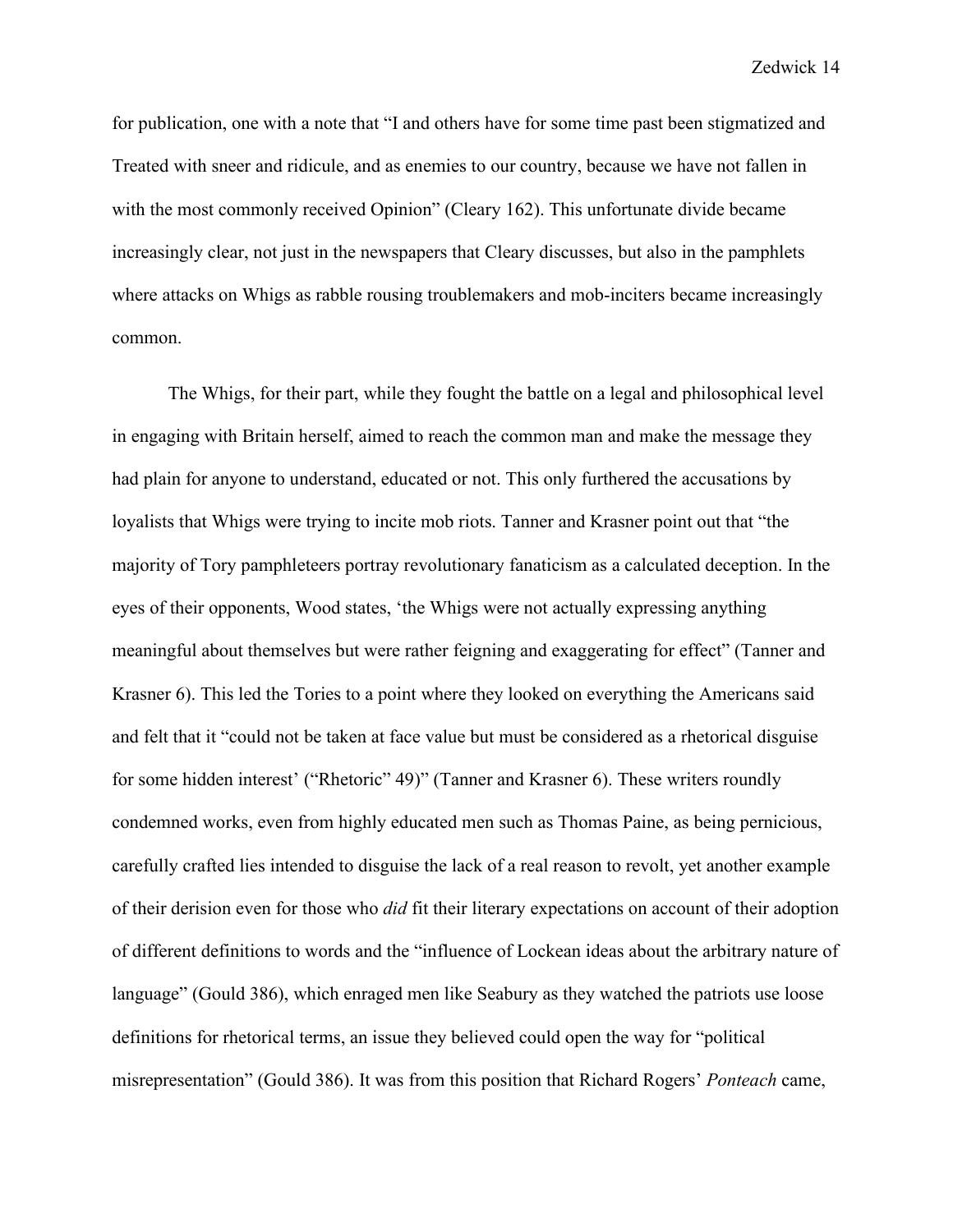for publication, one with a note that "I and others have for some time past been stigmatized and Treated with sneer and ridicule, and as enemies to our country, because we have not fallen in with the most commonly received Opinion" (Cleary 162). This unfortunate divide became increasingly clear, not just in the newspapers that Cleary discusses, but also in the pamphlets where attacks on Whigs as rabble rousing troublemakers and mob-inciters became increasingly common.

The Whigs, for their part, while they fought the battle on a legal and philosophical level in engaging with Britain herself, aimed to reach the common man and make the message they had plain for anyone to understand, educated or not. This only furthered the accusations by loyalists that Whigs were trying to incite mob riots. Tanner and Krasner point out that "the majority of Tory pamphleteers portray revolutionary fanaticism as a calculated deception. In the eyes of their opponents, Wood states, 'the Whigs were not actually expressing anything meaningful about themselves but were rather feigning and exaggerating for effect" (Tanner and Krasner 6). This led the Tories to a point where they looked on everything the Americans said and felt that it "could not be taken at face value but must be considered as a rhetorical disguise for some hidden interest' ("Rhetoric" 49)" (Tanner and Krasner 6). These writers roundly condemned works, even from highly educated men such as Thomas Paine, as being pernicious, carefully crafted lies intended to disguise the lack of a real reason to revolt, yet another example of their derision even for those who *did* fit their literary expectations on account of their adoption of different definitions to words and the "influence of Lockean ideas about the arbitrary nature of language" (Gould 386), which enraged men like Seabury as they watched the patriots use loose definitions for rhetorical terms, an issue they believed could open the way for "political misrepresentation" (Gould 386). It was from this position that Richard Rogers' *Ponteach* came,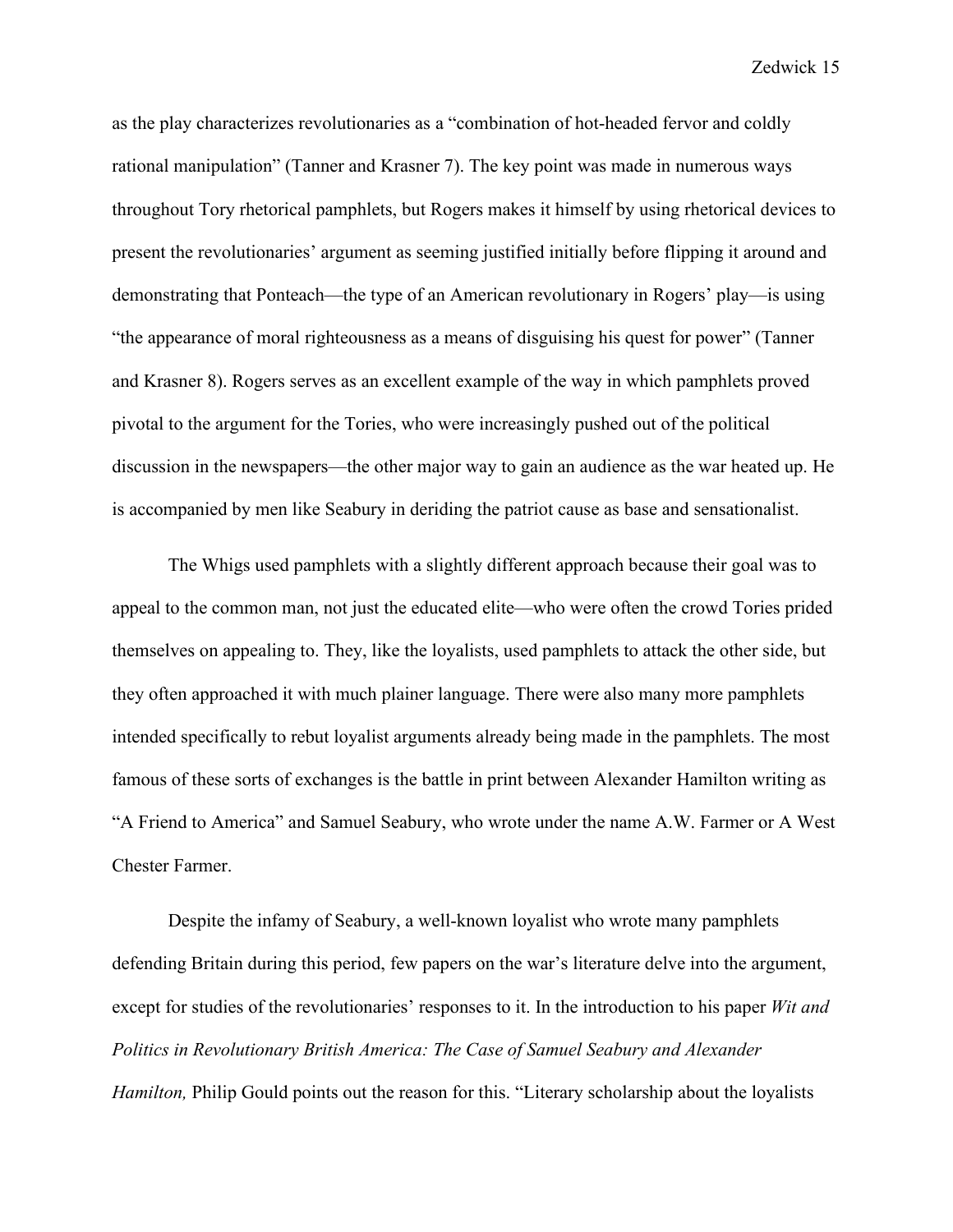as the play characterizes revolutionaries as a "combination of hot-headed fervor and coldly rational manipulation" (Tanner and Krasner 7). The key point was made in numerous ways throughout Tory rhetorical pamphlets, but Rogers makes it himself by using rhetorical devices to present the revolutionaries' argument as seeming justified initially before flipping it around and demonstrating that Ponteach—the type of an American revolutionary in Rogers' play—is using "the appearance of moral righteousness as a means of disguising his quest for power" (Tanner and Krasner 8). Rogers serves as an excellent example of the way in which pamphlets proved pivotal to the argument for the Tories, who were increasingly pushed out of the political discussion in the newspapers—the other major way to gain an audience as the war heated up. He is accompanied by men like Seabury in deriding the patriot cause as base and sensationalist.

The Whigs used pamphlets with a slightly different approach because their goal was to appeal to the common man, not just the educated elite—who were often the crowd Tories prided themselves on appealing to. They, like the loyalists, used pamphlets to attack the other side, but they often approached it with much plainer language. There were also many more pamphlets intended specifically to rebut loyalist arguments already being made in the pamphlets. The most famous of these sorts of exchanges is the battle in print between Alexander Hamilton writing as "A Friend to America" and Samuel Seabury, who wrote under the name A.W. Farmer or A West Chester Farmer.

Despite the infamy of Seabury, a well-known loyalist who wrote many pamphlets defending Britain during this period, few papers on the war's literature delve into the argument, except for studies of the revolutionaries' responses to it. In the introduction to his paper *Wit and Politics in Revolutionary British America: The Case of Samuel Seabury and Alexander Hamilton,* Philip Gould points out the reason for this. "Literary scholarship about the loyalists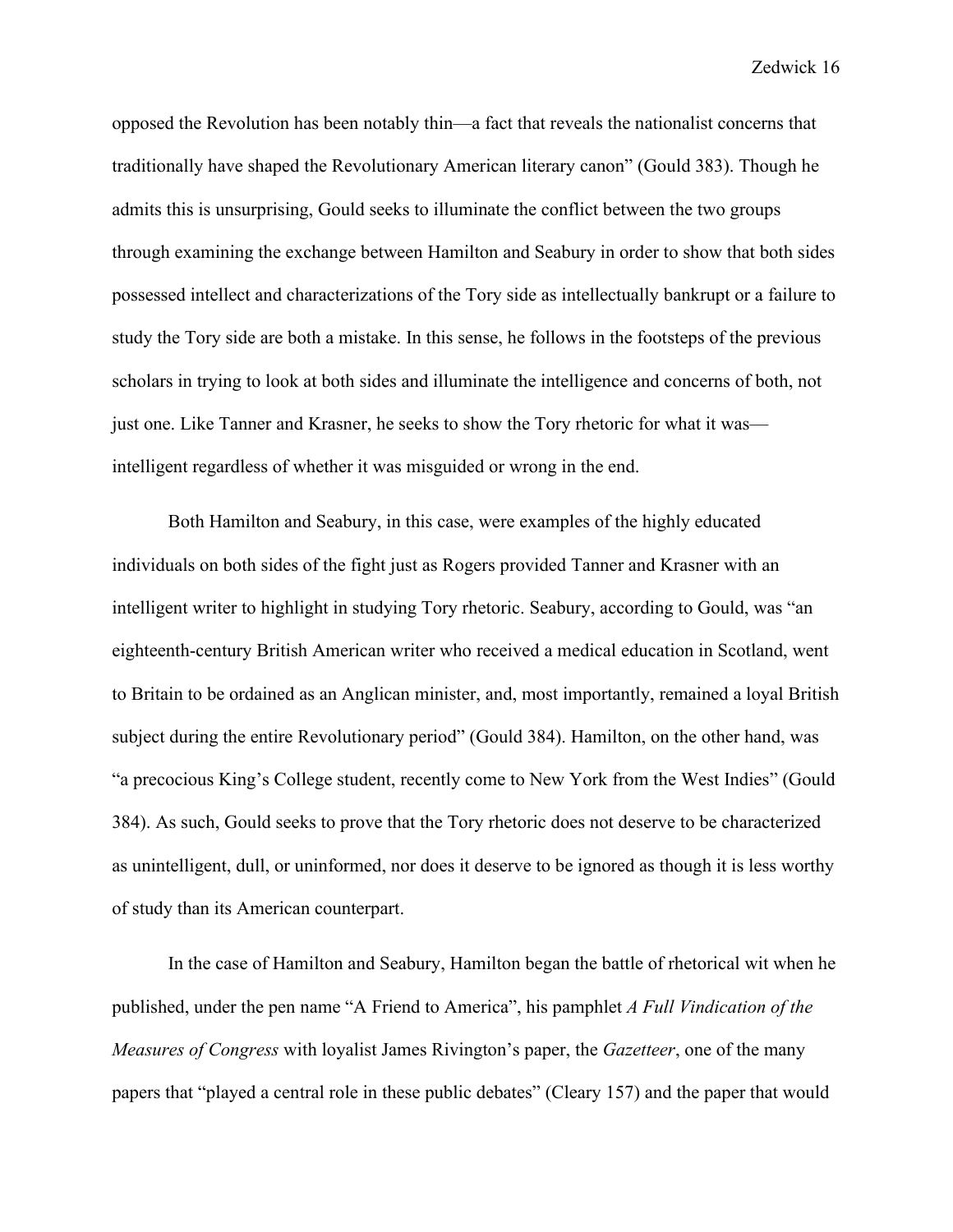opposed the Revolution has been notably thin—a fact that reveals the nationalist concerns that traditionally have shaped the Revolutionary American literary canon" (Gould 383). Though he admits this is unsurprising, Gould seeks to illuminate the conflict between the two groups through examining the exchange between Hamilton and Seabury in order to show that both sides possessed intellect and characterizations of the Tory side as intellectually bankrupt or a failure to study the Tory side are both a mistake. In this sense, he follows in the footsteps of the previous scholars in trying to look at both sides and illuminate the intelligence and concerns of both, not just one. Like Tanner and Krasner, he seeks to show the Tory rhetoric for what it was—intelligent regardless of whether it was misguided or wrong in the end.

Both Hamilton and Seabury, in this case, were examples of the highly educated individuals on both sides of the fight just as Rogers provided Tanner and Krasner with an intelligent writer to highlight in studying Tory rhetoric. Seabury, according to Gould, was "an eighteenth-century British American writer who received a medical education in Scotland, went to Britain to be ordained as an Anglican minister, and, most importantly, remained a loyal British subject during the entire Revolutionary period" (Gould 384). Hamilton, on the other hand, was "a precocious King's College student, recently come to New York from the West Indies" (Gould 384). As such, Gould seeks to prove that the Tory rhetoric does not deserve to be characterized as unintelligent, dull, or uninformed, nor does it deserve to be ignored as though it is less worthy of study than its American counterpart.

In the case of Hamilton and Seabury, Hamilton began the battle of rhetorical wit when he published, under the pen name "A Friend to America", his pamphlet *A Full Vindication of the Measures of Congress* with loyalist James Rivington's paper, the *Gazetteer*, one of the many papers that "played a central role in these public debates" (Cleary 157) and the paper that would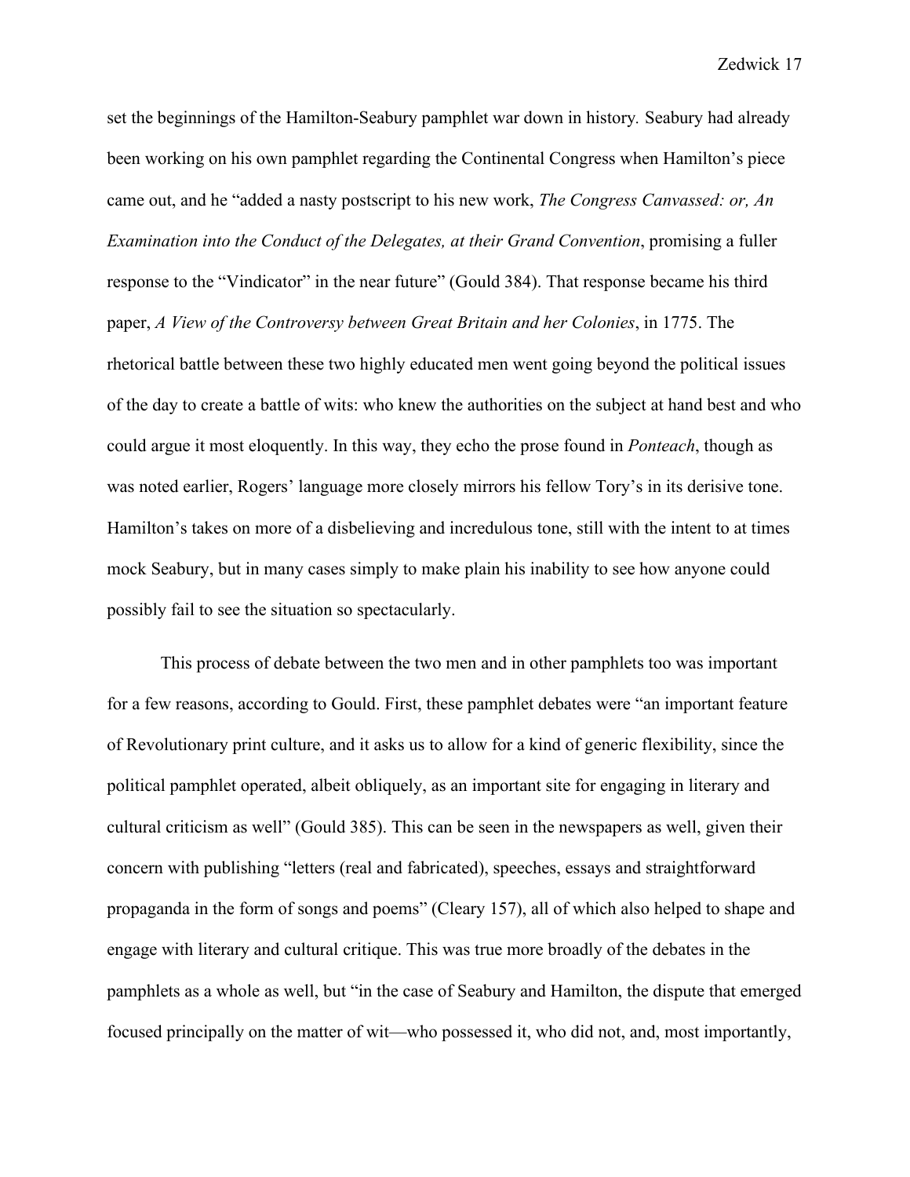set the beginnings of the Hamilton-Seabury pamphlet war down in history. Seabury had already been working on his own pamphlet regarding the Continental Congress when Hamilton's piece came out, and he "added a nasty postscript to his new work, *The Congress Canvassed: or, An Examination into the Conduct of the Delegates, at their Grand Convention*, promising a fuller response to the "Vindicator" in the near future" (Gould 384). That response became his third paper, *A View of the Controversy between Great Britain and her Colonies*, in 1775. The rhetorical battle between these two highly educated men went going beyond the political issues of the day to create a battle of wits: who knew the authorities on the subject at hand best and who could argue it most eloquently. In this way, they echo the prose found in *Ponteach*, though as was noted earlier, Rogers' language more closely mirrors his fellow Tory's in its derisive tone. Hamilton's takes on more of a disbelieving and incredulous tone, still with the intent to at times mock Seabury, but in many cases simply to make plain his inability to see how anyone could possibly fail to see the situation so spectacularly.

This process of debate between the two men and in other pamphlets too was important for a few reasons, according to Gould. First, these pamphlet debates were "an important feature of Revolutionary print culture, and it asks us to allow for a kind of generic flexibility, since the political pamphlet operated, albeit obliquely, as an important site for engaging in literary and cultural criticism as well" (Gould 385). This can be seen in the newspapers as well, given their concern with publishing "letters (real and fabricated), speeches, essays and straightforward propaganda in the form of songs and poems" (Cleary 157), all of which also helped to shape and engage with literary and cultural critique. This was true more broadly of the debates in the pamphlets as a whole as well, but "in the case of Seabury and Hamilton, the dispute that emerged focused principally on the matter of wit—who possessed it, who did not, and, most importantly,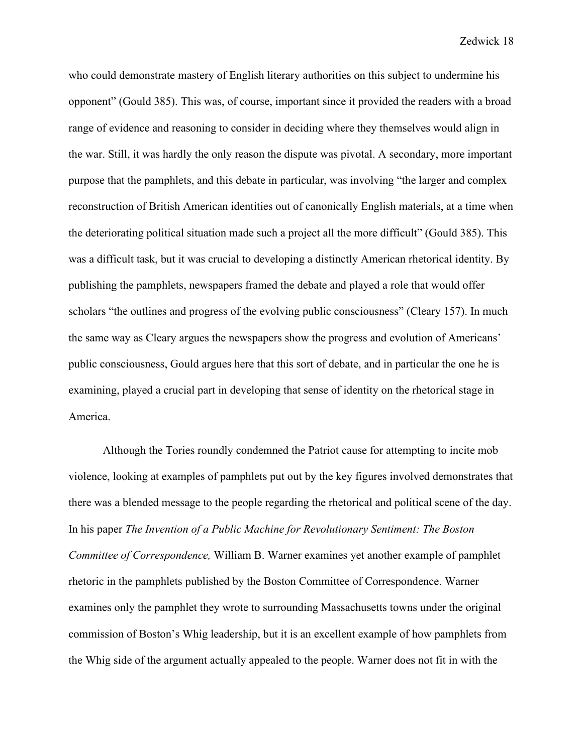who could demonstrate mastery of English literary authorities on this subject to undermine his opponent" (Gould 385). This was, of course, important since it provided the readers with a broad range of evidence and reasoning to consider in deciding where they themselves would align in the war. Still, it was hardly the only reason the dispute was pivotal. A secondary, more important purpose that the pamphlets, and this debate in particular, was involving "the larger and complex reconstruction of British American identities out of canonically English materials, at a time when the deteriorating political situation made such a project all the more difficult" (Gould 385). This was a difficult task, but it was crucial to developing a distinctly American rhetorical identity. By publishing the pamphlets, newspapers framed the debate and played a role that would offer scholars "the outlines and progress of the evolving public consciousness" (Cleary 157). In much the same way as Cleary argues the newspapers show the progress and evolution of Americans' public consciousness, Gould argues here that this sort of debate, and in particular the one he is examining, played a crucial part in developing that sense of identity on the rhetorical stage in America.

Although the Tories roundly condemned the Patriot cause for attempting to incite mob violence, looking at examples of pamphlets put out by the key figures involved demonstrates that there was a blended message to the people regarding the rhetorical and political scene of the day. In his paper *The Invention of a Public Machine for Revolutionary Sentiment: The Boston Committee of Correspondence,* William B. Warner examines yet another example of pamphlet rhetoric in the pamphlets published by the Boston Committee of Correspondence. Warner examines only the pamphlet they wrote to surrounding Massachusetts towns under the original commission of Boston's Whig leadership, but it is an excellent example of how pamphlets from the Whig side of the argument actually appealed to the people. Warner does not fit in with the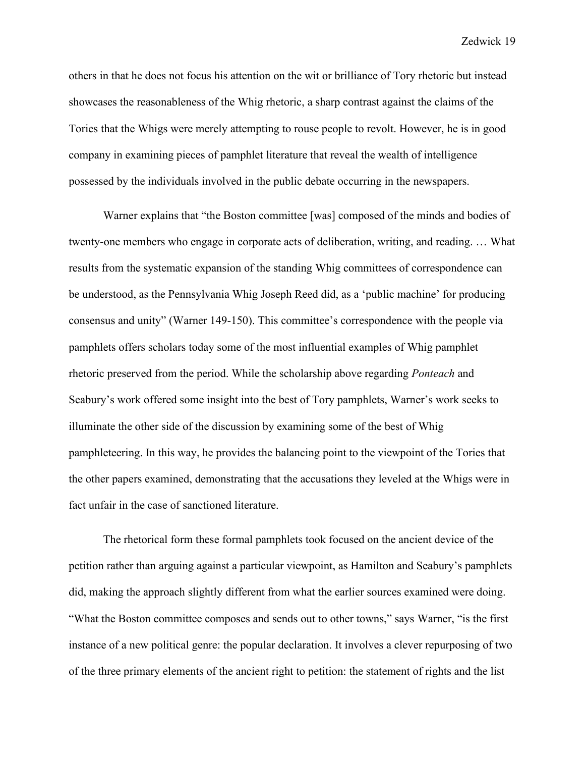others in that he does not focus his attention on the wit or brilliance of Tory rhetoric but instead showcases the reasonableness of the Whig rhetoric, a sharp contrast against the claims of the Tories that the Whigs were merely attempting to rouse people to revolt. However, he is in good company in examining pieces of pamphlet literature that reveal the wealth of intelligence possessed by the individuals involved in the public debate occurring in the newspapers.

Warner explains that "the Boston committee [was] composed of the minds and bodies of twenty-one members who engage in corporate acts of deliberation, writing, and reading. … What results from the systematic expansion of the standing Whig committees of correspondence can be understood, as the Pennsylvania Whig Joseph Reed did, as a 'public machine' for producing consensus and unity" (Warner 149-150). This committee's correspondence with the people via pamphlets offers scholars today some of the most influential examples of Whig pamphlet rhetoric preserved from the period. While the scholarship above regarding *Ponteach* and Seabury's work offered some insight into the best of Tory pamphlets, Warner's work seeks to illuminate the other side of the discussion by examining some of the best of Whig pamphleteering. In this way, he provides the balancing point to the viewpoint of the Tories that the other papers examined, demonstrating that the accusations they leveled at the Whigs were in fact unfair in the case of sanctioned literature.

The rhetorical form these formal pamphlets took focused on the ancient device of the petition rather than arguing against a particular viewpoint, as Hamilton and Seabury's pamphlets did, making the approach slightly different from what the earlier sources examined were doing. "What the Boston committee composes and sends out to other towns," says Warner, "is the first instance of a new political genre: the popular declaration. It involves a clever repurposing of two of the three primary elements of the ancient right to petition: the statement of rights and the list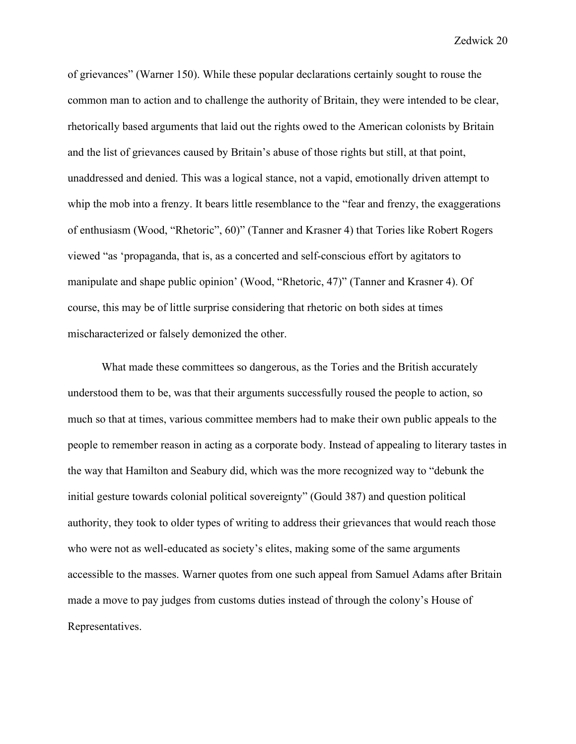of grievances" (Warner 150). While these popular declarations certainly sought to rouse the common man to action and to challenge the authority of Britain, they were intended to be clear, rhetorically based arguments that laid out the rights owed to the American colonists by Britain and the list of grievances caused by Britain's abuse of those rights but still, at that point, unaddressed and denied. This was a logical stance, not a vapid, emotionally driven attempt to whip the mob into a frenzy. It bears little resemblance to the "fear and frenzy, the exaggerations of enthusiasm (Wood, "Rhetoric", 60)" (Tanner and Krasner 4) that Tories like Robert Rogers viewed "as 'propaganda, that is, as a concerted and self-conscious effort by agitators to manipulate and shape public opinion' (Wood, "Rhetoric, 47)" (Tanner and Krasner 4). Of course, this may be of little surprise considering that rhetoric on both sides at times mischaracterized or falsely demonized the other.

What made these committees so dangerous, as the Tories and the British accurately understood them to be, was that their arguments successfully roused the people to action, so much so that at times, various committee members had to make their own public appeals to the people to remember reason in acting as a corporate body. Instead of appealing to literary tastes in the way that Hamilton and Seabury did, which was the more recognized way to "debunk the initial gesture towards colonial political sovereignty" (Gould 387) and question political authority, they took to older types of writing to address their grievances that would reach those who were not as well-educated as society's elites, making some of the same arguments accessible to the masses. Warner quotes from one such appeal from Samuel Adams after Britain made a move to pay judges from customs duties instead of through the colony's House of Representatives.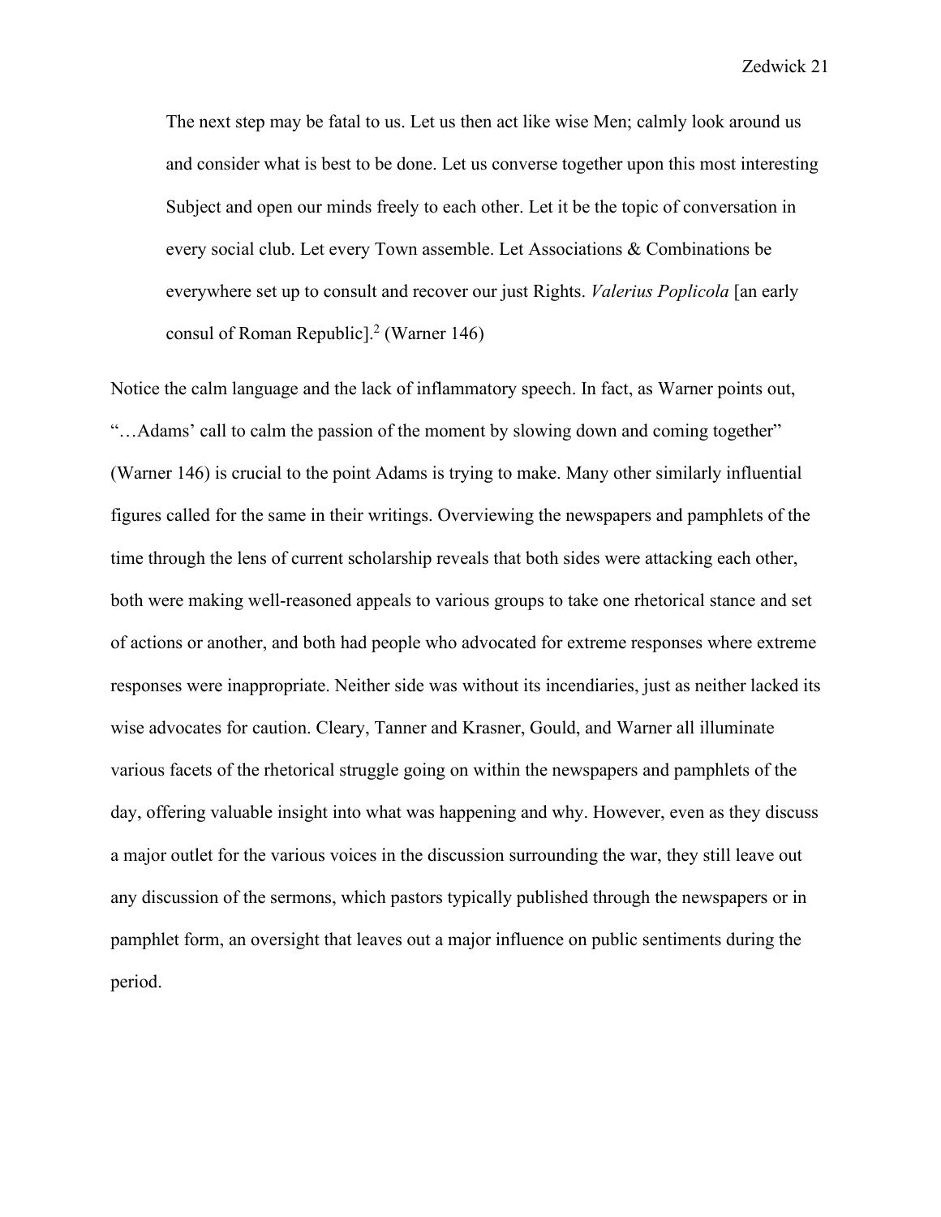> The next step may be fatal to us. Let us then act like wise Men; calmly look around us and consider what is best to be done. Let us converse together upon this most interesting Subject and open our minds freely to each other. Let it be the topic of conversation in every social club. Let every Town assemble. Let Associations & Combinations be everywhere set up to consult and recover our just Rights. *Valerius Poplicola* [an early consul of Roman Republic].[2] (Warner 146)

Notice the calm language and the lack of inflammatory speech. In fact, as Warner points out, "…Adams' call to calm the passion of the moment by slowing down and coming together" (Warner 146) is crucial to the point Adams is trying to make. Many other similarly influential figures called for the same in their writings. Overviewing the newspapers and pamphlets of the time through the lens of current scholarship reveals that both sides were attacking each other, both were making well-reasoned appeals to various groups to take one rhetorical stance and set of actions or another, and both had people who advocated for extreme responses where extreme responses were inappropriate. Neither side was without its incendiaries, just as neither lacked its wise advocates for caution. Cleary, Tanner and Krasner, Gould, and Warner all illuminate various facets of the rhetorical struggle going on within the newspapers and pamphlets of the day, offering valuable insight into what was happening and why. However, even as they discuss a major outlet for the various voices in the discussion surrounding the war, they still leave out any discussion of the sermons, which pastors typically published through the newspapers or in pamphlet form, an oversight that leaves out a major influence on public sentiments during the period.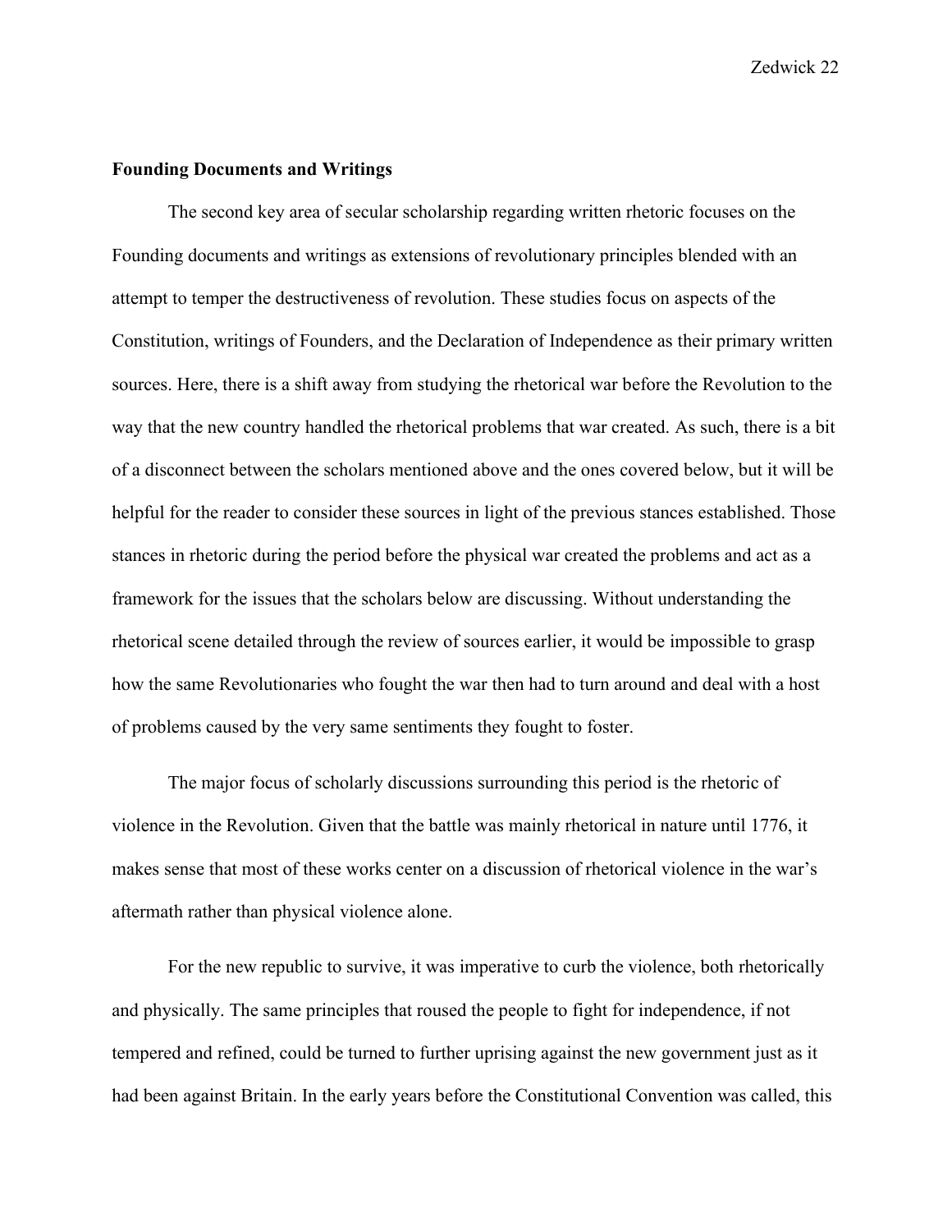**Founding Documents and Writings**

The second key area of secular scholarship regarding written rhetoric focuses on the Founding documents and writings as extensions of revolutionary principles blended with an attempt to temper the destructiveness of revolution. These studies focus on aspects of the Constitution, writings of Founders, and the Declaration of Independence as their primary written sources. Here, there is a shift away from studying the rhetorical war before the Revolution to the way that the new country handled the rhetorical problems that war created. As such, there is a bit of a disconnect between the scholars mentioned above and the ones covered below, but it will be helpful for the reader to consider these sources in light of the previous stances established. Those stances in rhetoric during the period before the physical war created the problems and act as a framework for the issues that the scholars below are discussing. Without understanding the rhetorical scene detailed through the review of sources earlier, it would be impossible to grasp how the same Revolutionaries who fought the war then had to turn around and deal with a host of problems caused by the very same sentiments they fought to foster.

The major focus of scholarly discussions surrounding this period is the rhetoric of violence in the Revolution. Given that the battle was mainly rhetorical in nature until 1776, it makes sense that most of these works center on a discussion of rhetorical violence in the war's aftermath rather than physical violence alone.

For the new republic to survive, it was imperative to curb the violence, both rhetorically and physically. The same principles that roused the people to fight for independence, if not tempered and refined, could be turned to further uprising against the new government just as it had been against Britain. In the early years before the Constitutional Convention was called, this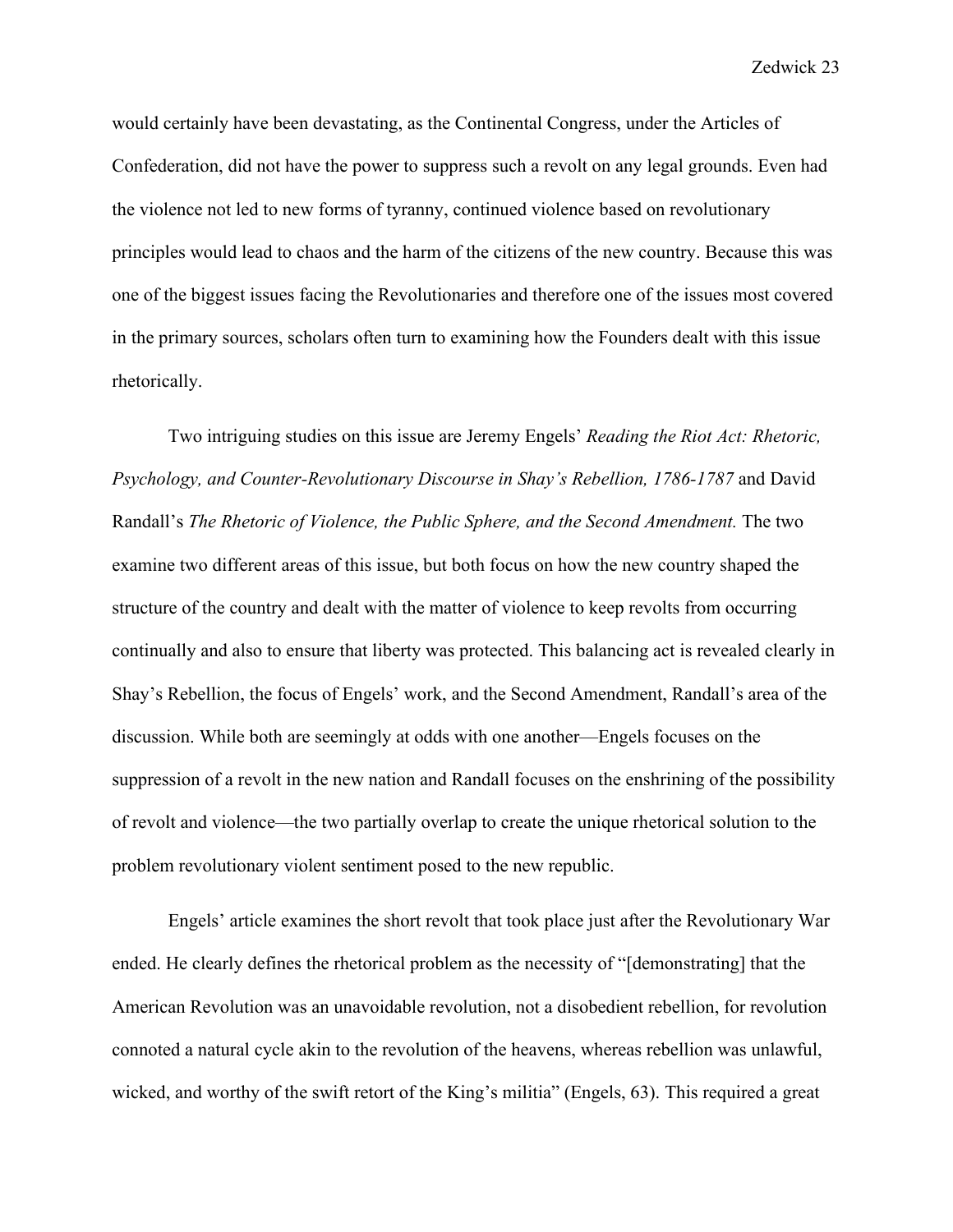would certainly have been devastating, as the Continental Congress, under the Articles of Confederation, did not have the power to suppress such a revolt on any legal grounds. Even had the violence not led to new forms of tyranny, continued violence based on revolutionary principles would lead to chaos and the harm of the citizens of the new country. Because this was one of the biggest issues facing the Revolutionaries and therefore one of the issues most covered in the primary sources, scholars often turn to examining how the Founders dealt with this issue rhetorically.

Two intriguing studies on this issue are Jeremy Engels' *Reading the Riot Act: Rhetoric, Psychology, and Counter-Revolutionary Discourse in Shay's Rebellion, 1786-1787* and David Randall's *The Rhetoric of Violence, the Public Sphere, and the Second Amendment.* The two examine two different areas of this issue, but both focus on how the new country shaped the structure of the country and dealt with the matter of violence to keep revolts from occurring continually and also to ensure that liberty was protected. This balancing act is revealed clearly in Shay's Rebellion, the focus of Engels' work, and the Second Amendment, Randall's area of the discussion. While both are seemingly at odds with one another—Engels focuses on the suppression of a revolt in the new nation and Randall focuses on the enshrining of the possibility of revolt and violence—the two partially overlap to create the unique rhetorical solution to the problem revolutionary violent sentiment posed to the new republic.

Engels' article examines the short revolt that took place just after the Revolutionary War ended. He clearly defines the rhetorical problem as the necessity of "[demonstrating] that the American Revolution was an unavoidable revolution, not a disobedient rebellion, for revolution connoted a natural cycle akin to the revolution of the heavens, whereas rebellion was unlawful, wicked, and worthy of the swift retort of the King's militia" (Engels, 63). This required a great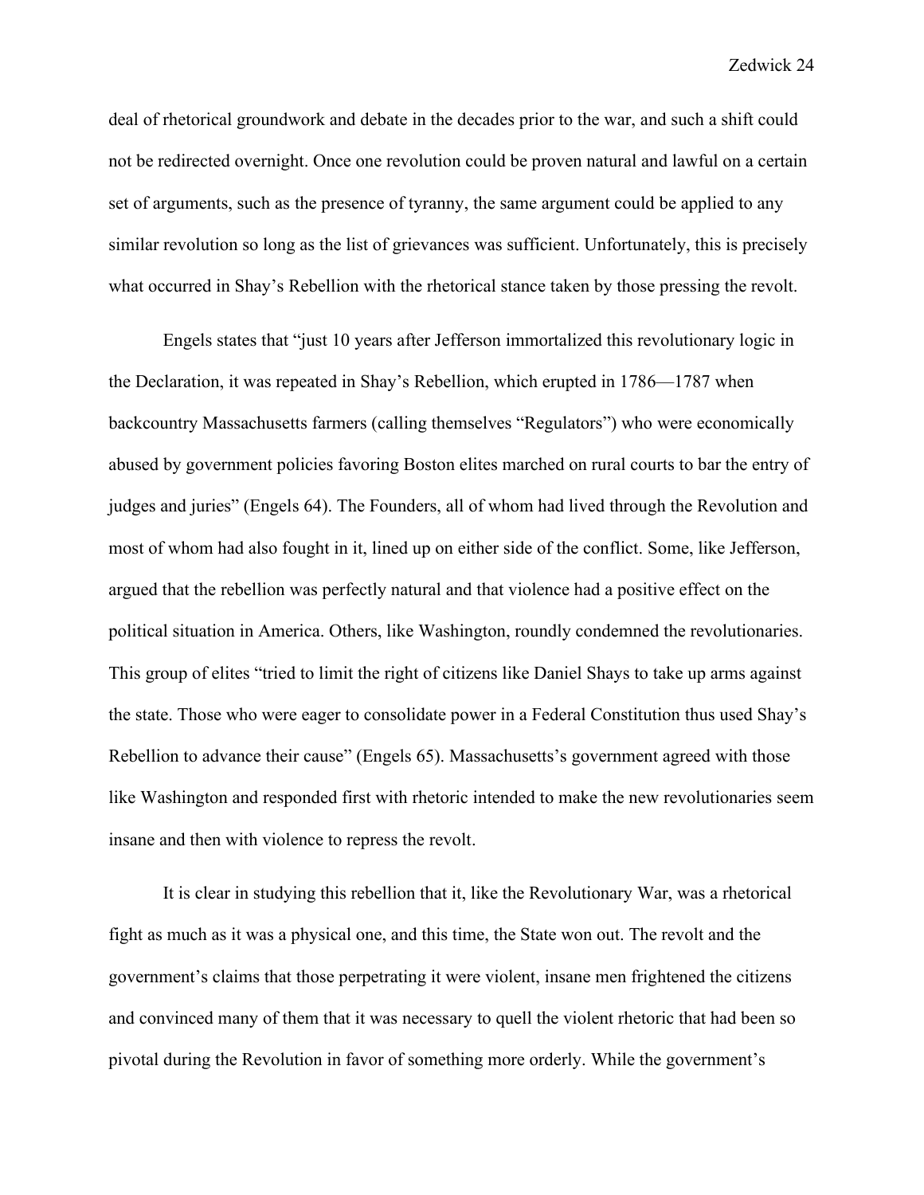deal of rhetorical groundwork and debate in the decades prior to the war, and such a shift could not be redirected overnight. Once one revolution could be proven natural and lawful on a certain set of arguments, such as the presence of tyranny, the same argument could be applied to any similar revolution so long as the list of grievances was sufficient. Unfortunately, this is precisely what occurred in Shay's Rebellion with the rhetorical stance taken by those pressing the revolt.

Engels states that "just 10 years after Jefferson immortalized this revolutionary logic in the Declaration, it was repeated in Shay's Rebellion, which erupted in 1786—1787 when backcountry Massachusetts farmers (calling themselves "Regulators") who were economically abused by government policies favoring Boston elites marched on rural courts to bar the entry of judges and juries" (Engels 64). The Founders, all of whom had lived through the Revolution and most of whom had also fought in it, lined up on either side of the conflict. Some, like Jefferson, argued that the rebellion was perfectly natural and that violence had a positive effect on the political situation in America. Others, like Washington, roundly condemned the revolutionaries. This group of elites "tried to limit the right of citizens like Daniel Shays to take up arms against the state. Those who were eager to consolidate power in a Federal Constitution thus used Shay's Rebellion to advance their cause" (Engels 65). Massachusetts's government agreed with those like Washington and responded first with rhetoric intended to make the new revolutionaries seem insane and then with violence to repress the revolt.

It is clear in studying this rebellion that it, like the Revolutionary War, was a rhetorical fight as much as it was a physical one, and this time, the State won out. The revolt and the government's claims that those perpetrating it were violent, insane men frightened the citizens and convinced many of them that it was necessary to quell the violent rhetoric that had been so pivotal during the Revolution in favor of something more orderly. While the government's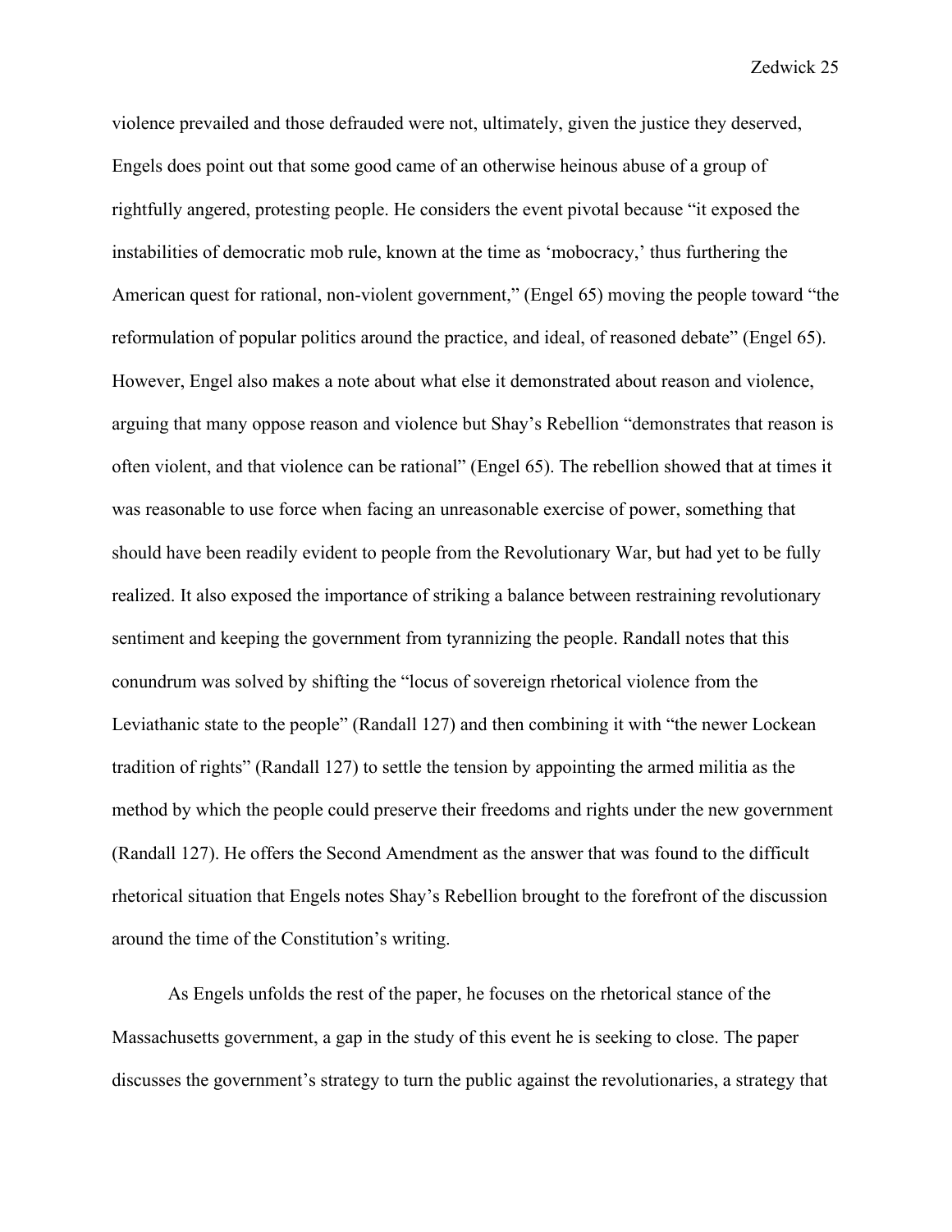violence prevailed and those defrauded were not, ultimately, given the justice they deserved, Engels does point out that some good came of an otherwise heinous abuse of a group of rightfully angered, protesting people. He considers the event pivotal because "it exposed the instabilities of democratic mob rule, known at the time as 'mobocracy,' thus furthering the American quest for rational, non-violent government," (Engel 65) moving the people toward "the reformulation of popular politics around the practice, and ideal, of reasoned debate" (Engel 65). However, Engel also makes a note about what else it demonstrated about reason and violence, arguing that many oppose reason and violence but Shay's Rebellion "demonstrates that reason is often violent, and that violence can be rational" (Engel 65). The rebellion showed that at times it was reasonable to use force when facing an unreasonable exercise of power, something that should have been readily evident to people from the Revolutionary War, but had yet to be fully realized. It also exposed the importance of striking a balance between restraining revolutionary sentiment and keeping the government from tyrannizing the people. Randall notes that this conundrum was solved by shifting the "locus of sovereign rhetorical violence from the Leviathanic state to the people" (Randall 127) and then combining it with "the newer Lockean tradition of rights" (Randall 127) to settle the tension by appointing the armed militia as the method by which the people could preserve their freedoms and rights under the new government (Randall 127). He offers the Second Amendment as the answer that was found to the difficult rhetorical situation that Engels notes Shay's Rebellion brought to the forefront of the discussion around the time of the Constitution's writing.

As Engels unfolds the rest of the paper, he focuses on the rhetorical stance of the Massachusetts government, a gap in the study of this event he is seeking to close. The paper discusses the government's strategy to turn the public against the revolutionaries, a strategy that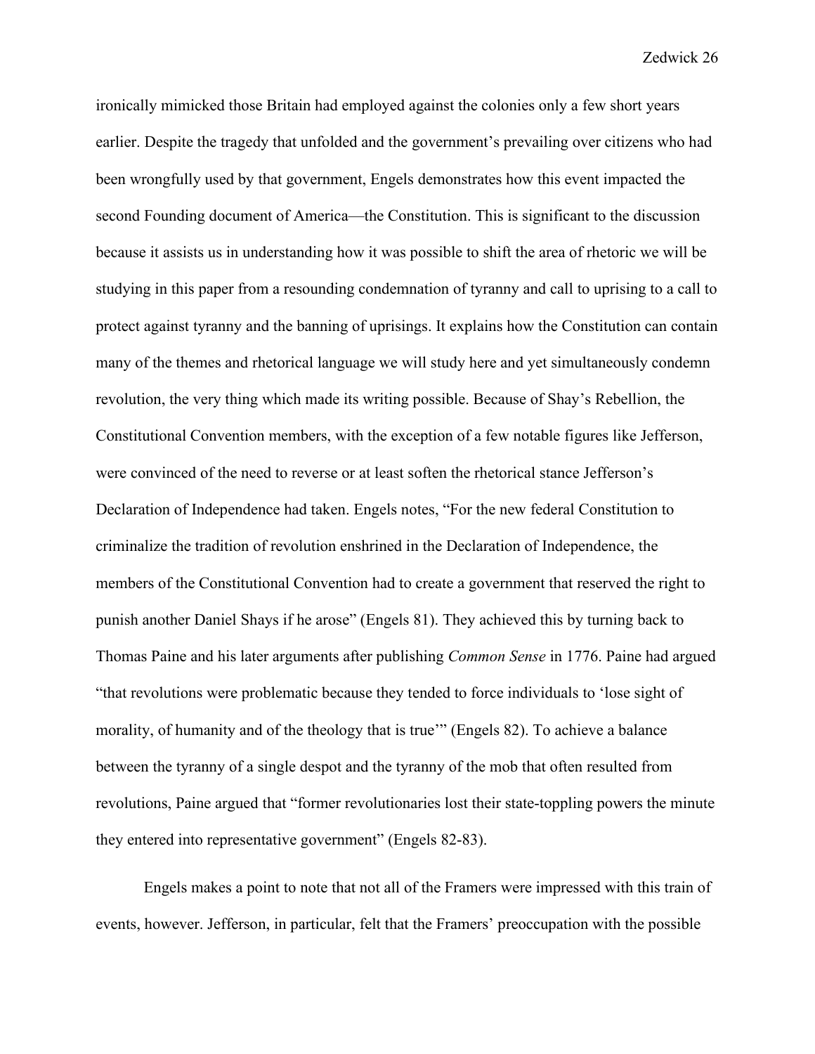ironically mimicked those Britain had employed against the colonies only a few short years earlier. Despite the tragedy that unfolded and the government's prevailing over citizens who had been wrongfully used by that government, Engels demonstrates how this event impacted the second Founding document of America—the Constitution. This is significant to the discussion because it assists us in understanding how it was possible to shift the area of rhetoric we will be studying in this paper from a resounding condemnation of tyranny and call to uprising to a call to protect against tyranny and the banning of uprisings. It explains how the Constitution can contain many of the themes and rhetorical language we will study here and yet simultaneously condemn revolution, the very thing which made its writing possible. Because of Shay's Rebellion, the Constitutional Convention members, with the exception of a few notable figures like Jefferson, were convinced of the need to reverse or at least soften the rhetorical stance Jefferson's Declaration of Independence had taken. Engels notes, "For the new federal Constitution to criminalize the tradition of revolution enshrined in the Declaration of Independence, the members of the Constitutional Convention had to create a government that reserved the right to punish another Daniel Shays if he arose" (Engels 81). They achieved this by turning back to Thomas Paine and his later arguments after publishing *Common Sense* in 1776. Paine had argued "that revolutions were problematic because they tended to force individuals to 'lose sight of morality, of humanity and of the theology that is true'" (Engels 82). To achieve a balance between the tyranny of a single despot and the tyranny of the mob that often resulted from revolutions, Paine argued that "former revolutionaries lost their state-toppling powers the minute they entered into representative government" (Engels 82-83).

Engels makes a point to note that not all of the Framers were impressed with this train of events, however. Jefferson, in particular, felt that the Framers' preoccupation with the possible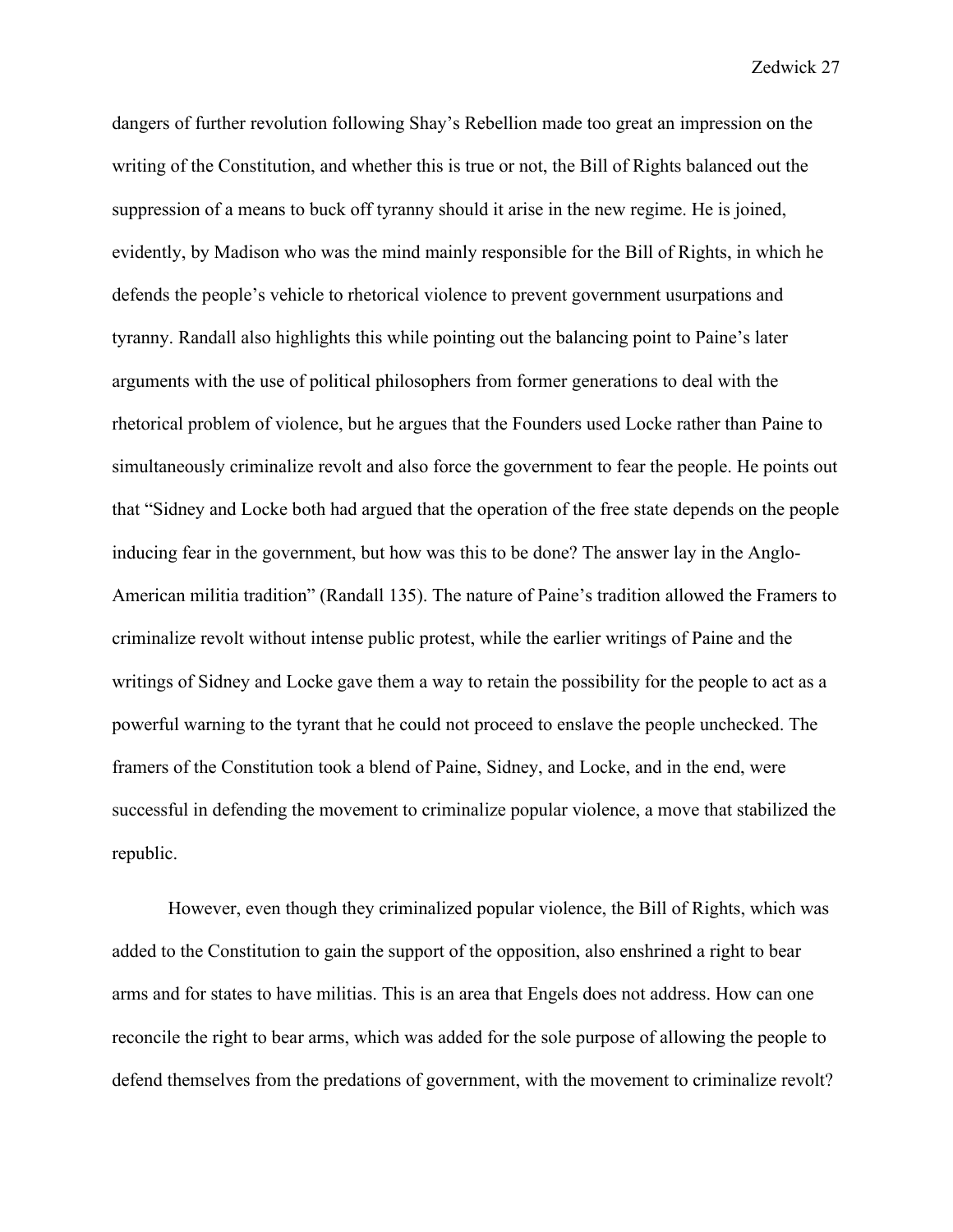dangers of further revolution following Shay's Rebellion made too great an impression on the writing of the Constitution, and whether this is true or not, the Bill of Rights balanced out the suppression of a means to buck off tyranny should it arise in the new regime. He is joined, evidently, by Madison who was the mind mainly responsible for the Bill of Rights, in which he defends the people's vehicle to rhetorical violence to prevent government usurpations and tyranny. Randall also highlights this while pointing out the balancing point to Paine's later arguments with the use of political philosophers from former generations to deal with the rhetorical problem of violence, but he argues that the Founders used Locke rather than Paine to simultaneously criminalize revolt and also force the government to fear the people. He points out that "Sidney and Locke both had argued that the operation of the free state depends on the people inducing fear in the government, but how was this to be done? The answer lay in the Anglo-American militia tradition" (Randall 135). The nature of Paine's tradition allowed the Framers to criminalize revolt without intense public protest, while the earlier writings of Paine and the writings of Sidney and Locke gave them a way to retain the possibility for the people to act as a powerful warning to the tyrant that he could not proceed to enslave the people unchecked. The framers of the Constitution took a blend of Paine, Sidney, and Locke, and in the end, were successful in defending the movement to criminalize popular violence, a move that stabilized the republic.

However, even though they criminalized popular violence, the Bill of Rights, which was added to the Constitution to gain the support of the opposition, also enshrined a right to bear arms and for states to have militias. This is an area that Engels does not address. How can one reconcile the right to bear arms, which was added for the sole purpose of allowing the people to defend themselves from the predations of government, with the movement to criminalize revolt?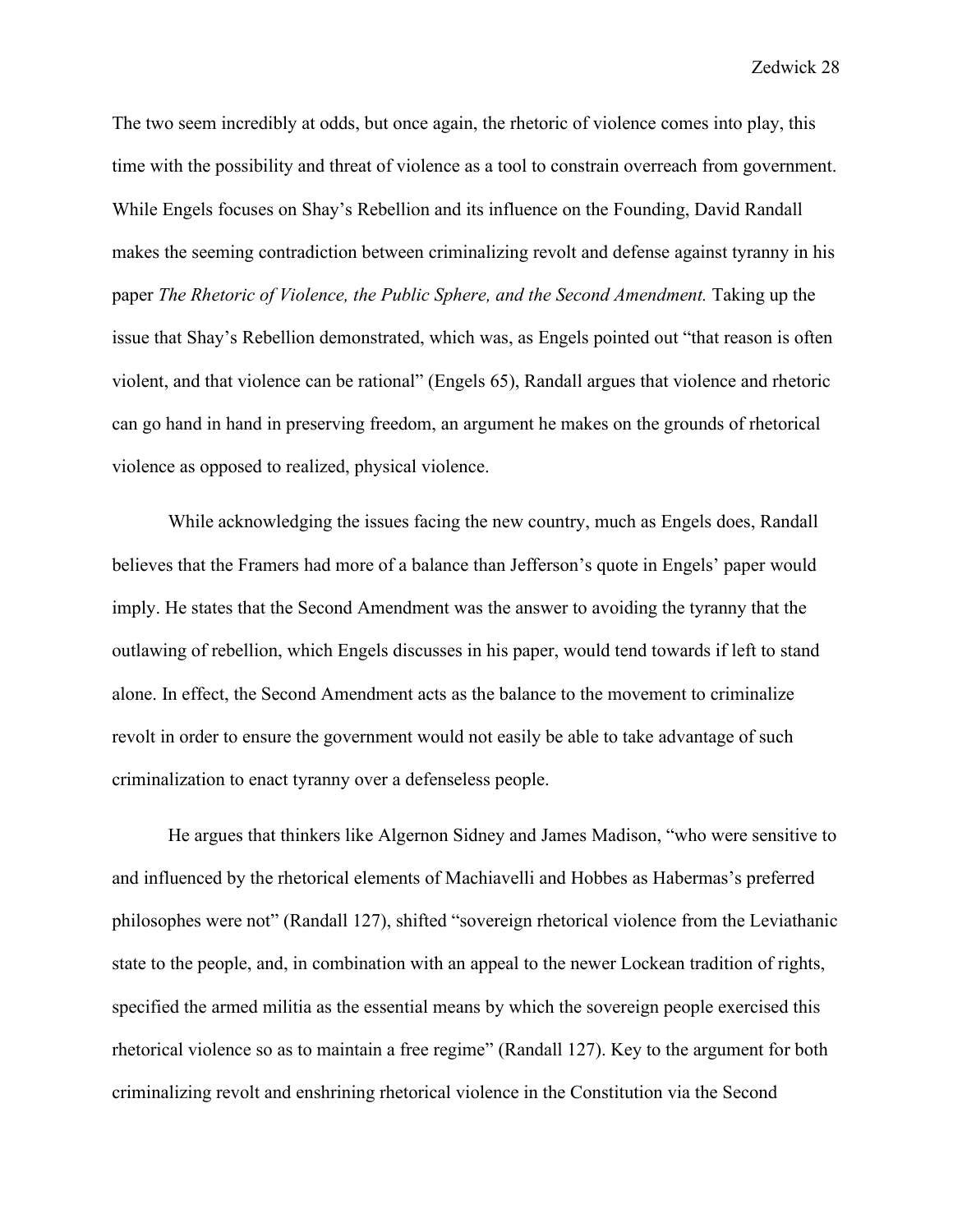The two seem incredibly at odds, but once again, the rhetoric of violence comes into play, this time with the possibility and threat of violence as a tool to constrain overreach from government. While Engels focuses on Shay's Rebellion and its influence on the Founding, David Randall makes the seeming contradiction between criminalizing revolt and defense against tyranny in his paper *The Rhetoric of Violence, the Public Sphere, and the Second Amendment.* Taking up the issue that Shay's Rebellion demonstrated, which was, as Engels pointed out "that reason is often violent, and that violence can be rational" (Engels 65), Randall argues that violence and rhetoric can go hand in hand in preserving freedom, an argument he makes on the grounds of rhetorical violence as opposed to realized, physical violence.

While acknowledging the issues facing the new country, much as Engels does, Randall believes that the Framers had more of a balance than Jefferson's quote in Engels' paper would imply. He states that the Second Amendment was the answer to avoiding the tyranny that the outlawing of rebellion, which Engels discusses in his paper, would tend towards if left to stand alone. In effect, the Second Amendment acts as the balance to the movement to criminalize revolt in order to ensure the government would not easily be able to take advantage of such criminalization to enact tyranny over a defenseless people.

He argues that thinkers like Algernon Sidney and James Madison, "who were sensitive to and influenced by the rhetorical elements of Machiavelli and Hobbes as Habermas's preferred philosophes were not" (Randall 127), shifted "sovereign rhetorical violence from the Leviathanic state to the people, and, in combination with an appeal to the newer Lockean tradition of rights, specified the armed militia as the essential means by which the sovereign people exercised this rhetorical violence so as to maintain a free regime" (Randall 127). Key to the argument for both criminalizing revolt and enshrining rhetorical violence in the Constitution via the Second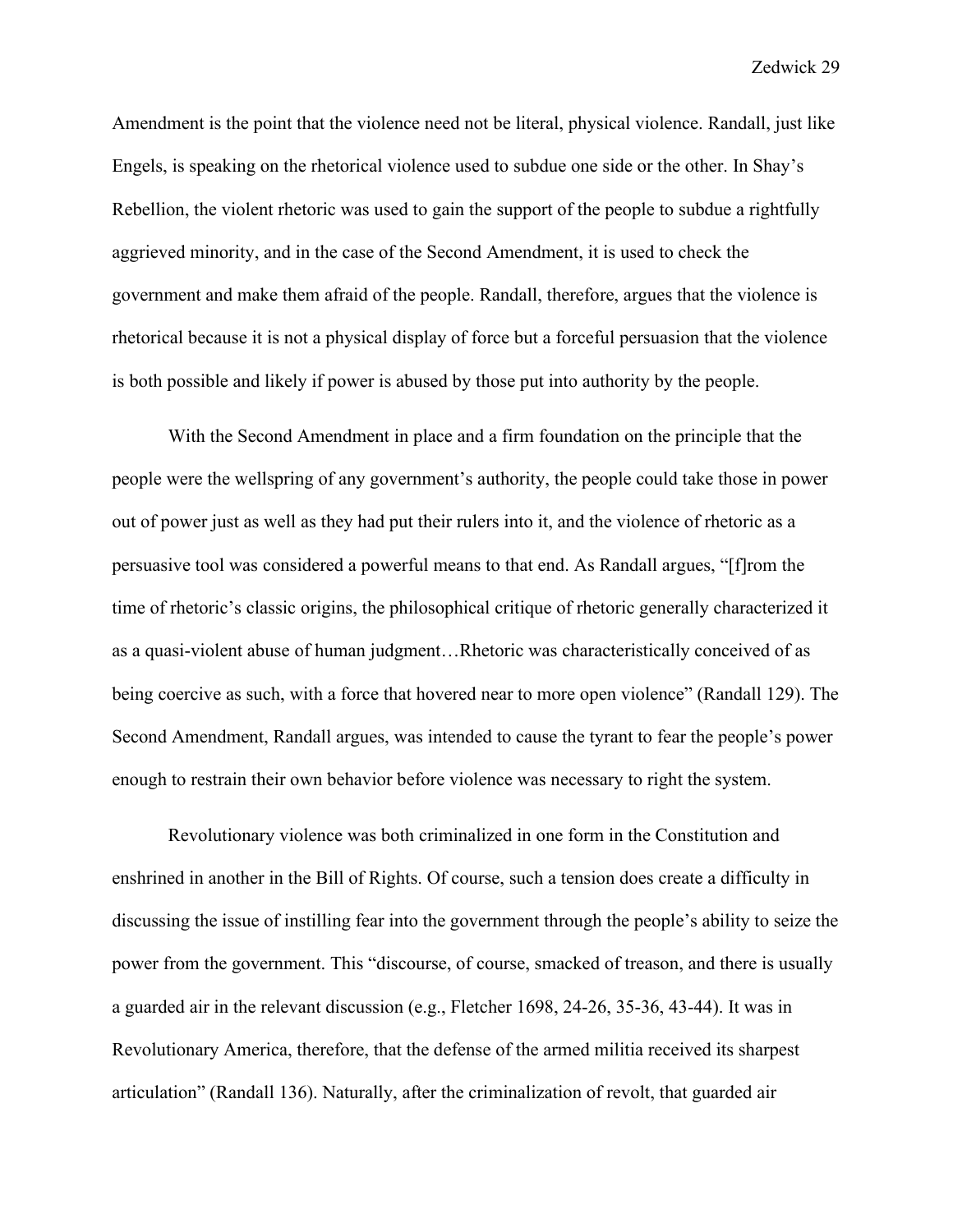Amendment is the point that the violence need not be literal, physical violence. Randall, just like Engels, is speaking on the rhetorical violence used to subdue one side or the other. In Shay's Rebellion, the violent rhetoric was used to gain the support of the people to subdue a rightfully aggrieved minority, and in the case of the Second Amendment, it is used to check the government and make them afraid of the people. Randall, therefore, argues that the violence is rhetorical because it is not a physical display of force but a forceful persuasion that the violence is both possible and likely if power is abused by those put into authority by the people.

With the Second Amendment in place and a firm foundation on the principle that the people were the wellspring of any government's authority, the people could take those in power out of power just as well as they had put their rulers into it, and the violence of rhetoric as a persuasive tool was considered a powerful means to that end. As Randall argues, "[f]rom the time of rhetoric's classic origins, the philosophical critique of rhetoric generally characterized it as a quasi-violent abuse of human judgment…Rhetoric was characteristically conceived of as being coercive as such, with a force that hovered near to more open violence" (Randall 129). The Second Amendment, Randall argues, was intended to cause the tyrant to fear the people's power enough to restrain their own behavior before violence was necessary to right the system.

Revolutionary violence was both criminalized in one form in the Constitution and enshrined in another in the Bill of Rights. Of course, such a tension does create a difficulty in discussing the issue of instilling fear into the government through the people's ability to seize the power from the government. This "discourse, of course, smacked of treason, and there is usually a guarded air in the relevant discussion (e.g., Fletcher 1698, 24-26, 35-36, 43-44). It was in Revolutionary America, therefore, that the defense of the armed militia received its sharpest articulation" (Randall 136). Naturally, after the criminalization of revolt, that guarded air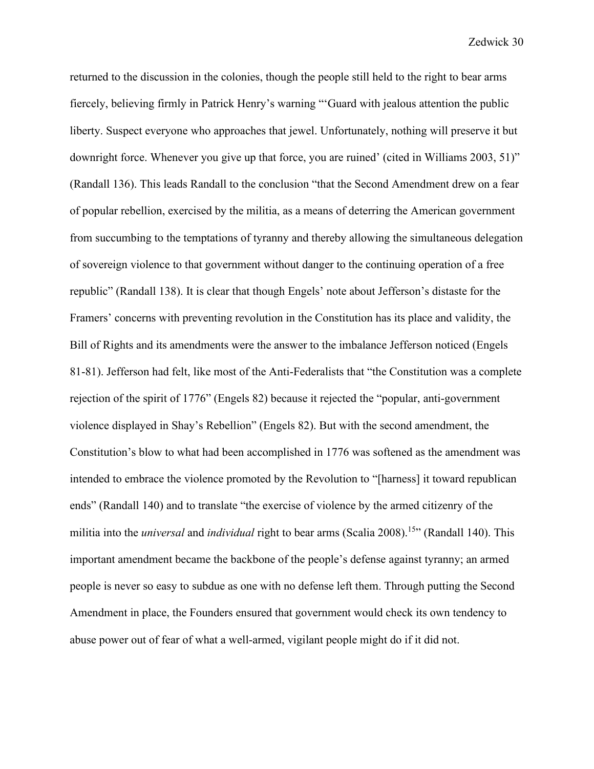returned to the discussion in the colonies, though the people still held to the right to bear arms fiercely, believing firmly in Patrick Henry's warning "'Guard with jealous attention the public liberty. Suspect everyone who approaches that jewel. Unfortunately, nothing will preserve it but downright force. Whenever you give up that force, you are ruined' (cited in Williams 2003, 51)" (Randall 136). This leads Randall to the conclusion "that the Second Amendment drew on a fear of popular rebellion, exercised by the militia, as a means of deterring the American government from succumbing to the temptations of tyranny and thereby allowing the simultaneous delegation of sovereign violence to that government without danger to the continuing operation of a free republic" (Randall 138). It is clear that though Engels' note about Jefferson's distaste for the Framers' concerns with preventing revolution in the Constitution has its place and validity, the Bill of Rights and its amendments were the answer to the imbalance Jefferson noticed (Engels 81-81). Jefferson had felt, like most of the Anti-Federalists that "the Constitution was a complete rejection of the spirit of 1776" (Engels 82) because it rejected the "popular, anti-government violence displayed in Shay's Rebellion" (Engels 82). But with the second amendment, the Constitution's blow to what had been accomplished in 1776 was softened as the amendment was intended to embrace the violence promoted by the Revolution to "[harness] it toward republican ends" (Randall 140) and to translate "the exercise of violence by the armed citizenry of the militia into the *universal* and *individual* right to bear arms (Scalia 2008).[15]" (Randall 140). This important amendment became the backbone of the people's defense against tyranny; an armed people is never so easy to subdue as one with no defense left them. Through putting the Second Amendment in place, the Founders ensured that government would check its own tendency to abuse power out of fear of what a well-armed, vigilant people might do if it did not.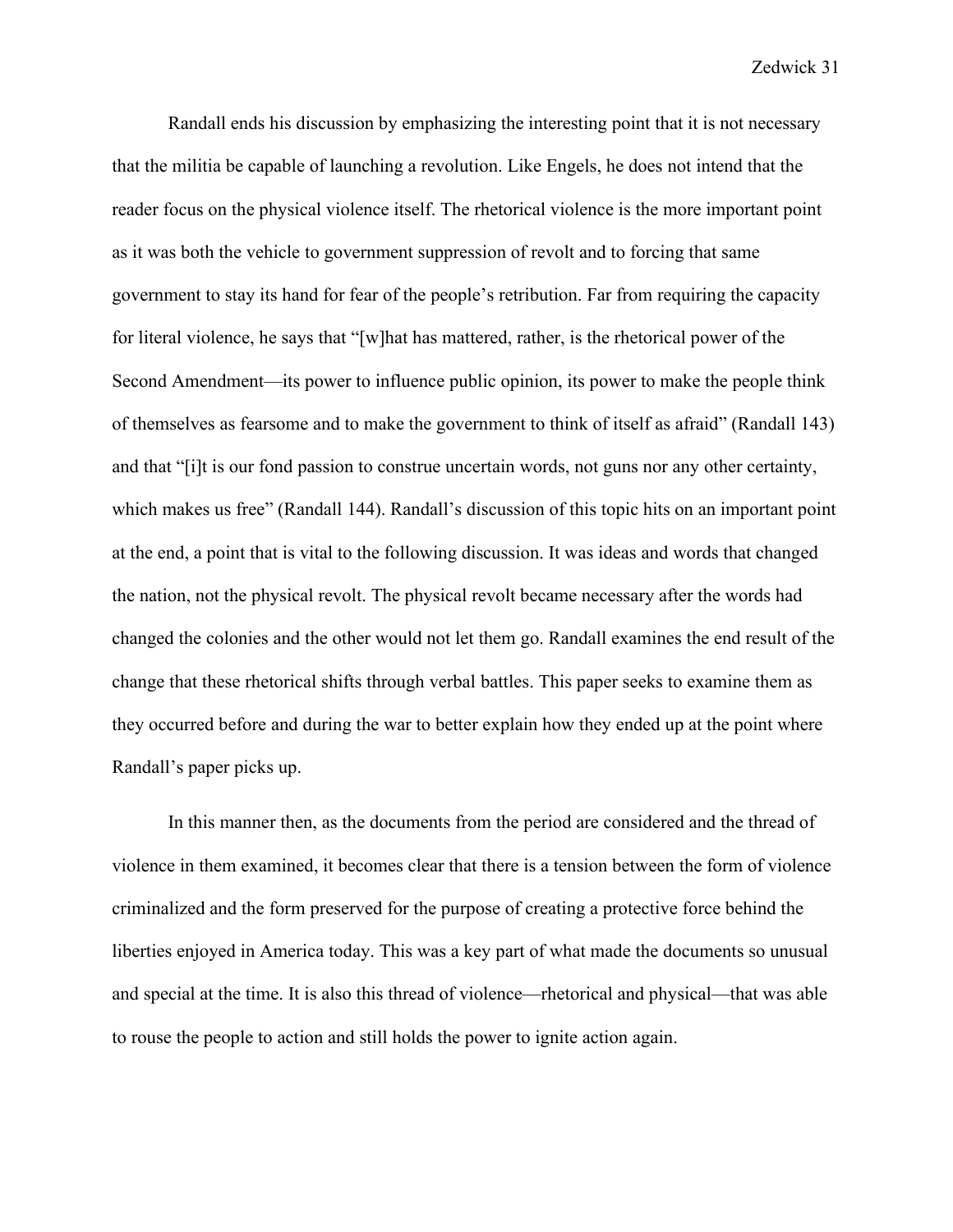Randall ends his discussion by emphasizing the interesting point that it is not necessary that the militia be capable of launching a revolution. Like Engels, he does not intend that the reader focus on the physical violence itself. The rhetorical violence is the more important point as it was both the vehicle to government suppression of revolt and to forcing that same government to stay its hand for fear of the people's retribution. Far from requiring the capacity for literal violence, he says that "[w]hat has mattered, rather, is the rhetorical power of the Second Amendment—its power to influence public opinion, its power to make the people think of themselves as fearsome and to make the government to think of itself as afraid" (Randall 143) and that "[i]t is our fond passion to construe uncertain words, not guns nor any other certainty, which makes us free" (Randall 144). Randall's discussion of this topic hits on an important point at the end, a point that is vital to the following discussion. It was ideas and words that changed the nation, not the physical revolt. The physical revolt became necessary after the words had changed the colonies and the other would not let them go. Randall examines the end result of the change that these rhetorical shifts through verbal battles. This paper seeks to examine them as they occurred before and during the war to better explain how they ended up at the point where Randall's paper picks up.

In this manner then, as the documents from the period are considered and the thread of violence in them examined, it becomes clear that there is a tension between the form of violence criminalized and the form preserved for the purpose of creating a protective force behind the liberties enjoyed in America today. This was a key part of what made the documents so unusual and special at the time. It is also this thread of violence—rhetorical and physical—that was able to rouse the people to action and still holds the power to ignite action again.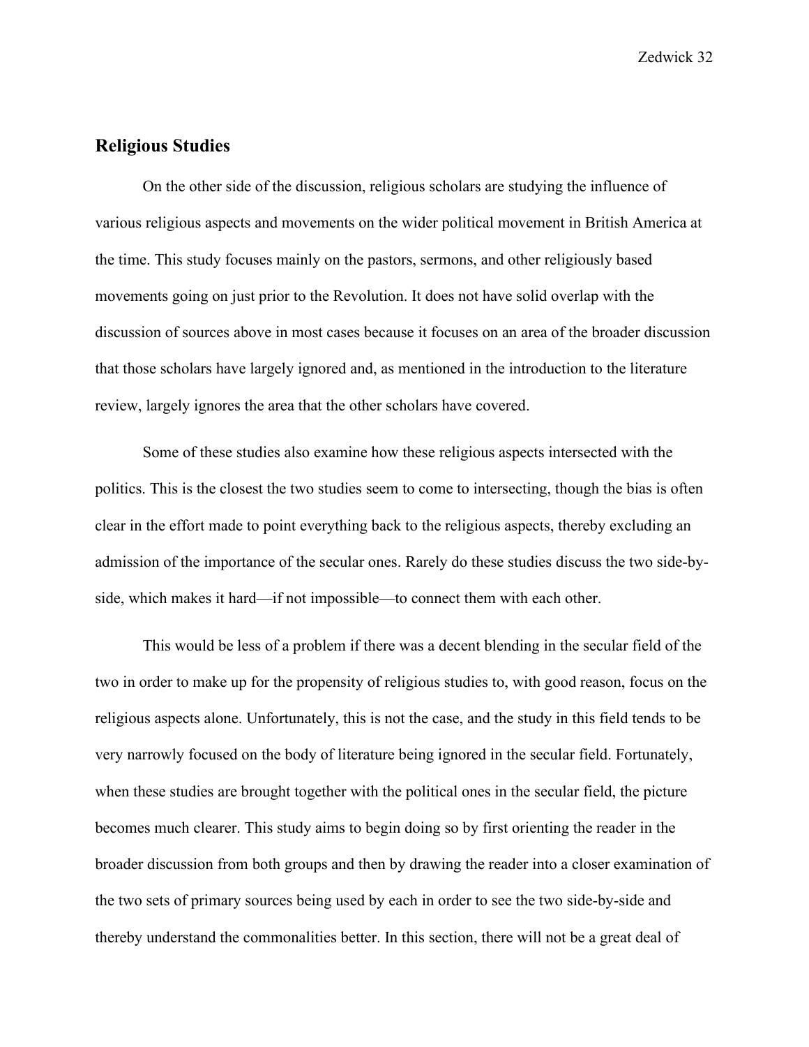## Religious Studies

On the other side of the discussion, religious scholars are studying the influence of various religious aspects and movements on the wider political movement in British America at the time. This study focuses mainly on the pastors, sermons, and other religiously based movements going on just prior to the Revolution. It does not have solid overlap with the discussion of sources above in most cases because it focuses on an area of the broader discussion that those scholars have largely ignored and, as mentioned in the introduction to the literature review, largely ignores the area that the other scholars have covered.

Some of these studies also examine how these religious aspects intersected with the politics. This is the closest the two studies seem to come to intersecting, though the bias is often clear in the effort made to point everything back to the religious aspects, thereby excluding an admission of the importance of the secular ones. Rarely do these studies discuss the two side-by-side, which makes it hard—if not impossible—to connect them with each other.

This would be less of a problem if there was a decent blending in the secular field of the two in order to make up for the propensity of religious studies to, with good reason, focus on the religious aspects alone. Unfortunately, this is not the case, and the study in this field tends to be very narrowly focused on the body of literature being ignored in the secular field. Fortunately, when these studies are brought together with the political ones in the secular field, the picture becomes much clearer. This study aims to begin doing so by first orienting the reader in the broader discussion from both groups and then by drawing the reader into a closer examination of the two sets of primary sources being used by each in order to see the two side-by-side and thereby understand the commonalities better. In this section, there will not be a great deal of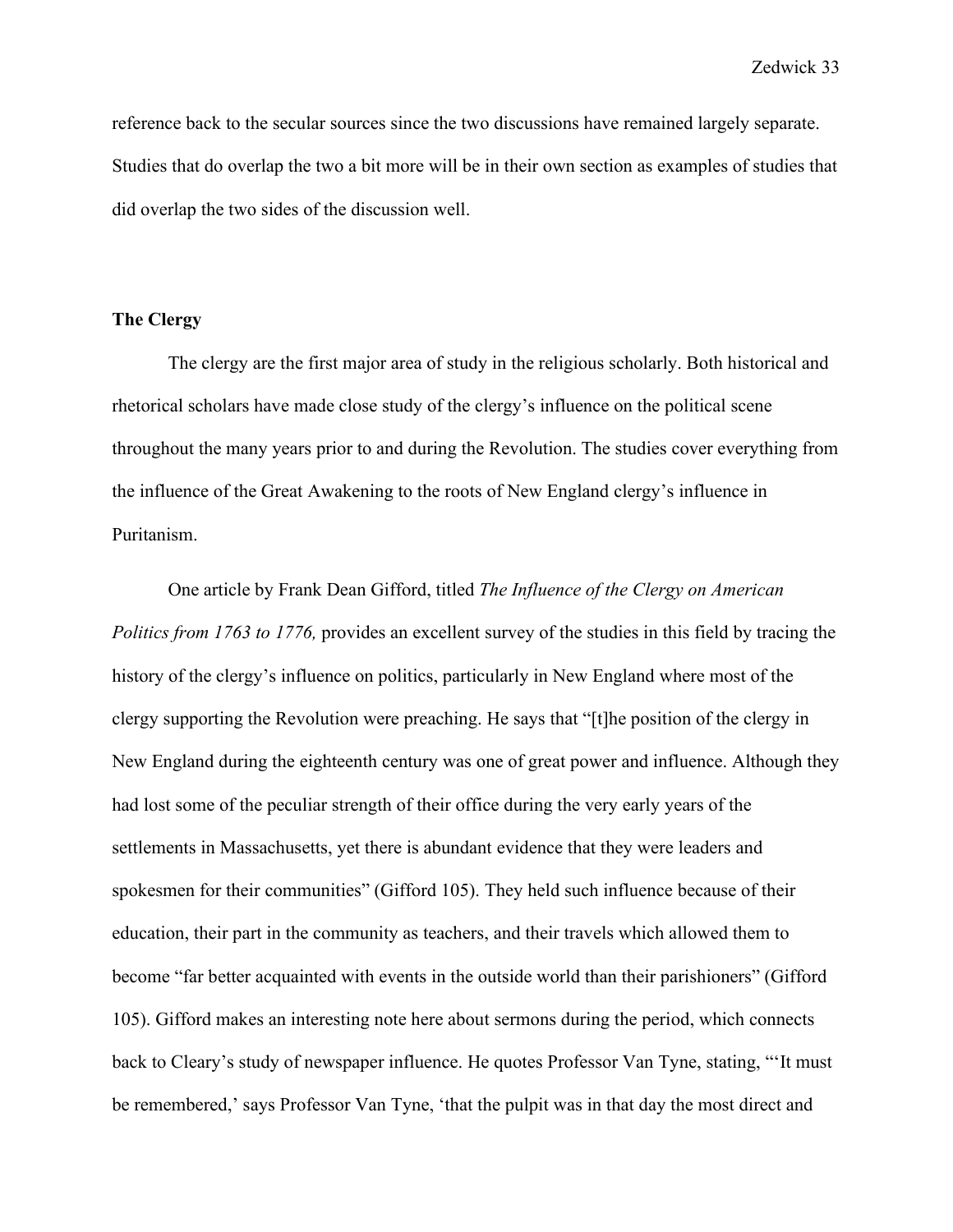reference back to the secular sources since the two discussions have remained largely separate. Studies that do overlap the two a bit more will be in their own section as examples of studies that did overlap the two sides of the discussion well.

## The Clergy

The clergy are the first major area of study in the religious scholarly. Both historical and rhetorical scholars have made close study of the clergy's influence on the political scene throughout the many years prior to and during the Revolution. The studies cover everything from the influence of the Great Awakening to the roots of New England clergy's influence in Puritanism.

One article by Frank Dean Gifford, titled *The Influence of the Clergy on American Politics from 1763 to 1776,* provides an excellent survey of the studies in this field by tracing the history of the clergy's influence on politics, particularly in New England where most of the clergy supporting the Revolution were preaching. He says that "[t]he position of the clergy in New England during the eighteenth century was one of great power and influence. Although they had lost some of the peculiar strength of their office during the very early years of the settlements in Massachusetts, yet there is abundant evidence that they were leaders and spokesmen for their communities" (Gifford 105). They held such influence because of their education, their part in the community as teachers, and their travels which allowed them to become "far better acquainted with events in the outside world than their parishioners" (Gifford 105). Gifford makes an interesting note here about sermons during the period, which connects back to Cleary's study of newspaper influence. He quotes Professor Van Tyne, stating, "'It must be remembered,' says Professor Van Tyne, 'that the pulpit was in that day the most direct and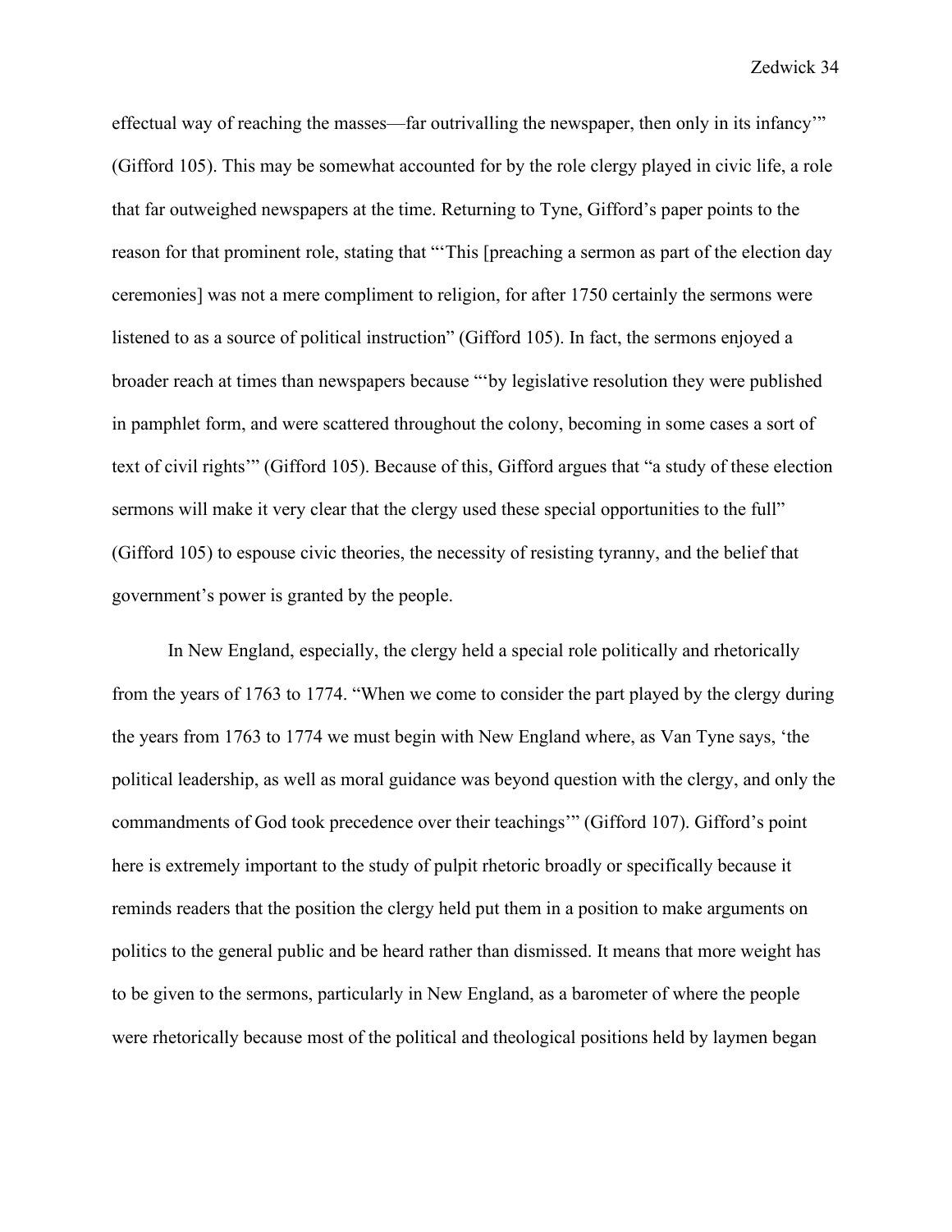effectual way of reaching the masses—far outrivalling the newspaper, then only in its infancy'" (Gifford 105). This may be somewhat accounted for by the role clergy played in civic life, a role that far outweighed newspapers at the time. Returning to Tyne, Gifford's paper points to the reason for that prominent role, stating that "'This [preaching a sermon as part of the election day ceremonies] was not a mere compliment to religion, for after 1750 certainly the sermons were listened to as a source of political instruction" (Gifford 105). In fact, the sermons enjoyed a broader reach at times than newspapers because "'by legislative resolution they were published in pamphlet form, and were scattered throughout the colony, becoming in some cases a sort of text of civil rights'" (Gifford 105). Because of this, Gifford argues that "a study of these election sermons will make it very clear that the clergy used these special opportunities to the full" (Gifford 105) to espouse civic theories, the necessity of resisting tyranny, and the belief that government's power is granted by the people.

In New England, especially, the clergy held a special role politically and rhetorically from the years of 1763 to 1774. "When we come to consider the part played by the clergy during the years from 1763 to 1774 we must begin with New England where, as Van Tyne says, 'the political leadership, as well as moral guidance was beyond question with the clergy, and only the commandments of God took precedence over their teachings'" (Gifford 107). Gifford's point here is extremely important to the study of pulpit rhetoric broadly or specifically because it reminds readers that the position the clergy held put them in a position to make arguments on politics to the general public and be heard rather than dismissed. It means that more weight has to be given to the sermons, particularly in New England, as a barometer of where the people were rhetorically because most of the political and theological positions held by laymen began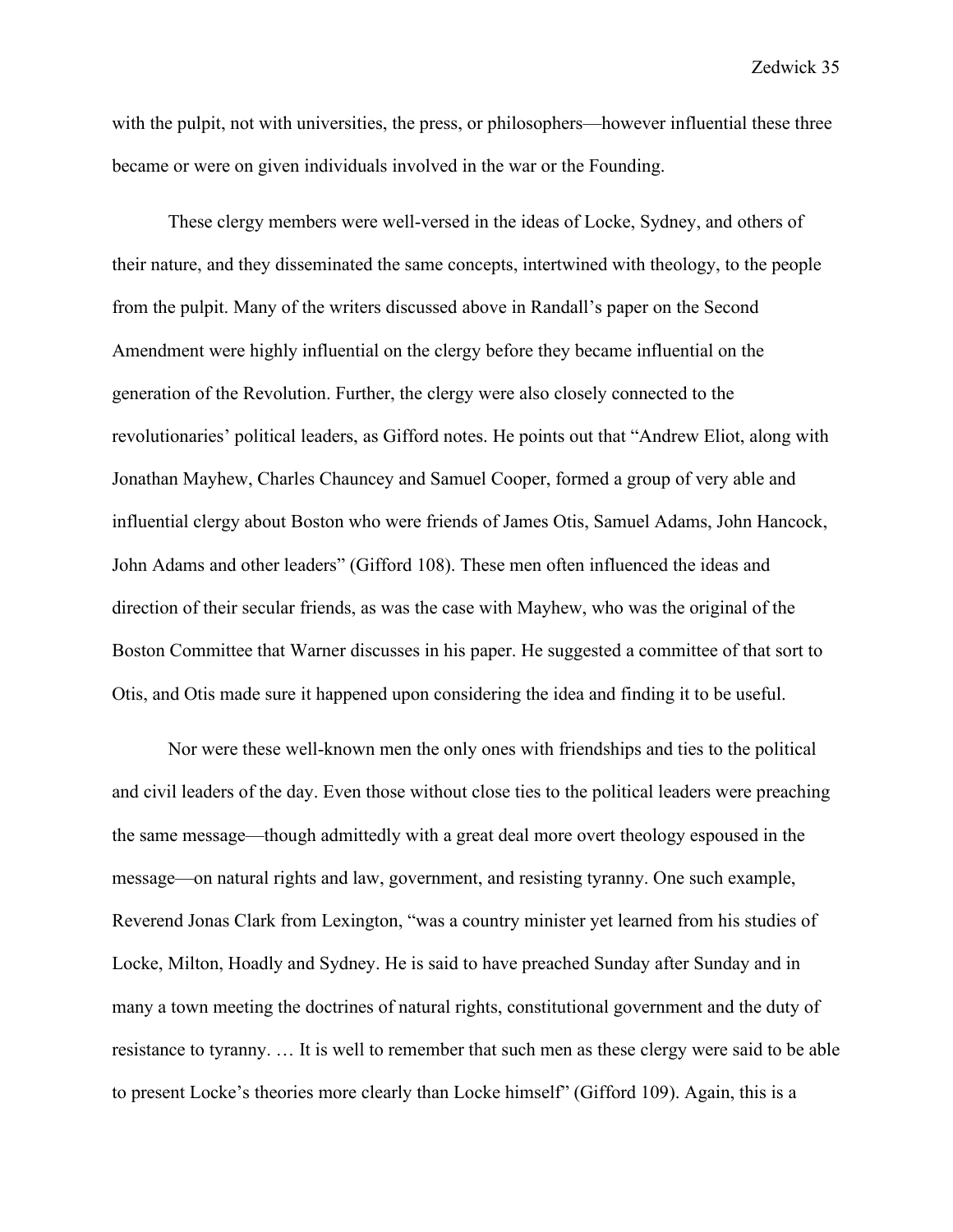with the pulpit, not with universities, the press, or philosophers—however influential these three became or were on given individuals involved in the war or the Founding.

These clergy members were well-versed in the ideas of Locke, Sydney, and others of their nature, and they disseminated the same concepts, intertwined with theology, to the people from the pulpit. Many of the writers discussed above in Randall's paper on the Second Amendment were highly influential on the clergy before they became influential on the generation of the Revolution. Further, the clergy were also closely connected to the revolutionaries' political leaders, as Gifford notes. He points out that "Andrew Eliot, along with Jonathan Mayhew, Charles Chauncey and Samuel Cooper, formed a group of very able and influential clergy about Boston who were friends of James Otis, Samuel Adams, John Hancock, John Adams and other leaders" (Gifford 108). These men often influenced the ideas and direction of their secular friends, as was the case with Mayhew, who was the original of the Boston Committee that Warner discusses in his paper. He suggested a committee of that sort to Otis, and Otis made sure it happened upon considering the idea and finding it to be useful.

Nor were these well-known men the only ones with friendships and ties to the political and civil leaders of the day. Even those without close ties to the political leaders were preaching the same message—though admittedly with a great deal more overt theology espoused in the message—on natural rights and law, government, and resisting tyranny. One such example, Reverend Jonas Clark from Lexington, "was a country minister yet learned from his studies of Locke, Milton, Hoadly and Sydney. He is said to have preached Sunday after Sunday and in many a town meeting the doctrines of natural rights, constitutional government and the duty of resistance to tyranny. … It is well to remember that such men as these clergy were said to be able to present Locke's theories more clearly than Locke himself" (Gifford 109). Again, this is a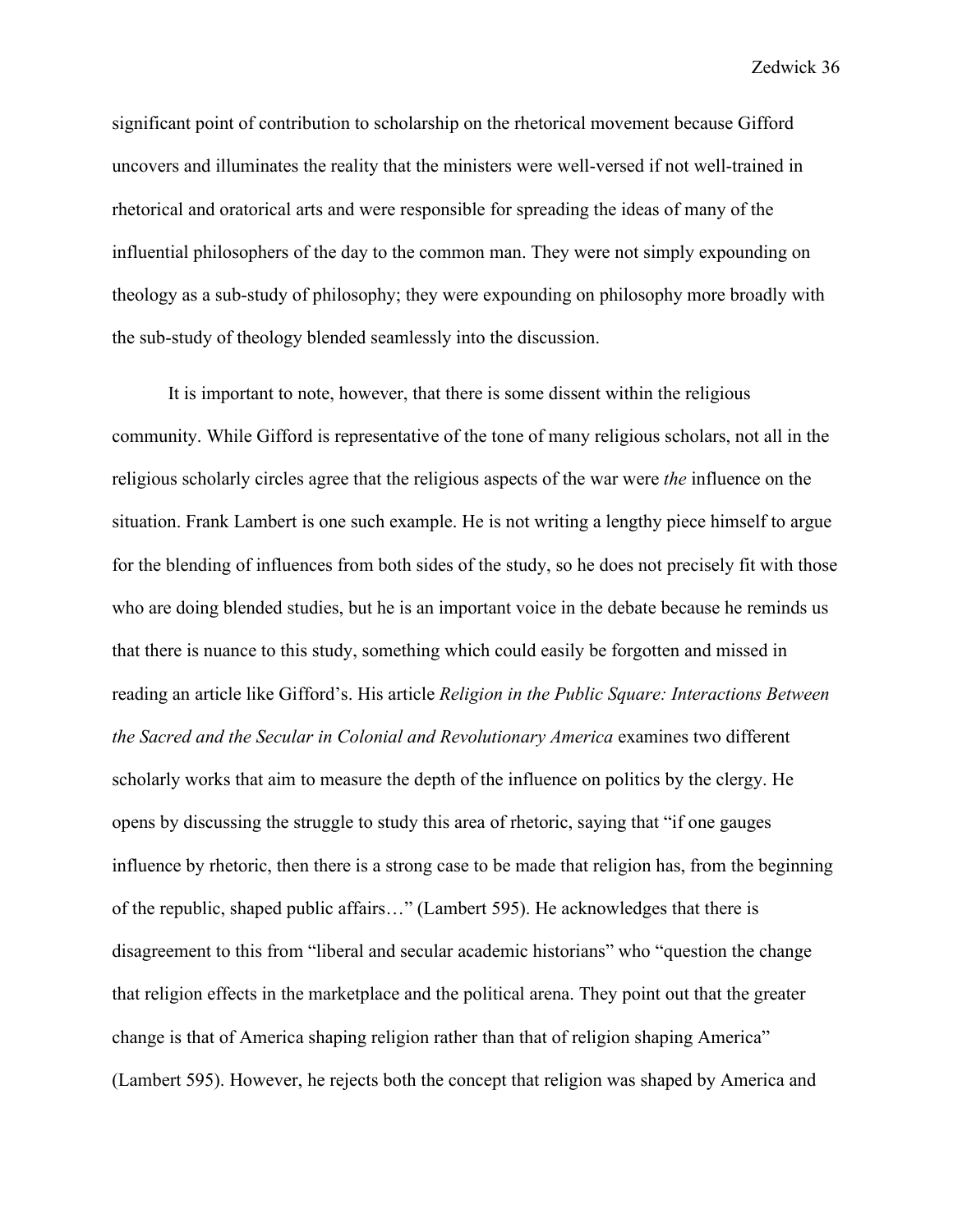significant point of contribution to scholarship on the rhetorical movement because Gifford uncovers and illuminates the reality that the ministers were well-versed if not well-trained in rhetorical and oratorical arts and were responsible for spreading the ideas of many of the influential philosophers of the day to the common man. They were not simply expounding on theology as a sub-study of philosophy; they were expounding on philosophy more broadly with the sub-study of theology blended seamlessly into the discussion.

It is important to note, however, that there is some dissent within the religious community. While Gifford is representative of the tone of many religious scholars, not all in the religious scholarly circles agree that the religious aspects of the war were *the* influence on the situation. Frank Lambert is one such example. He is not writing a lengthy piece himself to argue for the blending of influences from both sides of the study, so he does not precisely fit with those who are doing blended studies, but he is an important voice in the debate because he reminds us that there is nuance to this study, something which could easily be forgotten and missed in reading an article like Gifford's. His article *Religion in the Public Square: Interactions Between the Sacred and the Secular in Colonial and Revolutionary America* examines two different scholarly works that aim to measure the depth of the influence on politics by the clergy. He opens by discussing the struggle to study this area of rhetoric, saying that "if one gauges influence by rhetoric, then there is a strong case to be made that religion has, from the beginning of the republic, shaped public affairs…" (Lambert 595). He acknowledges that there is disagreement to this from "liberal and secular academic historians" who "question the change that religion effects in the marketplace and the political arena. They point out that the greater change is that of America shaping religion rather than that of religion shaping America" (Lambert 595). However, he rejects both the concept that religion was shaped by America and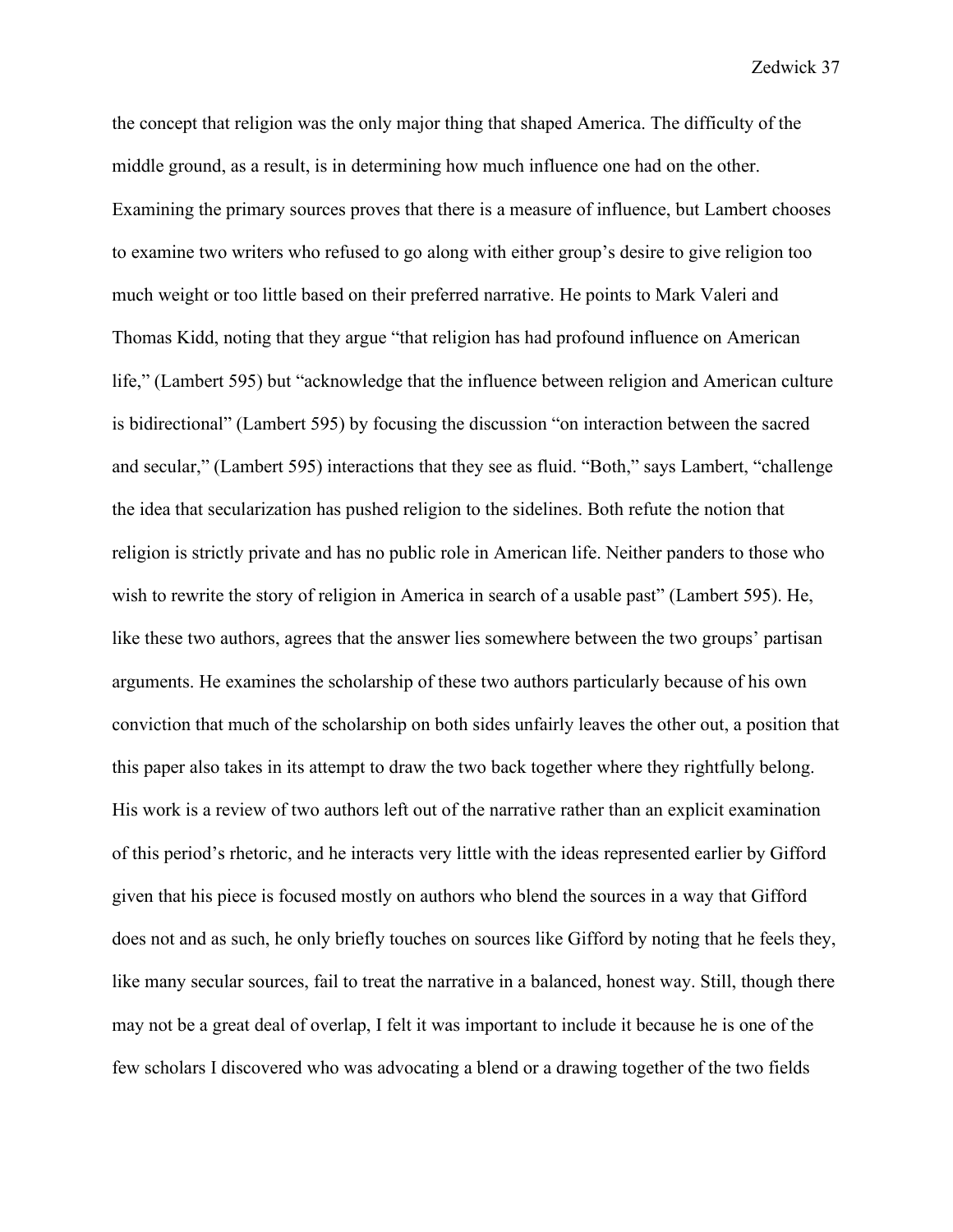the concept that religion was the only major thing that shaped America. The difficulty of the middle ground, as a result, is in determining how much influence one had on the other. Examining the primary sources proves that there is a measure of influence, but Lambert chooses to examine two writers who refused to go along with either group's desire to give religion too much weight or too little based on their preferred narrative. He points to Mark Valeri and Thomas Kidd, noting that they argue "that religion has had profound influence on American life," (Lambert 595) but "acknowledge that the influence between religion and American culture is bidirectional" (Lambert 595) by focusing the discussion "on interaction between the sacred and secular," (Lambert 595) interactions that they see as fluid. "Both," says Lambert, "challenge the idea that secularization has pushed religion to the sidelines. Both refute the notion that religion is strictly private and has no public role in American life. Neither panders to those who wish to rewrite the story of religion in America in search of a usable past" (Lambert 595). He, like these two authors, agrees that the answer lies somewhere between the two groups' partisan arguments. He examines the scholarship of these two authors particularly because of his own conviction that much of the scholarship on both sides unfairly leaves the other out, a position that this paper also takes in its attempt to draw the two back together where they rightfully belong. His work is a review of two authors left out of the narrative rather than an explicit examination of this period's rhetoric, and he interacts very little with the ideas represented earlier by Gifford given that his piece is focused mostly on authors who blend the sources in a way that Gifford does not and as such, he only briefly touches on sources like Gifford by noting that he feels they, like many secular sources, fail to treat the narrative in a balanced, honest way. Still, though there may not be a great deal of overlap, I felt it was important to include it because he is one of the few scholars I discovered who was advocating a blend or a drawing together of the two fields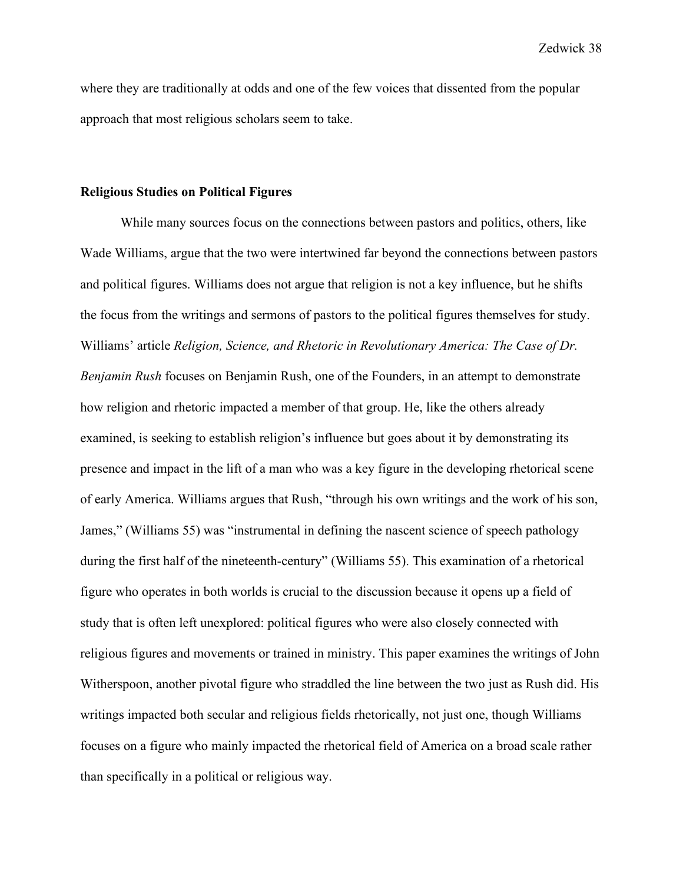where they are traditionally at odds and one of the few voices that dissented from the popular approach that most religious scholars seem to take.

**Religious Studies on Political Figures**

While many sources focus on the connections between pastors and politics, others, like Wade Williams, argue that the two were intertwined far beyond the connections between pastors and political figures. Williams does not argue that religion is not a key influence, but he shifts the focus from the writings and sermons of pastors to the political figures themselves for study. Williams' article *Religion, Science, and Rhetoric in Revolutionary America: The Case of Dr. Benjamin Rush* focuses on Benjamin Rush, one of the Founders, in an attempt to demonstrate how religion and rhetoric impacted a member of that group. He, like the others already examined, is seeking to establish religion's influence but goes about it by demonstrating its presence and impact in the lift of a man who was a key figure in the developing rhetorical scene of early America. Williams argues that Rush, "through his own writings and the work of his son, James," (Williams 55) was "instrumental in defining the nascent science of speech pathology during the first half of the nineteenth-century" (Williams 55). This examination of a rhetorical figure who operates in both worlds is crucial to the discussion because it opens up a field of study that is often left unexplored: political figures who were also closely connected with religious figures and movements or trained in ministry. This paper examines the writings of John Witherspoon, another pivotal figure who straddled the line between the two just as Rush did. His writings impacted both secular and religious fields rhetorically, not just one, though Williams focuses on a figure who mainly impacted the rhetorical field of America on a broad scale rather than specifically in a political or religious way.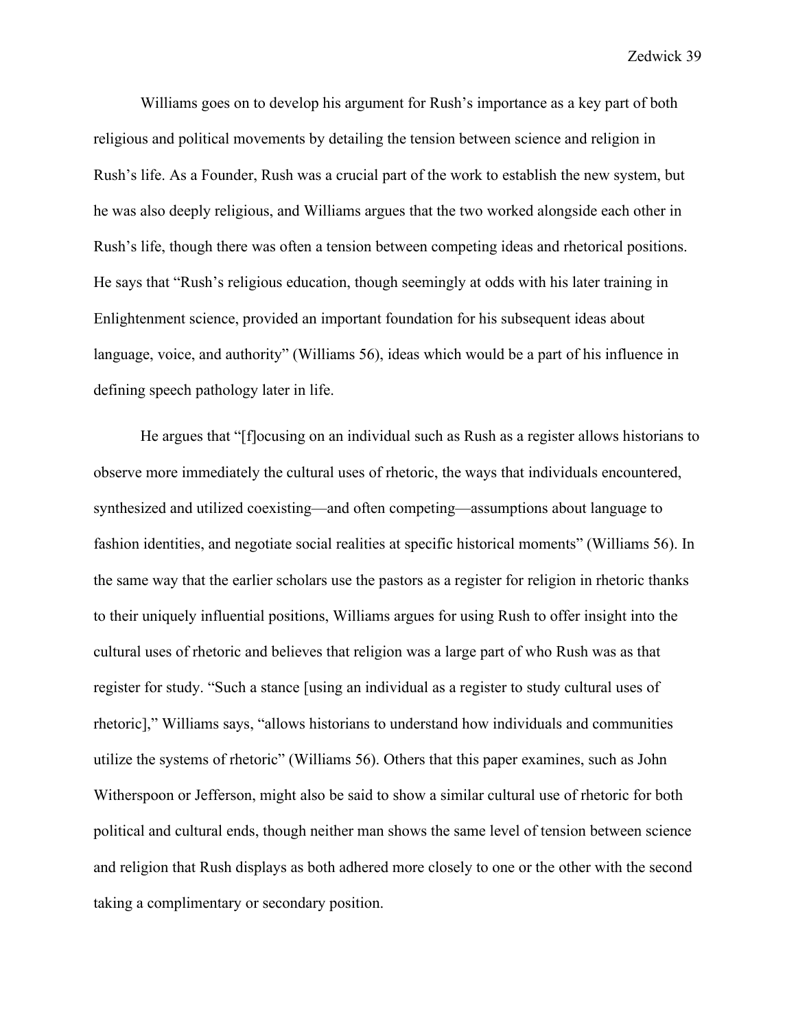Williams goes on to develop his argument for Rush's importance as a key part of both religious and political movements by detailing the tension between science and religion in Rush's life. As a Founder, Rush was a crucial part of the work to establish the new system, but he was also deeply religious, and Williams argues that the two worked alongside each other in Rush's life, though there was often a tension between competing ideas and rhetorical positions. He says that "Rush's religious education, though seemingly at odds with his later training in Enlightenment science, provided an important foundation for his subsequent ideas about language, voice, and authority" (Williams 56), ideas which would be a part of his influence in defining speech pathology later in life.

He argues that "[f]ocusing on an individual such as Rush as a register allows historians to observe more immediately the cultural uses of rhetoric, the ways that individuals encountered, synthesized and utilized coexisting—and often competing—assumptions about language to fashion identities, and negotiate social realities at specific historical moments" (Williams 56). In the same way that the earlier scholars use the pastors as a register for religion in rhetoric thanks to their uniquely influential positions, Williams argues for using Rush to offer insight into the cultural uses of rhetoric and believes that religion was a large part of who Rush was as that register for study. "Such a stance [using an individual as a register to study cultural uses of rhetoric]," Williams says, "allows historians to understand how individuals and communities utilize the systems of rhetoric" (Williams 56). Others that this paper examines, such as John Witherspoon or Jefferson, might also be said to show a similar cultural use of rhetoric for both political and cultural ends, though neither man shows the same level of tension between science and religion that Rush displays as both adhered more closely to one or the other with the second taking a complimentary or secondary position.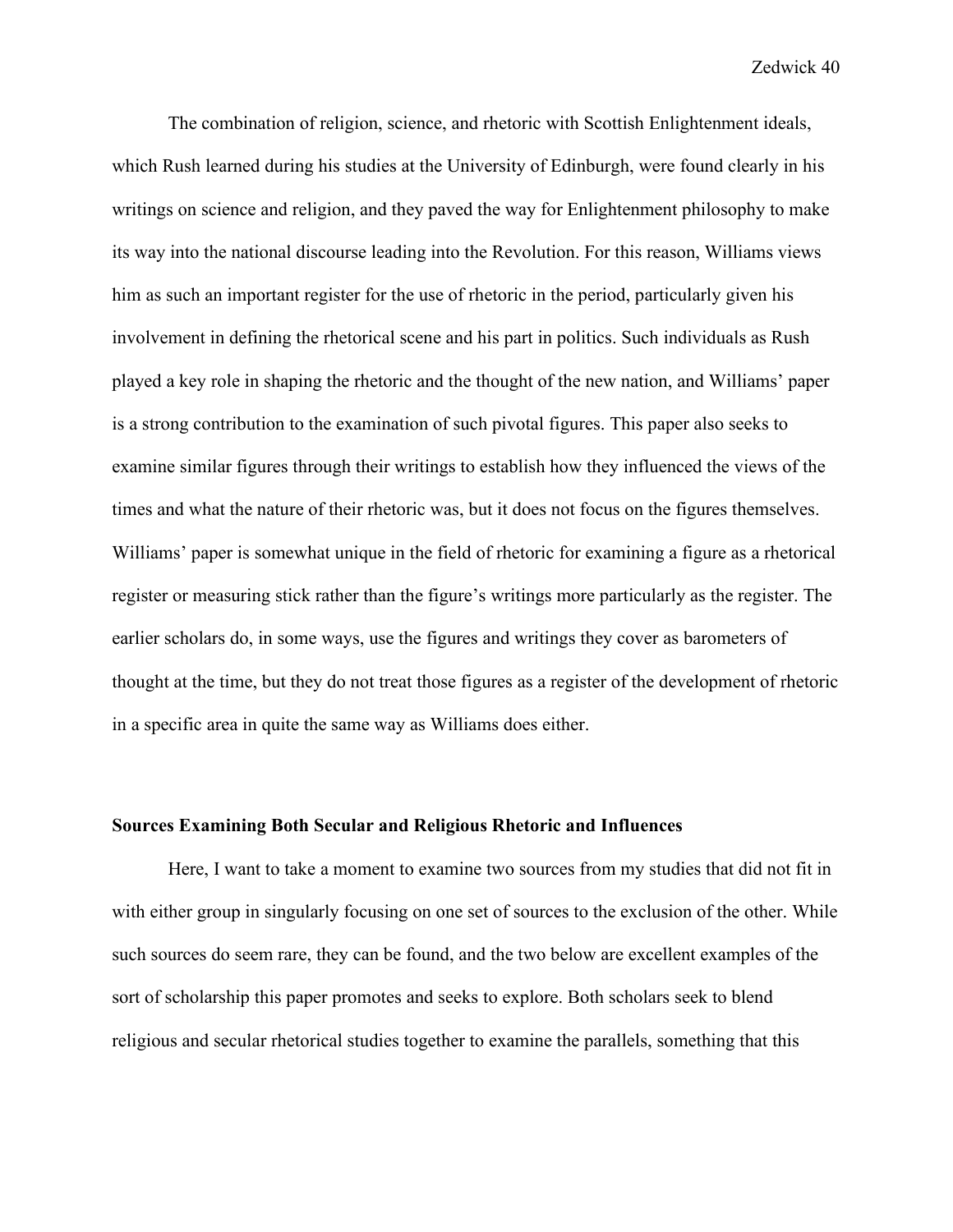The combination of religion, science, and rhetoric with Scottish Enlightenment ideals, which Rush learned during his studies at the University of Edinburgh, were found clearly in his writings on science and religion, and they paved the way for Enlightenment philosophy to make its way into the national discourse leading into the Revolution. For this reason, Williams views him as such an important register for the use of rhetoric in the period, particularly given his involvement in defining the rhetorical scene and his part in politics. Such individuals as Rush played a key role in shaping the rhetoric and the thought of the new nation, and Williams' paper is a strong contribution to the examination of such pivotal figures. This paper also seeks to examine similar figures through their writings to establish how they influenced the views of the times and what the nature of their rhetoric was, but it does not focus on the figures themselves. Williams' paper is somewhat unique in the field of rhetoric for examining a figure as a rhetorical register or measuring stick rather than the figure's writings more particularly as the register. The earlier scholars do, in some ways, use the figures and writings they cover as barometers of thought at the time, but they do not treat those figures as a register of the development of rhetoric in a specific area in quite the same way as Williams does either.

**Sources Examining Both Secular and Religious Rhetoric and Influences**

Here, I want to take a moment to examine two sources from my studies that did not fit in with either group in singularly focusing on one set of sources to the exclusion of the other. While such sources do seem rare, they can be found, and the two below are excellent examples of the sort of scholarship this paper promotes and seeks to explore. Both scholars seek to blend religious and secular rhetorical studies together to examine the parallels, something that this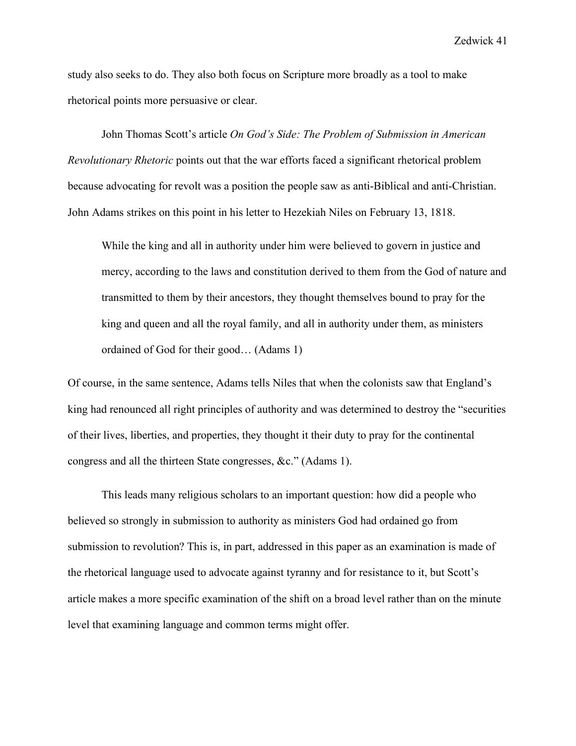study also seeks to do. They also both focus on Scripture more broadly as a tool to make rhetorical points more persuasive or clear.

John Thomas Scott's article *On God's Side: The Problem of Submission in American Revolutionary Rhetoric* points out that the war efforts faced a significant rhetorical problem because advocating for revolt was a position the people saw as anti-Biblical and anti-Christian. John Adams strikes on this point in his letter to Hezekiah Niles on February 13, 1818.

> While the king and all in authority under him were believed to govern in justice and mercy, according to the laws and constitution derived to them from the God of nature and transmitted to them by their ancestors, they thought themselves bound to pray for the king and queen and all the royal family, and all in authority under them, as ministers ordained of God for their good… (Adams 1)

Of course, in the same sentence, Adams tells Niles that when the colonists saw that England's king had renounced all right principles of authority and was determined to destroy the "securities of their lives, liberties, and properties, they thought it their duty to pray for the continental congress and all the thirteen State congresses, &c." (Adams 1).

This leads many religious scholars to an important question: how did a people who believed so strongly in submission to authority as ministers God had ordained go from submission to revolution? This is, in part, addressed in this paper as an examination is made of the rhetorical language used to advocate against tyranny and for resistance to it, but Scott's article makes a more specific examination of the shift on a broad level rather than on the minute level that examining language and common terms might offer.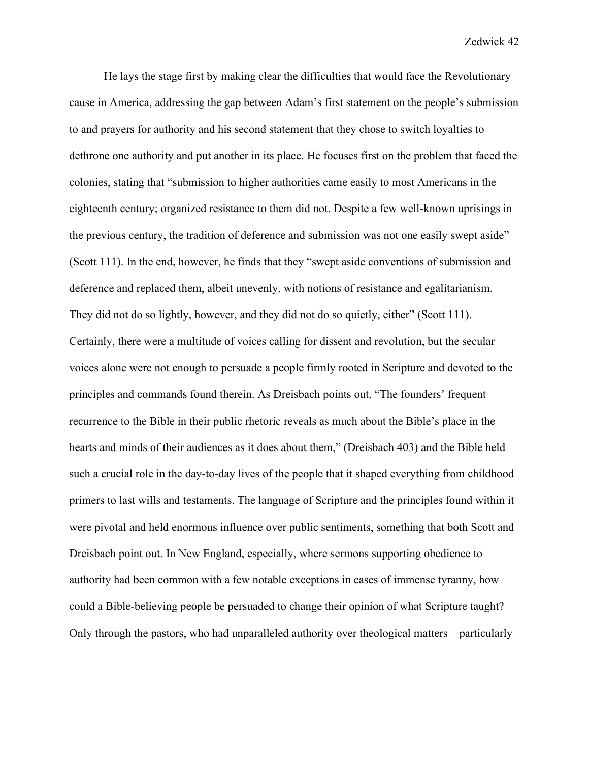He lays the stage first by making clear the difficulties that would face the Revolutionary cause in America, addressing the gap between Adam's first statement on the people's submission to and prayers for authority and his second statement that they chose to switch loyalties to dethrone one authority and put another in its place. He focuses first on the problem that faced the colonies, stating that "submission to higher authorities came easily to most Americans in the eighteenth century; organized resistance to them did not. Despite a few well-known uprisings in the previous century, the tradition of deference and submission was not one easily swept aside" (Scott 111). In the end, however, he finds that they "swept aside conventions of submission and deference and replaced them, albeit unevenly, with notions of resistance and egalitarianism. They did not do so lightly, however, and they did not do so quietly, either" (Scott 111). Certainly, there were a multitude of voices calling for dissent and revolution, but the secular voices alone were not enough to persuade a people firmly rooted in Scripture and devoted to the principles and commands found therein. As Dreisbach points out, "The founders' frequent recurrence to the Bible in their public rhetoric reveals as much about the Bible's place in the hearts and minds of their audiences as it does about them," (Dreisbach 403) and the Bible held such a crucial role in the day-to-day lives of the people that it shaped everything from childhood primers to last wills and testaments. The language of Scripture and the principles found within it were pivotal and held enormous influence over public sentiments, something that both Scott and Dreisbach point out. In New England, especially, where sermons supporting obedience to authority had been common with a few notable exceptions in cases of immense tyranny, how could a Bible-believing people be persuaded to change their opinion of what Scripture taught? Only through the pastors, who had unparalleled authority over theological matters—particularly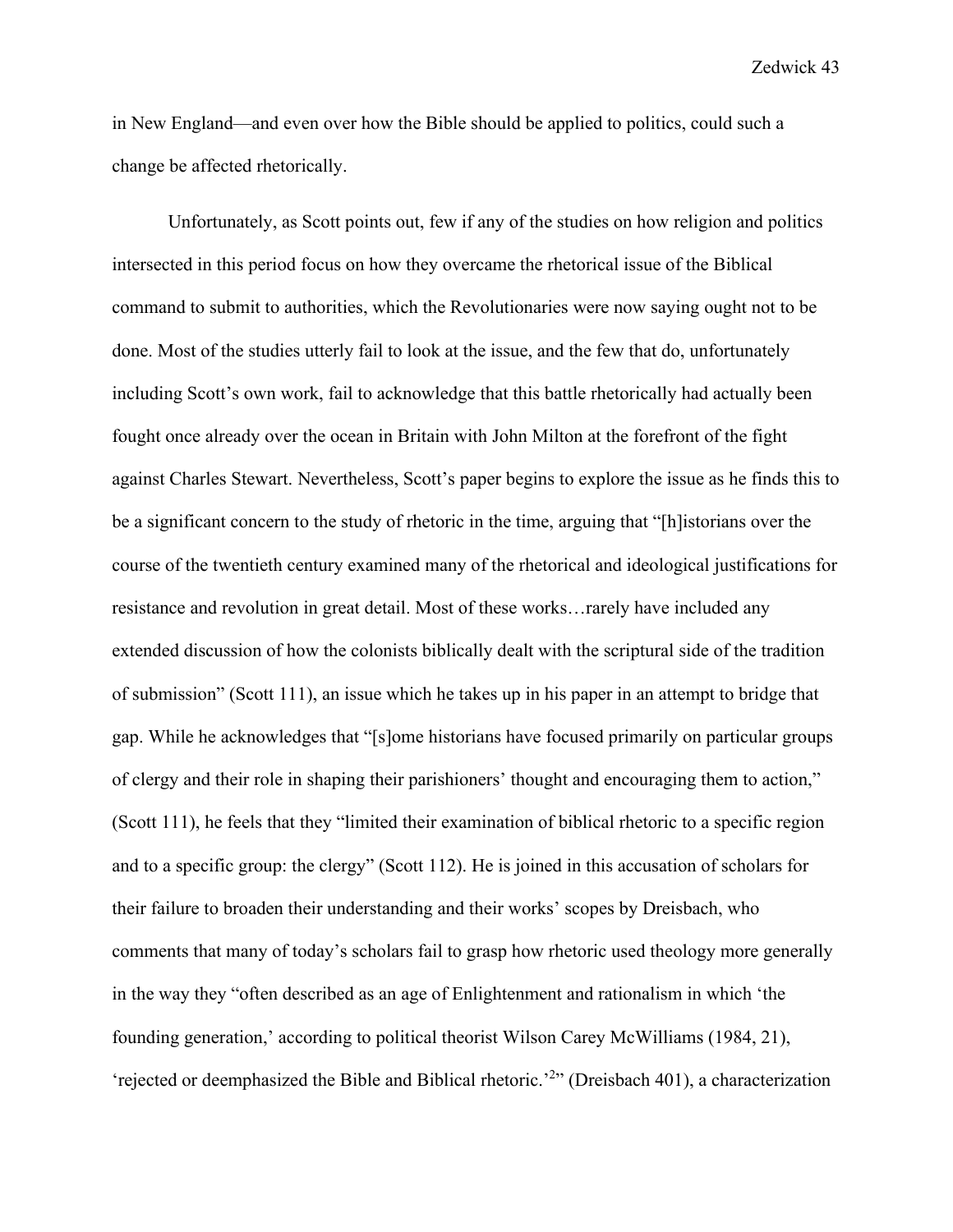in New England—and even over how the Bible should be applied to politics, could such a change be affected rhetorically.

Unfortunately, as Scott points out, few if any of the studies on how religion and politics intersected in this period focus on how they overcame the rhetorical issue of the Biblical command to submit to authorities, which the Revolutionaries were now saying ought not to be done. Most of the studies utterly fail to look at the issue, and the few that do, unfortunately including Scott's own work, fail to acknowledge that this battle rhetorically had actually been fought once already over the ocean in Britain with John Milton at the forefront of the fight against Charles Stewart. Nevertheless, Scott's paper begins to explore the issue as he finds this to be a significant concern to the study of rhetoric in the time, arguing that "[h]istorians over the course of the twentieth century examined many of the rhetorical and ideological justifications for resistance and revolution in great detail. Most of these works…rarely have included any extended discussion of how the colonists biblically dealt with the scriptural side of the tradition of submission" (Scott 111), an issue which he takes up in his paper in an attempt to bridge that gap. While he acknowledges that "[s]ome historians have focused primarily on particular groups of clergy and their role in shaping their parishioners' thought and encouraging them to action," (Scott 111), he feels that they "limited their examination of biblical rhetoric to a specific region and to a specific group: the clergy" (Scott 112). He is joined in this accusation of scholars for their failure to broaden their understanding and their works' scopes by Dreisbach, who comments that many of today's scholars fail to grasp how rhetoric used theology more generally in the way they "often described as an age of Enlightenment and rationalism in which 'the founding generation,' according to political theorist Wilson Carey McWilliams (1984, 21), 'rejected or deemphasized the Bible and Biblical rhetoric.'[2]" (Dreisbach 401), a characterization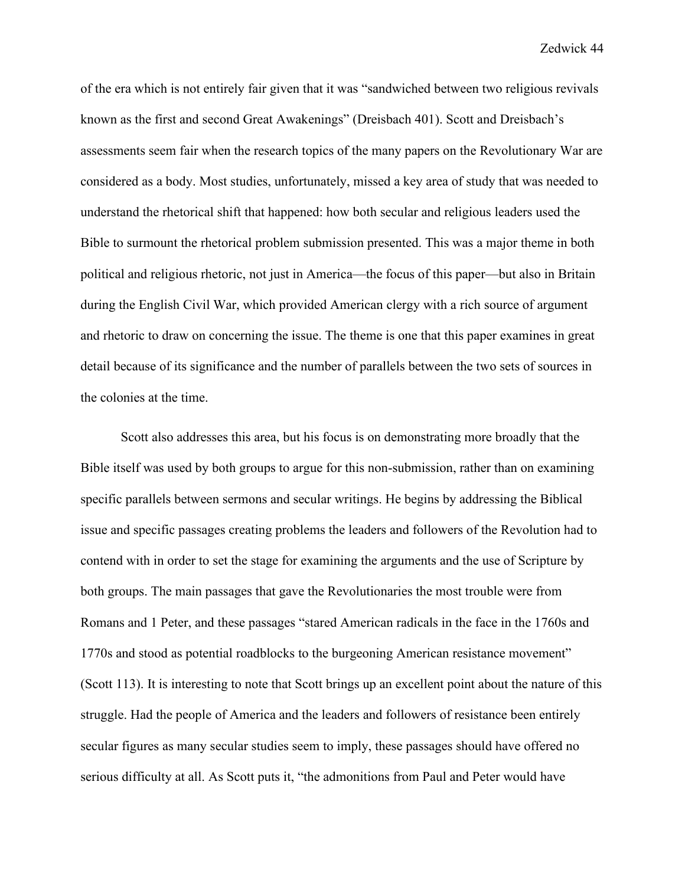of the era which is not entirely fair given that it was "sandwiched between two religious revivals known as the first and second Great Awakenings" (Dreisbach 401). Scott and Dreisbach's assessments seem fair when the research topics of the many papers on the Revolutionary War are considered as a body. Most studies, unfortunately, missed a key area of study that was needed to understand the rhetorical shift that happened: how both secular and religious leaders used the Bible to surmount the rhetorical problem submission presented. This was a major theme in both political and religious rhetoric, not just in America—the focus of this paper—but also in Britain during the English Civil War, which provided American clergy with a rich source of argument and rhetoric to draw on concerning the issue. The theme is one that this paper examines in great detail because of its significance and the number of parallels between the two sets of sources in the colonies at the time.

Scott also addresses this area, but his focus is on demonstrating more broadly that the Bible itself was used by both groups to argue for this non-submission, rather than on examining specific parallels between sermons and secular writings. He begins by addressing the Biblical issue and specific passages creating problems the leaders and followers of the Revolution had to contend with in order to set the stage for examining the arguments and the use of Scripture by both groups. The main passages that gave the Revolutionaries the most trouble were from Romans and 1 Peter, and these passages "stared American radicals in the face in the 1760s and 1770s and stood as potential roadblocks to the burgeoning American resistance movement" (Scott 113). It is interesting to note that Scott brings up an excellent point about the nature of this struggle. Had the people of America and the leaders and followers of resistance been entirely secular figures as many secular studies seem to imply, these passages should have offered no serious difficulty at all. As Scott puts it, "the admonitions from Paul and Peter would have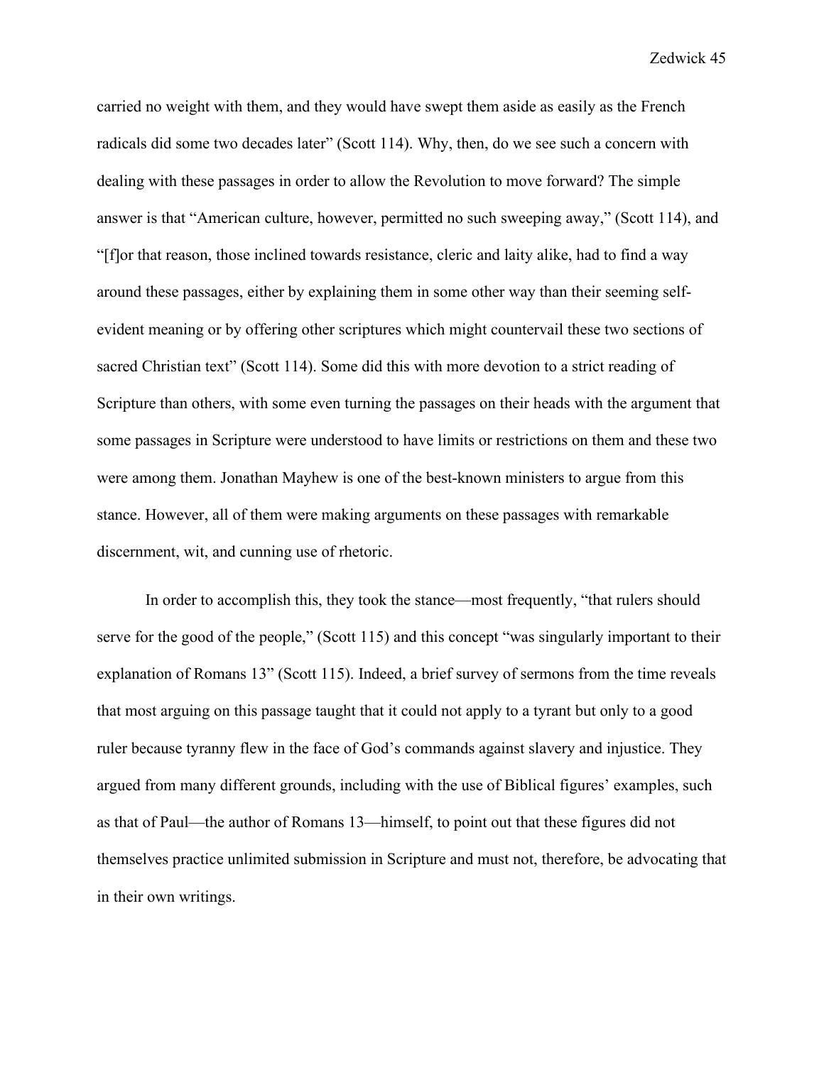carried no weight with them, and they would have swept them aside as easily as the French radicals did some two decades later" (Scott 114). Why, then, do we see such a concern with dealing with these passages in order to allow the Revolution to move forward? The simple answer is that "American culture, however, permitted no such sweeping away," (Scott 114), and "[f]or that reason, those inclined towards resistance, cleric and laity alike, had to find a way around these passages, either by explaining them in some other way than their seeming self-evident meaning or by offering other scriptures which might countervail these two sections of sacred Christian text" (Scott 114). Some did this with more devotion to a strict reading of Scripture than others, with some even turning the passages on their heads with the argument that some passages in Scripture were understood to have limits or restrictions on them and these two were among them. Jonathan Mayhew is one of the best-known ministers to argue from this stance. However, all of them were making arguments on these passages with remarkable discernment, wit, and cunning use of rhetoric.

In order to accomplish this, they took the stance—most frequently, "that rulers should serve for the good of the people," (Scott 115) and this concept "was singularly important to their explanation of Romans 13" (Scott 115). Indeed, a brief survey of sermons from the time reveals that most arguing on this passage taught that it could not apply to a tyrant but only to a good ruler because tyranny flew in the face of God's commands against slavery and injustice. They argued from many different grounds, including with the use of Biblical figures' examples, such as that of Paul—the author of Romans 13—himself, to point out that these figures did not themselves practice unlimited submission in Scripture and must not, therefore, be advocating that in their own writings.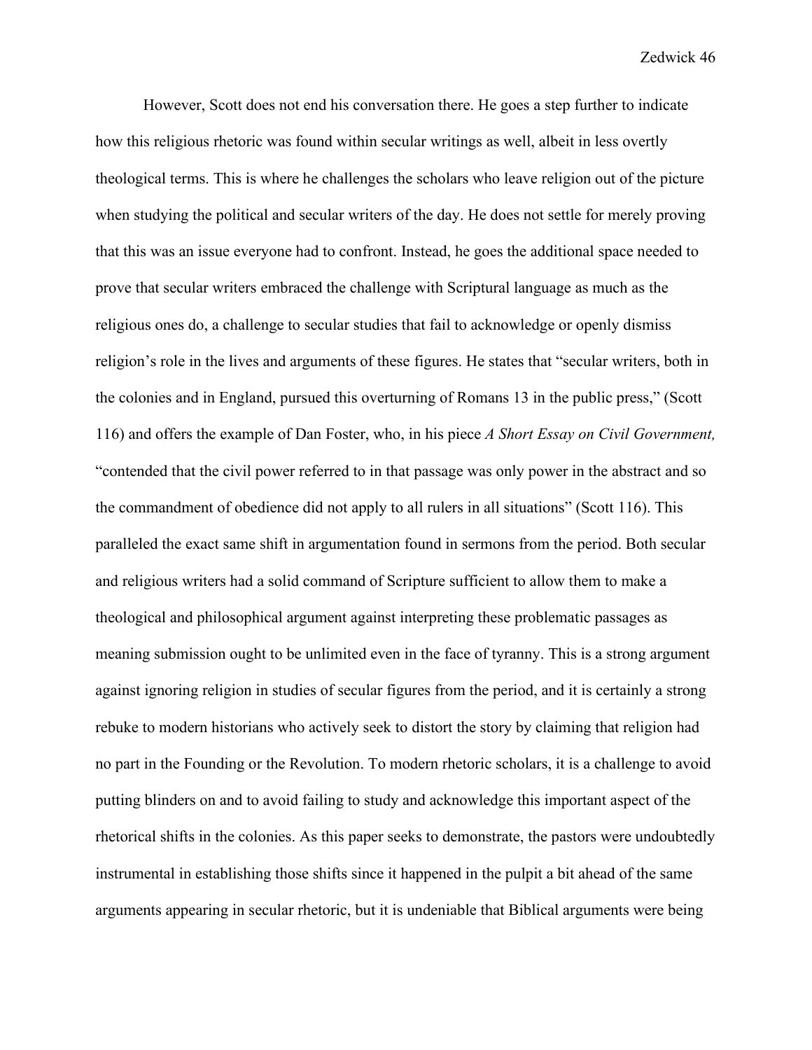However, Scott does not end his conversation there. He goes a step further to indicate how this religious rhetoric was found within secular writings as well, albeit in less overtly theological terms. This is where he challenges the scholars who leave religion out of the picture when studying the political and secular writers of the day. He does not settle for merely proving that this was an issue everyone had to confront. Instead, he goes the additional space needed to prove that secular writers embraced the challenge with Scriptural language as much as the religious ones do, a challenge to secular studies that fail to acknowledge or openly dismiss religion's role in the lives and arguments of these figures. He states that "secular writers, both in the colonies and in England, pursued this overturning of Romans 13 in the public press," (Scott 116) and offers the example of Dan Foster, who, in his piece *A Short Essay on Civil Government,* "contended that the civil power referred to in that passage was only power in the abstract and so the commandment of obedience did not apply to all rulers in all situations" (Scott 116). This paralleled the exact same shift in argumentation found in sermons from the period. Both secular and religious writers had a solid command of Scripture sufficient to allow them to make a theological and philosophical argument against interpreting these problematic passages as meaning submission ought to be unlimited even in the face of tyranny. This is a strong argument against ignoring religion in studies of secular figures from the period, and it is certainly a strong rebuke to modern historians who actively seek to distort the story by claiming that religion had no part in the Founding or the Revolution. To modern rhetoric scholars, it is a challenge to avoid putting blinders on and to avoid failing to study and acknowledge this important aspect of the rhetorical shifts in the colonies. As this paper seeks to demonstrate, the pastors were undoubtedly instrumental in establishing those shifts since it happened in the pulpit a bit ahead of the same arguments appearing in secular rhetoric, but it is undeniable that Biblical arguments were being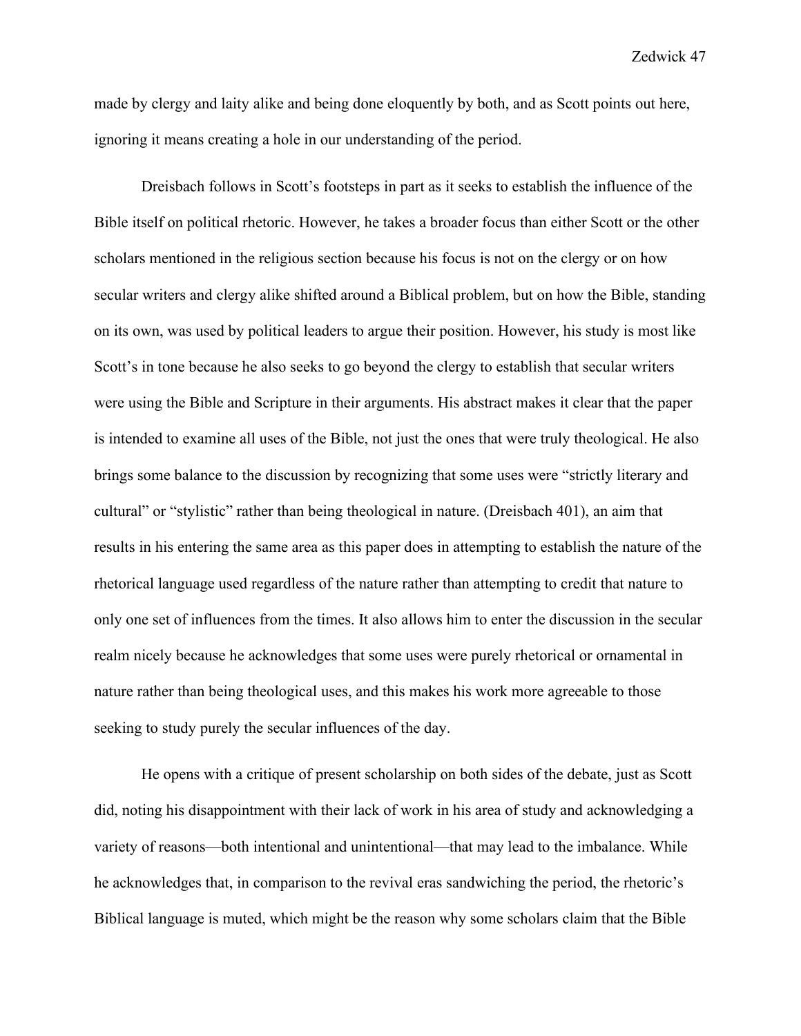made by clergy and laity alike and being done eloquently by both, and as Scott points out here, ignoring it means creating a hole in our understanding of the period.

Dreisbach follows in Scott's footsteps in part as it seeks to establish the influence of the Bible itself on political rhetoric. However, he takes a broader focus than either Scott or the other scholars mentioned in the religious section because his focus is not on the clergy or on how secular writers and clergy alike shifted around a Biblical problem, but on how the Bible, standing on its own, was used by political leaders to argue their position. However, his study is most like Scott's in tone because he also seeks to go beyond the clergy to establish that secular writers were using the Bible and Scripture in their arguments. His abstract makes it clear that the paper is intended to examine all uses of the Bible, not just the ones that were truly theological. He also brings some balance to the discussion by recognizing that some uses were "strictly literary and cultural" or "stylistic" rather than being theological in nature. (Dreisbach 401), an aim that results in his entering the same area as this paper does in attempting to establish the nature of the rhetorical language used regardless of the nature rather than attempting to credit that nature to only one set of influences from the times. It also allows him to enter the discussion in the secular realm nicely because he acknowledges that some uses were purely rhetorical or ornamental in nature rather than being theological uses, and this makes his work more agreeable to those seeking to study purely the secular influences of the day.

He opens with a critique of present scholarship on both sides of the debate, just as Scott did, noting his disappointment with their lack of work in his area of study and acknowledging a variety of reasons—both intentional and unintentional—that may lead to the imbalance. While he acknowledges that, in comparison to the revival eras sandwiching the period, the rhetoric's Biblical language is muted, which might be the reason why some scholars claim that the Bible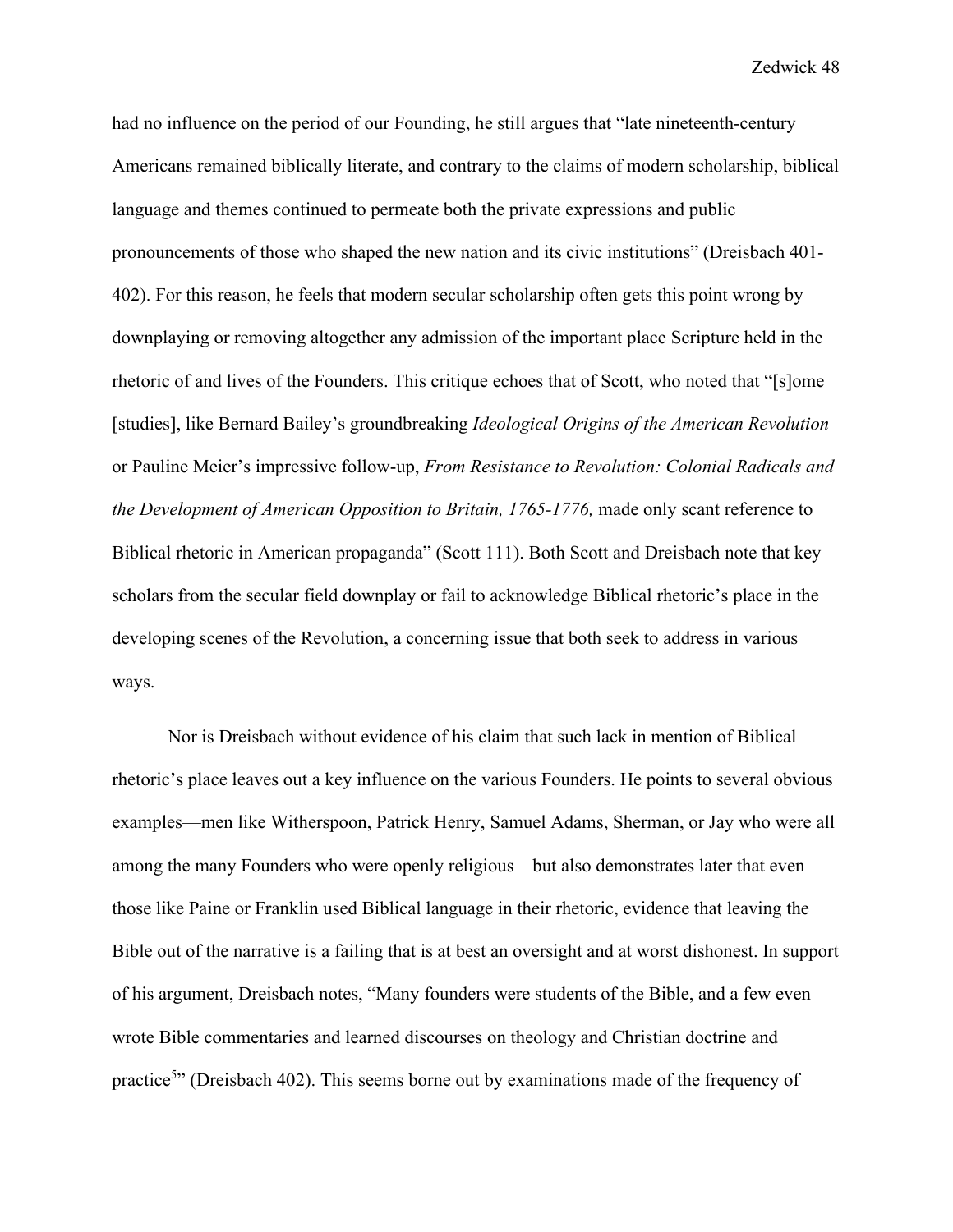had no influence on the period of our Founding, he still argues that "late nineteenth-century Americans remained biblically literate, and contrary to the claims of modern scholarship, biblical language and themes continued to permeate both the private expressions and public pronouncements of those who shaped the new nation and its civic institutions" (Dreisbach 401-402). For this reason, he feels that modern secular scholarship often gets this point wrong by downplaying or removing altogether any admission of the important place Scripture held in the rhetoric of and lives of the Founders. This critique echoes that of Scott, who noted that "[s]ome [studies], like Bernard Bailey's groundbreaking *Ideological Origins of the American Revolution* or Pauline Meier's impressive follow-up, *From Resistance to Revolution: Colonial Radicals and the Development of American Opposition to Britain, 1765-1776,* made only scant reference to Biblical rhetoric in American propaganda" (Scott 111). Both Scott and Dreisbach note that key scholars from the secular field downplay or fail to acknowledge Biblical rhetoric's place in the developing scenes of the Revolution, a concerning issue that both seek to address in various ways.

Nor is Dreisbach without evidence of his claim that such lack in mention of Biblical rhetoric's place leaves out a key influence on the various Founders. He points to several obvious examples—men like Witherspoon, Patrick Henry, Samuel Adams, Sherman, or Jay who were all among the many Founders who were openly religious—but also demonstrates later that even those like Paine or Franklin used Biblical language in their rhetoric, evidence that leaving the Bible out of the narrative is a failing that is at best an oversight and at worst dishonest. In support of his argument, Dreisbach notes, "Many founders were students of the Bible, and a few even wrote Bible commentaries and learned discourses on theology and Christian doctrine and practice[5]" (Dreisbach 402). This seems borne out by examinations made of the frequency of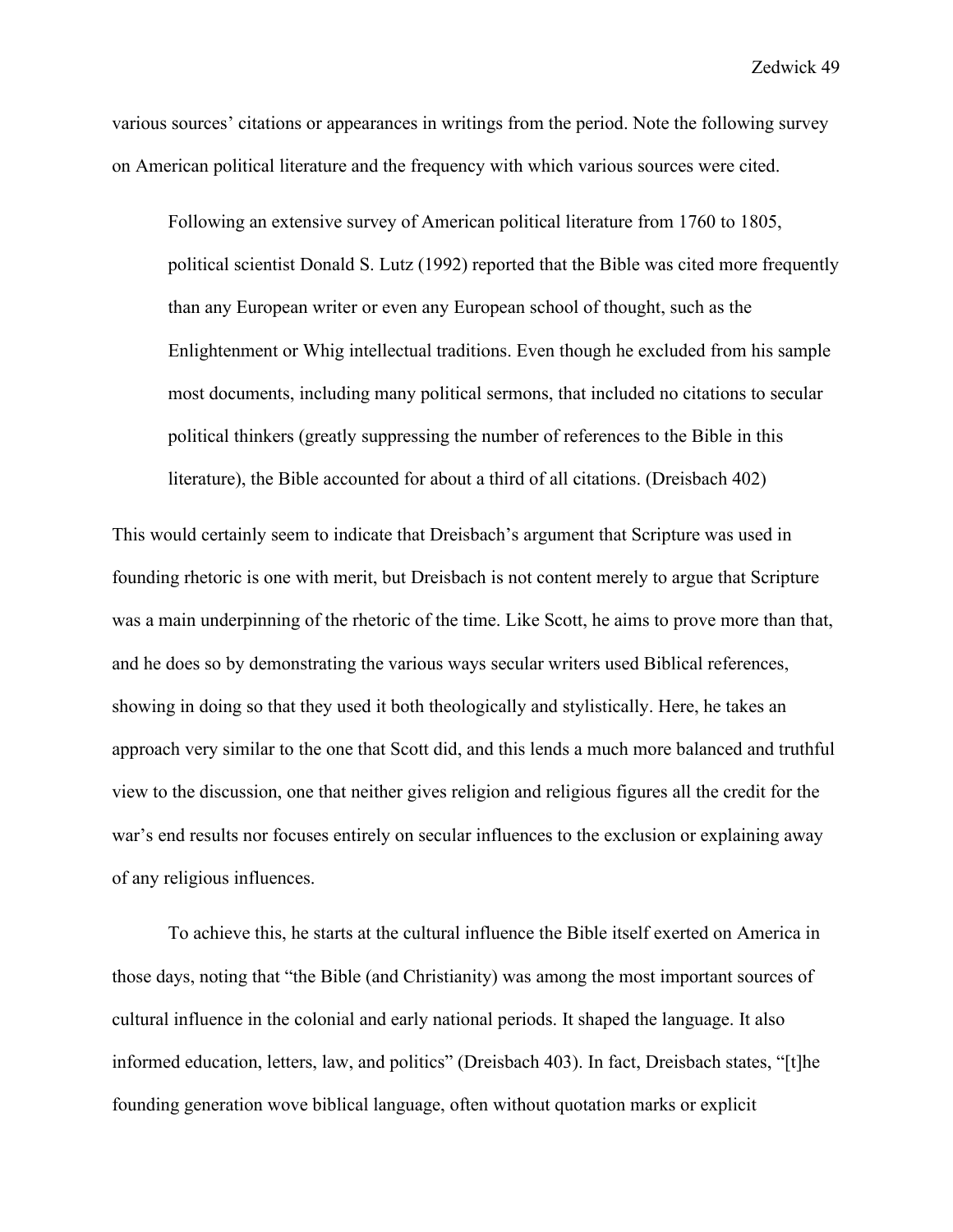various sources' citations or appearances in writings from the period. Note the following survey on American political literature and the frequency with which various sources were cited.

> Following an extensive survey of American political literature from 1760 to 1805, political scientist Donald S. Lutz (1992) reported that the Bible was cited more frequently than any European writer or even any European school of thought, such as the Enlightenment or Whig intellectual traditions. Even though he excluded from his sample most documents, including many political sermons, that included no citations to secular political thinkers (greatly suppressing the number of references to the Bible in this literature), the Bible accounted for about a third of all citations. (Dreisbach 402)

This would certainly seem to indicate that Dreisbach's argument that Scripture was used in founding rhetoric is one with merit, but Dreisbach is not content merely to argue that Scripture was a main underpinning of the rhetoric of the time. Like Scott, he aims to prove more than that, and he does so by demonstrating the various ways secular writers used Biblical references, showing in doing so that they used it both theologically and stylistically. Here, he takes an approach very similar to the one that Scott did, and this lends a much more balanced and truthful view to the discussion, one that neither gives religion and religious figures all the credit for the war's end results nor focuses entirely on secular influences to the exclusion or explaining away of any religious influences.

To achieve this, he starts at the cultural influence the Bible itself exerted on America in those days, noting that "the Bible (and Christianity) was among the most important sources of cultural influence in the colonial and early national periods. It shaped the language. It also informed education, letters, law, and politics" (Dreisbach 403). In fact, Dreisbach states, "[t]he founding generation wove biblical language, often without quotation marks or explicit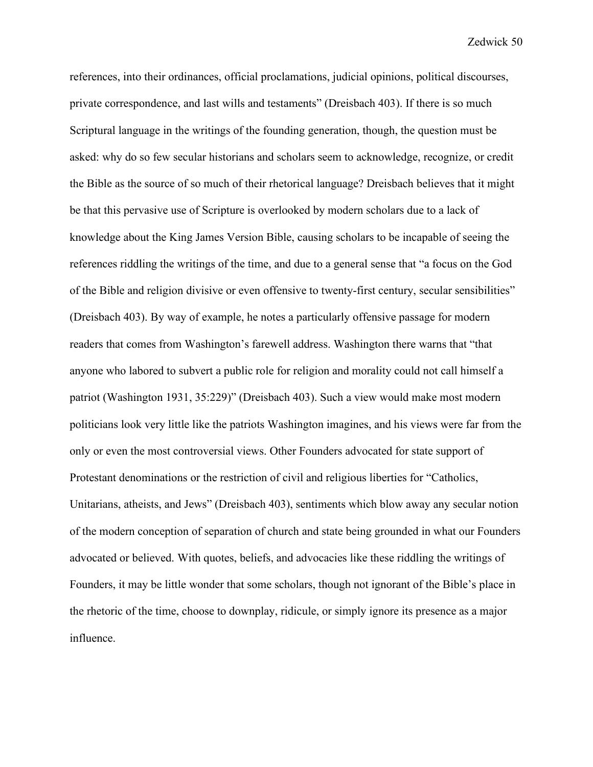references, into their ordinances, official proclamations, judicial opinions, political discourses, private correspondence, and last wills and testaments" (Dreisbach 403). If there is so much Scriptural language in the writings of the founding generation, though, the question must be asked: why do so few secular historians and scholars seem to acknowledge, recognize, or credit the Bible as the source of so much of their rhetorical language? Dreisbach believes that it might be that this pervasive use of Scripture is overlooked by modern scholars due to a lack of knowledge about the King James Version Bible, causing scholars to be incapable of seeing the references riddling the writings of the time, and due to a general sense that "a focus on the God of the Bible and religion divisive or even offensive to twenty-first century, secular sensibilities" (Dreisbach 403). By way of example, he notes a particularly offensive passage for modern readers that comes from Washington's farewell address. Washington there warns that "that anyone who labored to subvert a public role for religion and morality could not call himself a patriot (Washington 1931, 35:229)" (Dreisbach 403). Such a view would make most modern politicians look very little like the patriots Washington imagines, and his views were far from the only or even the most controversial views. Other Founders advocated for state support of Protestant denominations or the restriction of civil and religious liberties for "Catholics, Unitarians, atheists, and Jews" (Dreisbach 403), sentiments which blow away any secular notion of the modern conception of separation of church and state being grounded in what our Founders advocated or believed. With quotes, beliefs, and advocacies like these riddling the writings of Founders, it may be little wonder that some scholars, though not ignorant of the Bible's place in the rhetoric of the time, choose to downplay, ridicule, or simply ignore its presence as a major influence.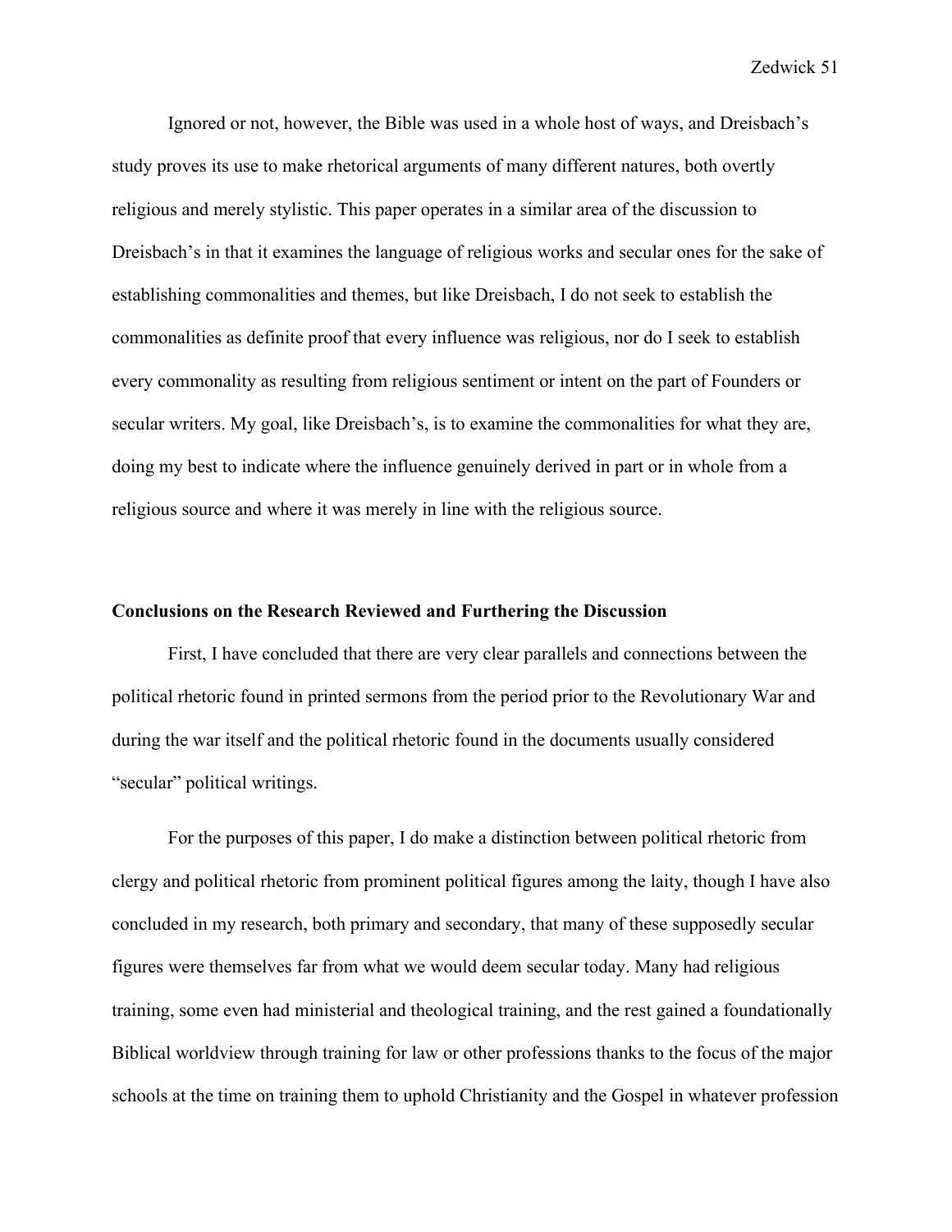Ignored or not, however, the Bible was used in a whole host of ways, and Dreisbach's study proves its use to make rhetorical arguments of many different natures, both overtly religious and merely stylistic. This paper operates in a similar area of the discussion to Dreisbach's in that it examines the language of religious works and secular ones for the sake of establishing commonalities and themes, but like Dreisbach, I do not seek to establish the commonalities as definite proof that every influence was religious, nor do I seek to establish every commonality as resulting from religious sentiment or intent on the part of Founders or secular writers. My goal, like Dreisbach's, is to examine the commonalities for what they are, doing my best to indicate where the influence genuinely derived in part or in whole from a religious source and where it was merely in line with the religious source.

**Conclusions on the Research Reviewed and Furthering the Discussion**

First, I have concluded that there are very clear parallels and connections between the political rhetoric found in printed sermons from the period prior to the Revolutionary War and during the war itself and the political rhetoric found in the documents usually considered "secular" political writings.

For the purposes of this paper, I do make a distinction between political rhetoric from clergy and political rhetoric from prominent political figures among the laity, though I have also concluded in my research, both primary and secondary, that many of these supposedly secular figures were themselves far from what we would deem secular today. Many had religious training, some even had ministerial and theological training, and the rest gained a foundationally Biblical worldview through training for law or other professions thanks to the focus of the major schools at the time on training them to uphold Christianity and the Gospel in whatever profession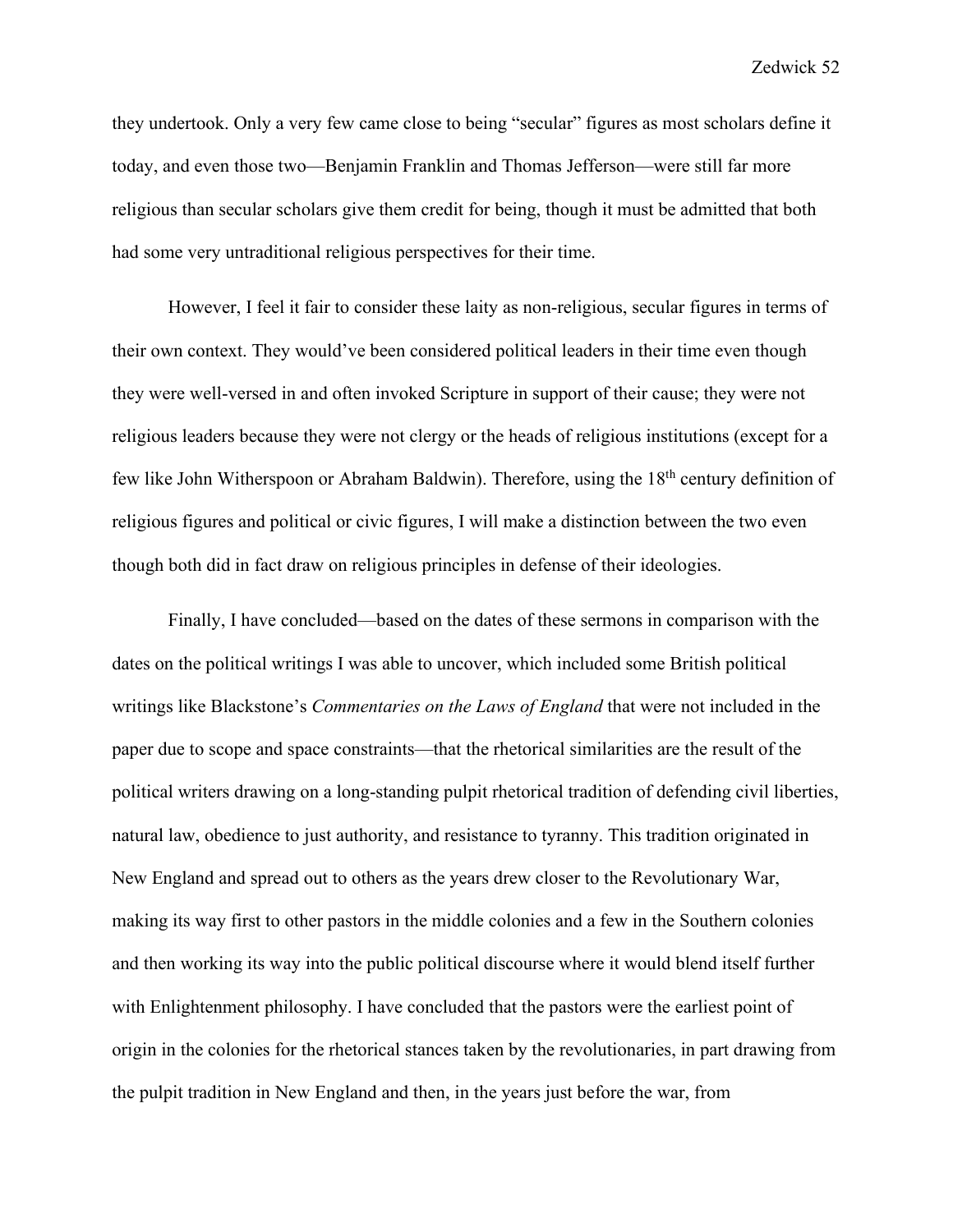they undertook. Only a very few came close to being "secular" figures as most scholars define it today, and even those two—Benjamin Franklin and Thomas Jefferson—were still far more religious than secular scholars give them credit for being, though it must be admitted that both had some very untraditional religious perspectives for their time.

However, I feel it fair to consider these laity as non-religious, secular figures in terms of their own context. They would've been considered political leaders in their time even though they were well-versed in and often invoked Scripture in support of their cause; they were not religious leaders because they were not clergy or the heads of religious institutions (except for a few like John Witherspoon or Abraham Baldwin). Therefore, using the 18th century definition of religious figures and political or civic figures, I will make a distinction between the two even though both did in fact draw on religious principles in defense of their ideologies.

Finally, I have concluded—based on the dates of these sermons in comparison with the dates on the political writings I was able to uncover, which included some British political writings like Blackstone's *Commentaries on the Laws of England* that were not included in the paper due to scope and space constraints—that the rhetorical similarities are the result of the political writers drawing on a long-standing pulpit rhetorical tradition of defending civil liberties, natural law, obedience to just authority, and resistance to tyranny. This tradition originated in New England and spread out to others as the years drew closer to the Revolutionary War, making its way first to other pastors in the middle colonies and a few in the Southern colonies and then working its way into the public political discourse where it would blend itself further with Enlightenment philosophy. I have concluded that the pastors were the earliest point of origin in the colonies for the rhetorical stances taken by the revolutionaries, in part drawing from the pulpit tradition in New England and then, in the years just before the war, from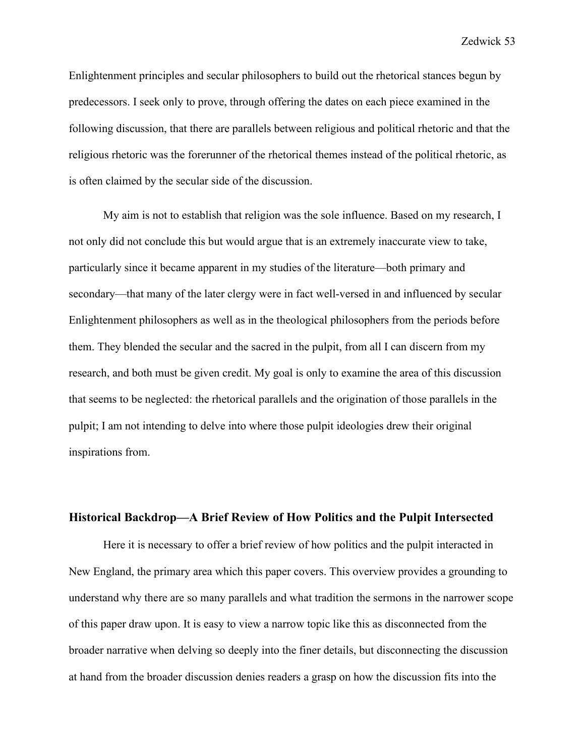Enlightenment principles and secular philosophers to build out the rhetorical stances begun by predecessors. I seek only to prove, through offering the dates on each piece examined in the following discussion, that there are parallels between religious and political rhetoric and that the religious rhetoric was the forerunner of the rhetorical themes instead of the political rhetoric, as is often claimed by the secular side of the discussion.

My aim is not to establish that religion was the sole influence. Based on my research, I not only did not conclude this but would argue that is an extremely inaccurate view to take, particularly since it became apparent in my studies of the literature—both primary and secondary—that many of the later clergy were in fact well-versed in and influenced by secular Enlightenment philosophers as well as in the theological philosophers from the periods before them. They blended the secular and the sacred in the pulpit, from all I can discern from my research, and both must be given credit. My goal is only to examine the area of this discussion that seems to be neglected: the rhetorical parallels and the origination of those parallels in the pulpit; I am not intending to delve into where those pulpit ideologies drew their original inspirations from.

## Historical Backdrop—A Brief Review of How Politics and the Pulpit Intersected

Here it is necessary to offer a brief review of how politics and the pulpit interacted in New England, the primary area which this paper covers. This overview provides a grounding to understand why there are so many parallels and what tradition the sermons in the narrower scope of this paper draw upon. It is easy to view a narrow topic like this as disconnected from the broader narrative when delving so deeply into the finer details, but disconnecting the discussion at hand from the broader discussion denies readers a grasp on how the discussion fits into the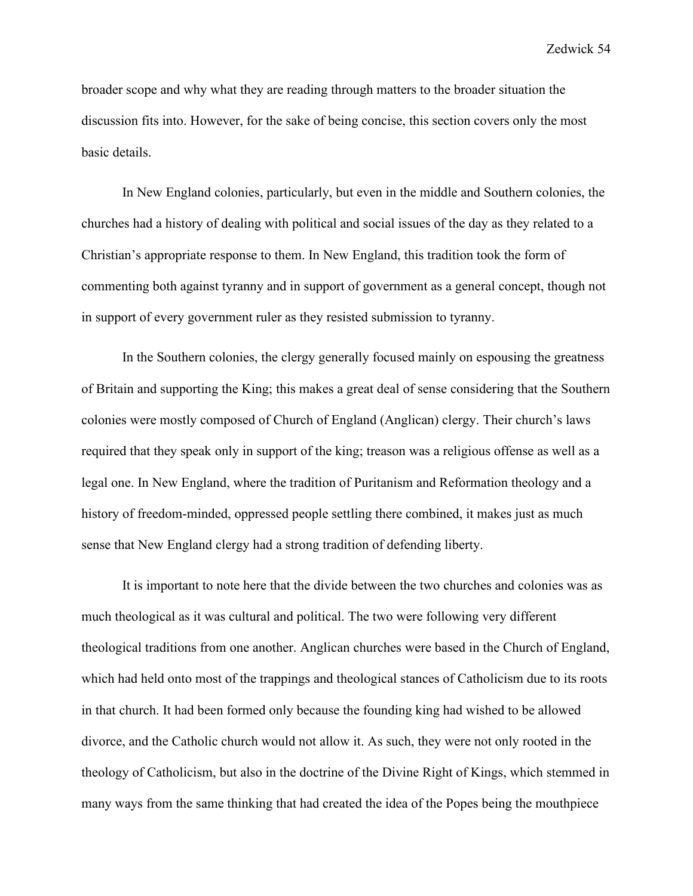broader scope and why what they are reading through matters to the broader situation the discussion fits into. However, for the sake of being concise, this section covers only the most basic details.

In New England colonies, particularly, but even in the middle and Southern colonies, the churches had a history of dealing with political and social issues of the day as they related to a Christian's appropriate response to them. In New England, this tradition took the form of commenting both against tyranny and in support of government as a general concept, though not in support of every government ruler as they resisted submission to tyranny.

In the Southern colonies, the clergy generally focused mainly on espousing the greatness of Britain and supporting the King; this makes a great deal of sense considering that the Southern colonies were mostly composed of Church of England (Anglican) clergy. Their church's laws required that they speak only in support of the king; treason was a religious offense as well as a legal one. In New England, where the tradition of Puritanism and Reformation theology and a history of freedom-minded, oppressed people settling there combined, it makes just as much sense that New England clergy had a strong tradition of defending liberty.

It is important to note here that the divide between the two churches and colonies was as much theological as it was cultural and political. The two were following very different theological traditions from one another. Anglican churches were based in the Church of England, which had held onto most of the trappings and theological stances of Catholicism due to its roots in that church. It had been formed only because the founding king had wished to be allowed divorce, and the Catholic church would not allow it. As such, they were not only rooted in the theology of Catholicism, but also in the doctrine of the Divine Right of Kings, which stemmed in many ways from the same thinking that had created the idea of the Popes being the mouthpiece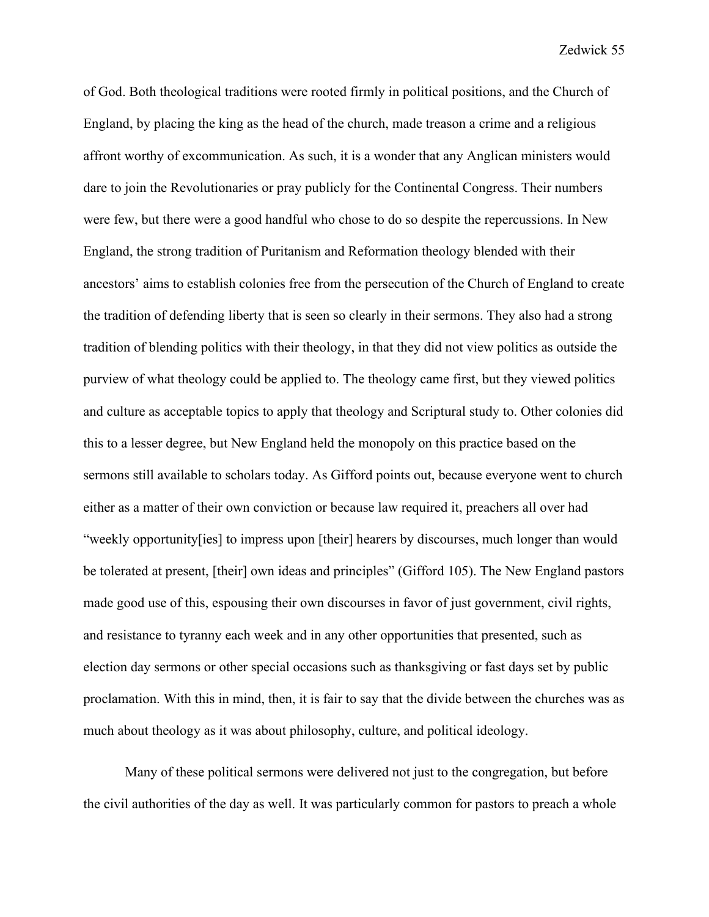of God. Both theological traditions were rooted firmly in political positions, and the Church of England, by placing the king as the head of the church, made treason a crime and a religious affront worthy of excommunication. As such, it is a wonder that any Anglican ministers would dare to join the Revolutionaries or pray publicly for the Continental Congress. Their numbers were few, but there were a good handful who chose to do so despite the repercussions. In New England, the strong tradition of Puritanism and Reformation theology blended with their ancestors' aims to establish colonies free from the persecution of the Church of England to create the tradition of defending liberty that is seen so clearly in their sermons. They also had a strong tradition of blending politics with their theology, in that they did not view politics as outside the purview of what theology could be applied to. The theology came first, but they viewed politics and culture as acceptable topics to apply that theology and Scriptural study to. Other colonies did this to a lesser degree, but New England held the monopoly on this practice based on the sermons still available to scholars today. As Gifford points out, because everyone went to church either as a matter of their own conviction or because law required it, preachers all over had "weekly opportunity[ies] to impress upon [their] hearers by discourses, much longer than would be tolerated at present, [their] own ideas and principles" (Gifford 105). The New England pastors made good use of this, espousing their own discourses in favor of just government, civil rights, and resistance to tyranny each week and in any other opportunities that presented, such as election day sermons or other special occasions such as thanksgiving or fast days set by public proclamation. With this in mind, then, it is fair to say that the divide between the churches was as much about theology as it was about philosophy, culture, and political ideology.

Many of these political sermons were delivered not just to the congregation, but before the civil authorities of the day as well. It was particularly common for pastors to preach a whole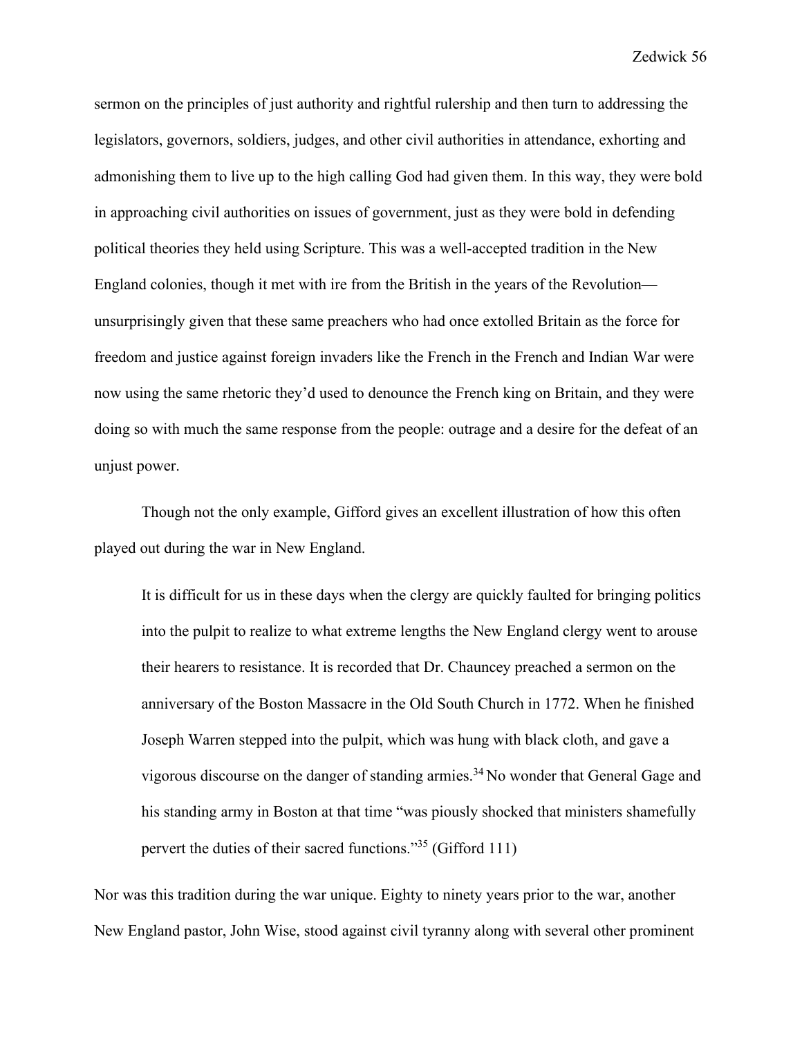sermon on the principles of just authority and rightful rulership and then turn to addressing the legislators, governors, soldiers, judges, and other civil authorities in attendance, exhorting and admonishing them to live up to the high calling God had given them. In this way, they were bold in approaching civil authorities on issues of government, just as they were bold in defending political theories they held using Scripture. This was a well-accepted tradition in the New England colonies, though it met with ire from the British in the years of the Revolution—unsurprisingly given that these same preachers who had once extolled Britain as the force for freedom and justice against foreign invaders like the French in the French and Indian War were now using the same rhetoric they'd used to denounce the French king on Britain, and they were doing so with much the same response from the people: outrage and a desire for the defeat of an unjust power.

Though not the only example, Gifford gives an excellent illustration of how this often played out during the war in New England.

> It is difficult for us in these days when the clergy are quickly faulted for bringing politics into the pulpit to realize to what extreme lengths the New England clergy went to arouse their hearers to resistance. It is recorded that Dr. Chauncey preached a sermon on the anniversary of the Boston Massacre in the Old South Church in 1772. When he finished Joseph Warren stepped into the pulpit, which was hung with black cloth, and gave a vigorous discourse on the danger of standing armies.[34] No wonder that General Gage and his standing army in Boston at that time "was piously shocked that ministers shamefully pervert the duties of their sacred functions."[35] (Gifford 111)

Nor was this tradition during the war unique. Eighty to ninety years prior to the war, another New England pastor, John Wise, stood against civil tyranny along with several other prominent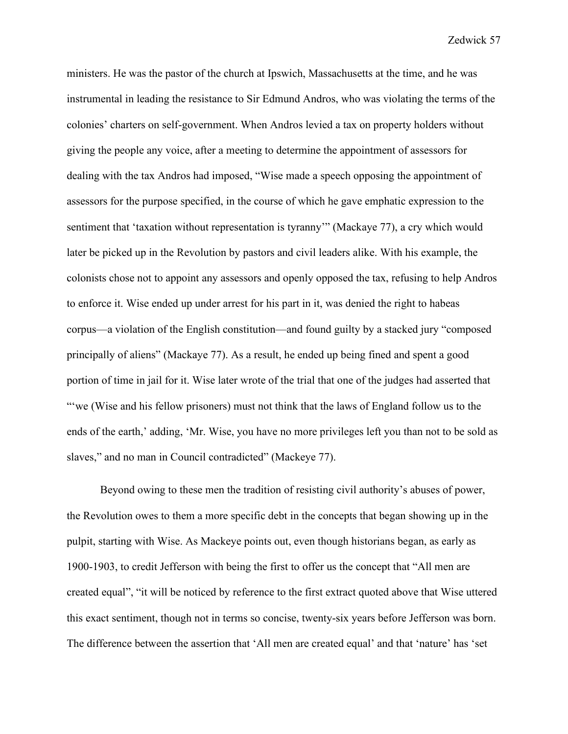ministers. He was the pastor of the church at Ipswich, Massachusetts at the time, and he was instrumental in leading the resistance to Sir Edmund Andros, who was violating the terms of the colonies' charters on self-government. When Andros levied a tax on property holders without giving the people any voice, after a meeting to determine the appointment of assessors for dealing with the tax Andros had imposed, "Wise made a speech opposing the appointment of assessors for the purpose specified, in the course of which he gave emphatic expression to the sentiment that 'taxation without representation is tyranny'" (Mackaye 77), a cry which would later be picked up in the Revolution by pastors and civil leaders alike. With his example, the colonists chose not to appoint any assessors and openly opposed the tax, refusing to help Andros to enforce it. Wise ended up under arrest for his part in it, was denied the right to habeas corpus—a violation of the English constitution—and found guilty by a stacked jury "composed principally of aliens" (Mackaye 77). As a result, he ended up being fined and spent a good portion of time in jail for it. Wise later wrote of the trial that one of the judges had asserted that "'we (Wise and his fellow prisoners) must not think that the laws of England follow us to the ends of the earth,' adding, 'Mr. Wise, you have no more privileges left you than not to be sold as slaves," and no man in Council contradicted" (Mackeye 77).

Beyond owing to these men the tradition of resisting civil authority's abuses of power, the Revolution owes to them a more specific debt in the concepts that began showing up in the pulpit, starting with Wise. As Mackeye points out, even though historians began, as early as 1900-1903, to credit Jefferson with being the first to offer us the concept that "All men are created equal", "it will be noticed by reference to the first extract quoted above that Wise uttered this exact sentiment, though not in terms so concise, twenty-six years before Jefferson was born. The difference between the assertion that 'All men are created equal' and that 'nature' has 'set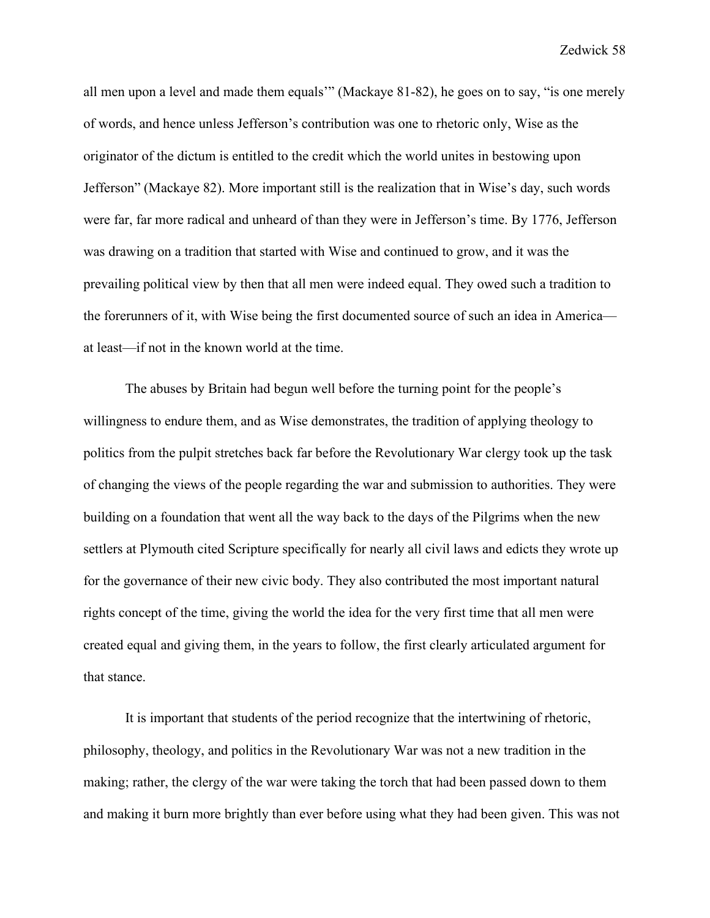all men upon a level and made them equals'" (Mackaye 81-82), he goes on to say, "is one merely of words, and hence unless Jefferson's contribution was one to rhetoric only, Wise as the originator of the dictum is entitled to the credit which the world unites in bestowing upon Jefferson" (Mackaye 82). More important still is the realization that in Wise's day, such words were far, far more radical and unheard of than they were in Jefferson's time. By 1776, Jefferson was drawing on a tradition that started with Wise and continued to grow, and it was the prevailing political view by then that all men were indeed equal. They owed such a tradition to the forerunners of it, with Wise being the first documented source of such an idea in America—at least—if not in the known world at the time.

The abuses by Britain had begun well before the turning point for the people's willingness to endure them, and as Wise demonstrates, the tradition of applying theology to politics from the pulpit stretches back far before the Revolutionary War clergy took up the task of changing the views of the people regarding the war and submission to authorities. They were building on a foundation that went all the way back to the days of the Pilgrims when the new settlers at Plymouth cited Scripture specifically for nearly all civil laws and edicts they wrote up for the governance of their new civic body. They also contributed the most important natural rights concept of the time, giving the world the idea for the very first time that all men were created equal and giving them, in the years to follow, the first clearly articulated argument for that stance.

It is important that students of the period recognize that the intertwining of rhetoric, philosophy, theology, and politics in the Revolutionary War was not a new tradition in the making; rather, the clergy of the war were taking the torch that had been passed down to them and making it burn more brightly than ever before using what they had been given. This was not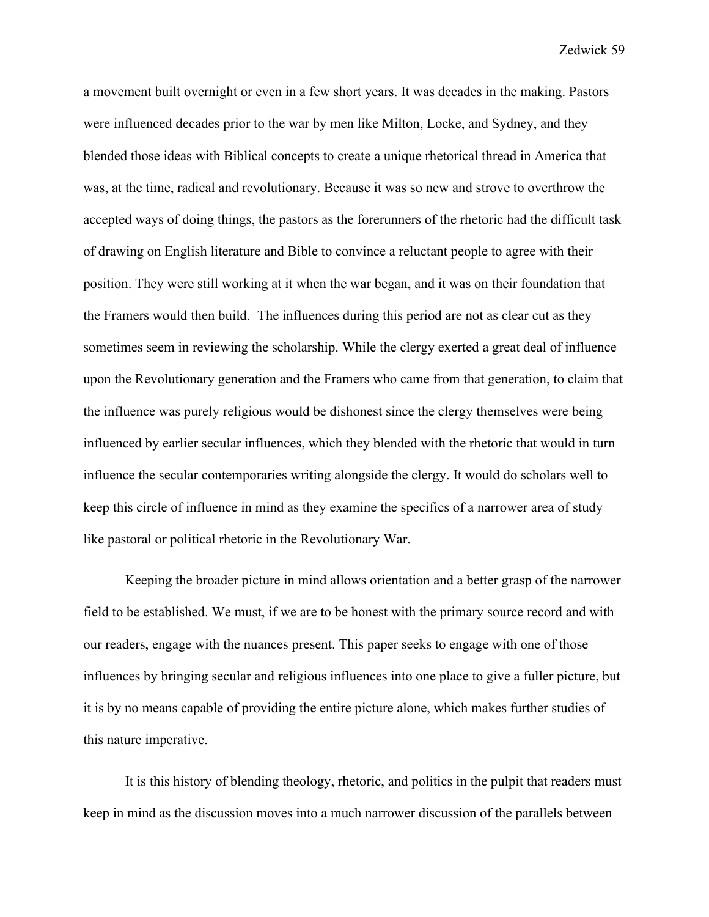a movement built overnight or even in a few short years. It was decades in the making. Pastors were influenced decades prior to the war by men like Milton, Locke, and Sydney, and they blended those ideas with Biblical concepts to create a unique rhetorical thread in America that was, at the time, radical and revolutionary. Because it was so new and strove to overthrow the accepted ways of doing things, the pastors as the forerunners of the rhetoric had the difficult task of drawing on English literature and Bible to convince a reluctant people to agree with their position. They were still working at it when the war began, and it was on their foundation that the Framers would then build. The influences during this period are not as clear cut as they sometimes seem in reviewing the scholarship. While the clergy exerted a great deal of influence upon the Revolutionary generation and the Framers who came from that generation, to claim that the influence was purely religious would be dishonest since the clergy themselves were being influenced by earlier secular influences, which they blended with the rhetoric that would in turn influence the secular contemporaries writing alongside the clergy. It would do scholars well to keep this circle of influence in mind as they examine the specifics of a narrower area of study like pastoral or political rhetoric in the Revolutionary War.

Keeping the broader picture in mind allows orientation and a better grasp of the narrower field to be established. We must, if we are to be honest with the primary source record and with our readers, engage with the nuances present. This paper seeks to engage with one of those influences by bringing secular and religious influences into one place to give a fuller picture, but it is by no means capable of providing the entire picture alone, which makes further studies of this nature imperative.

It is this history of blending theology, rhetoric, and politics in the pulpit that readers must keep in mind as the discussion moves into a much narrower discussion of the parallels between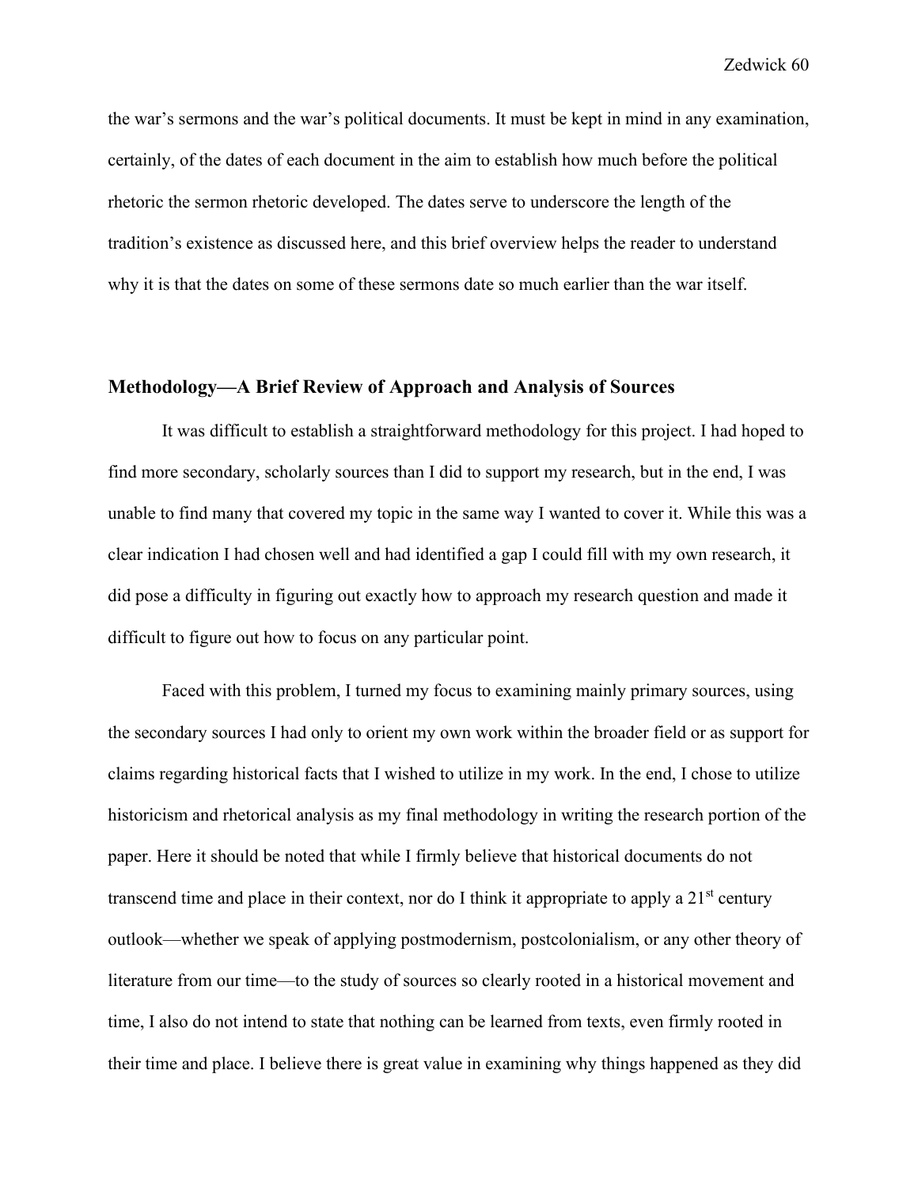the war's sermons and the war's political documents. It must be kept in mind in any examination, certainly, of the dates of each document in the aim to establish how much before the political rhetoric the sermon rhetoric developed. The dates serve to underscore the length of the tradition's existence as discussed here, and this brief overview helps the reader to understand why it is that the dates on some of these sermons date so much earlier than the war itself.

## Methodology—A Brief Review of Approach and Analysis of Sources

It was difficult to establish a straightforward methodology for this project. I had hoped to find more secondary, scholarly sources than I did to support my research, but in the end, I was unable to find many that covered my topic in the same way I wanted to cover it. While this was a clear indication I had chosen well and had identified a gap I could fill with my own research, it did pose a difficulty in figuring out exactly how to approach my research question and made it difficult to figure out how to focus on any particular point.

Faced with this problem, I turned my focus to examining mainly primary sources, using the secondary sources I had only to orient my own work within the broader field or as support for claims regarding historical facts that I wished to utilize in my work. In the end, I chose to utilize historicism and rhetorical analysis as my final methodology in writing the research portion of the paper. Here it should be noted that while I firmly believe that historical documents do not transcend time and place in their context, nor do I think it appropriate to apply a 21st century outlook—whether we speak of applying postmodernism, postcolonialism, or any other theory of literature from our time—to the study of sources so clearly rooted in a historical movement and time, I also do not intend to state that nothing can be learned from texts, even firmly rooted in their time and place. I believe there is great value in examining why things happened as they did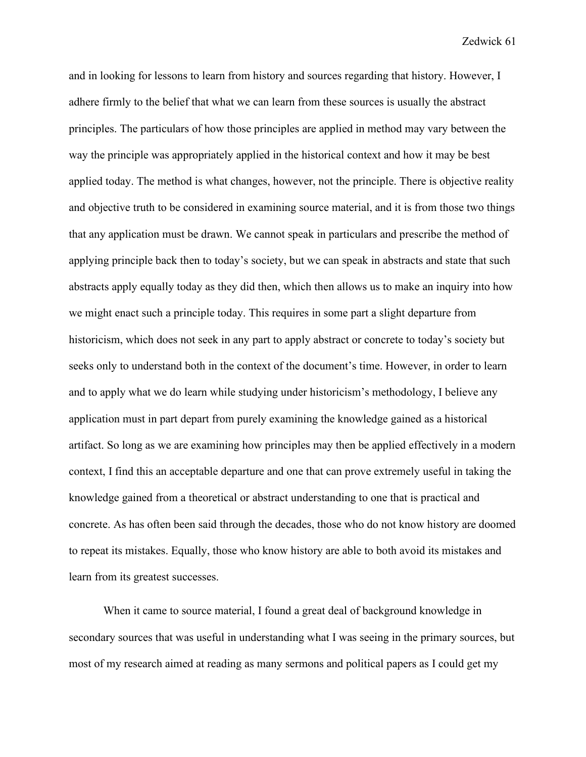and in looking for lessons to learn from history and sources regarding that history. However, I adhere firmly to the belief that what we can learn from these sources is usually the abstract principles. The particulars of how those principles are applied in method may vary between the way the principle was appropriately applied in the historical context and how it may be best applied today. The method is what changes, however, not the principle. There is objective reality and objective truth to be considered in examining source material, and it is from those two things that any application must be drawn. We cannot speak in particulars and prescribe the method of applying principle back then to today's society, but we can speak in abstracts and state that such abstracts apply equally today as they did then, which then allows us to make an inquiry into how we might enact such a principle today. This requires in some part a slight departure from historicism, which does not seek in any part to apply abstract or concrete to today's society but seeks only to understand both in the context of the document's time. However, in order to learn and to apply what we do learn while studying under historicism's methodology, I believe any application must in part depart from purely examining the knowledge gained as a historical artifact. So long as we are examining how principles may then be applied effectively in a modern context, I find this an acceptable departure and one that can prove extremely useful in taking the knowledge gained from a theoretical or abstract understanding to one that is practical and concrete. As has often been said through the decades, those who do not know history are doomed to repeat its mistakes. Equally, those who know history are able to both avoid its mistakes and learn from its greatest successes.

When it came to source material, I found a great deal of background knowledge in secondary sources that was useful in understanding what I was seeing in the primary sources, but most of my research aimed at reading as many sermons and political papers as I could get my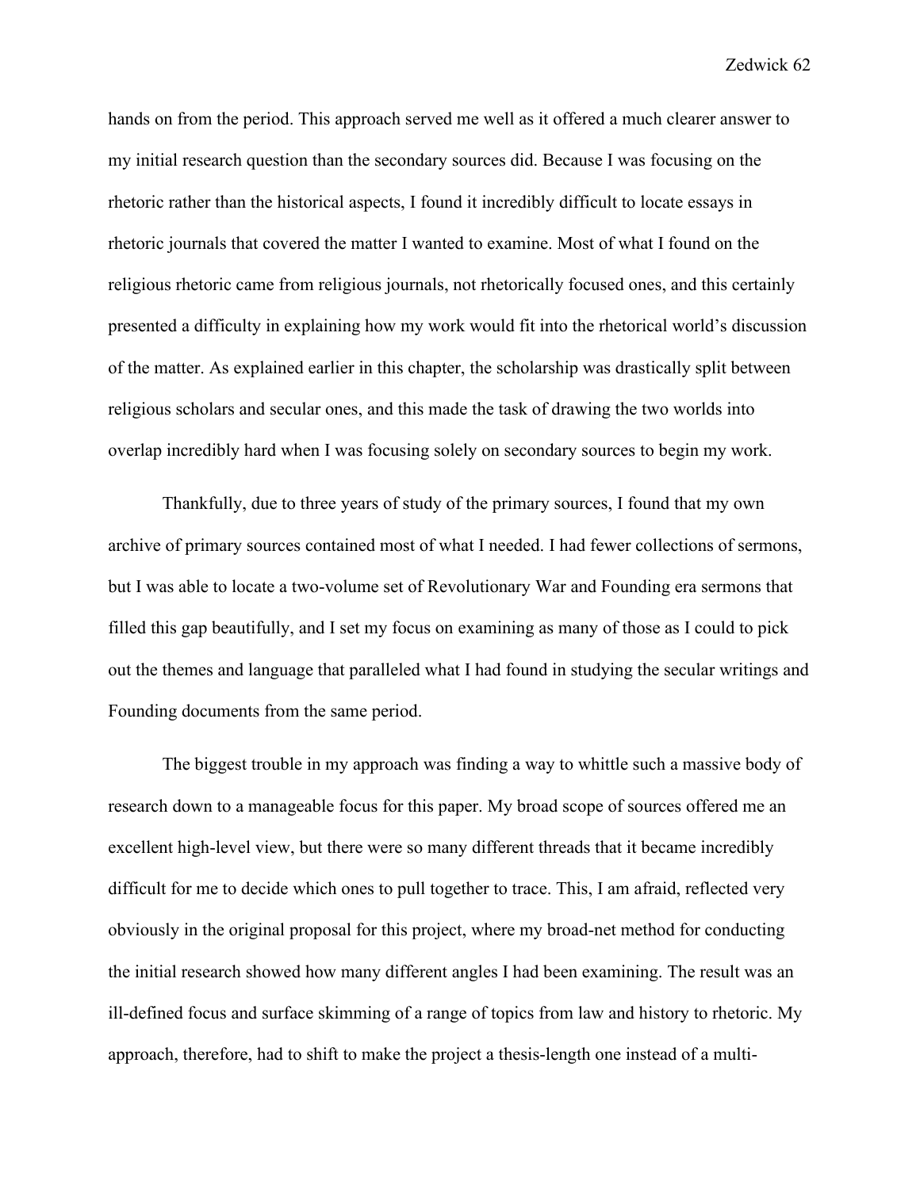hands on from the period. This approach served me well as it offered a much clearer answer to my initial research question than the secondary sources did. Because I was focusing on the rhetoric rather than the historical aspects, I found it incredibly difficult to locate essays in rhetoric journals that covered the matter I wanted to examine. Most of what I found on the religious rhetoric came from religious journals, not rhetorically focused ones, and this certainly presented a difficulty in explaining how my work would fit into the rhetorical world's discussion of the matter. As explained earlier in this chapter, the scholarship was drastically split between religious scholars and secular ones, and this made the task of drawing the two worlds into overlap incredibly hard when I was focusing solely on secondary sources to begin my work.

Thankfully, due to three years of study of the primary sources, I found that my own archive of primary sources contained most of what I needed. I had fewer collections of sermons, but I was able to locate a two-volume set of Revolutionary War and Founding era sermons that filled this gap beautifully, and I set my focus on examining as many of those as I could to pick out the themes and language that paralleled what I had found in studying the secular writings and Founding documents from the same period.

The biggest trouble in my approach was finding a way to whittle such a massive body of research down to a manageable focus for this paper. My broad scope of sources offered me an excellent high-level view, but there were so many different threads that it became incredibly difficult for me to decide which ones to pull together to trace. This, I am afraid, reflected very obviously in the original proposal for this project, where my broad-net method for conducting the initial research showed how many different angles I had been examining. The result was an ill-defined focus and surface skimming of a range of topics from law and history to rhetoric. My approach, therefore, had to shift to make the project a thesis-length one instead of a multi-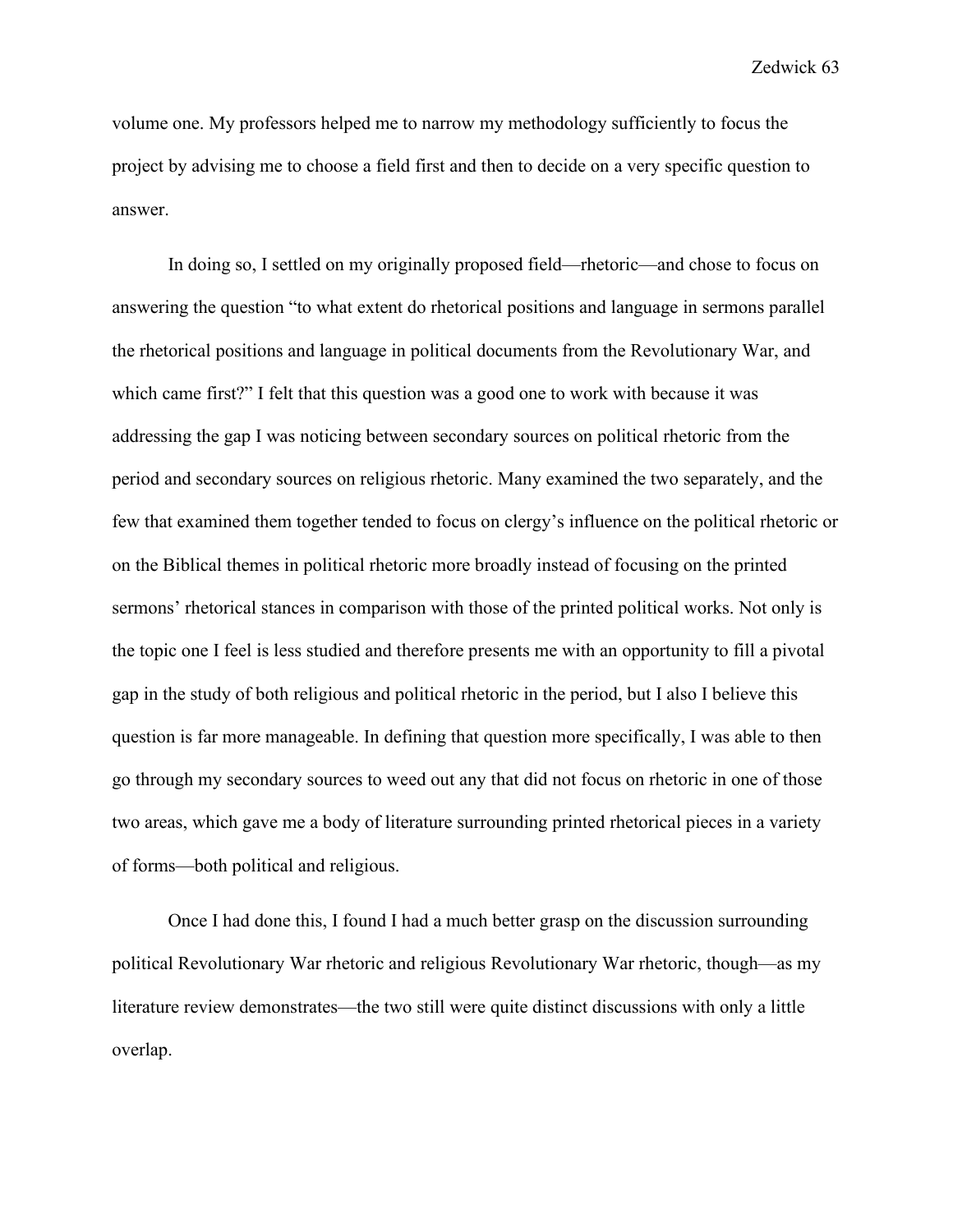volume one. My professors helped me to narrow my methodology sufficiently to focus the project by advising me to choose a field first and then to decide on a very specific question to answer.

In doing so, I settled on my originally proposed field—rhetoric—and chose to focus on answering the question "to what extent do rhetorical positions and language in sermons parallel the rhetorical positions and language in political documents from the Revolutionary War, and which came first?" I felt that this question was a good one to work with because it was addressing the gap I was noticing between secondary sources on political rhetoric from the period and secondary sources on religious rhetoric. Many examined the two separately, and the few that examined them together tended to focus on clergy's influence on the political rhetoric or on the Biblical themes in political rhetoric more broadly instead of focusing on the printed sermons' rhetorical stances in comparison with those of the printed political works. Not only is the topic one I feel is less studied and therefore presents me with an opportunity to fill a pivotal gap in the study of both religious and political rhetoric in the period, but I also I believe this question is far more manageable. In defining that question more specifically, I was able to then go through my secondary sources to weed out any that did not focus on rhetoric in one of those two areas, which gave me a body of literature surrounding printed rhetorical pieces in a variety of forms—both political and religious.

Once I had done this, I found I had a much better grasp on the discussion surrounding political Revolutionary War rhetoric and religious Revolutionary War rhetoric, though—as my literature review demonstrates—the two still were quite distinct discussions with only a little overlap.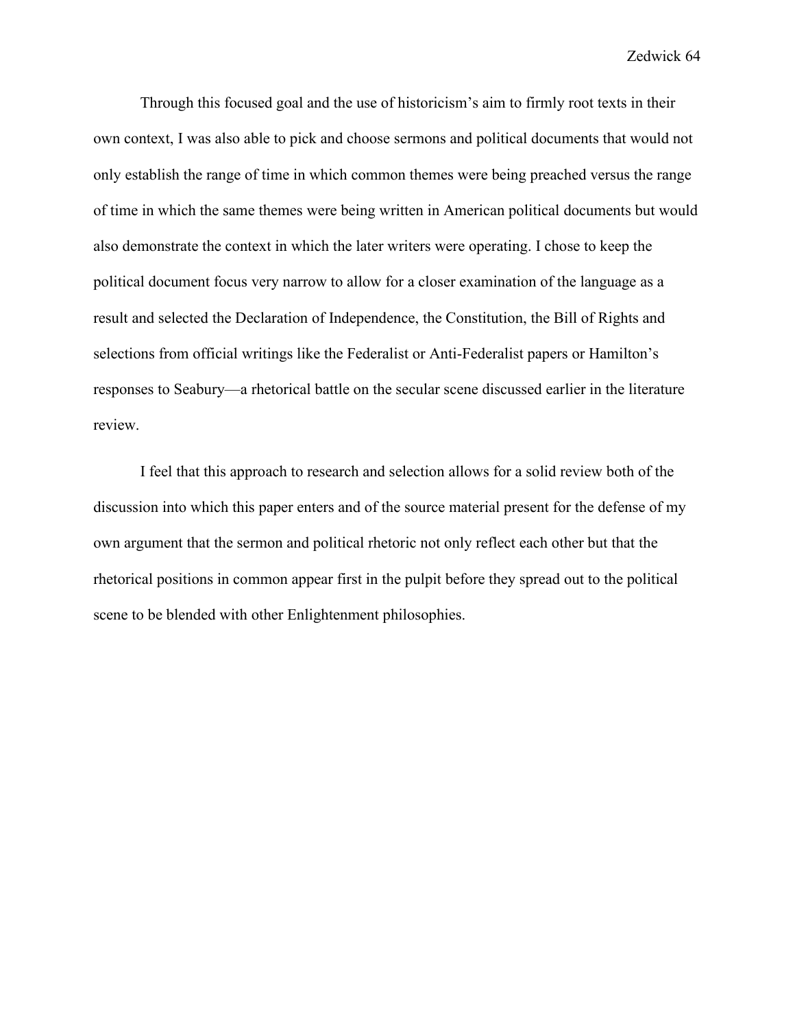Through this focused goal and the use of historicism's aim to firmly root texts in their own context, I was also able to pick and choose sermons and political documents that would not only establish the range of time in which common themes were being preached versus the range of time in which the same themes were being written in American political documents but would also demonstrate the context in which the later writers were operating. I chose to keep the political document focus very narrow to allow for a closer examination of the language as a result and selected the Declaration of Independence, the Constitution, the Bill of Rights and selections from official writings like the Federalist or Anti-Federalist papers or Hamilton's responses to Seabury—a rhetorical battle on the secular scene discussed earlier in the literature review.

I feel that this approach to research and selection allows for a solid review both of the discussion into which this paper enters and of the source material present for the defense of my own argument that the sermon and political rhetoric not only reflect each other but that the rhetorical positions in common appear first in the pulpit before they spread out to the political scene to be blended with other Enlightenment philosophies.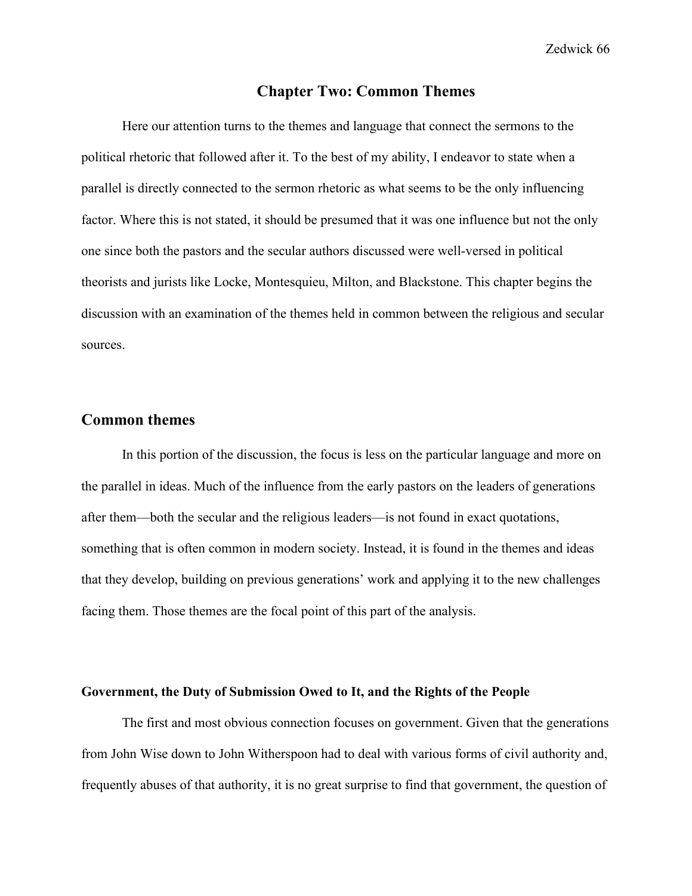# Chapter Two: Common Themes

Here our attention turns to the themes and language that connect the sermons to the political rhetoric that followed after it. To the best of my ability, I endeavor to state when a parallel is directly connected to the sermon rhetoric as what seems to be the only influencing factor. Where this is not stated, it should be presumed that it was one influence but not the only one since both the pastors and the secular authors discussed were well-versed in political theorists and jurists like Locke, Montesquieu, Milton, and Blackstone. This chapter begins the discussion with an examination of the themes held in common between the religious and secular sources.

## Common themes

In this portion of the discussion, the focus is less on the particular language and more on the parallel in ideas. Much of the influence from the early pastors on the leaders of generations after them—both the secular and the religious leaders—is not found in exact quotations, something that is often common in modern society. Instead, it is found in the themes and ideas that they develop, building on previous generations' work and applying it to the new challenges facing them. Those themes are the focal point of this part of the analysis.

### Government, the Duty of Submission Owed to It, and the Rights of the People

The first and most obvious connection focuses on government. Given that the generations from John Wise down to John Witherspoon had to deal with various forms of civil authority and, frequently abuses of that authority, it is no great surprise to find that government, the question of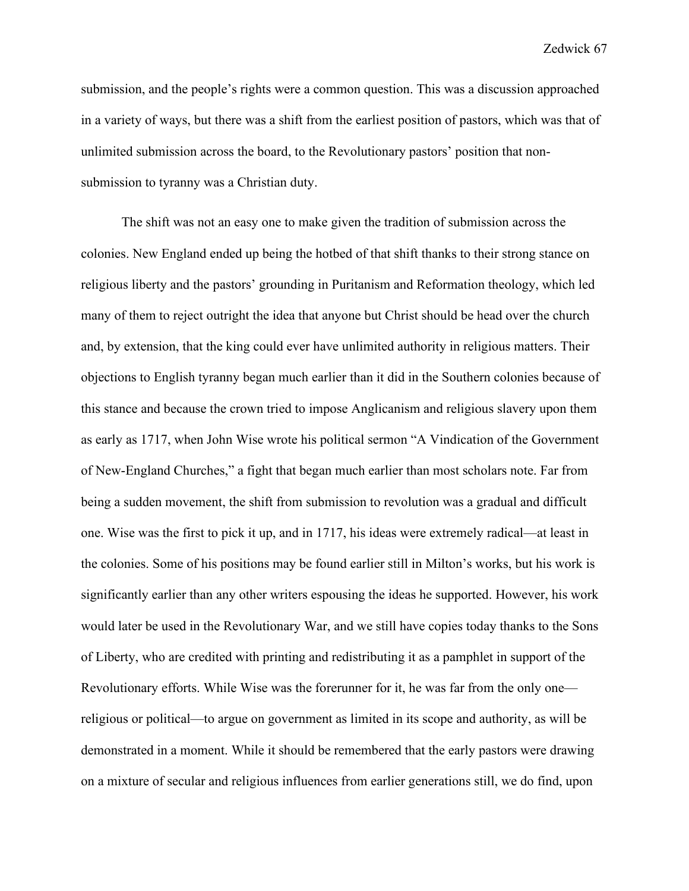submission, and the people's rights were a common question. This was a discussion approached in a variety of ways, but there was a shift from the earliest position of pastors, which was that of unlimited submission across the board, to the Revolutionary pastors' position that non-submission to tyranny was a Christian duty.

The shift was not an easy one to make given the tradition of submission across the colonies. New England ended up being the hotbed of that shift thanks to their strong stance on religious liberty and the pastors' grounding in Puritanism and Reformation theology, which led many of them to reject outright the idea that anyone but Christ should be head over the church and, by extension, that the king could ever have unlimited authority in religious matters. Their objections to English tyranny began much earlier than it did in the Southern colonies because of this stance and because the crown tried to impose Anglicanism and religious slavery upon them as early as 1717, when John Wise wrote his political sermon "A Vindication of the Government of New-England Churches," a fight that began much earlier than most scholars note. Far from being a sudden movement, the shift from submission to revolution was a gradual and difficult one. Wise was the first to pick it up, and in 1717, his ideas were extremely radical—at least in the colonies. Some of his positions may be found earlier still in Milton's works, but his work is significantly earlier than any other writers espousing the ideas he supported. However, his work would later be used in the Revolutionary War, and we still have copies today thanks to the Sons of Liberty, who are credited with printing and redistributing it as a pamphlet in support of the Revolutionary efforts. While Wise was the forerunner for it, he was far from the only one—religious or political—to argue on government as limited in its scope and authority, as will be demonstrated in a moment. While it should be remembered that the early pastors were drawing on a mixture of secular and religious influences from earlier generations still, we do find, upon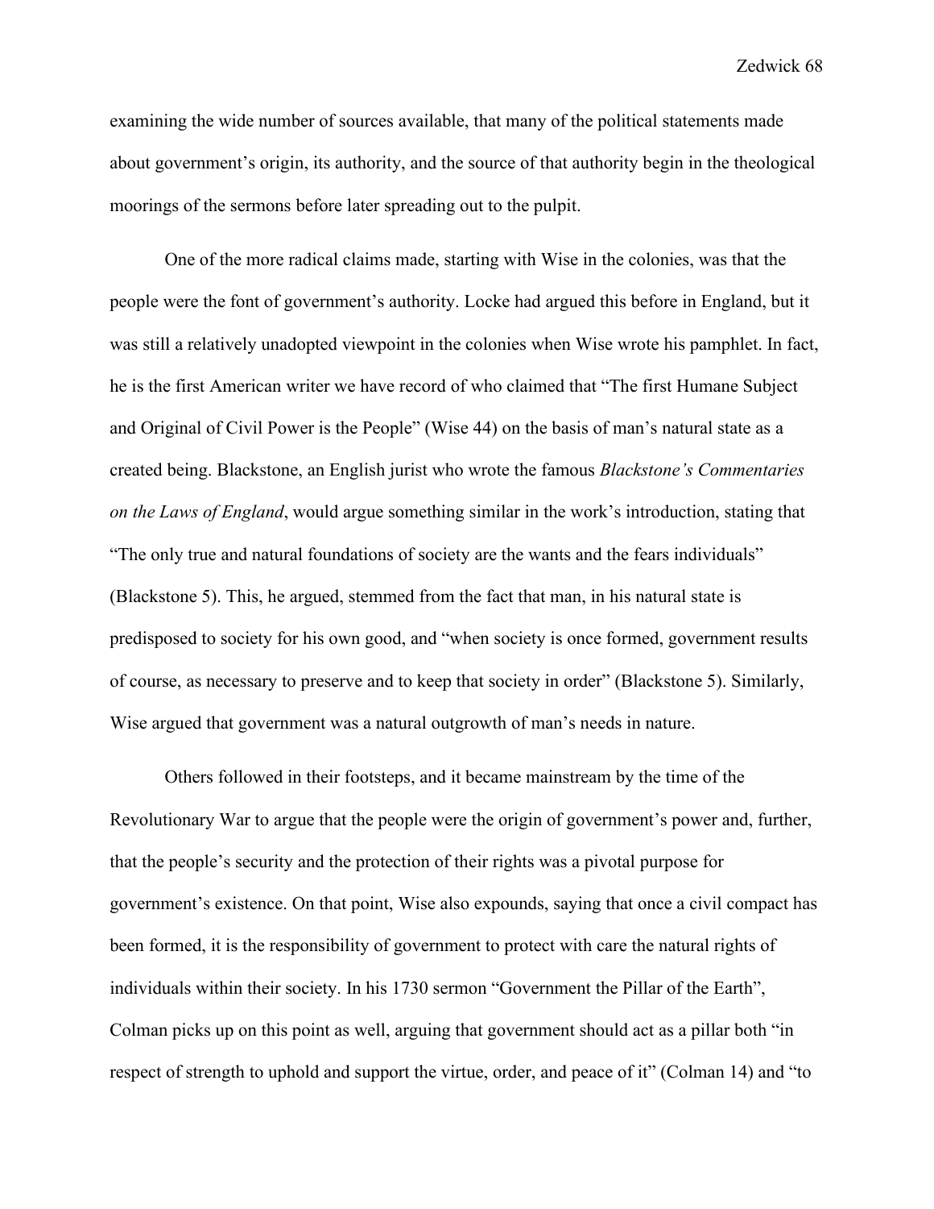examining the wide number of sources available, that many of the political statements made about government's origin, its authority, and the source of that authority begin in the theological moorings of the sermons before later spreading out to the pulpit.

One of the more radical claims made, starting with Wise in the colonies, was that the people were the font of government's authority. Locke had argued this before in England, but it was still a relatively unadopted viewpoint in the colonies when Wise wrote his pamphlet. In fact, he is the first American writer we have record of who claimed that "The first Humane Subject and Original of Civil Power is the People" (Wise 44) on the basis of man's natural state as a created being. Blackstone, an English jurist who wrote the famous *Blackstone's Commentaries on the Laws of England*, would argue something similar in the work's introduction, stating that "The only true and natural foundations of society are the wants and the fears individuals" (Blackstone 5). This, he argued, stemmed from the fact that man, in his natural state is predisposed to society for his own good, and "when society is once formed, government results of course, as necessary to preserve and to keep that society in order" (Blackstone 5). Similarly, Wise argued that government was a natural outgrowth of man's needs in nature.

Others followed in their footsteps, and it became mainstream by the time of the Revolutionary War to argue that the people were the origin of government's power and, further, that the people's security and the protection of their rights was a pivotal purpose for government's existence. On that point, Wise also expounds, saying that once a civil compact has been formed, it is the responsibility of government to protect with care the natural rights of individuals within their society. In his 1730 sermon "Government the Pillar of the Earth", Colman picks up on this point as well, arguing that government should act as a pillar both "in respect of strength to uphold and support the virtue, order, and peace of it" (Colman 14) and "to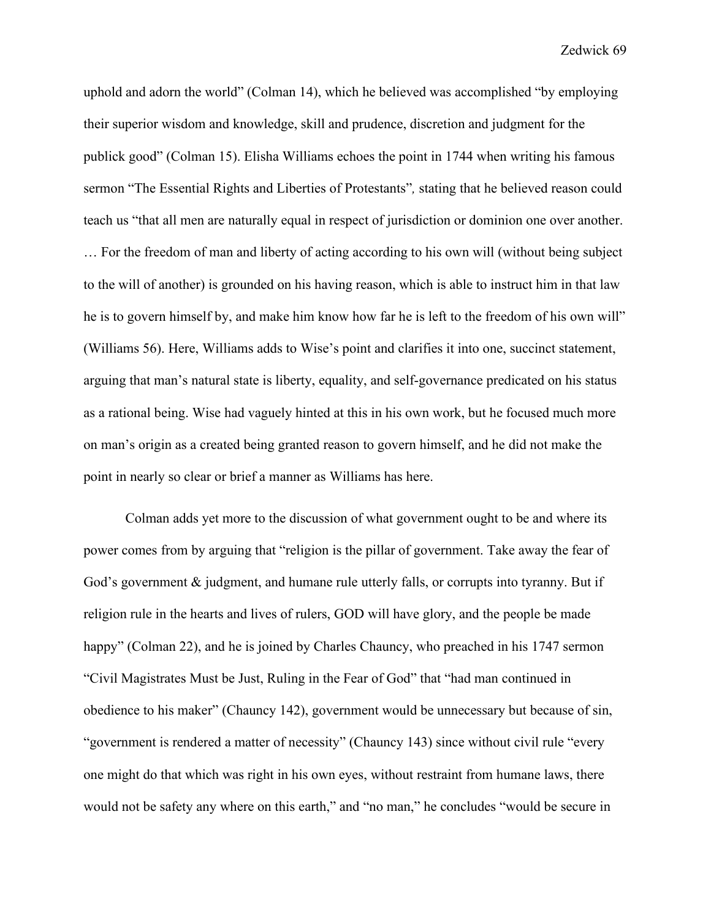uphold and adorn the world" (Colman 14), which he believed was accomplished "by employing their superior wisdom and knowledge, skill and prudence, discretion and judgment for the publick good" (Colman 15). Elisha Williams echoes the point in 1744 when writing his famous sermon "The Essential Rights and Liberties of Protestants"*,* stating that he believed reason could teach us "that all men are naturally equal in respect of jurisdiction or dominion one over another. … For the freedom of man and liberty of acting according to his own will (without being subject to the will of another) is grounded on his having reason, which is able to instruct him in that law he is to govern himself by, and make him know how far he is left to the freedom of his own will" (Williams 56). Here, Williams adds to Wise's point and clarifies it into one, succinct statement, arguing that man's natural state is liberty, equality, and self-governance predicated on his status as a rational being. Wise had vaguely hinted at this in his own work, but he focused much more on man's origin as a created being granted reason to govern himself, and he did not make the point in nearly so clear or brief a manner as Williams has here.

Colman adds yet more to the discussion of what government ought to be and where its power comes from by arguing that "religion is the pillar of government. Take away the fear of God's government & judgment, and humane rule utterly falls, or corrupts into tyranny. But if religion rule in the hearts and lives of rulers, GOD will have glory, and the people be made happy" (Colman 22), and he is joined by Charles Chauncy, who preached in his 1747 sermon "Civil Magistrates Must be Just, Ruling in the Fear of God" that "had man continued in obedience to his maker" (Chauncy 142), government would be unnecessary but because of sin, "government is rendered a matter of necessity" (Chauncy 143) since without civil rule "every one might do that which was right in his own eyes, without restraint from humane laws, there would not be safety any where on this earth," and "no man," he concludes "would be secure in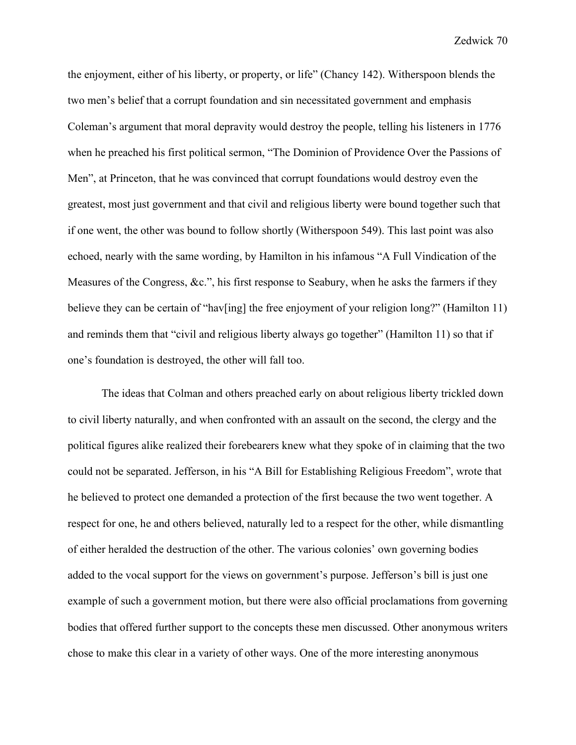the enjoyment, either of his liberty, or property, or life" (Chancy 142). Witherspoon blends the two men's belief that a corrupt foundation and sin necessitated government and emphasis Coleman's argument that moral depravity would destroy the people, telling his listeners in 1776 when he preached his first political sermon, "The Dominion of Providence Over the Passions of Men", at Princeton, that he was convinced that corrupt foundations would destroy even the greatest, most just government and that civil and religious liberty were bound together such that if one went, the other was bound to follow shortly (Witherspoon 549). This last point was also echoed, nearly with the same wording, by Hamilton in his infamous "A Full Vindication of the Measures of the Congress, &c.", his first response to Seabury, when he asks the farmers if they believe they can be certain of "hav[ing] the free enjoyment of your religion long?" (Hamilton 11) and reminds them that "civil and religious liberty always go together" (Hamilton 11) so that if one's foundation is destroyed, the other will fall too.

The ideas that Colman and others preached early on about religious liberty trickled down to civil liberty naturally, and when confronted with an assault on the second, the clergy and the political figures alike realized their forebearers knew what they spoke of in claiming that the two could not be separated. Jefferson, in his "A Bill for Establishing Religious Freedom", wrote that he believed to protect one demanded a protection of the first because the two went together. A respect for one, he and others believed, naturally led to a respect for the other, while dismantling of either heralded the destruction of the other. The various colonies' own governing bodies added to the vocal support for the views on government's purpose. Jefferson's bill is just one example of such a government motion, but there were also official proclamations from governing bodies that offered further support to the concepts these men discussed. Other anonymous writers chose to make this clear in a variety of other ways. One of the more interesting anonymous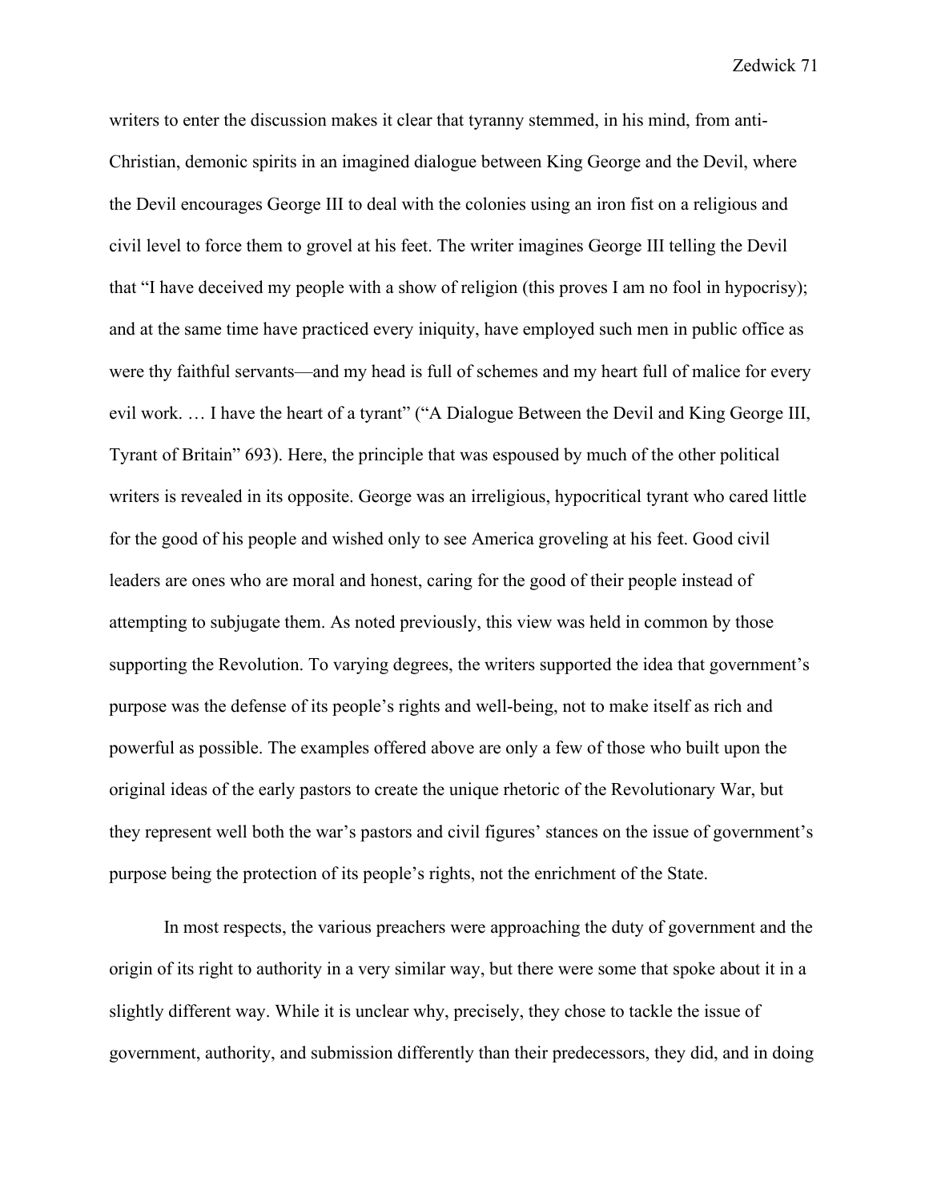writers to enter the discussion makes it clear that tyranny stemmed, in his mind, from anti-Christian, demonic spirits in an imagined dialogue between King George and the Devil, where the Devil encourages George III to deal with the colonies using an iron fist on a religious and civil level to force them to grovel at his feet. The writer imagines George III telling the Devil that "I have deceived my people with a show of religion (this proves I am no fool in hypocrisy); and at the same time have practiced every iniquity, have employed such men in public office as were thy faithful servants—and my head is full of schemes and my heart full of malice for every evil work. … I have the heart of a tyrant" ("A Dialogue Between the Devil and King George III, Tyrant of Britain" 693). Here, the principle that was espoused by much of the other political writers is revealed in its opposite. George was an irreligious, hypocritical tyrant who cared little for the good of his people and wished only to see America groveling at his feet. Good civil leaders are ones who are moral and honest, caring for the good of their people instead of attempting to subjugate them. As noted previously, this view was held in common by those supporting the Revolution. To varying degrees, the writers supported the idea that government's purpose was the defense of its people's rights and well-being, not to make itself as rich and powerful as possible. The examples offered above are only a few of those who built upon the original ideas of the early pastors to create the unique rhetoric of the Revolutionary War, but they represent well both the war's pastors and civil figures' stances on the issue of government's purpose being the protection of its people's rights, not the enrichment of the State.

In most respects, the various preachers were approaching the duty of government and the origin of its right to authority in a very similar way, but there were some that spoke about it in a slightly different way. While it is unclear why, precisely, they chose to tackle the issue of government, authority, and submission differently than their predecessors, they did, and in doing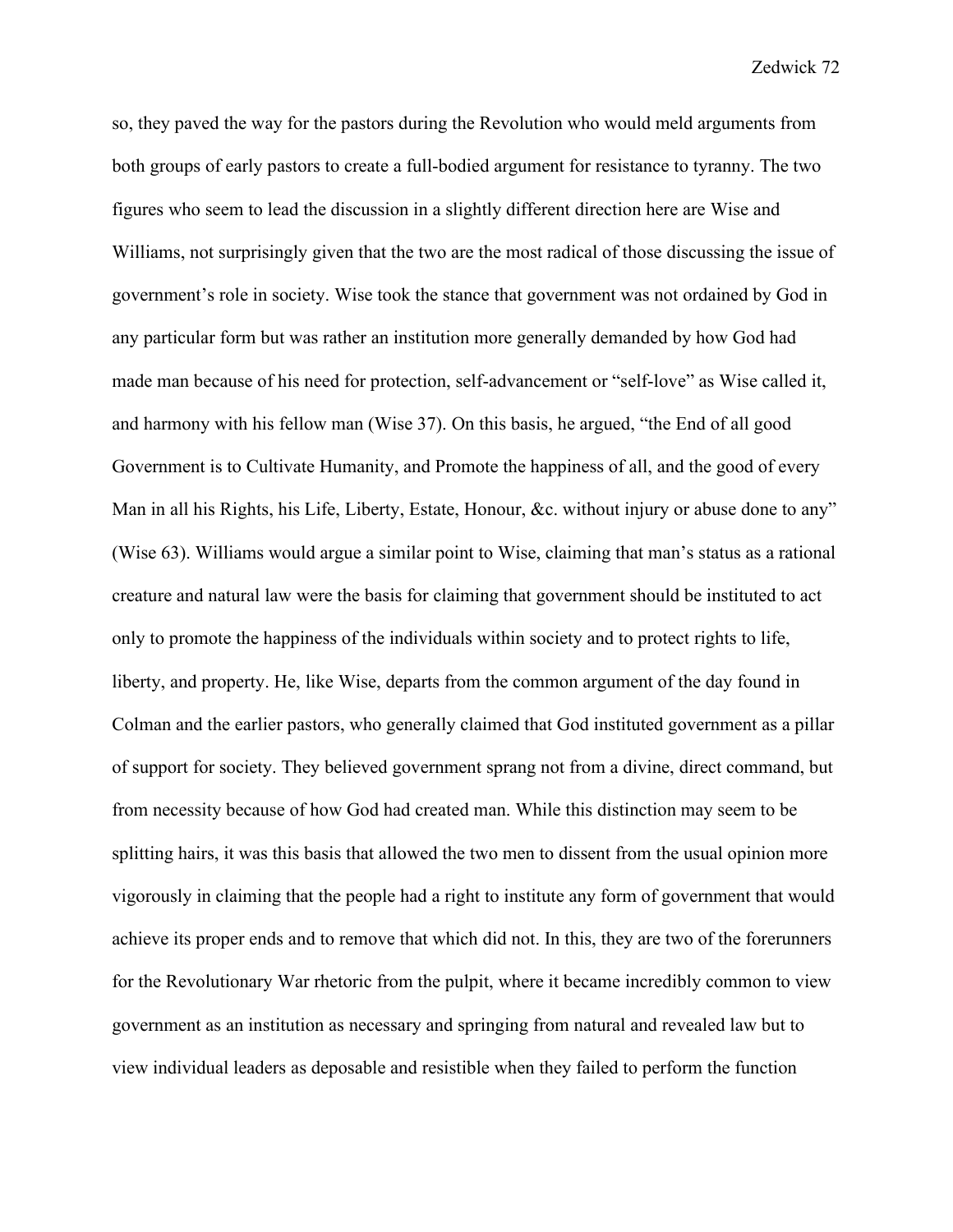so, they paved the way for the pastors during the Revolution who would meld arguments from both groups of early pastors to create a full-bodied argument for resistance to tyranny. The two figures who seem to lead the discussion in a slightly different direction here are Wise and Williams, not surprisingly given that the two are the most radical of those discussing the issue of government's role in society. Wise took the stance that government was not ordained by God in any particular form but was rather an institution more generally demanded by how God had made man because of his need for protection, self-advancement or "self-love" as Wise called it, and harmony with his fellow man (Wise 37). On this basis, he argued, "the End of all good Government is to Cultivate Humanity, and Promote the happiness of all, and the good of every Man in all his Rights, his Life, Liberty, Estate, Honour, &c. without injury or abuse done to any" (Wise 63). Williams would argue a similar point to Wise, claiming that man's status as a rational creature and natural law were the basis for claiming that government should be instituted to act only to promote the happiness of the individuals within society and to protect rights to life, liberty, and property. He, like Wise, departs from the common argument of the day found in Colman and the earlier pastors, who generally claimed that God instituted government as a pillar of support for society. They believed government sprang not from a divine, direct command, but from necessity because of how God had created man. While this distinction may seem to be splitting hairs, it was this basis that allowed the two men to dissent from the usual opinion more vigorously in claiming that the people had a right to institute any form of government that would achieve its proper ends and to remove that which did not. In this, they are two of the forerunners for the Revolutionary War rhetoric from the pulpit, where it became incredibly common to view government as an institution as necessary and springing from natural and revealed law but to view individual leaders as deposable and resistible when they failed to perform the function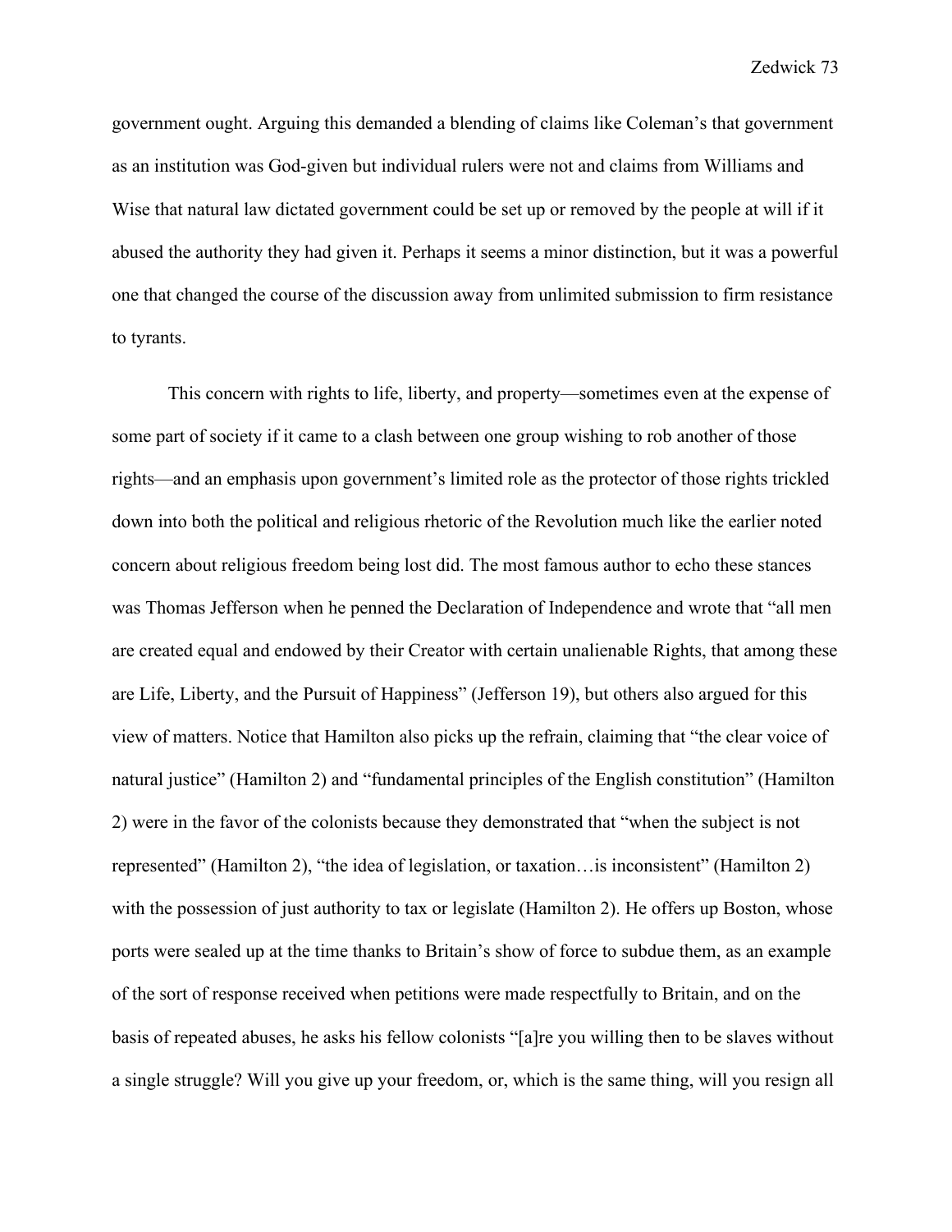government ought. Arguing this demanded a blending of claims like Coleman's that government as an institution was God-given but individual rulers were not and claims from Williams and Wise that natural law dictated government could be set up or removed by the people at will if it abused the authority they had given it. Perhaps it seems a minor distinction, but it was a powerful one that changed the course of the discussion away from unlimited submission to firm resistance to tyrants.

This concern with rights to life, liberty, and property—sometimes even at the expense of some part of society if it came to a clash between one group wishing to rob another of those rights—and an emphasis upon government's limited role as the protector of those rights trickled down into both the political and religious rhetoric of the Revolution much like the earlier noted concern about religious freedom being lost did. The most famous author to echo these stances was Thomas Jefferson when he penned the Declaration of Independence and wrote that "all men are created equal and endowed by their Creator with certain unalienable Rights, that among these are Life, Liberty, and the Pursuit of Happiness" (Jefferson 19), but others also argued for this view of matters. Notice that Hamilton also picks up the refrain, claiming that "the clear voice of natural justice" (Hamilton 2) and "fundamental principles of the English constitution" (Hamilton 2) were in the favor of the colonists because they demonstrated that "when the subject is not represented" (Hamilton 2), "the idea of legislation, or taxation…is inconsistent" (Hamilton 2) with the possession of just authority to tax or legislate (Hamilton 2). He offers up Boston, whose ports were sealed up at the time thanks to Britain's show of force to subdue them, as an example of the sort of response received when petitions were made respectfully to Britain, and on the basis of repeated abuses, he asks his fellow colonists "[a]re you willing then to be slaves without a single struggle? Will you give up your freedom, or, which is the same thing, will you resign all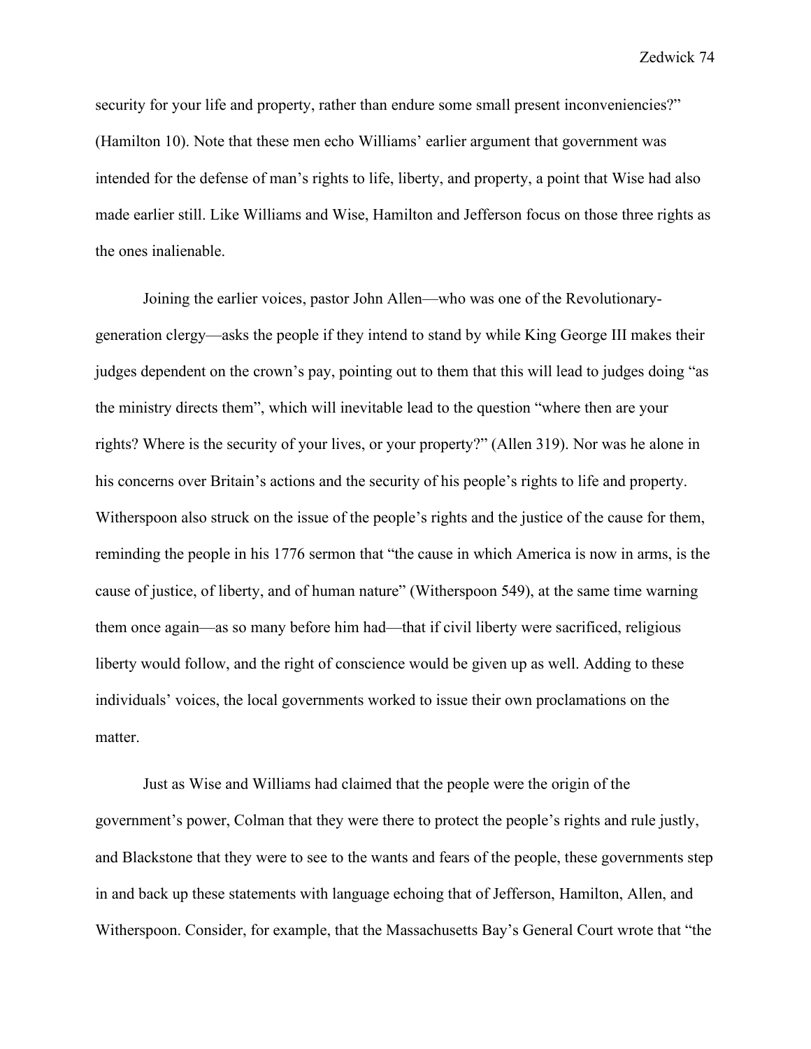security for your life and property, rather than endure some small present inconveniencies?" (Hamilton 10). Note that these men echo Williams' earlier argument that government was intended for the defense of man's rights to life, liberty, and property, a point that Wise had also made earlier still. Like Williams and Wise, Hamilton and Jefferson focus on those three rights as the ones inalienable.

Joining the earlier voices, pastor John Allen—who was one of the Revolutionary-generation clergy—asks the people if they intend to stand by while King George III makes their judges dependent on the crown's pay, pointing out to them that this will lead to judges doing "as the ministry directs them", which will inevitable lead to the question "where then are your rights? Where is the security of your lives, or your property?" (Allen 319). Nor was he alone in his concerns over Britain's actions and the security of his people's rights to life and property. Witherspoon also struck on the issue of the people's rights and the justice of the cause for them, reminding the people in his 1776 sermon that "the cause in which America is now in arms, is the cause of justice, of liberty, and of human nature" (Witherspoon 549), at the same time warning them once again—as so many before him had—that if civil liberty were sacrificed, religious liberty would follow, and the right of conscience would be given up as well. Adding to these individuals' voices, the local governments worked to issue their own proclamations on the matter.

Just as Wise and Williams had claimed that the people were the origin of the government's power, Colman that they were there to protect the people's rights and rule justly, and Blackstone that they were to see to the wants and fears of the people, these governments step in and back up these statements with language echoing that of Jefferson, Hamilton, Allen, and Witherspoon. Consider, for example, that the Massachusetts Bay's General Court wrote that "the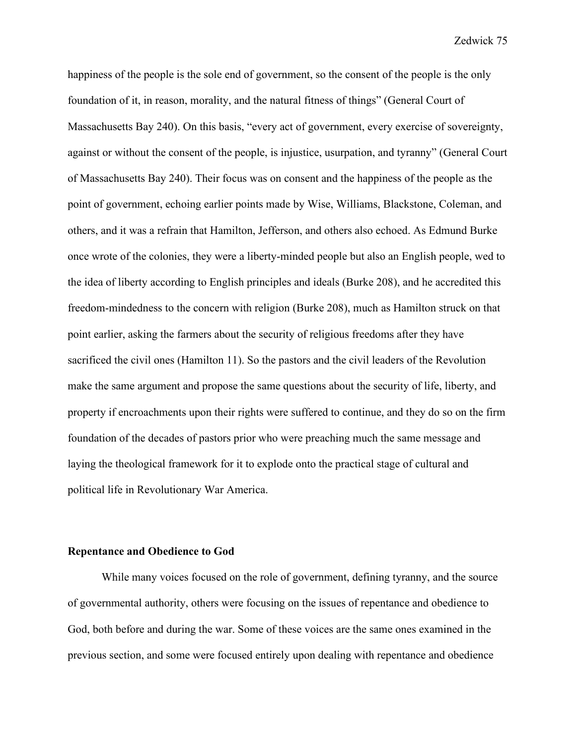happiness of the people is the sole end of government, so the consent of the people is the only foundation of it, in reason, morality, and the natural fitness of things" (General Court of Massachusetts Bay 240). On this basis, "every act of government, every exercise of sovereignty, against or without the consent of the people, is injustice, usurpation, and tyranny" (General Court of Massachusetts Bay 240). Their focus was on consent and the happiness of the people as the point of government, echoing earlier points made by Wise, Williams, Blackstone, Coleman, and others, and it was a refrain that Hamilton, Jefferson, and others also echoed. As Edmund Burke once wrote of the colonies, they were a liberty-minded people but also an English people, wed to the idea of liberty according to English principles and ideals (Burke 208), and he accredited this freedom-mindedness to the concern with religion (Burke 208), much as Hamilton struck on that point earlier, asking the farmers about the security of religious freedoms after they have sacrificed the civil ones (Hamilton 11). So the pastors and the civil leaders of the Revolution make the same argument and propose the same questions about the security of life, liberty, and property if encroachments upon their rights were suffered to continue, and they do so on the firm foundation of the decades of pastors prior who were preaching much the same message and laying the theological framework for it to explode onto the practical stage of cultural and political life in Revolutionary War America.

### Repentance and Obedience to God

While many voices focused on the role of government, defining tyranny, and the source of governmental authority, others were focusing on the issues of repentance and obedience to God, both before and during the war. Some of these voices are the same ones examined in the previous section, and some were focused entirely upon dealing with repentance and obedience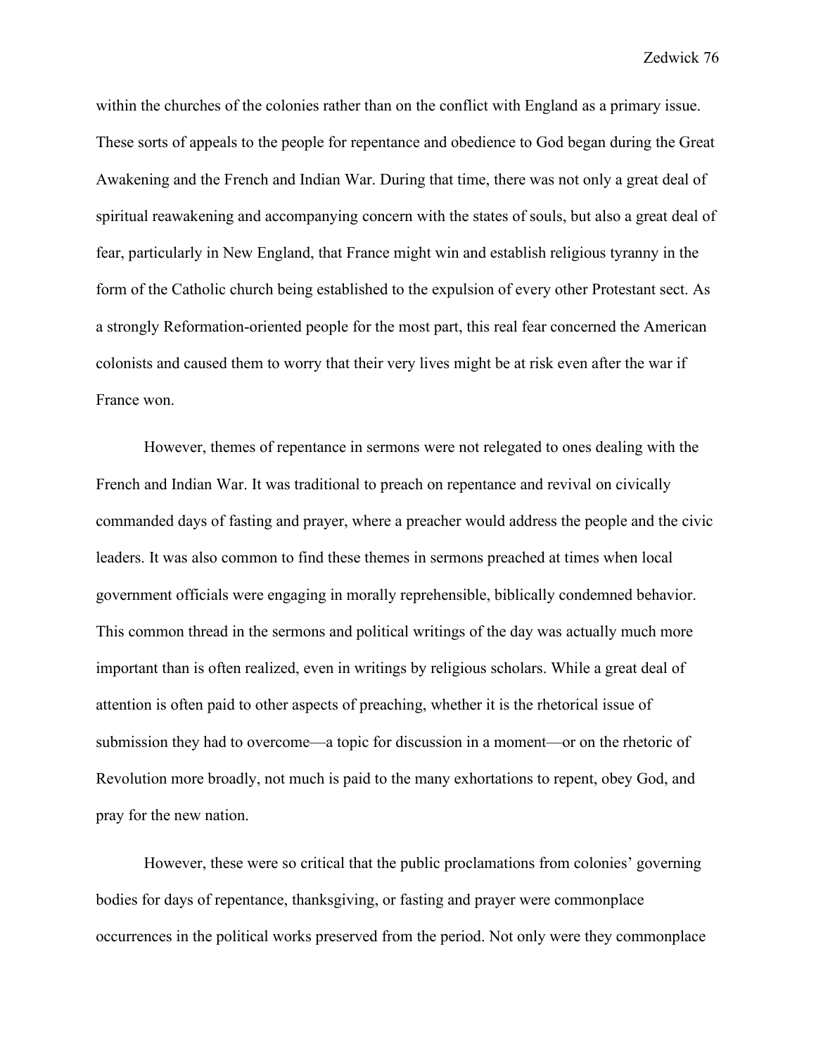within the churches of the colonies rather than on the conflict with England as a primary issue. These sorts of appeals to the people for repentance and obedience to God began during the Great Awakening and the French and Indian War. During that time, there was not only a great deal of spiritual reawakening and accompanying concern with the states of souls, but also a great deal of fear, particularly in New England, that France might win and establish religious tyranny in the form of the Catholic church being established to the expulsion of every other Protestant sect. As a strongly Reformation-oriented people for the most part, this real fear concerned the American colonists and caused them to worry that their very lives might be at risk even after the war if France won.

However, themes of repentance in sermons were not relegated to ones dealing with the French and Indian War. It was traditional to preach on repentance and revival on civically commanded days of fasting and prayer, where a preacher would address the people and the civic leaders. It was also common to find these themes in sermons preached at times when local government officials were engaging in morally reprehensible, biblically condemned behavior. This common thread in the sermons and political writings of the day was actually much more important than is often realized, even in writings by religious scholars. While a great deal of attention is often paid to other aspects of preaching, whether it is the rhetorical issue of submission they had to overcome—a topic for discussion in a moment—or on the rhetoric of Revolution more broadly, not much is paid to the many exhortations to repent, obey God, and pray for the new nation.

However, these were so critical that the public proclamations from colonies' governing bodies for days of repentance, thanksgiving, or fasting and prayer were commonplace occurrences in the political works preserved from the period. Not only were they commonplace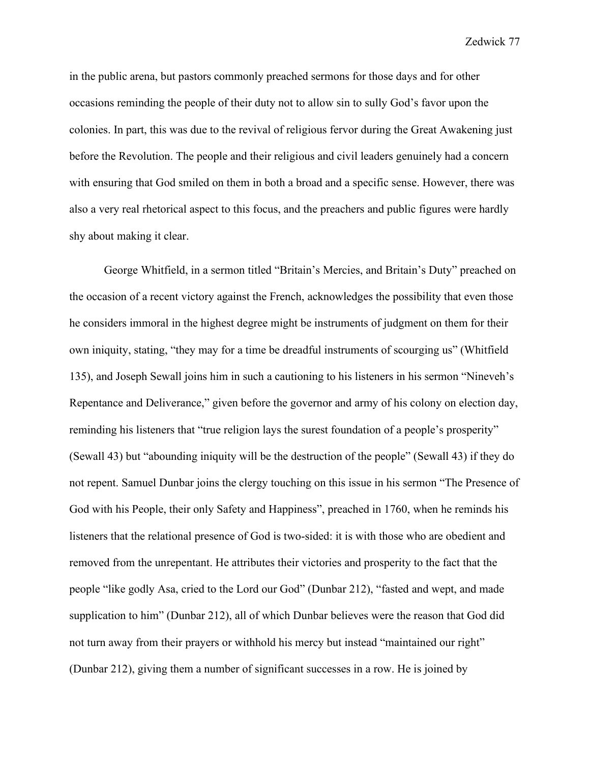in the public arena, but pastors commonly preached sermons for those days and for other occasions reminding the people of their duty not to allow sin to sully God's favor upon the colonies. In part, this was due to the revival of religious fervor during the Great Awakening just before the Revolution. The people and their religious and civil leaders genuinely had a concern with ensuring that God smiled on them in both a broad and a specific sense. However, there was also a very real rhetorical aspect to this focus, and the preachers and public figures were hardly shy about making it clear.

George Whitfield, in a sermon titled "Britain's Mercies, and Britain's Duty" preached on the occasion of a recent victory against the French, acknowledges the possibility that even those he considers immoral in the highest degree might be instruments of judgment on them for their own iniquity, stating, "they may for a time be dreadful instruments of scourging us" (Whitfield 135), and Joseph Sewall joins him in such a cautioning to his listeners in his sermon "Nineveh's Repentance and Deliverance," given before the governor and army of his colony on election day, reminding his listeners that "true religion lays the surest foundation of a people's prosperity" (Sewall 43) but "abounding iniquity will be the destruction of the people" (Sewall 43) if they do not repent. Samuel Dunbar joins the clergy touching on this issue in his sermon "The Presence of God with his People, their only Safety and Happiness", preached in 1760, when he reminds his listeners that the relational presence of God is two-sided: it is with those who are obedient and removed from the unrepentant. He attributes their victories and prosperity to the fact that the people "like godly Asa, cried to the Lord our God" (Dunbar 212), "fasted and wept, and made supplication to him" (Dunbar 212), all of which Dunbar believes were the reason that God did not turn away from their prayers or withhold his mercy but instead "maintained our right" (Dunbar 212), giving them a number of significant successes in a row. He is joined by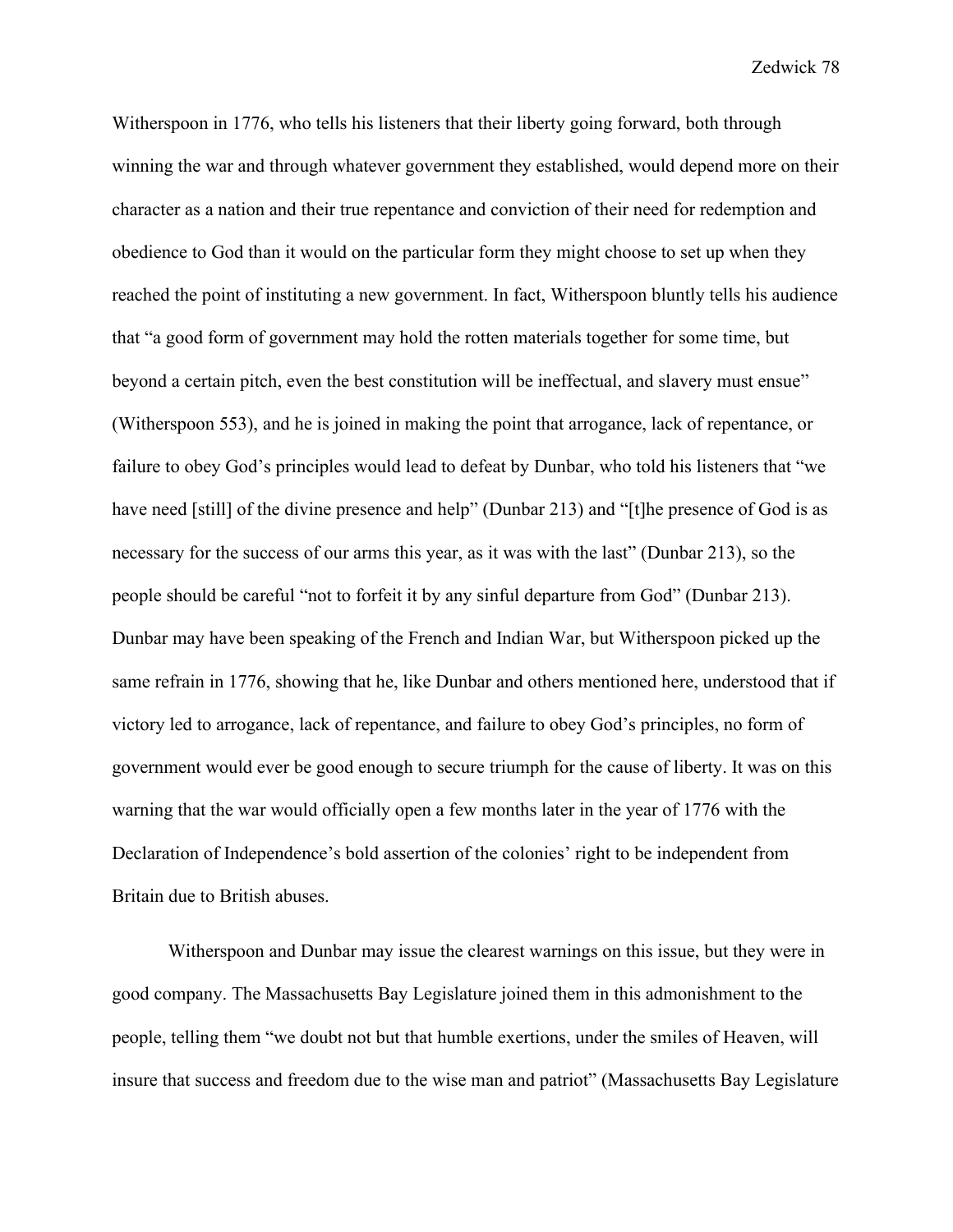Witherspoon in 1776, who tells his listeners that their liberty going forward, both through winning the war and through whatever government they established, would depend more on their character as a nation and their true repentance and conviction of their need for redemption and obedience to God than it would on the particular form they might choose to set up when they reached the point of instituting a new government. In fact, Witherspoon bluntly tells his audience that "a good form of government may hold the rotten materials together for some time, but beyond a certain pitch, even the best constitution will be ineffectual, and slavery must ensue" (Witherspoon 553), and he is joined in making the point that arrogance, lack of repentance, or failure to obey God's principles would lead to defeat by Dunbar, who told his listeners that "we have need [still] of the divine presence and help" (Dunbar 213) and "[t]he presence of God is as necessary for the success of our arms this year, as it was with the last" (Dunbar 213), so the people should be careful "not to forfeit it by any sinful departure from God" (Dunbar 213). Dunbar may have been speaking of the French and Indian War, but Witherspoon picked up the same refrain in 1776, showing that he, like Dunbar and others mentioned here, understood that if victory led to arrogance, lack of repentance, and failure to obey God's principles, no form of government would ever be good enough to secure triumph for the cause of liberty. It was on this warning that the war would officially open a few months later in the year of 1776 with the Declaration of Independence's bold assertion of the colonies' right to be independent from Britain due to British abuses.

Witherspoon and Dunbar may issue the clearest warnings on this issue, but they were in good company. The Massachusetts Bay Legislature joined them in this admonishment to the people, telling them "we doubt not but that humble exertions, under the smiles of Heaven, will insure that success and freedom due to the wise man and patriot" (Massachusetts Bay Legislature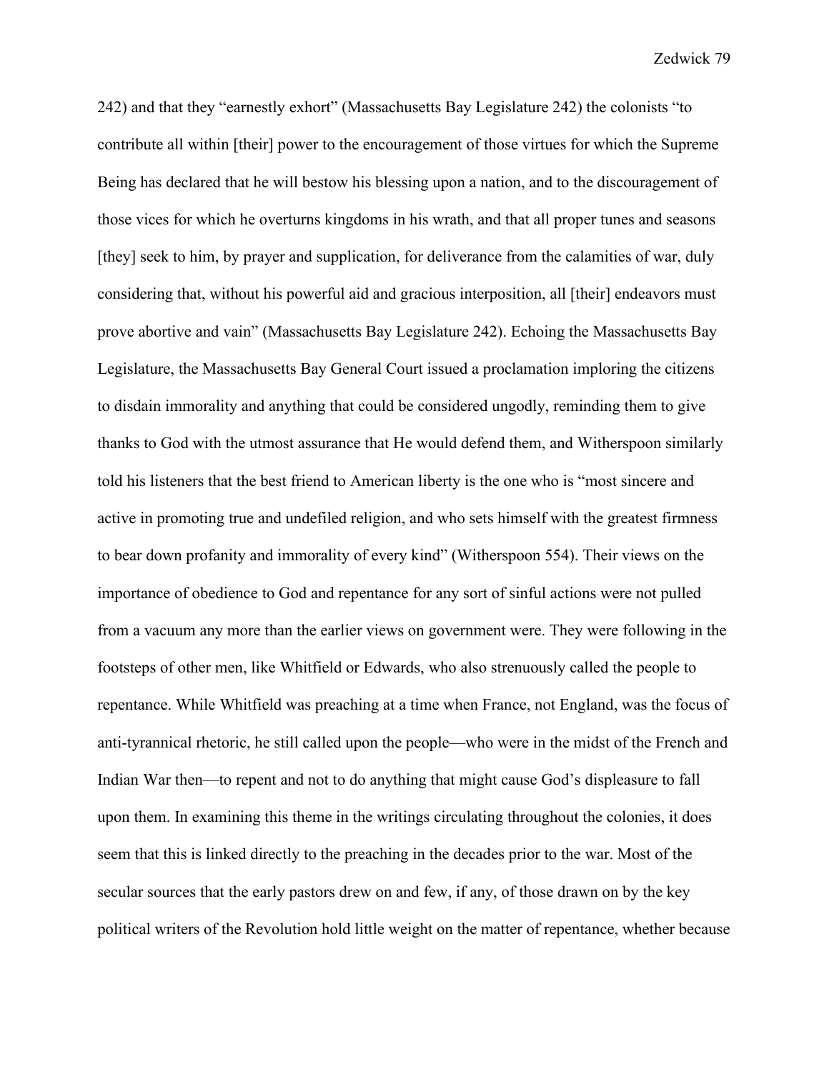242) and that they "earnestly exhort" (Massachusetts Bay Legislature 242) the colonists "to contribute all within [their] power to the encouragement of those virtues for which the Supreme Being has declared that he will bestow his blessing upon a nation, and to the discouragement of those vices for which he overturns kingdoms in his wrath, and that all proper tunes and seasons [they] seek to him, by prayer and supplication, for deliverance from the calamities of war, duly considering that, without his powerful aid and gracious interposition, all [their] endeavors must prove abortive and vain" (Massachusetts Bay Legislature 242). Echoing the Massachusetts Bay Legislature, the Massachusetts Bay General Court issued a proclamation imploring the citizens to disdain immorality and anything that could be considered ungodly, reminding them to give thanks to God with the utmost assurance that He would defend them, and Witherspoon similarly told his listeners that the best friend to American liberty is the one who is "most sincere and active in promoting true and undefiled religion, and who sets himself with the greatest firmness to bear down profanity and immorality of every kind" (Witherspoon 554). Their views on the importance of obedience to God and repentance for any sort of sinful actions were not pulled from a vacuum any more than the earlier views on government were. They were following in the footsteps of other men, like Whitfield or Edwards, who also strenuously called the people to repentance. While Whitfield was preaching at a time when France, not England, was the focus of anti-tyrannical rhetoric, he still called upon the people—who were in the midst of the French and Indian War then—to repent and not to do anything that might cause God's displeasure to fall upon them. In examining this theme in the writings circulating throughout the colonies, it does seem that this is linked directly to the preaching in the decades prior to the war. Most of the secular sources that the early pastors drew on and few, if any, of those drawn on by the key political writers of the Revolution hold little weight on the matter of repentance, whether because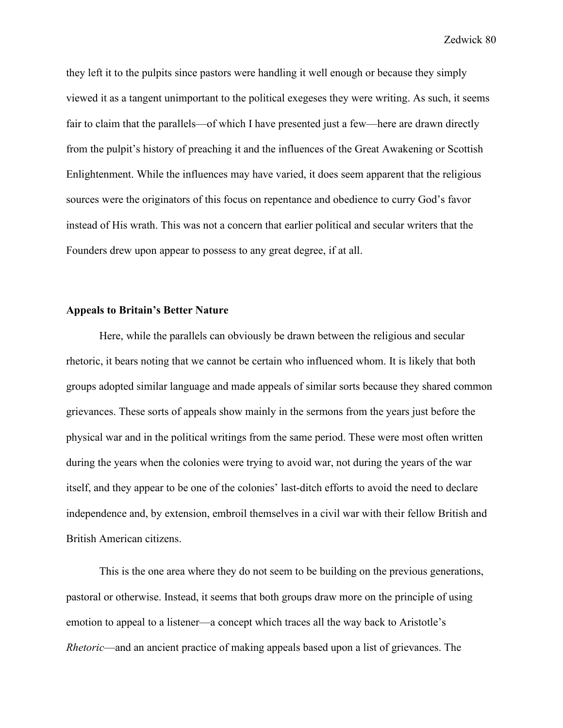they left it to the pulpits since pastors were handling it well enough or because they simply viewed it as a tangent unimportant to the political exegeses they were writing. As such, it seems fair to claim that the parallels—of which I have presented just a few—here are drawn directly from the pulpit's history of preaching it and the influences of the Great Awakening or Scottish Enlightenment. While the influences may have varied, it does seem apparent that the religious sources were the originators of this focus on repentance and obedience to curry God's favor instead of His wrath. This was not a concern that earlier political and secular writers that the Founders drew upon appear to possess to any great degree, if at all.

### Appeals to Britain's Better Nature

Here, while the parallels can obviously be drawn between the religious and secular rhetoric, it bears noting that we cannot be certain who influenced whom. It is likely that both groups adopted similar language and made appeals of similar sorts because they shared common grievances. These sorts of appeals show mainly in the sermons from the years just before the physical war and in the political writings from the same period. These were most often written during the years when the colonies were trying to avoid war, not during the years of the war itself, and they appear to be one of the colonies' last-ditch efforts to avoid the need to declare independence and, by extension, embroil themselves in a civil war with their fellow British and British American citizens.

This is the one area where they do not seem to be building on the previous generations, pastoral or otherwise. Instead, it seems that both groups draw more on the principle of using emotion to appeal to a listener—a concept which traces all the way back to Aristotle's *Rhetoric*—and an ancient practice of making appeals based upon a list of grievances. The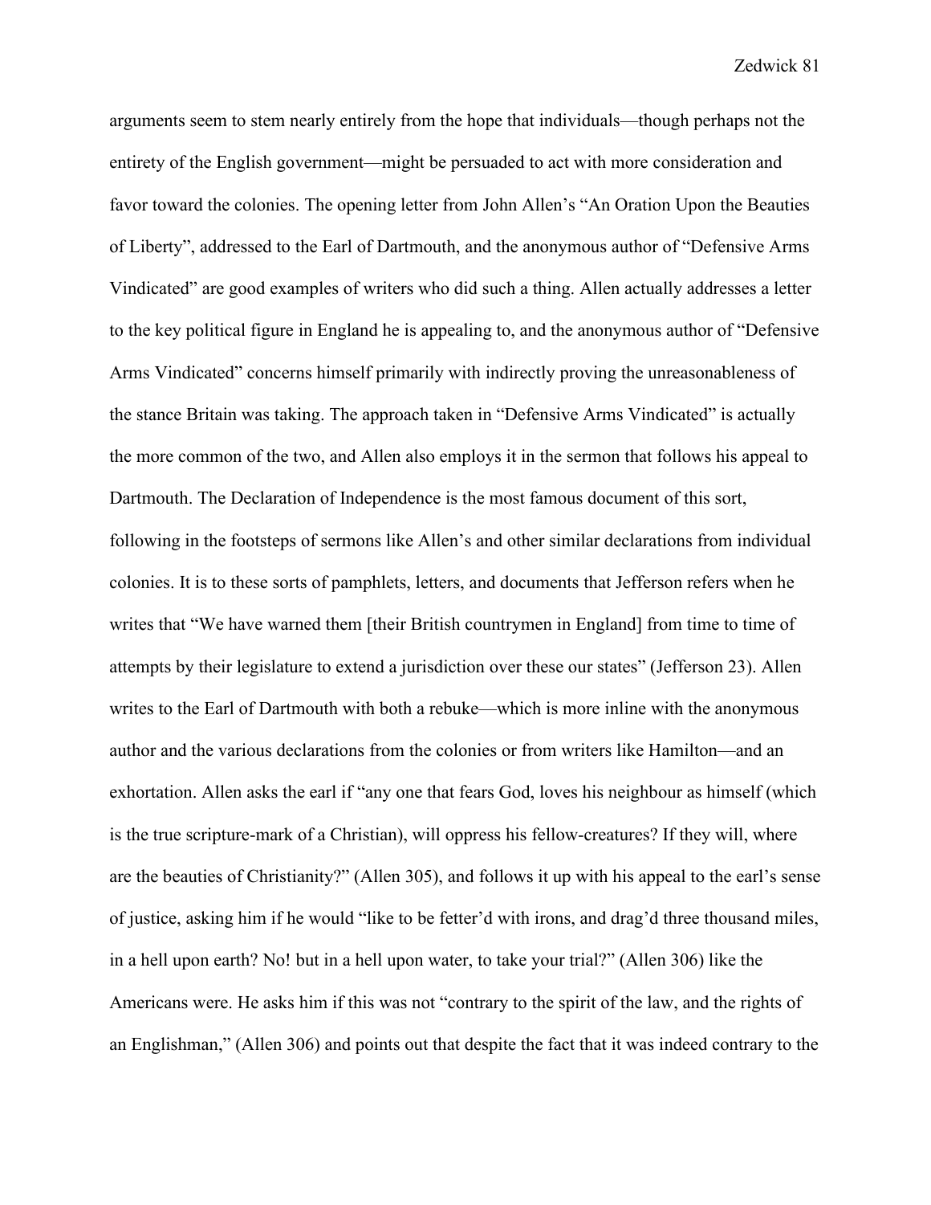arguments seem to stem nearly entirely from the hope that individuals—though perhaps not the entirety of the English government—might be persuaded to act with more consideration and favor toward the colonies. The opening letter from John Allen's "An Oration Upon the Beauties of Liberty", addressed to the Earl of Dartmouth, and the anonymous author of "Defensive Arms Vindicated" are good examples of writers who did such a thing. Allen actually addresses a letter to the key political figure in England he is appealing to, and the anonymous author of "Defensive Arms Vindicated" concerns himself primarily with indirectly proving the unreasonableness of the stance Britain was taking. The approach taken in "Defensive Arms Vindicated" is actually the more common of the two, and Allen also employs it in the sermon that follows his appeal to Dartmouth. The Declaration of Independence is the most famous document of this sort, following in the footsteps of sermons like Allen's and other similar declarations from individual colonies. It is to these sorts of pamphlets, letters, and documents that Jefferson refers when he writes that "We have warned them [their British countrymen in England] from time to time of attempts by their legislature to extend a jurisdiction over these our states" (Jefferson 23). Allen writes to the Earl of Dartmouth with both a rebuke—which is more inline with the anonymous author and the various declarations from the colonies or from writers like Hamilton—and an exhortation. Allen asks the earl if "any one that fears God, loves his neighbour as himself (which is the true scripture-mark of a Christian), will oppress his fellow-creatures? If they will, where are the beauties of Christianity?" (Allen 305), and follows it up with his appeal to the earl's sense of justice, asking him if he would "like to be fetter'd with irons, and drag'd three thousand miles, in a hell upon earth? No! but in a hell upon water, to take your trial?" (Allen 306) like the Americans were. He asks him if this was not "contrary to the spirit of the law, and the rights of an Englishman," (Allen 306) and points out that despite the fact that it was indeed contrary to the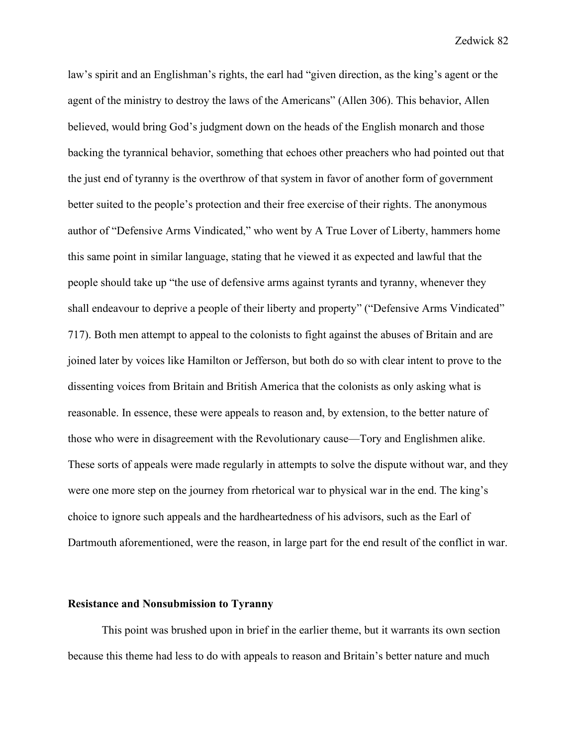law's spirit and an Englishman's rights, the earl had "given direction, as the king's agent or the agent of the ministry to destroy the laws of the Americans" (Allen 306). This behavior, Allen believed, would bring God's judgment down on the heads of the English monarch and those backing the tyrannical behavior, something that echoes other preachers who had pointed out that the just end of tyranny is the overthrow of that system in favor of another form of government better suited to the people's protection and their free exercise of their rights. The anonymous author of "Defensive Arms Vindicated," who went by A True Lover of Liberty, hammers home this same point in similar language, stating that he viewed it as expected and lawful that the people should take up "the use of defensive arms against tyrants and tyranny, whenever they shall endeavour to deprive a people of their liberty and property" ("Defensive Arms Vindicated" 717). Both men attempt to appeal to the colonists to fight against the abuses of Britain and are joined later by voices like Hamilton or Jefferson, but both do so with clear intent to prove to the dissenting voices from Britain and British America that the colonists as only asking what is reasonable. In essence, these were appeals to reason and, by extension, to the better nature of those who were in disagreement with the Revolutionary cause—Tory and Englishmen alike. These sorts of appeals were made regularly in attempts to solve the dispute without war, and they were one more step on the journey from rhetorical war to physical war in the end. The king's choice to ignore such appeals and the hardheartedness of his advisors, such as the Earl of Dartmouth aforementioned, were the reason, in large part for the end result of the conflict in war.

**Resistance and Nonsubmission to Tyranny**

This point was brushed upon in brief in the earlier theme, but it warrants its own section because this theme had less to do with appeals to reason and Britain's better nature and much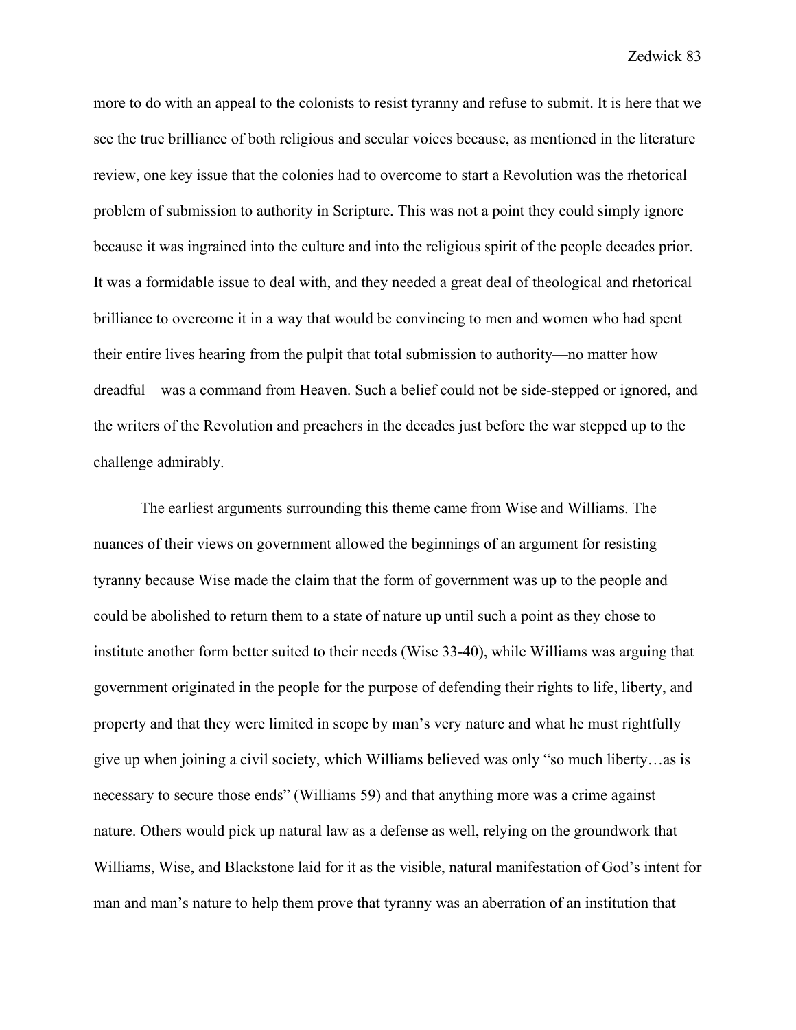more to do with an appeal to the colonists to resist tyranny and refuse to submit. It is here that we see the true brilliance of both religious and secular voices because, as mentioned in the literature review, one key issue that the colonies had to overcome to start a Revolution was the rhetorical problem of submission to authority in Scripture. This was not a point they could simply ignore because it was ingrained into the culture and into the religious spirit of the people decades prior. It was a formidable issue to deal with, and they needed a great deal of theological and rhetorical brilliance to overcome it in a way that would be convincing to men and women who had spent their entire lives hearing from the pulpit that total submission to authority—no matter how dreadful—was a command from Heaven. Such a belief could not be side-stepped or ignored, and the writers of the Revolution and preachers in the decades just before the war stepped up to the challenge admirably.

The earliest arguments surrounding this theme came from Wise and Williams. The nuances of their views on government allowed the beginnings of an argument for resisting tyranny because Wise made the claim that the form of government was up to the people and could be abolished to return them to a state of nature up until such a point as they chose to institute another form better suited to their needs (Wise 33-40), while Williams was arguing that government originated in the people for the purpose of defending their rights to life, liberty, and property and that they were limited in scope by man's very nature and what he must rightfully give up when joining a civil society, which Williams believed was only "so much liberty…as is necessary to secure those ends" (Williams 59) and that anything more was a crime against nature. Others would pick up natural law as a defense as well, relying on the groundwork that Williams, Wise, and Blackstone laid for it as the visible, natural manifestation of God's intent for man and man's nature to help them prove that tyranny was an aberration of an institution that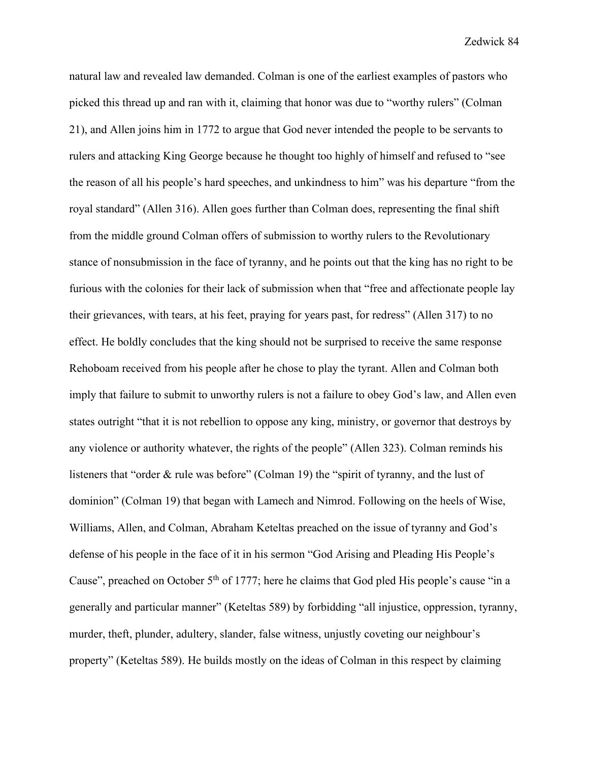natural law and revealed law demanded. Colman is one of the earliest examples of pastors who picked this thread up and ran with it, claiming that honor was due to "worthy rulers" (Colman 21), and Allen joins him in 1772 to argue that God never intended the people to be servants to rulers and attacking King George because he thought too highly of himself and refused to "see the reason of all his people's hard speeches, and unkindness to him" was his departure "from the royal standard" (Allen 316). Allen goes further than Colman does, representing the final shift from the middle ground Colman offers of submission to worthy rulers to the Revolutionary stance of nonsubmission in the face of tyranny, and he points out that the king has no right to be furious with the colonies for their lack of submission when that "free and affectionate people lay their grievances, with tears, at his feet, praying for years past, for redress" (Allen 317) to no effect. He boldly concludes that the king should not be surprised to receive the same response Rehoboam received from his people after he chose to play the tyrant. Allen and Colman both imply that failure to submit to unworthy rulers is not a failure to obey God's law, and Allen even states outright "that it is not rebellion to oppose any king, ministry, or governor that destroys by any violence or authority whatever, the rights of the people" (Allen 323). Colman reminds his listeners that "order & rule was before" (Colman 19) the "spirit of tyranny, and the lust of dominion" (Colman 19) that began with Lamech and Nimrod. Following on the heels of Wise, Williams, Allen, and Colman, Abraham Keteltas preached on the issue of tyranny and God's defense of his people in the face of it in his sermon "God Arising and Pleading His People's Cause", preached on October 5th of 1777; here he claims that God pled His people's cause "in a generally and particular manner" (Keteltas 589) by forbidding "all injustice, oppression, tyranny, murder, theft, plunder, adultery, slander, false witness, unjustly coveting our neighbour's property" (Keteltas 589). He builds mostly on the ideas of Colman in this respect by claiming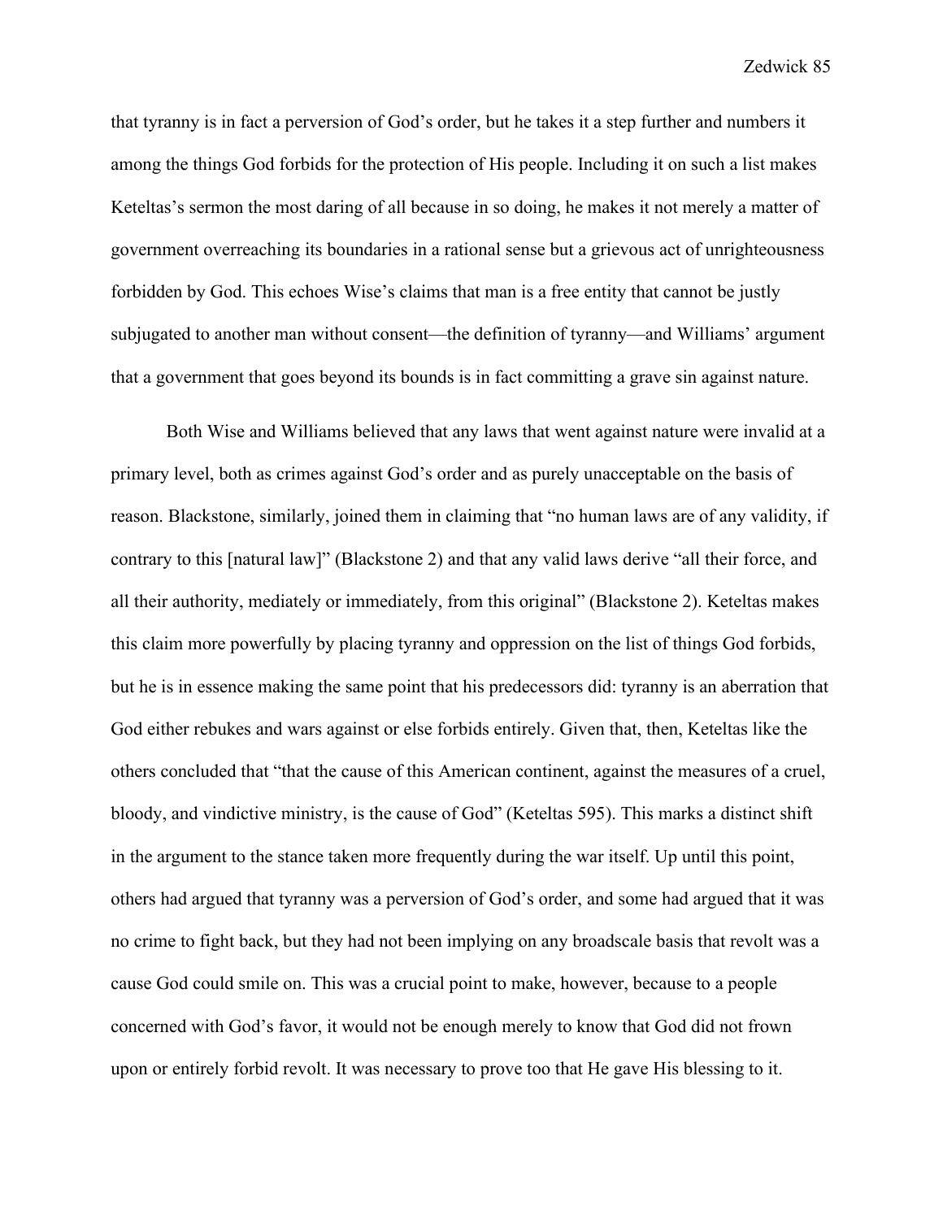that tyranny is in fact a perversion of God's order, but he takes it a step further and numbers it among the things God forbids for the protection of His people. Including it on such a list makes Keteltas's sermon the most daring of all because in so doing, he makes it not merely a matter of government overreaching its boundaries in a rational sense but a grievous act of unrighteousness forbidden by God. This echoes Wise's claims that man is a free entity that cannot be justly subjugated to another man without consent—the definition of tyranny—and Williams' argument that a government that goes beyond its bounds is in fact committing a grave sin against nature.

Both Wise and Williams believed that any laws that went against nature were invalid at a primary level, both as crimes against God's order and as purely unacceptable on the basis of reason. Blackstone, similarly, joined them in claiming that "no human laws are of any validity, if contrary to this [natural law]" (Blackstone 2) and that any valid laws derive "all their force, and all their authority, mediately or immediately, from this original" (Blackstone 2). Keteltas makes this claim more powerfully by placing tyranny and oppression on the list of things God forbids, but he is in essence making the same point that his predecessors did: tyranny is an aberration that God either rebukes and wars against or else forbids entirely. Given that, then, Keteltas like the others concluded that "that the cause of this American continent, against the measures of a cruel, bloody, and vindictive ministry, is the cause of God" (Keteltas 595). This marks a distinct shift in the argument to the stance taken more frequently during the war itself. Up until this point, others had argued that tyranny was a perversion of God's order, and some had argued that it was no crime to fight back, but they had not been implying on any broadscale basis that revolt was a cause God could smile on. This was a crucial point to make, however, because to a people concerned with God's favor, it would not be enough merely to know that God did not frown upon or entirely forbid revolt. It was necessary to prove too that He gave His blessing to it.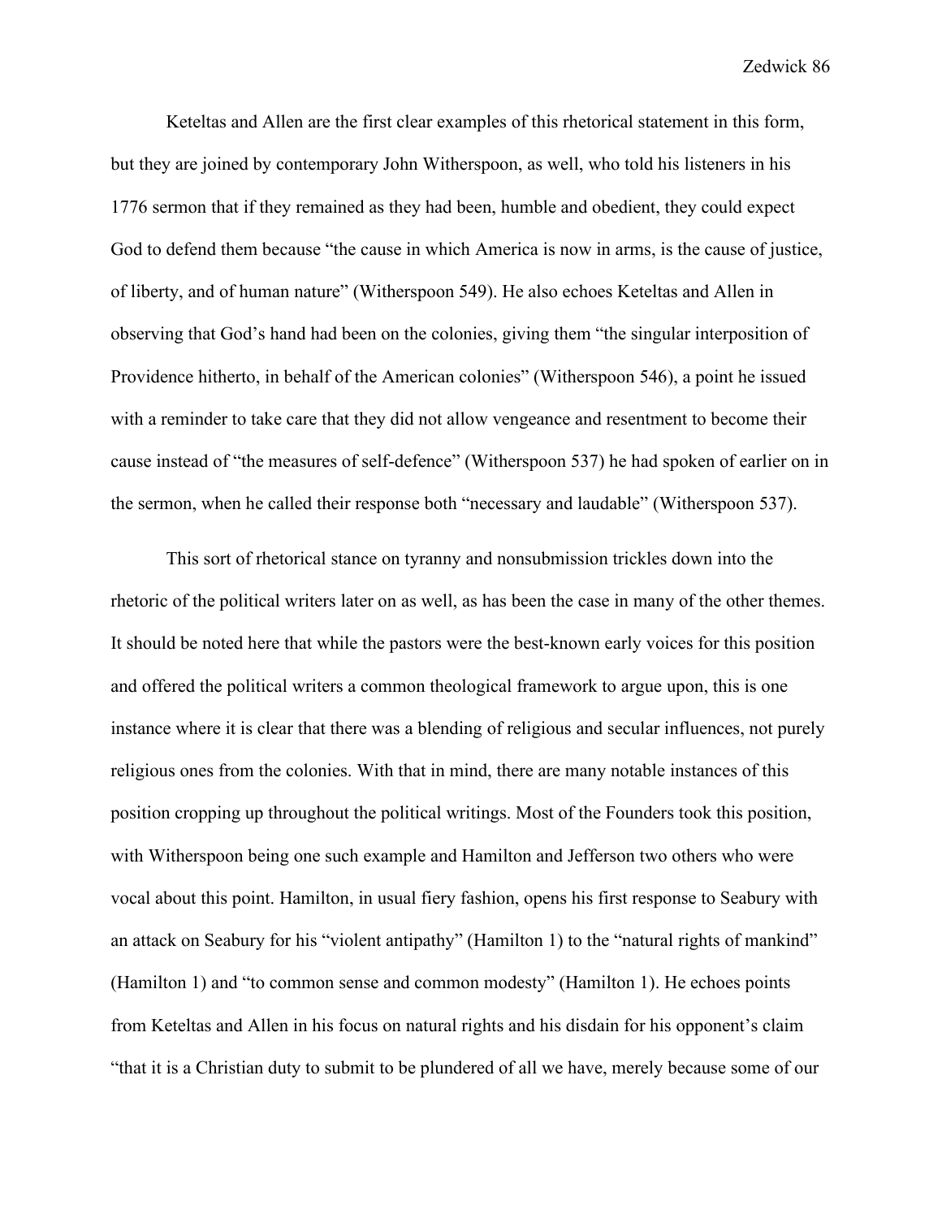Keteltas and Allen are the first clear examples of this rhetorical statement in this form, but they are joined by contemporary John Witherspoon, as well, who told his listeners in his 1776 sermon that if they remained as they had been, humble and obedient, they could expect God to defend them because "the cause in which America is now in arms, is the cause of justice, of liberty, and of human nature" (Witherspoon 549). He also echoes Keteltas and Allen in observing that God's hand had been on the colonies, giving them "the singular interposition of Providence hitherto, in behalf of the American colonies" (Witherspoon 546), a point he issued with a reminder to take care that they did not allow vengeance and resentment to become their cause instead of "the measures of self-defence" (Witherspoon 537) he had spoken of earlier on in the sermon, when he called their response both "necessary and laudable" (Witherspoon 537).

This sort of rhetorical stance on tyranny and nonsubmission trickles down into the rhetoric of the political writers later on as well, as has been the case in many of the other themes. It should be noted here that while the pastors were the best-known early voices for this position and offered the political writers a common theological framework to argue upon, this is one instance where it is clear that there was a blending of religious and secular influences, not purely religious ones from the colonies. With that in mind, there are many notable instances of this position cropping up throughout the political writings. Most of the Founders took this position, with Witherspoon being one such example and Hamilton and Jefferson two others who were vocal about this point. Hamilton, in usual fiery fashion, opens his first response to Seabury with an attack on Seabury for his "violent antipathy" (Hamilton 1) to the "natural rights of mankind" (Hamilton 1) and "to common sense and common modesty" (Hamilton 1). He echoes points from Keteltas and Allen in his focus on natural rights and his disdain for his opponent's claim "that it is a Christian duty to submit to be plundered of all we have, merely because some of our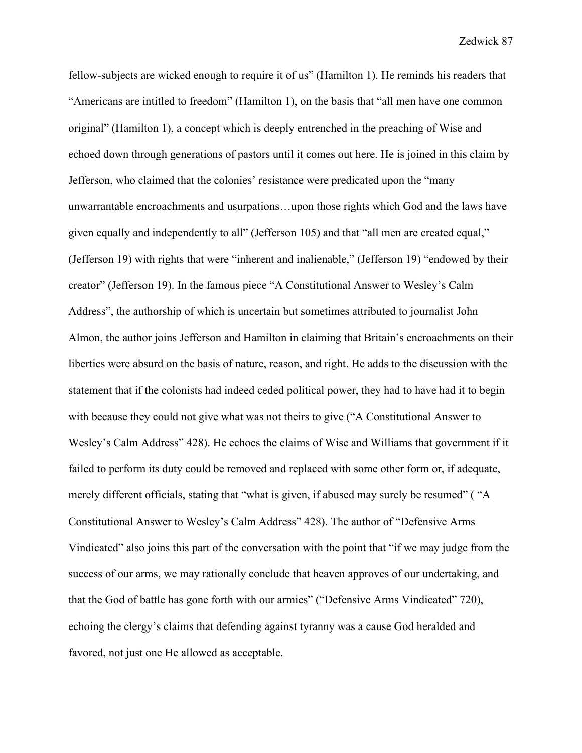fellow-subjects are wicked enough to require it of us" (Hamilton 1). He reminds his readers that "Americans are intitled to freedom" (Hamilton 1), on the basis that "all men have one common original" (Hamilton 1), a concept which is deeply entrenched in the preaching of Wise and echoed down through generations of pastors until it comes out here. He is joined in this claim by Jefferson, who claimed that the colonies' resistance were predicated upon the "many unwarrantable encroachments and usurpations…upon those rights which God and the laws have given equally and independently to all" (Jefferson 105) and that "all men are created equal," (Jefferson 19) with rights that were "inherent and inalienable," (Jefferson 19) "endowed by their creator" (Jefferson 19). In the famous piece "A Constitutional Answer to Wesley's Calm Address", the authorship of which is uncertain but sometimes attributed to journalist John Almon, the author joins Jefferson and Hamilton in claiming that Britain's encroachments on their liberties were absurd on the basis of nature, reason, and right. He adds to the discussion with the statement that if the colonists had indeed ceded political power, they had to have had it to begin with because they could not give what was not theirs to give ("A Constitutional Answer to Wesley's Calm Address" 428). He echoes the claims of Wise and Williams that government if it failed to perform its duty could be removed and replaced with some other form or, if adequate, merely different officials, stating that "what is given, if abused may surely be resumed" ( "A Constitutional Answer to Wesley's Calm Address" 428). The author of "Defensive Arms Vindicated" also joins this part of the conversation with the point that "if we may judge from the success of our arms, we may rationally conclude that heaven approves of our undertaking, and that the God of battle has gone forth with our armies" ("Defensive Arms Vindicated" 720), echoing the clergy's claims that defending against tyranny was a cause God heralded and favored, not just one He allowed as acceptable.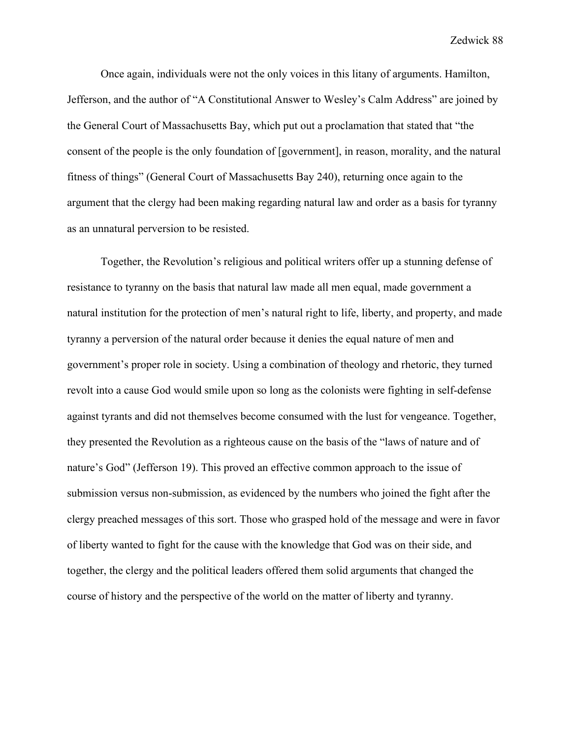Once again, individuals were not the only voices in this litany of arguments. Hamilton, Jefferson, and the author of "A Constitutional Answer to Wesley's Calm Address" are joined by the General Court of Massachusetts Bay, which put out a proclamation that stated that "the consent of the people is the only foundation of [government], in reason, morality, and the natural fitness of things" (General Court of Massachusetts Bay 240), returning once again to the argument that the clergy had been making regarding natural law and order as a basis for tyranny as an unnatural perversion to be resisted.

Together, the Revolution's religious and political writers offer up a stunning defense of resistance to tyranny on the basis that natural law made all men equal, made government a natural institution for the protection of men's natural right to life, liberty, and property, and made tyranny a perversion of the natural order because it denies the equal nature of men and government's proper role in society. Using a combination of theology and rhetoric, they turned revolt into a cause God would smile upon so long as the colonists were fighting in self-defense against tyrants and did not themselves become consumed with the lust for vengeance. Together, they presented the Revolution as a righteous cause on the basis of the "laws of nature and of nature's God" (Jefferson 19). This proved an effective common approach to the issue of submission versus non-submission, as evidenced by the numbers who joined the fight after the clergy preached messages of this sort. Those who grasped hold of the message and were in favor of liberty wanted to fight for the cause with the knowledge that God was on their side, and together, the clergy and the political leaders offered them solid arguments that changed the course of history and the perspective of the world on the matter of liberty and tyranny.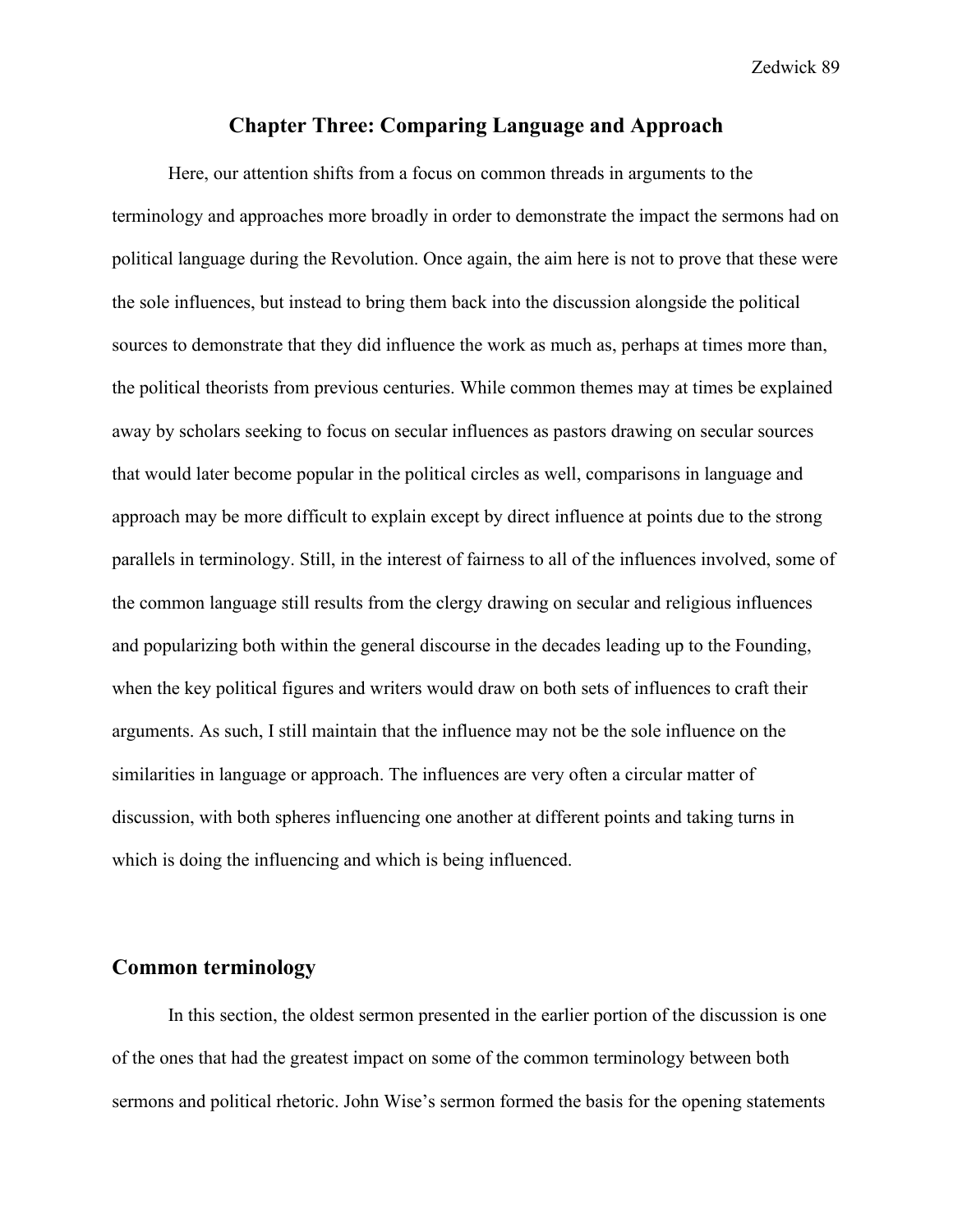## Chapter Three: Comparing Language and Approach

Here, our attention shifts from a focus on common threads in arguments to the terminology and approaches more broadly in order to demonstrate the impact the sermons had on political language during the Revolution. Once again, the aim here is not to prove that these were the sole influences, but instead to bring them back into the discussion alongside the political sources to demonstrate that they did influence the work as much as, perhaps at times more than, the political theorists from previous centuries. While common themes may at times be explained away by scholars seeking to focus on secular influences as pastors drawing on secular sources that would later become popular in the political circles as well, comparisons in language and approach may be more difficult to explain except by direct influence at points due to the strong parallels in terminology. Still, in the interest of fairness to all of the influences involved, some of the common language still results from the clergy drawing on secular and religious influences and popularizing both within the general discourse in the decades leading up to the Founding, when the key political figures and writers would draw on both sets of influences to craft their arguments. As such, I still maintain that the influence may not be the sole influence on the similarities in language or approach. The influences are very often a circular matter of discussion, with both spheres influencing one another at different points and taking turns in which is doing the influencing and which is being influenced.

### Common terminology

In this section, the oldest sermon presented in the earlier portion of the discussion is one of the ones that had the greatest impact on some of the common terminology between both sermons and political rhetoric. John Wise's sermon formed the basis for the opening statements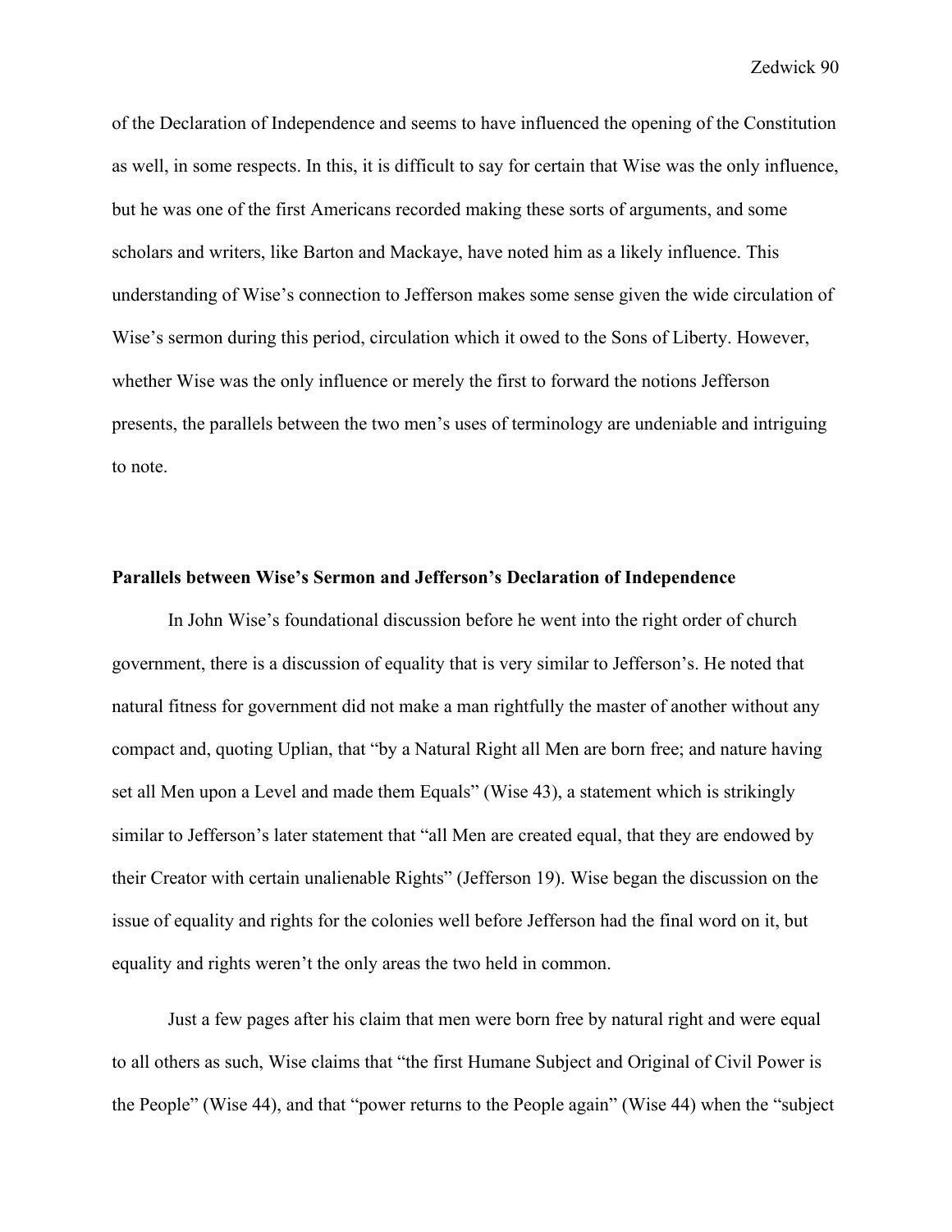of the Declaration of Independence and seems to have influenced the opening of the Constitution as well, in some respects. In this, it is difficult to say for certain that Wise was the only influence, but he was one of the first Americans recorded making these sorts of arguments, and some scholars and writers, like Barton and Mackaye, have noted him as a likely influence. This understanding of Wise's connection to Jefferson makes some sense given the wide circulation of Wise's sermon during this period, circulation which it owed to the Sons of Liberty. However, whether Wise was the only influence or merely the first to forward the notions Jefferson presents, the parallels between the two men's uses of terminology are undeniable and intriguing to note.

**Parallels between Wise's Sermon and Jefferson's Declaration of Independence**

In John Wise's foundational discussion before he went into the right order of church government, there is a discussion of equality that is very similar to Jefferson's. He noted that natural fitness for government did not make a man rightfully the master of another without any compact and, quoting Uplian, that "by a Natural Right all Men are born free; and nature having set all Men upon a Level and made them Equals" (Wise 43), a statement which is strikingly similar to Jefferson's later statement that "all Men are created equal, that they are endowed by their Creator with certain unalienable Rights" (Jefferson 19). Wise began the discussion on the issue of equality and rights for the colonies well before Jefferson had the final word on it, but equality and rights weren't the only areas the two held in common.

Just a few pages after his claim that men were born free by natural right and were equal to all others as such, Wise claims that "the first Humane Subject and Original of Civil Power is the People" (Wise 44), and that "power returns to the People again" (Wise 44) when the "subject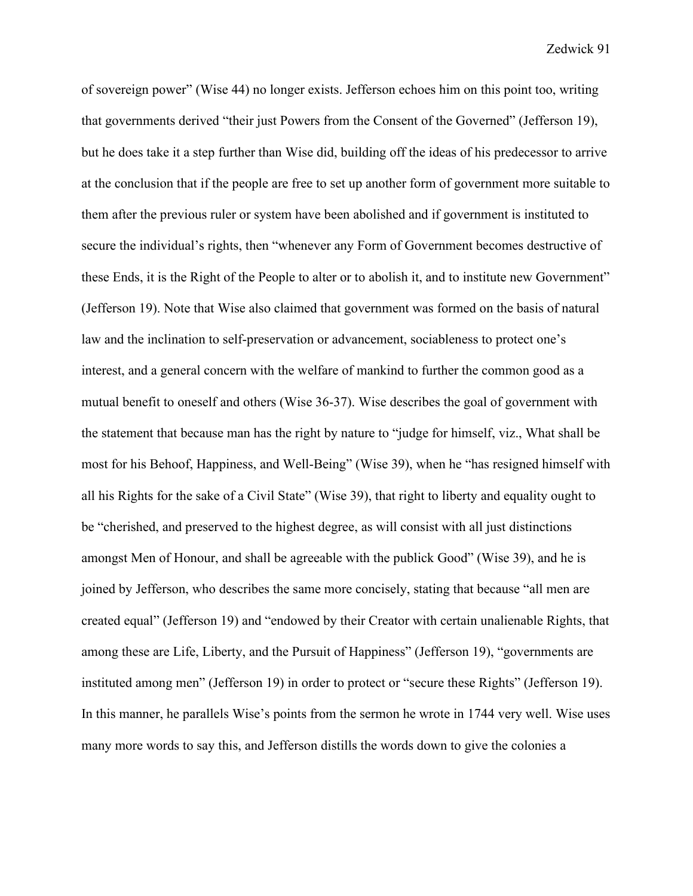of sovereign power" (Wise 44) no longer exists. Jefferson echoes him on this point too, writing that governments derived "their just Powers from the Consent of the Governed" (Jefferson 19), but he does take it a step further than Wise did, building off the ideas of his predecessor to arrive at the conclusion that if the people are free to set up another form of government more suitable to them after the previous ruler or system have been abolished and if government is instituted to secure the individual's rights, then "whenever any Form of Government becomes destructive of these Ends, it is the Right of the People to alter or to abolish it, and to institute new Government" (Jefferson 19). Note that Wise also claimed that government was formed on the basis of natural law and the inclination to self-preservation or advancement, sociableness to protect one's interest, and a general concern with the welfare of mankind to further the common good as a mutual benefit to oneself and others (Wise 36-37). Wise describes the goal of government with the statement that because man has the right by nature to "judge for himself, viz., What shall be most for his Behoof, Happiness, and Well-Being" (Wise 39), when he "has resigned himself with all his Rights for the sake of a Civil State" (Wise 39), that right to liberty and equality ought to be "cherished, and preserved to the highest degree, as will consist with all just distinctions amongst Men of Honour, and shall be agreeable with the publick Good" (Wise 39), and he is joined by Jefferson, who describes the same more concisely, stating that because "all men are created equal" (Jefferson 19) and "endowed by their Creator with certain unalienable Rights, that among these are Life, Liberty, and the Pursuit of Happiness" (Jefferson 19), "governments are instituted among men" (Jefferson 19) in order to protect or "secure these Rights" (Jefferson 19). In this manner, he parallels Wise's points from the sermon he wrote in 1744 very well. Wise uses many more words to say this, and Jefferson distills the words down to give the colonies a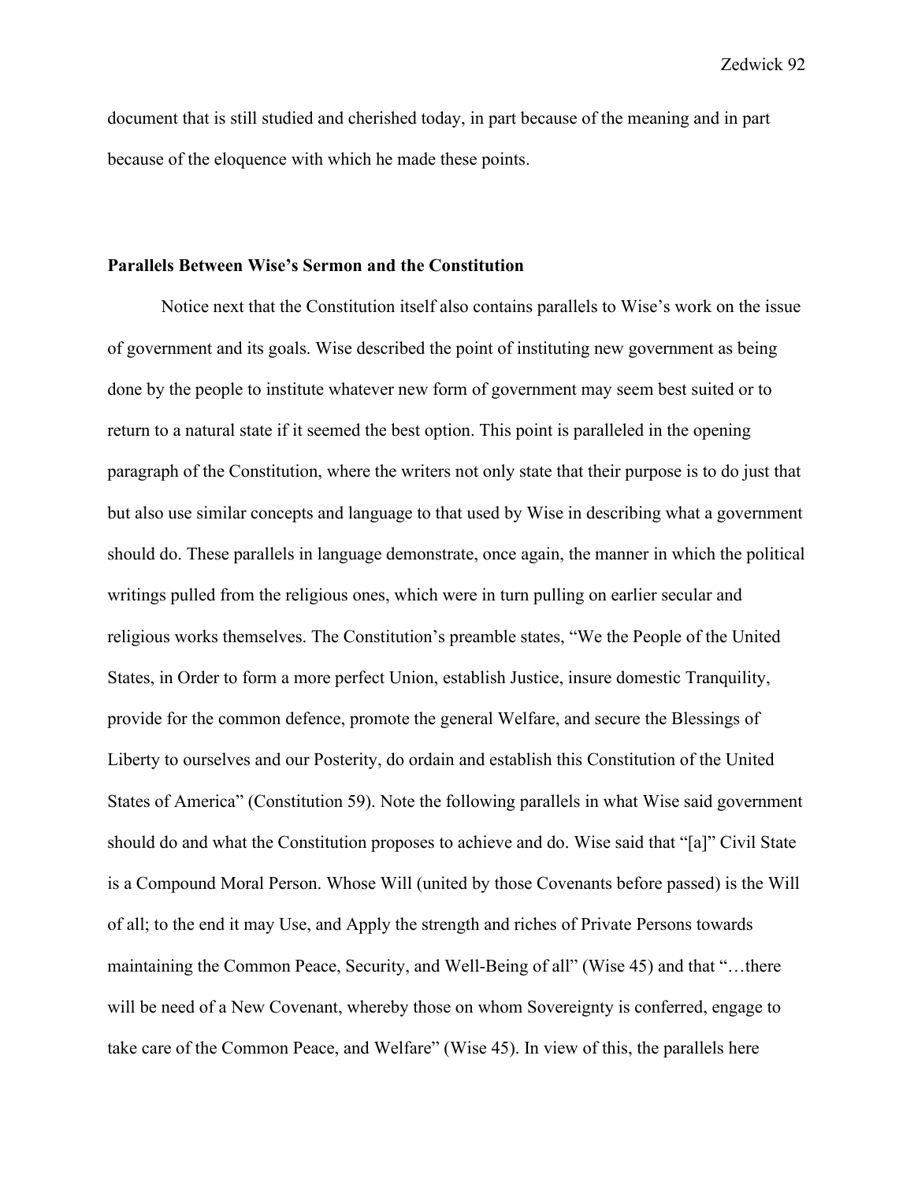document that is still studied and cherished today, in part because of the meaning and in part because of the eloquence with which he made these points.

**Parallels Between Wise's Sermon and the Constitution**

Notice next that the Constitution itself also contains parallels to Wise's work on the issue of government and its goals. Wise described the point of instituting new government as being done by the people to institute whatever new form of government may seem best suited or to return to a natural state if it seemed the best option. This point is paralleled in the opening paragraph of the Constitution, where the writers not only state that their purpose is to do just that but also use similar concepts and language to that used by Wise in describing what a government should do. These parallels in language demonstrate, once again, the manner in which the political writings pulled from the religious ones, which were in turn pulling on earlier secular and religious works themselves. The Constitution's preamble states, "We the People of the United States, in Order to form a more perfect Union, establish Justice, insure domestic Tranquility, provide for the common defence, promote the general Welfare, and secure the Blessings of Liberty to ourselves and our Posterity, do ordain and establish this Constitution of the United States of America" (Constitution 59). Note the following parallels in what Wise said government should do and what the Constitution proposes to achieve and do. Wise said that "[a]" Civil State is a Compound Moral Person. Whose Will (united by those Covenants before passed) is the Will of all; to the end it may Use, and Apply the strength and riches of Private Persons towards maintaining the Common Peace, Security, and Well-Being of all" (Wise 45) and that "…there will be need of a New Covenant, whereby those on whom Sovereignty is conferred, engage to take care of the Common Peace, and Welfare" (Wise 45). In view of this, the parallels here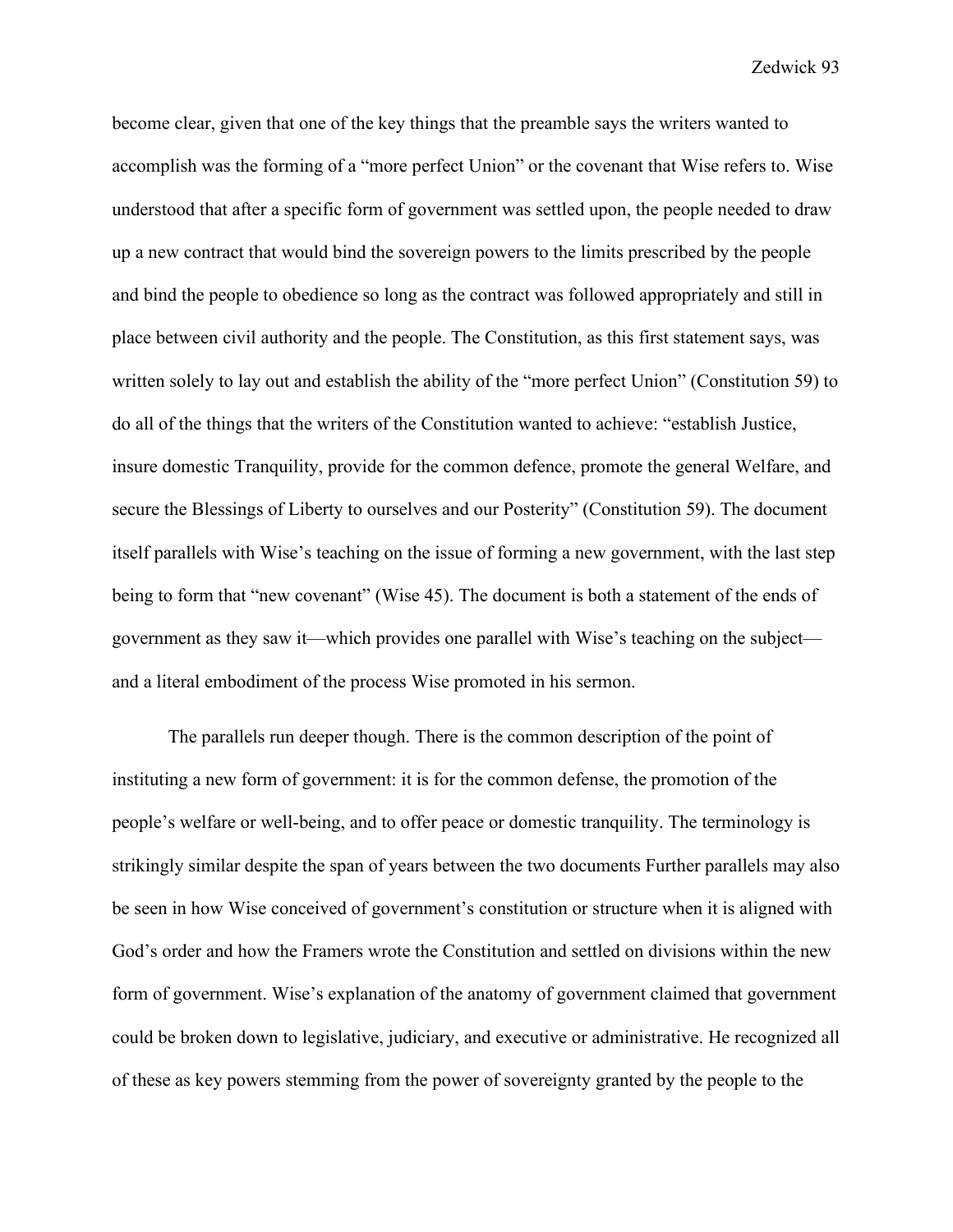become clear, given that one of the key things that the preamble says the writers wanted to accomplish was the forming of a "more perfect Union" or the covenant that Wise refers to. Wise understood that after a specific form of government was settled upon, the people needed to draw up a new contract that would bind the sovereign powers to the limits prescribed by the people and bind the people to obedience so long as the contract was followed appropriately and still in place between civil authority and the people. The Constitution, as this first statement says, was written solely to lay out and establish the ability of the "more perfect Union" (Constitution 59) to do all of the things that the writers of the Constitution wanted to achieve: "establish Justice, insure domestic Tranquility, provide for the common defence, promote the general Welfare, and secure the Blessings of Liberty to ourselves and our Posterity" (Constitution 59). The document itself parallels with Wise's teaching on the issue of forming a new government, with the last step being to form that "new covenant" (Wise 45). The document is both a statement of the ends of government as they saw it—which provides one parallel with Wise's teaching on the subject—and a literal embodiment of the process Wise promoted in his sermon.

The parallels run deeper though. There is the common description of the point of instituting a new form of government: it is for the common defense, the promotion of the people's welfare or well-being, and to offer peace or domestic tranquility. The terminology is strikingly similar despite the span of years between the two documents Further parallels may also be seen in how Wise conceived of government's constitution or structure when it is aligned with God's order and how the Framers wrote the Constitution and settled on divisions within the new form of government. Wise's explanation of the anatomy of government claimed that government could be broken down to legislative, judiciary, and executive or administrative. He recognized all of these as key powers stemming from the power of sovereignty granted by the people to the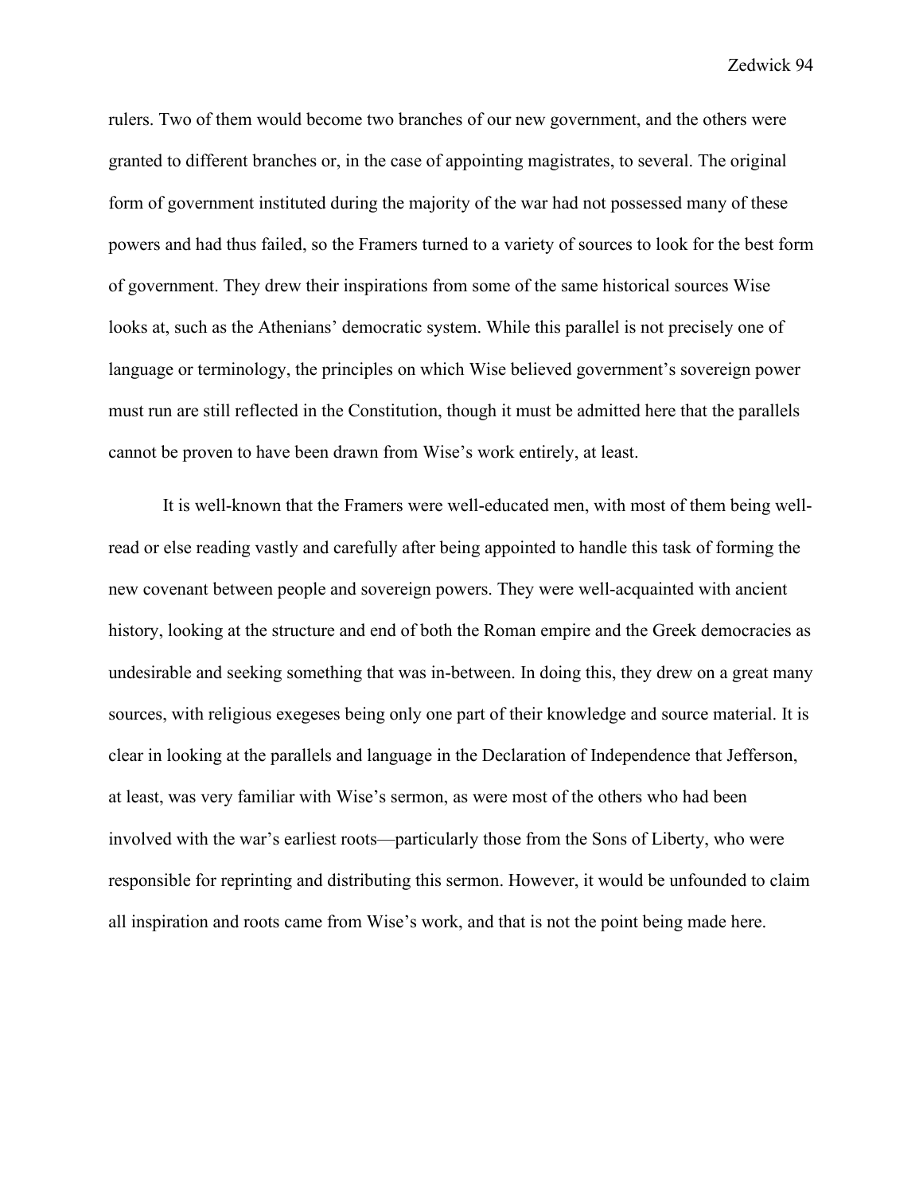rulers. Two of them would become two branches of our new government, and the others were granted to different branches or, in the case of appointing magistrates, to several. The original form of government instituted during the majority of the war had not possessed many of these powers and had thus failed, so the Framers turned to a variety of sources to look for the best form of government. They drew their inspirations from some of the same historical sources Wise looks at, such as the Athenians' democratic system. While this parallel is not precisely one of language or terminology, the principles on which Wise believed government's sovereign power must run are still reflected in the Constitution, though it must be admitted here that the parallels cannot be proven to have been drawn from Wise's work entirely, at least.

It is well-known that the Framers were well-educated men, with most of them being well-read or else reading vastly and carefully after being appointed to handle this task of forming the new covenant between people and sovereign powers. They were well-acquainted with ancient history, looking at the structure and end of both the Roman empire and the Greek democracies as undesirable and seeking something that was in-between. In doing this, they drew on a great many sources, with religious exegeses being only one part of their knowledge and source material. It is clear in looking at the parallels and language in the Declaration of Independence that Jefferson, at least, was very familiar with Wise's sermon, as were most of the others who had been involved with the war's earliest roots—particularly those from the Sons of Liberty, who were responsible for reprinting and distributing this sermon. However, it would be unfounded to claim all inspiration and roots came from Wise's work, and that is not the point being made here.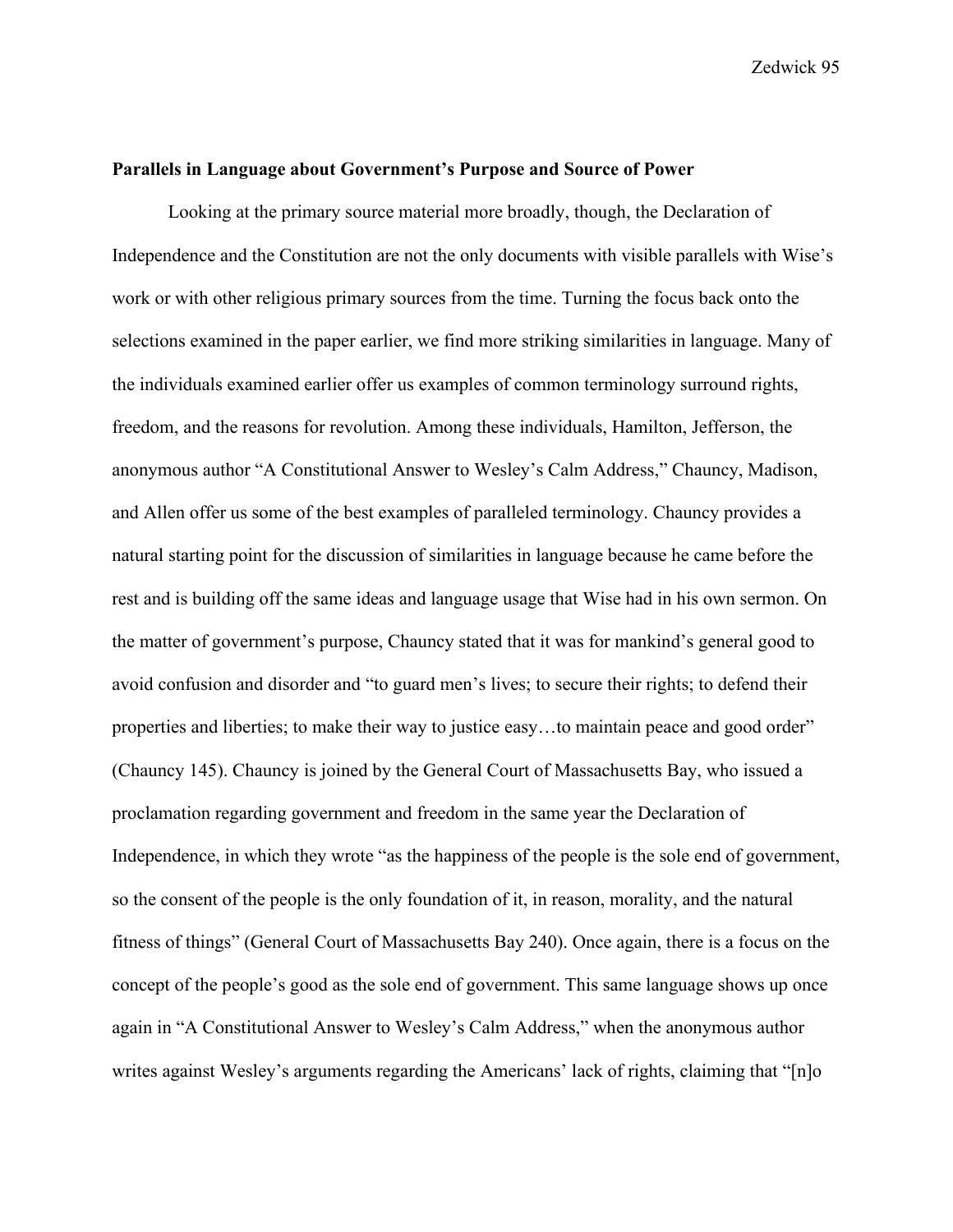**Parallels in Language about Government's Purpose and Source of Power**

Looking at the primary source material more broadly, though, the Declaration of Independence and the Constitution are not the only documents with visible parallels with Wise's work or with other religious primary sources from the time. Turning the focus back onto the selections examined in the paper earlier, we find more striking similarities in language. Many of the individuals examined earlier offer us examples of common terminology surround rights, freedom, and the reasons for revolution. Among these individuals, Hamilton, Jefferson, the anonymous author "A Constitutional Answer to Wesley's Calm Address," Chauncy, Madison, and Allen offer us some of the best examples of paralleled terminology. Chauncy provides a natural starting point for the discussion of similarities in language because he came before the rest and is building off the same ideas and language usage that Wise had in his own sermon. On the matter of government's purpose, Chauncy stated that it was for mankind's general good to avoid confusion and disorder and "to guard men's lives; to secure their rights; to defend their properties and liberties; to make their way to justice easy…to maintain peace and good order" (Chauncy 145). Chauncy is joined by the General Court of Massachusetts Bay, who issued a proclamation regarding government and freedom in the same year the Declaration of Independence, in which they wrote "as the happiness of the people is the sole end of government, so the consent of the people is the only foundation of it, in reason, morality, and the natural fitness of things" (General Court of Massachusetts Bay 240). Once again, there is a focus on the concept of the people's good as the sole end of government. This same language shows up once again in "A Constitutional Answer to Wesley's Calm Address," when the anonymous author writes against Wesley's arguments regarding the Americans' lack of rights, claiming that "[n]o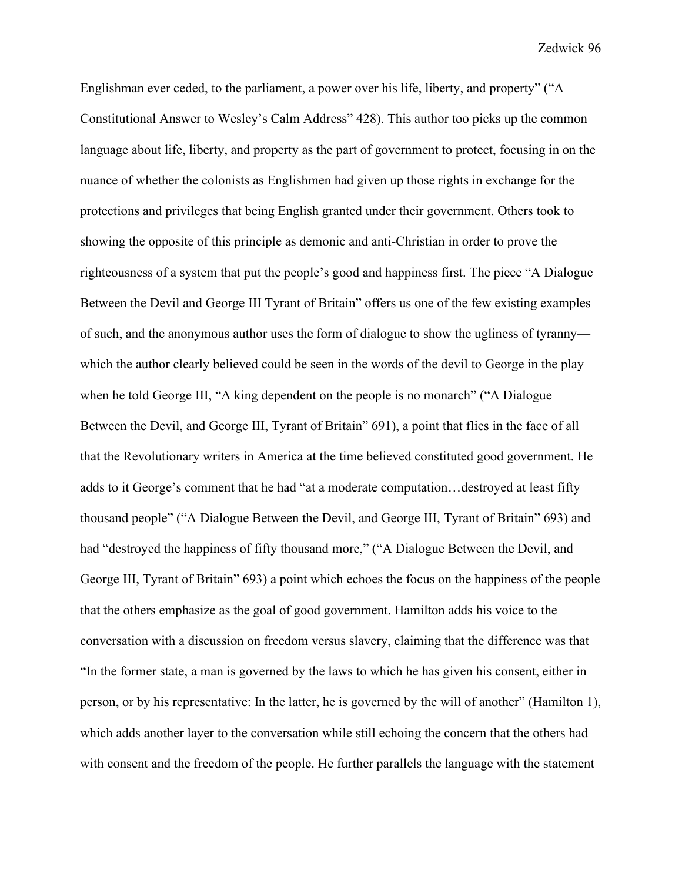Englishman ever ceded, to the parliament, a power over his life, liberty, and property" ("A Constitutional Answer to Wesley's Calm Address" 428). This author too picks up the common language about life, liberty, and property as the part of government to protect, focusing in on the nuance of whether the colonists as Englishmen had given up those rights in exchange for the protections and privileges that being English granted under their government. Others took to showing the opposite of this principle as demonic and anti-Christian in order to prove the righteousness of a system that put the people's good and happiness first. The piece "A Dialogue Between the Devil and George III Tyrant of Britain" offers us one of the few existing examples of such, and the anonymous author uses the form of dialogue to show the ugliness of tyranny—which the author clearly believed could be seen in the words of the devil to George in the play when he told George III, "A king dependent on the people is no monarch" ("A Dialogue Between the Devil, and George III, Tyrant of Britain" 691), a point that flies in the face of all that the Revolutionary writers in America at the time believed constituted good government. He adds to it George's comment that he had "at a moderate computation…destroyed at least fifty thousand people" ("A Dialogue Between the Devil, and George III, Tyrant of Britain" 693) and had "destroyed the happiness of fifty thousand more," ("A Dialogue Between the Devil, and George III, Tyrant of Britain" 693) a point which echoes the focus on the happiness of the people that the others emphasize as the goal of good government. Hamilton adds his voice to the conversation with a discussion on freedom versus slavery, claiming that the difference was that "In the former state, a man is governed by the laws to which he has given his consent, either in person, or by his representative: In the latter, he is governed by the will of another" (Hamilton 1), which adds another layer to the conversation while still echoing the concern that the others had with consent and the freedom of the people. He further parallels the language with the statement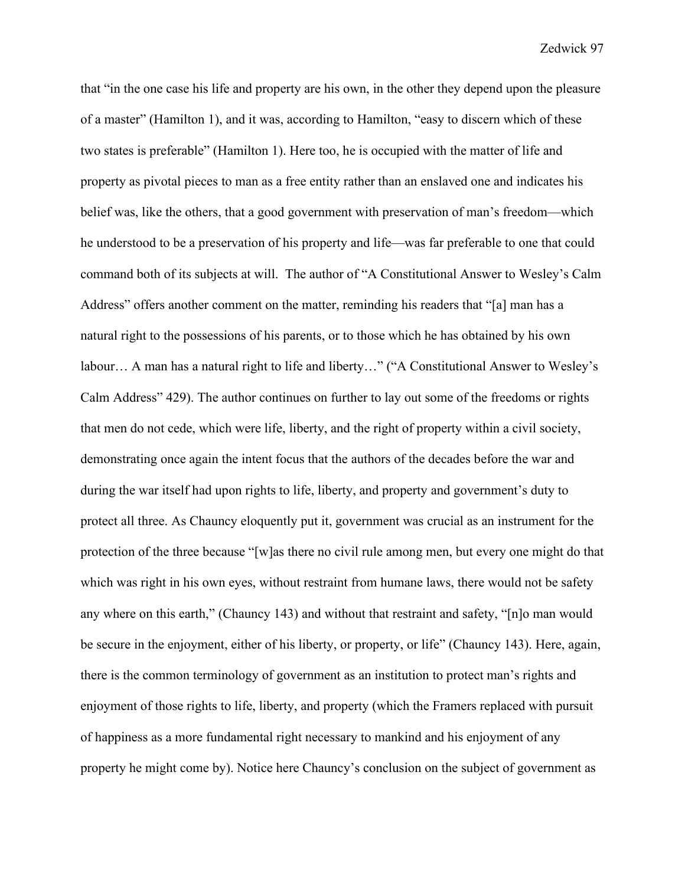that "in the one case his life and property are his own, in the other they depend upon the pleasure of a master" (Hamilton 1), and it was, according to Hamilton, "easy to discern which of these two states is preferable" (Hamilton 1). Here too, he is occupied with the matter of life and property as pivotal pieces to man as a free entity rather than an enslaved one and indicates his belief was, like the others, that a good government with preservation of man's freedom—which he understood to be a preservation of his property and life—was far preferable to one that could command both of its subjects at will. The author of "A Constitutional Answer to Wesley's Calm Address" offers another comment on the matter, reminding his readers that "[a] man has a natural right to the possessions of his parents, or to those which he has obtained by his own labour… A man has a natural right to life and liberty…" ("A Constitutional Answer to Wesley's Calm Address" 429). The author continues on further to lay out some of the freedoms or rights that men do not cede, which were life, liberty, and the right of property within a civil society, demonstrating once again the intent focus that the authors of the decades before the war and during the war itself had upon rights to life, liberty, and property and government's duty to protect all three. As Chauncy eloquently put it, government was crucial as an instrument for the protection of the three because "[w]as there no civil rule among men, but every one might do that which was right in his own eyes, without restraint from humane laws, there would not be safety any where on this earth," (Chauncy 143) and without that restraint and safety, "[n]o man would be secure in the enjoyment, either of his liberty, or property, or life" (Chauncy 143). Here, again, there is the common terminology of government as an institution to protect man's rights and enjoyment of those rights to life, liberty, and property (which the Framers replaced with pursuit of happiness as a more fundamental right necessary to mankind and his enjoyment of any property he might come by). Notice here Chauncy's conclusion on the subject of government as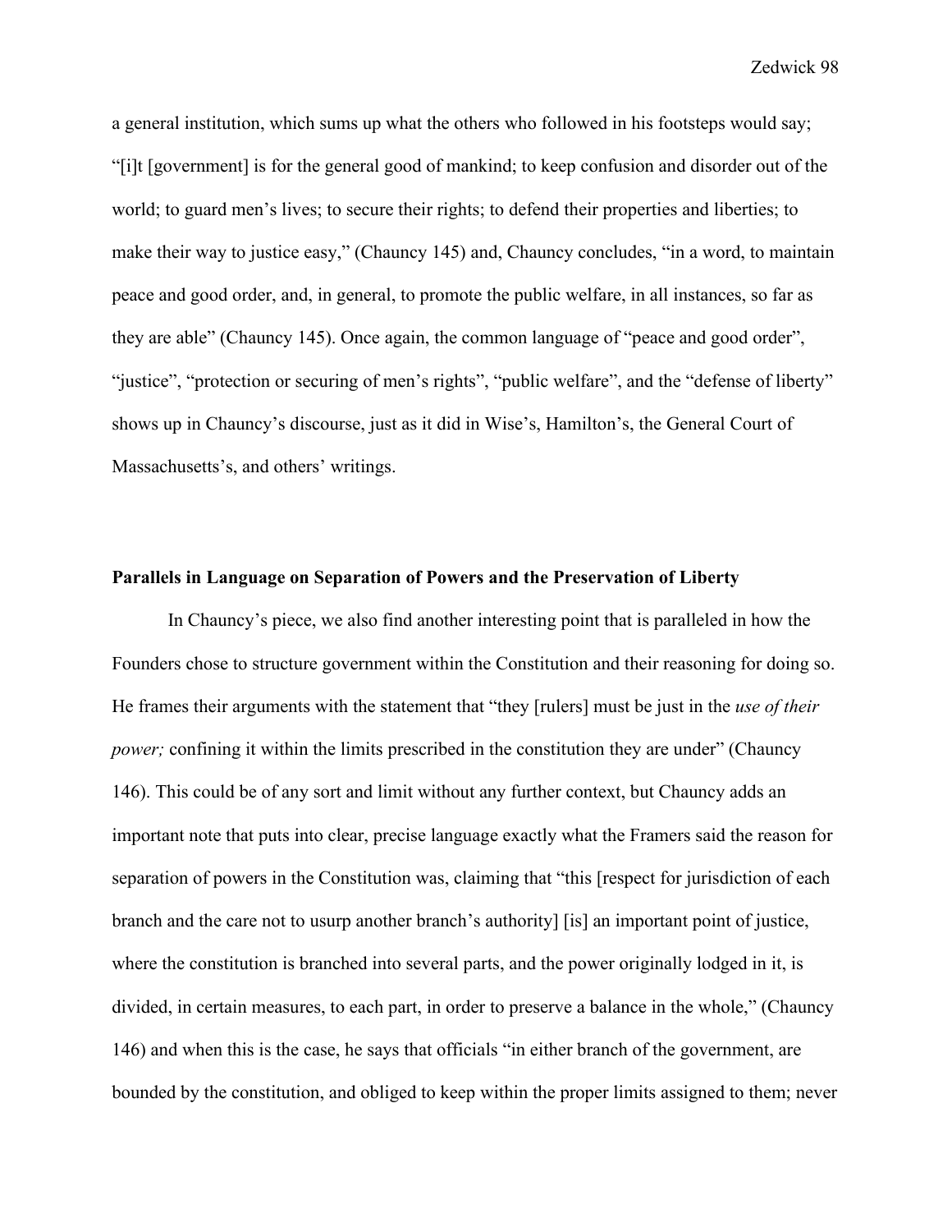a general institution, which sums up what the others who followed in his footsteps would say; "[i]t [government] is for the general good of mankind; to keep confusion and disorder out of the world; to guard men's lives; to secure their rights; to defend their properties and liberties; to make their way to justice easy," (Chauncy 145) and, Chauncy concludes, "in a word, to maintain peace and good order, and, in general, to promote the public welfare, in all instances, so far as they are able" (Chauncy 145). Once again, the common language of "peace and good order", "justice", "protection or securing of men's rights", "public welfare", and the "defense of liberty" shows up in Chauncy's discourse, just as it did in Wise's, Hamilton's, the General Court of Massachusetts's, and others' writings.

**Parallels in Language on Separation of Powers and the Preservation of Liberty**

In Chauncy's piece, we also find another interesting point that is paralleled in how the Founders chose to structure government within the Constitution and their reasoning for doing so. He frames their arguments with the statement that "they [rulers] must be just in the *use of their power;* confining it within the limits prescribed in the constitution they are under" (Chauncy 146). This could be of any sort and limit without any further context, but Chauncy adds an important note that puts into clear, precise language exactly what the Framers said the reason for separation of powers in the Constitution was, claiming that "this [respect for jurisdiction of each branch and the care not to usurp another branch's authority] [is] an important point of justice, where the constitution is branched into several parts, and the power originally lodged in it, is divided, in certain measures, to each part, in order to preserve a balance in the whole," (Chauncy 146) and when this is the case, he says that officials "in either branch of the government, are bounded by the constitution, and obliged to keep within the proper limits assigned to them; never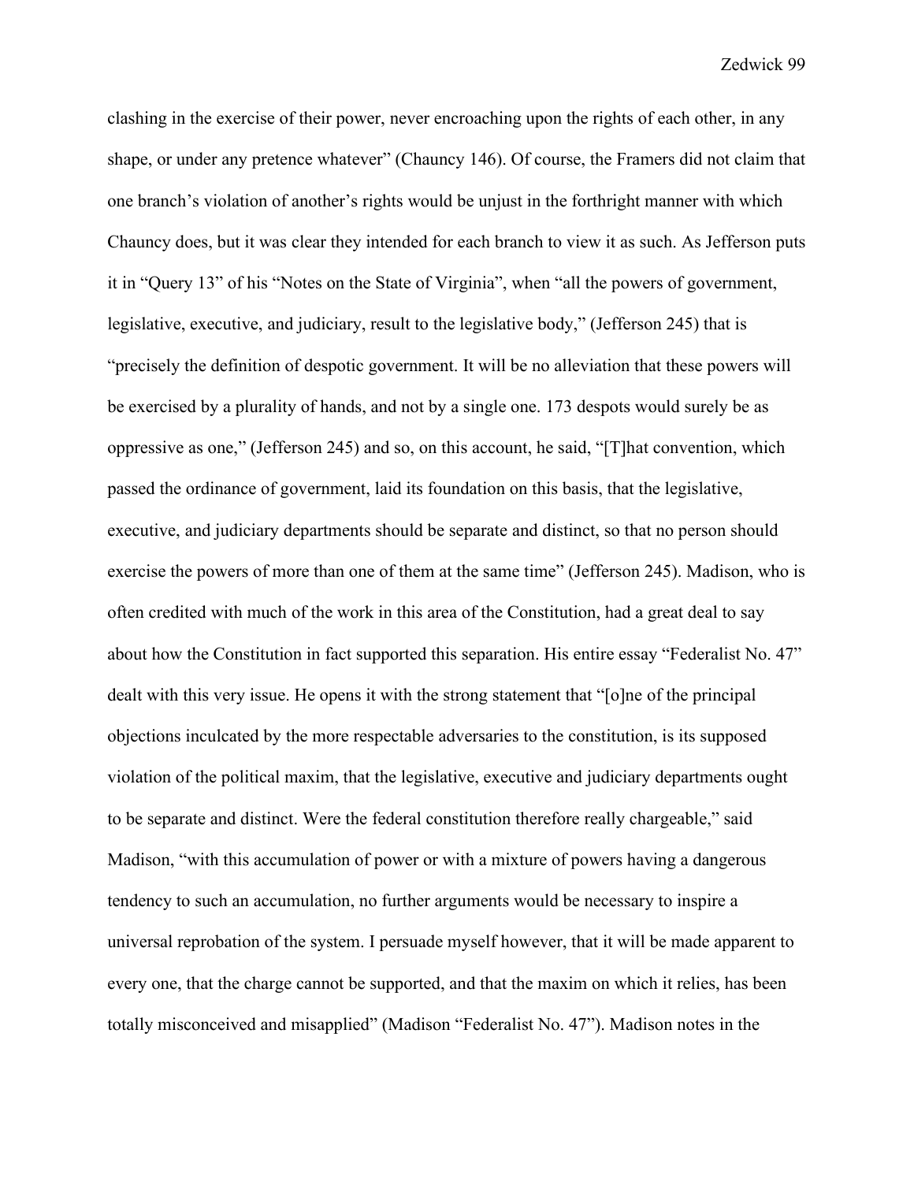clashing in the exercise of their power, never encroaching upon the rights of each other, in any shape, or under any pretence whatever" (Chauncy 146). Of course, the Framers did not claim that one branch's violation of another's rights would be unjust in the forthright manner with which Chauncy does, but it was clear they intended for each branch to view it as such. As Jefferson puts it in "Query 13" of his "Notes on the State of Virginia", when "all the powers of government, legislative, executive, and judiciary, result to the legislative body," (Jefferson 245) that is "precisely the definition of despotic government. It will be no alleviation that these powers will be exercised by a plurality of hands, and not by a single one. 173 despots would surely be as oppressive as one," (Jefferson 245) and so, on this account, he said, "[T]hat convention, which passed the ordinance of government, laid its foundation on this basis, that the legislative, executive, and judiciary departments should be separate and distinct, so that no person should exercise the powers of more than one of them at the same time" (Jefferson 245). Madison, who is often credited with much of the work in this area of the Constitution, had a great deal to say about how the Constitution in fact supported this separation. His entire essay "Federalist No. 47" dealt with this very issue. He opens it with the strong statement that "[o]ne of the principal objections inculcated by the more respectable adversaries to the constitution, is its supposed violation of the political maxim, that the legislative, executive and judiciary departments ought to be separate and distinct. Were the federal constitution therefore really chargeable," said Madison, "with this accumulation of power or with a mixture of powers having a dangerous tendency to such an accumulation, no further arguments would be necessary to inspire a universal reprobation of the system. I persuade myself however, that it will be made apparent to every one, that the charge cannot be supported, and that the maxim on which it relies, has been totally misconceived and misapplied" (Madison "Federalist No. 47"). Madison notes in the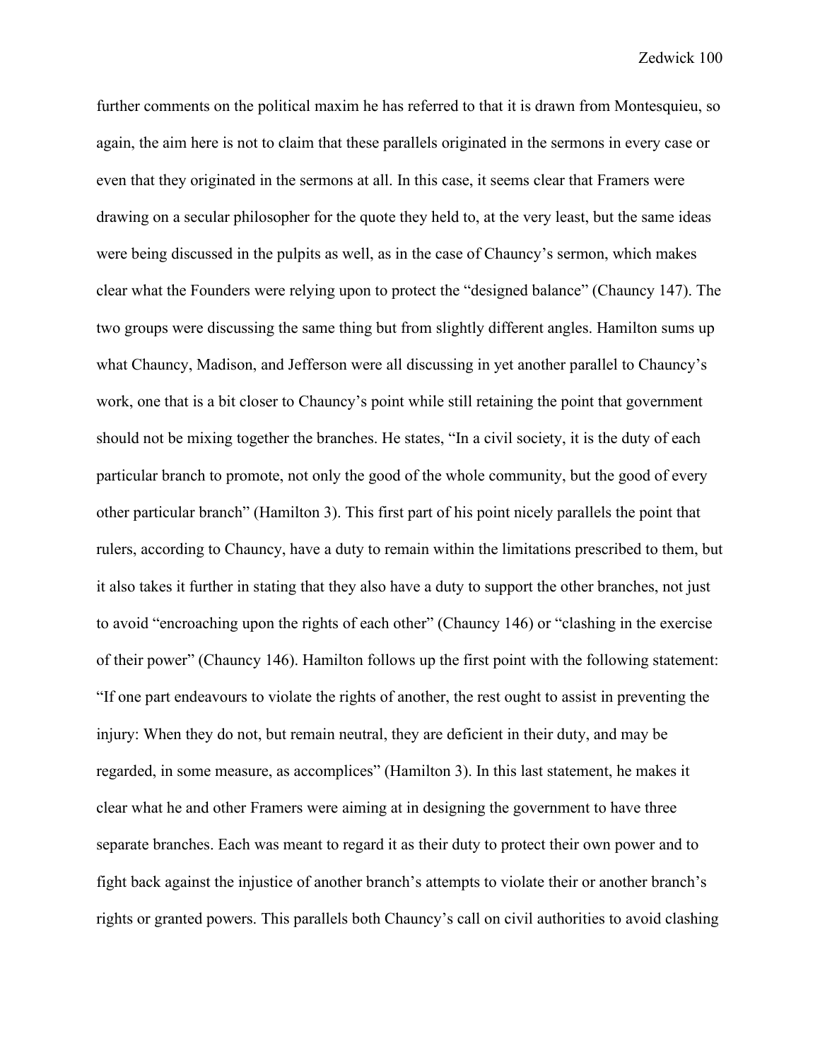further comments on the political maxim he has referred to that it is drawn from Montesquieu, so again, the aim here is not to claim that these parallels originated in the sermons in every case or even that they originated in the sermons at all. In this case, it seems clear that Framers were drawing on a secular philosopher for the quote they held to, at the very least, but the same ideas were being discussed in the pulpits as well, as in the case of Chauncy's sermon, which makes clear what the Founders were relying upon to protect the "designed balance" (Chauncy 147). The two groups were discussing the same thing but from slightly different angles. Hamilton sums up what Chauncy, Madison, and Jefferson were all discussing in yet another parallel to Chauncy's work, one that is a bit closer to Chauncy's point while still retaining the point that government should not be mixing together the branches. He states, "In a civil society, it is the duty of each particular branch to promote, not only the good of the whole community, but the good of every other particular branch" (Hamilton 3). This first part of his point nicely parallels the point that rulers, according to Chauncy, have a duty to remain within the limitations prescribed to them, but it also takes it further in stating that they also have a duty to support the other branches, not just to avoid "encroaching upon the rights of each other" (Chauncy 146) or "clashing in the exercise of their power" (Chauncy 146). Hamilton follows up the first point with the following statement: "If one part endeavours to violate the rights of another, the rest ought to assist in preventing the injury: When they do not, but remain neutral, they are deficient in their duty, and may be regarded, in some measure, as accomplices" (Hamilton 3). In this last statement, he makes it clear what he and other Framers were aiming at in designing the government to have three separate branches. Each was meant to regard it as their duty to protect their own power and to fight back against the injustice of another branch's attempts to violate their or another branch's rights or granted powers. This parallels both Chauncy's call on civil authorities to avoid clashing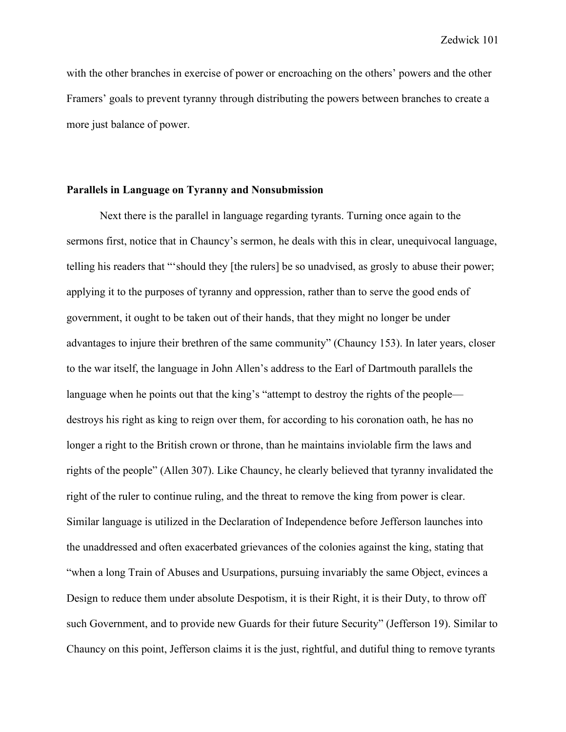with the other branches in exercise of power or encroaching on the others' powers and the other Framers' goals to prevent tyranny through distributing the powers between branches to create a more just balance of power.

**Parallels in Language on Tyranny and Nonsubmission**

Next there is the parallel in language regarding tyrants. Turning once again to the sermons first, notice that in Chauncy's sermon, he deals with this in clear, unequivocal language, telling his readers that "'should they [the rulers] be so unadvised, as grosly to abuse their power; applying it to the purposes of tyranny and oppression, rather than to serve the good ends of government, it ought to be taken out of their hands, that they might no longer be under advantages to injure their brethren of the same community" (Chauncy 153). In later years, closer to the war itself, the language in John Allen's address to the Earl of Dartmouth parallels the language when he points out that the king's "attempt to destroy the rights of the people— destroys his right as king to reign over them, for according to his coronation oath, he has no longer a right to the British crown or throne, than he maintains inviolable firm the laws and rights of the people" (Allen 307). Like Chauncy, he clearly believed that tyranny invalidated the right of the ruler to continue ruling, and the threat to remove the king from power is clear. Similar language is utilized in the Declaration of Independence before Jefferson launches into the unaddressed and often exacerbated grievances of the colonies against the king, stating that "when a long Train of Abuses and Usurpations, pursuing invariably the same Object, evinces a Design to reduce them under absolute Despotism, it is their Right, it is their Duty, to throw off such Government, and to provide new Guards for their future Security" (Jefferson 19). Similar to Chauncy on this point, Jefferson claims it is the just, rightful, and dutiful thing to remove tyrants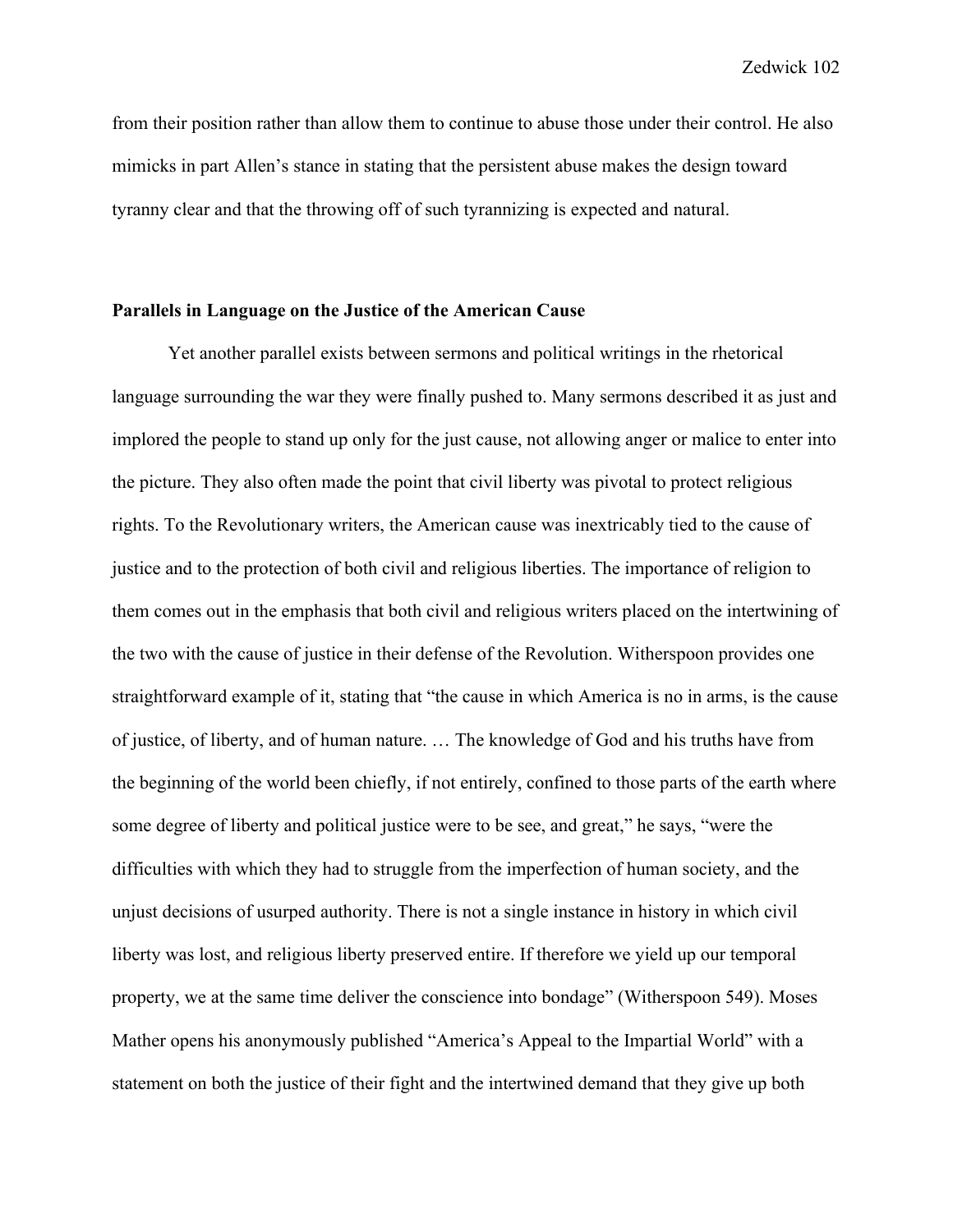from their position rather than allow them to continue to abuse those under their control. He also mimicks in part Allen's stance in stating that the persistent abuse makes the design toward tyranny clear and that the throwing off of such tyrannizing is expected and natural.

### Parallels in Language on the Justice of the American Cause

Yet another parallel exists between sermons and political writings in the rhetorical language surrounding the war they were finally pushed to. Many sermons described it as just and implored the people to stand up only for the just cause, not allowing anger or malice to enter into the picture. They also often made the point that civil liberty was pivotal to protect religious rights. To the Revolutionary writers, the American cause was inextricably tied to the cause of justice and to the protection of both civil and religious liberties. The importance of religion to them comes out in the emphasis that both civil and religious writers placed on the intertwining of the two with the cause of justice in their defense of the Revolution. Witherspoon provides one straightforward example of it, stating that "the cause in which America is no in arms, is the cause of justice, of liberty, and of human nature. … The knowledge of God and his truths have from the beginning of the world been chiefly, if not entirely, confined to those parts of the earth where some degree of liberty and political justice were to be see, and great," he says, "were the difficulties with which they had to struggle from the imperfection of human society, and the unjust decisions of usurped authority. There is not a single instance in history in which civil liberty was lost, and religious liberty preserved entire. If therefore we yield up our temporal property, we at the same time deliver the conscience into bondage" (Witherspoon 549). Moses Mather opens his anonymously published "America's Appeal to the Impartial World" with a statement on both the justice of their fight and the intertwined demand that they give up both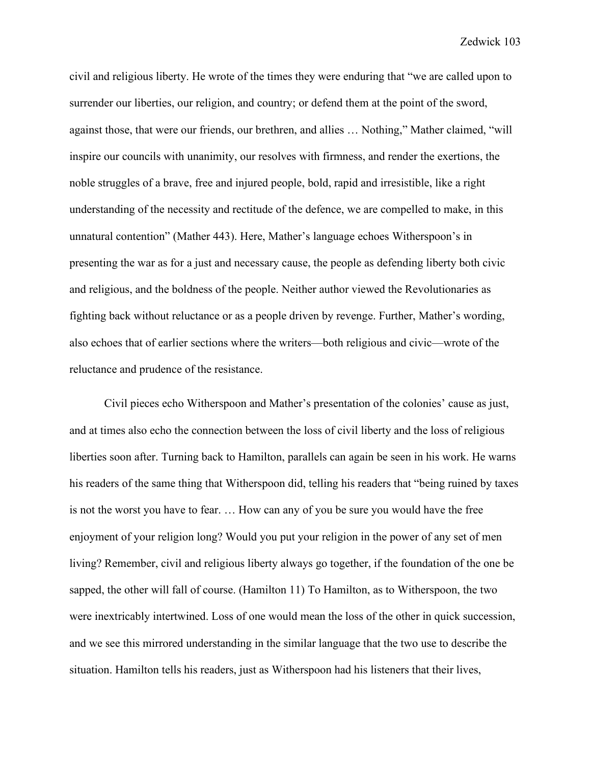civil and religious liberty. He wrote of the times they were enduring that "we are called upon to surrender our liberties, our religion, and country; or defend them at the point of the sword, against those, that were our friends, our brethren, and allies … Nothing," Mather claimed, "will inspire our councils with unanimity, our resolves with firmness, and render the exertions, the noble struggles of a brave, free and injured people, bold, rapid and irresistible, like a right understanding of the necessity and rectitude of the defence, we are compelled to make, in this unnatural contention" (Mather 443). Here, Mather's language echoes Witherspoon's in presenting the war as for a just and necessary cause, the people as defending liberty both civic and religious, and the boldness of the people. Neither author viewed the Revolutionaries as fighting back without reluctance or as a people driven by revenge. Further, Mather's wording, also echoes that of earlier sections where the writers—both religious and civic—wrote of the reluctance and prudence of the resistance.

Civil pieces echo Witherspoon and Mather's presentation of the colonies' cause as just, and at times also echo the connection between the loss of civil liberty and the loss of religious liberties soon after. Turning back to Hamilton, parallels can again be seen in his work. He warns his readers of the same thing that Witherspoon did, telling his readers that "being ruined by taxes is not the worst you have to fear. … How can any of you be sure you would have the free enjoyment of your religion long? Would you put your religion in the power of any set of men living? Remember, civil and religious liberty always go together, if the foundation of the one be sapped, the other will fall of course. (Hamilton 11) To Hamilton, as to Witherspoon, the two were inextricably intertwined. Loss of one would mean the loss of the other in quick succession, and we see this mirrored understanding in the similar language that the two use to describe the situation. Hamilton tells his readers, just as Witherspoon had his listeners that their lives,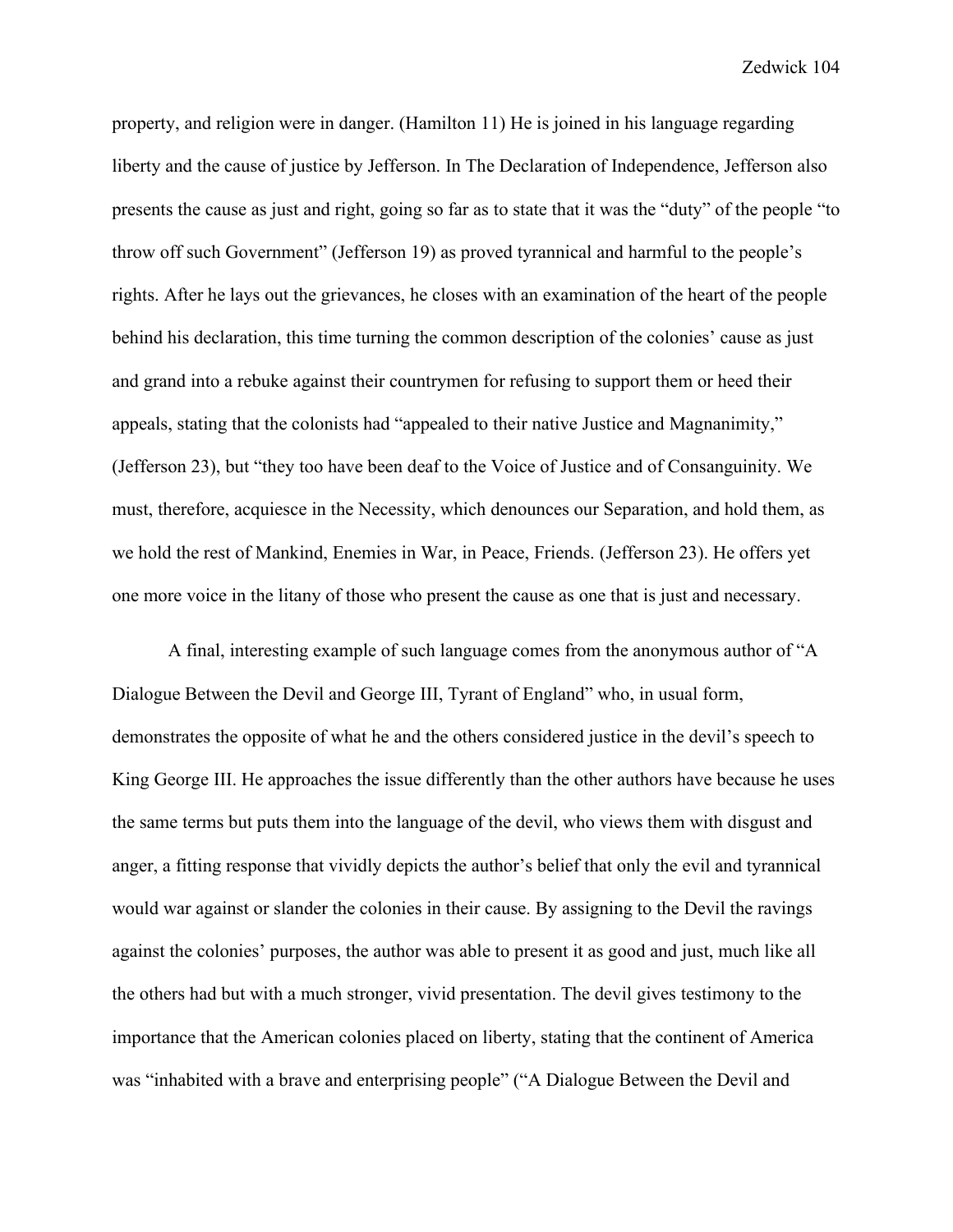property, and religion were in danger. (Hamilton 11) He is joined in his language regarding liberty and the cause of justice by Jefferson. In The Declaration of Independence, Jefferson also presents the cause as just and right, going so far as to state that it was the "duty" of the people "to throw off such Government" (Jefferson 19) as proved tyrannical and harmful to the people's rights. After he lays out the grievances, he closes with an examination of the heart of the people behind his declaration, this time turning the common description of the colonies' cause as just and grand into a rebuke against their countrymen for refusing to support them or heed their appeals, stating that the colonists had "appealed to their native Justice and Magnanimity," (Jefferson 23), but "they too have been deaf to the Voice of Justice and of Consanguinity. We must, therefore, acquiesce in the Necessity, which denounces our Separation, and hold them, as we hold the rest of Mankind, Enemies in War, in Peace, Friends. (Jefferson 23). He offers yet one more voice in the litany of those who present the cause as one that is just and necessary.

A final, interesting example of such language comes from the anonymous author of "A Dialogue Between the Devil and George III, Tyrant of England" who, in usual form, demonstrates the opposite of what he and the others considered justice in the devil's speech to King George III. He approaches the issue differently than the other authors have because he uses the same terms but puts them into the language of the devil, who views them with disgust and anger, a fitting response that vividly depicts the author's belief that only the evil and tyrannical would war against or slander the colonies in their cause. By assigning to the Devil the ravings against the colonies' purposes, the author was able to present it as good and just, much like all the others had but with a much stronger, vivid presentation. The devil gives testimony to the importance that the American colonies placed on liberty, stating that the continent of America was "inhabited with a brave and enterprising people" ("A Dialogue Between the Devil and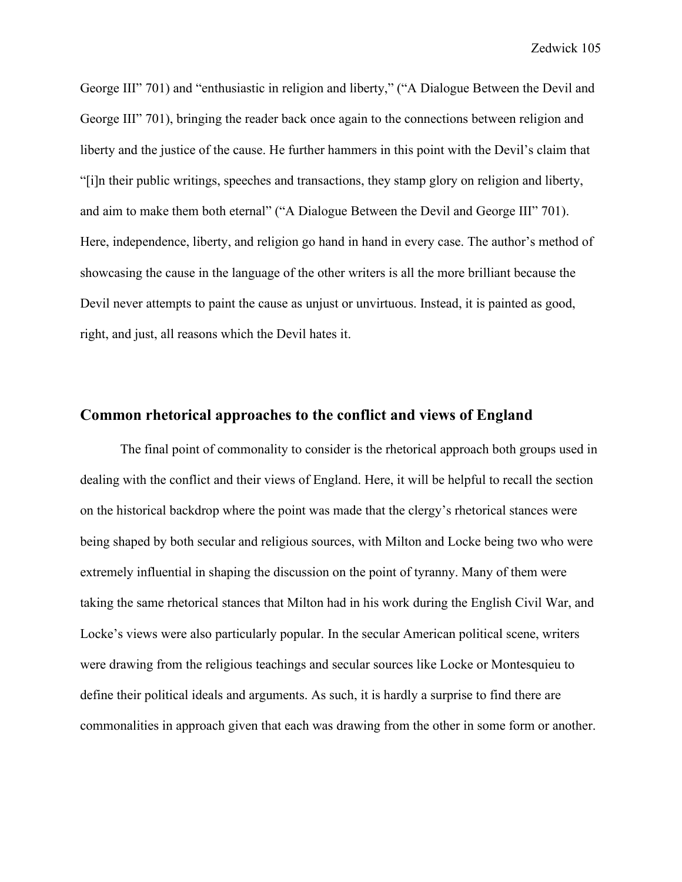George III" 701) and "enthusiastic in religion and liberty," ("A Dialogue Between the Devil and George III" 701), bringing the reader back once again to the connections between religion and liberty and the justice of the cause. He further hammers in this point with the Devil's claim that "[i]n their public writings, speeches and transactions, they stamp glory on religion and liberty, and aim to make them both eternal" ("A Dialogue Between the Devil and George III" 701). Here, independence, liberty, and religion go hand in hand in every case. The author's method of showcasing the cause in the language of the other writers is all the more brilliant because the Devil never attempts to paint the cause as unjust or unvirtuous. Instead, it is painted as good, right, and just, all reasons which the Devil hates it.

## Common rhetorical approaches to the conflict and views of England

The final point of commonality to consider is the rhetorical approach both groups used in dealing with the conflict and their views of England. Here, it will be helpful to recall the section on the historical backdrop where the point was made that the clergy's rhetorical stances were being shaped by both secular and religious sources, with Milton and Locke being two who were extremely influential in shaping the discussion on the point of tyranny. Many of them were taking the same rhetorical stances that Milton had in his work during the English Civil War, and Locke's views were also particularly popular. In the secular American political scene, writers were drawing from the religious teachings and secular sources like Locke or Montesquieu to define their political ideals and arguments. As such, it is hardly a surprise to find there are commonalities in approach given that each was drawing from the other in some form or another.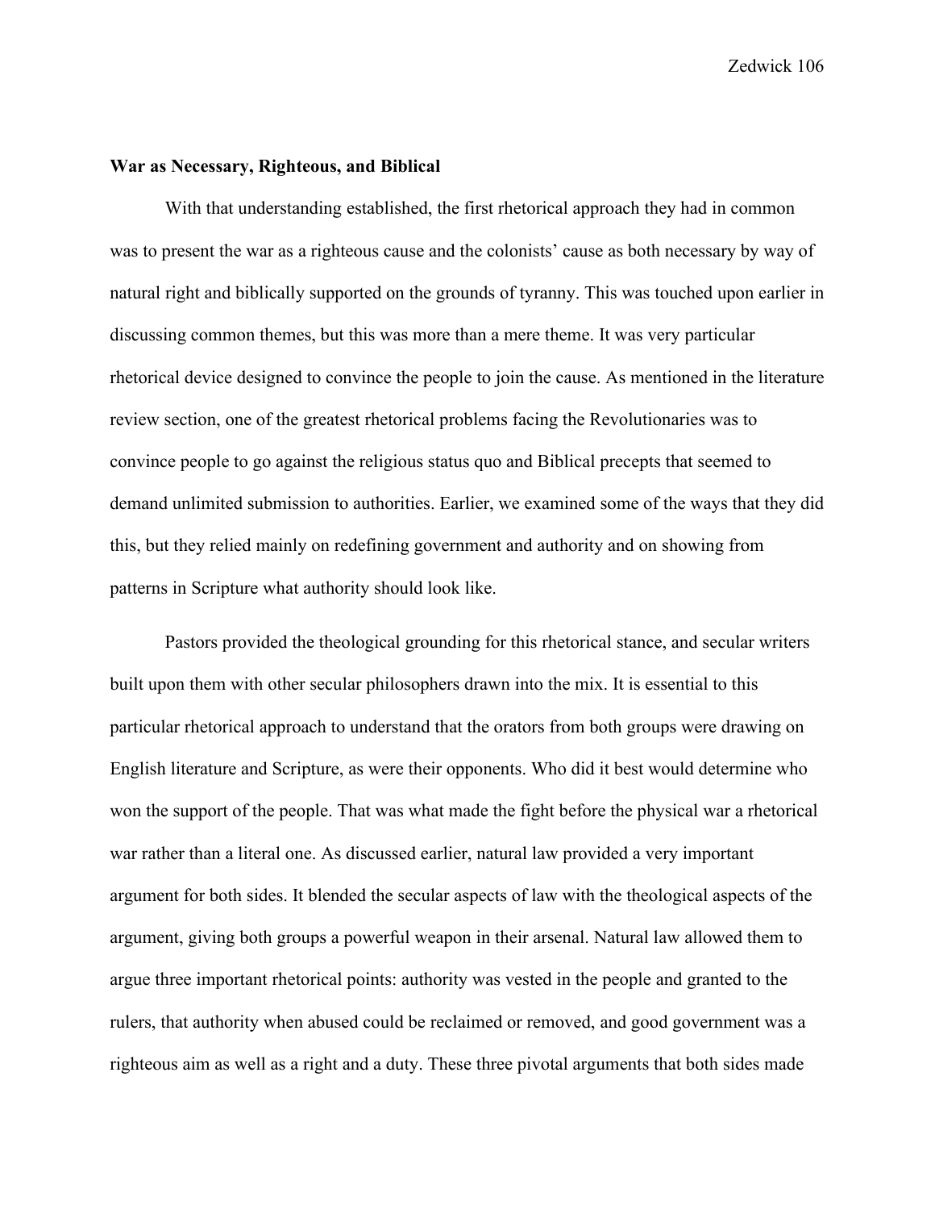**War as Necessary, Righteous, and Biblical**

With that understanding established, the first rhetorical approach they had in common was to present the war as a righteous cause and the colonists' cause as both necessary by way of natural right and biblically supported on the grounds of tyranny. This was touched upon earlier in discussing common themes, but this was more than a mere theme. It was very particular rhetorical device designed to convince the people to join the cause. As mentioned in the literature review section, one of the greatest rhetorical problems facing the Revolutionaries was to convince people to go against the religious status quo and Biblical precepts that seemed to demand unlimited submission to authorities. Earlier, we examined some of the ways that they did this, but they relied mainly on redefining government and authority and on showing from patterns in Scripture what authority should look like.

Pastors provided the theological grounding for this rhetorical stance, and secular writers built upon them with other secular philosophers drawn into the mix. It is essential to this particular rhetorical approach to understand that the orators from both groups were drawing on English literature and Scripture, as were their opponents. Who did it best would determine who won the support of the people. That was what made the fight before the physical war a rhetorical war rather than a literal one. As discussed earlier, natural law provided a very important argument for both sides. It blended the secular aspects of law with the theological aspects of the argument, giving both groups a powerful weapon in their arsenal. Natural law allowed them to argue three important rhetorical points: authority was vested in the people and granted to the rulers, that authority when abused could be reclaimed or removed, and good government was a righteous aim as well as a right and a duty. These three pivotal arguments that both sides made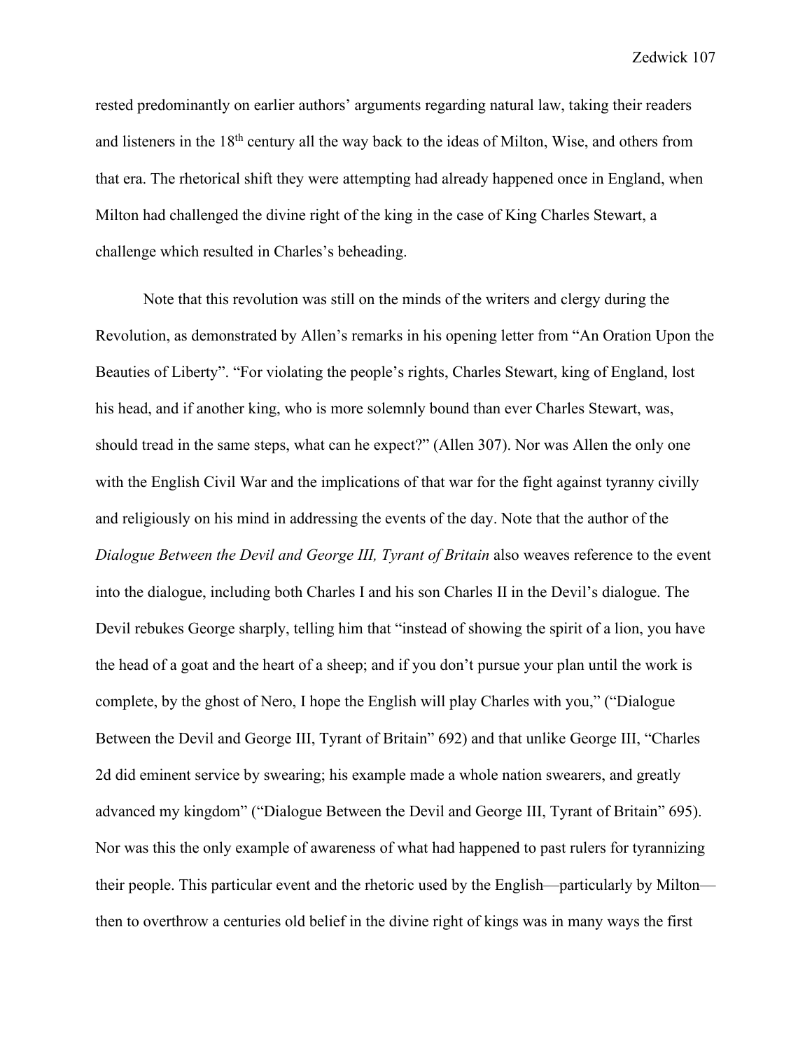rested predominantly on earlier authors' arguments regarding natural law, taking their readers and listeners in the 18th century all the way back to the ideas of Milton, Wise, and others from that era. The rhetorical shift they were attempting had already happened once in England, when Milton had challenged the divine right of the king in the case of King Charles Stewart, a challenge which resulted in Charles's beheading.

Note that this revolution was still on the minds of the writers and clergy during the Revolution, as demonstrated by Allen's remarks in his opening letter from "An Oration Upon the Beauties of Liberty". "For violating the people's rights, Charles Stewart, king of England, lost his head, and if another king, who is more solemnly bound than ever Charles Stewart, was, should tread in the same steps, what can he expect?" (Allen 307). Nor was Allen the only one with the English Civil War and the implications of that war for the fight against tyranny civilly and religiously on his mind in addressing the events of the day. Note that the author of the *Dialogue Between the Devil and George III, Tyrant of Britain* also weaves reference to the event into the dialogue, including both Charles I and his son Charles II in the Devil's dialogue. The Devil rebukes George sharply, telling him that "instead of showing the spirit of a lion, you have the head of a goat and the heart of a sheep; and if you don't pursue your plan until the work is complete, by the ghost of Nero, I hope the English will play Charles with you," ("Dialogue Between the Devil and George III, Tyrant of Britain" 692) and that unlike George III, "Charles 2d did eminent service by swearing; his example made a whole nation swearers, and greatly advanced my kingdom" ("Dialogue Between the Devil and George III, Tyrant of Britain" 695). Nor was this the only example of awareness of what had happened to past rulers for tyrannizing their people. This particular event and the rhetoric used by the English—particularly by Milton—then to overthrow a centuries old belief in the divine right of kings was in many ways the first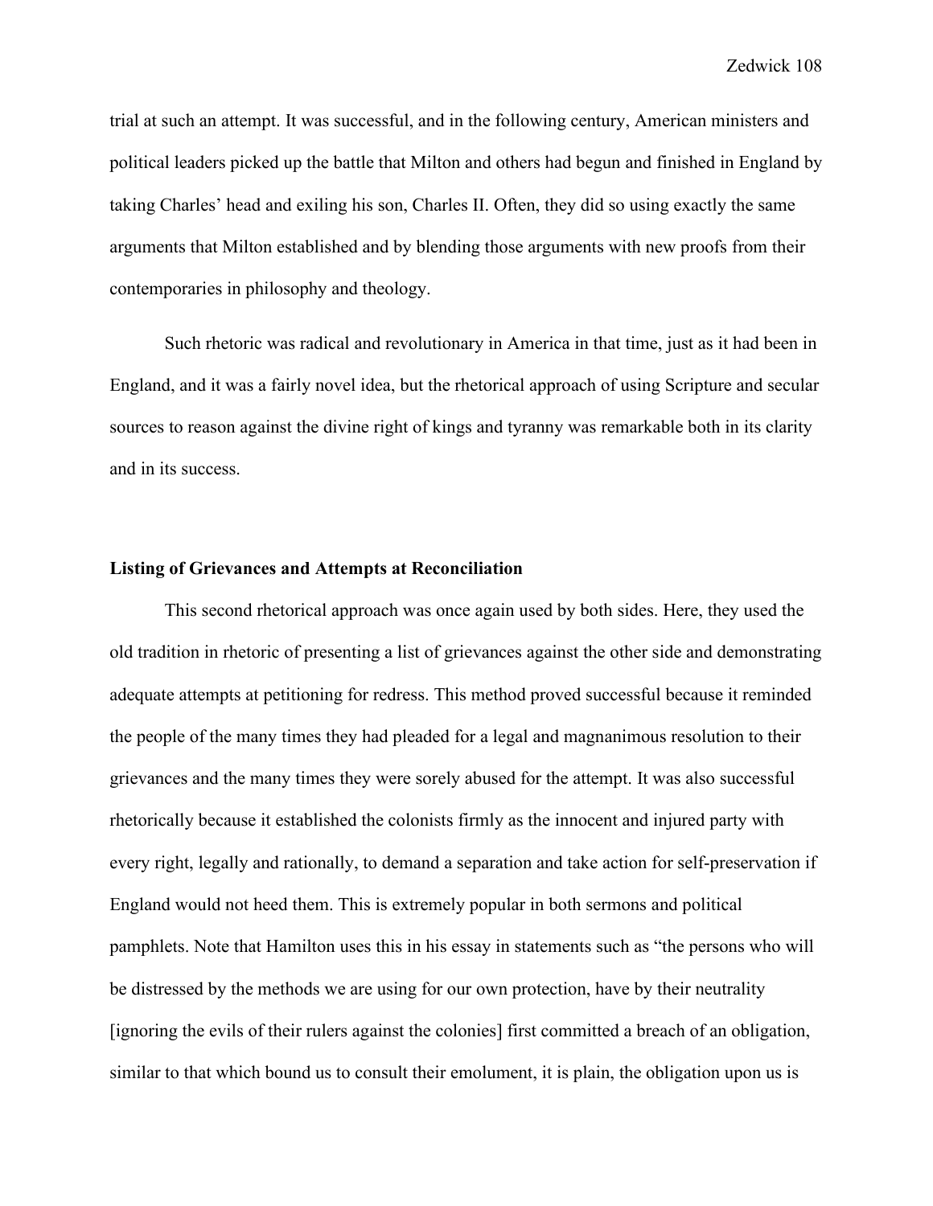trial at such an attempt. It was successful, and in the following century, American ministers and political leaders picked up the battle that Milton and others had begun and finished in England by taking Charles' head and exiling his son, Charles II. Often, they did so using exactly the same arguments that Milton established and by blending those arguments with new proofs from their contemporaries in philosophy and theology.

Such rhetoric was radical and revolutionary in America in that time, just as it had been in England, and it was a fairly novel idea, but the rhetorical approach of using Scripture and secular sources to reason against the divine right of kings and tyranny was remarkable both in its clarity and in its success.

### Listing of Grievances and Attempts at Reconciliation

This second rhetorical approach was once again used by both sides. Here, they used the old tradition in rhetoric of presenting a list of grievances against the other side and demonstrating adequate attempts at petitioning for redress. This method proved successful because it reminded the people of the many times they had pleaded for a legal and magnanimous resolution to their grievances and the many times they were sorely abused for the attempt. It was also successful rhetorically because it established the colonists firmly as the innocent and injured party with every right, legally and rationally, to demand a separation and take action for self-preservation if England would not heed them. This is extremely popular in both sermons and political pamphlets. Note that Hamilton uses this in his essay in statements such as "the persons who will be distressed by the methods we are using for our own protection, have by their neutrality [ignoring the evils of their rulers against the colonies] first committed a breach of an obligation, similar to that which bound us to consult their emolument, it is plain, the obligation upon us is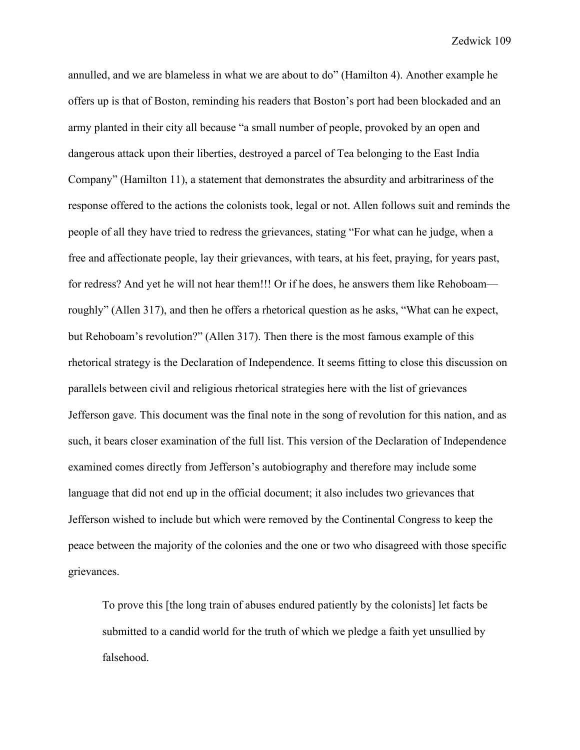annulled, and we are blameless in what we are about to do" (Hamilton 4). Another example he offers up is that of Boston, reminding his readers that Boston's port had been blockaded and an army planted in their city all because "a small number of people, provoked by an open and dangerous attack upon their liberties, destroyed a parcel of Tea belonging to the East India Company" (Hamilton 11), a statement that demonstrates the absurdity and arbitrariness of the response offered to the actions the colonists took, legal or not. Allen follows suit and reminds the people of all they have tried to redress the grievances, stating "For what can he judge, when a free and affectionate people, lay their grievances, with tears, at his feet, praying, for years past, for redress? And yet he will not hear them!!! Or if he does, he answers them like Rehoboam—roughly" (Allen 317), and then he offers a rhetorical question as he asks, "What can he expect, but Rehoboam's revolution?" (Allen 317). Then there is the most famous example of this rhetorical strategy is the Declaration of Independence. It seems fitting to close this discussion on parallels between civil and religious rhetorical strategies here with the list of grievances Jefferson gave. This document was the final note in the song of revolution for this nation, and as such, it bears closer examination of the full list. This version of the Declaration of Independence examined comes directly from Jefferson's autobiography and therefore may include some language that did not end up in the official document; it also includes two grievances that Jefferson wished to include but which were removed by the Continental Congress to keep the peace between the majority of the colonies and the one or two who disagreed with those specific grievances.

> To prove this [the long train of abuses endured patiently by the colonists] let facts be submitted to a candid world for the truth of which we pledge a faith yet unsullied by falsehood.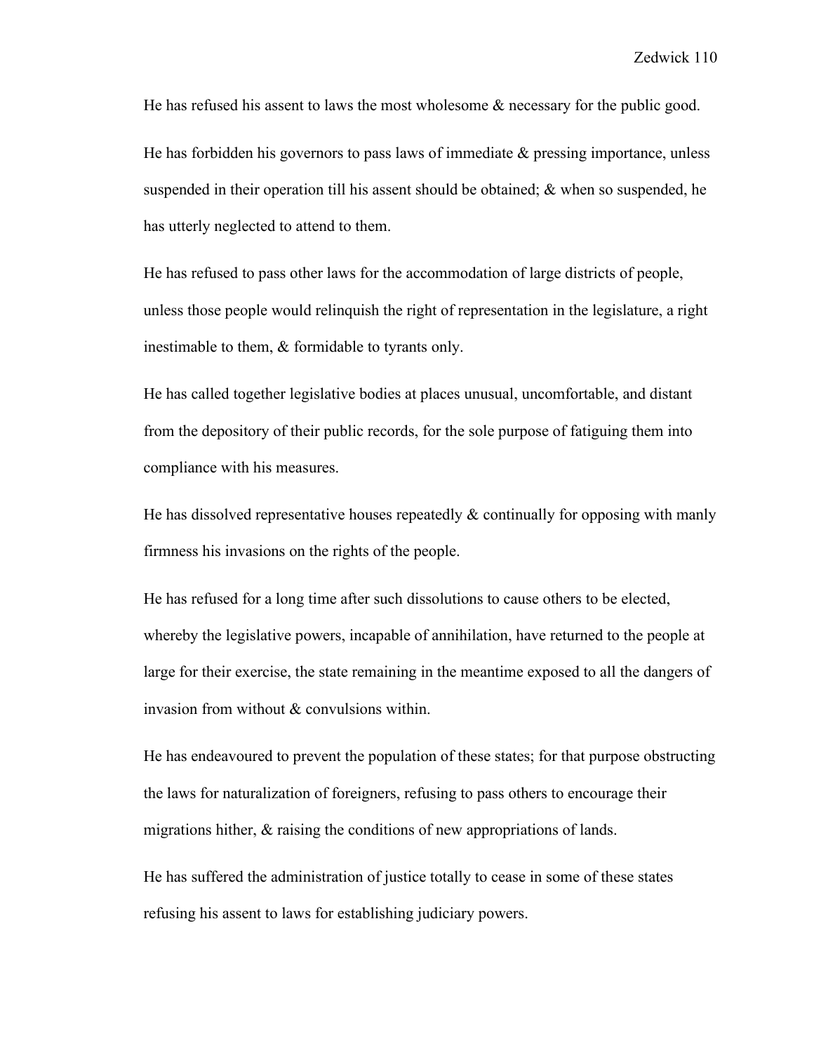He has refused his assent to laws the most wholesome & necessary for the public good.

He has forbidden his governors to pass laws of immediate & pressing importance, unless suspended in their operation till his assent should be obtained; & when so suspended, he has utterly neglected to attend to them.

He has refused to pass other laws for the accommodation of large districts of people, unless those people would relinquish the right of representation in the legislature, a right inestimable to them, & formidable to tyrants only.

He has called together legislative bodies at places unusual, uncomfortable, and distant from the depository of their public records, for the sole purpose of fatiguing them into compliance with his measures.

He has dissolved representative houses repeatedly & continually for opposing with manly firmness his invasions on the rights of the people.

He has refused for a long time after such dissolutions to cause others to be elected, whereby the legislative powers, incapable of annihilation, have returned to the people at large for their exercise, the state remaining in the meantime exposed to all the dangers of invasion from without & convulsions within.

He has endeavoured to prevent the population of these states; for that purpose obstructing the laws for naturalization of foreigners, refusing to pass others to encourage their migrations hither, & raising the conditions of new appropriations of lands.

He has suffered the administration of justice totally to cease in some of these states refusing his assent to laws for establishing judiciary powers.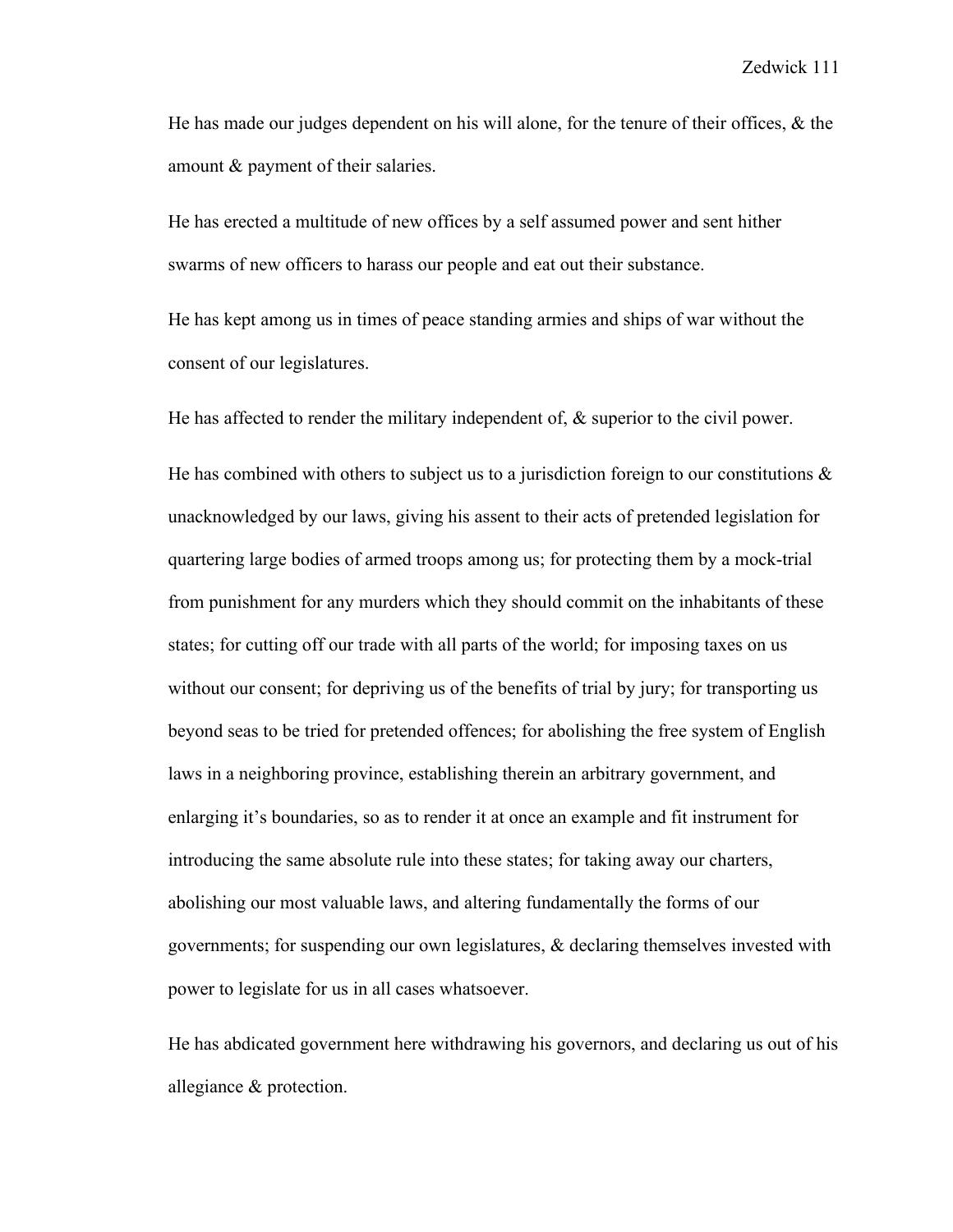He has made our judges dependent on his will alone, for the tenure of their offices, & the amount & payment of their salaries.

He has erected a multitude of new offices by a self assumed power and sent hither swarms of new officers to harass our people and eat out their substance.

He has kept among us in times of peace standing armies and ships of war without the consent of our legislatures.

He has affected to render the military independent of, & superior to the civil power.

He has combined with others to subject us to a jurisdiction foreign to our constitutions & unacknowledged by our laws, giving his assent to their acts of pretended legislation for quartering large bodies of armed troops among us; for protecting them by a mock-trial from punishment for any murders which they should commit on the inhabitants of these states; for cutting off our trade with all parts of the world; for imposing taxes on us without our consent; for depriving us of the benefits of trial by jury; for transporting us beyond seas to be tried for pretended offences; for abolishing the free system of English laws in a neighboring province, establishing therein an arbitrary government, and enlarging it's boundaries, so as to render it at once an example and fit instrument for introducing the same absolute rule into these states; for taking away our charters, abolishing our most valuable laws, and altering fundamentally the forms of our governments; for suspending our own legislatures, & declaring themselves invested with power to legislate for us in all cases whatsoever.

He has abdicated government here withdrawing his governors, and declaring us out of his allegiance & protection.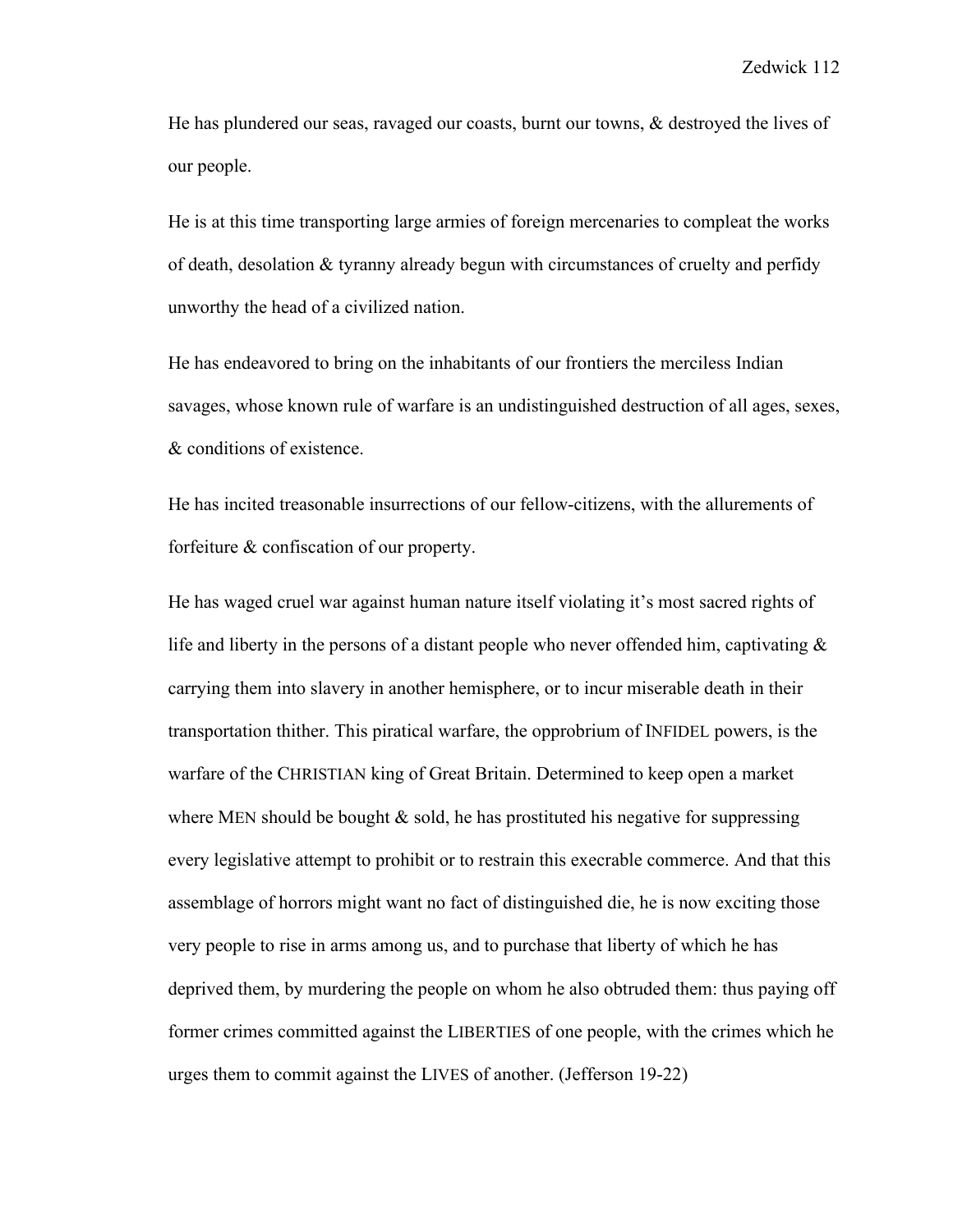He has plundered our seas, ravaged our coasts, burnt our towns, & destroyed the lives of our people.

He is at this time transporting large armies of foreign mercenaries to compleat the works of death, desolation & tyranny already begun with circumstances of cruelty and perfidy unworthy the head of a civilized nation.

He has endeavored to bring on the inhabitants of our frontiers the merciless Indian savages, whose known rule of warfare is an undistinguished destruction of all ages, sexes, & conditions of existence.

He has incited treasonable insurrections of our fellow-citizens, with the allurements of forfeiture & confiscation of our property.

He has waged cruel war against human nature itself violating it's most sacred rights of life and liberty in the persons of a distant people who never offended him, captivating & carrying them into slavery in another hemisphere, or to incur miserable death in their transportation thither. This piratical warfare, the opprobrium of INFIDEL powers, is the warfare of the CHRISTIAN king of Great Britain. Determined to keep open a market where MEN should be bought & sold, he has prostituted his negative for suppressing every legislative attempt to prohibit or to restrain this execrable commerce. And that this assemblage of horrors might want no fact of distinguished die, he is now exciting those very people to rise in arms among us, and to purchase that liberty of which he has deprived them, by murdering the people on whom he also obtruded them: thus paying off former crimes committed against the LIBERTIES of one people, with the crimes which he urges them to commit against the LIVES of another. (Jefferson 19-22)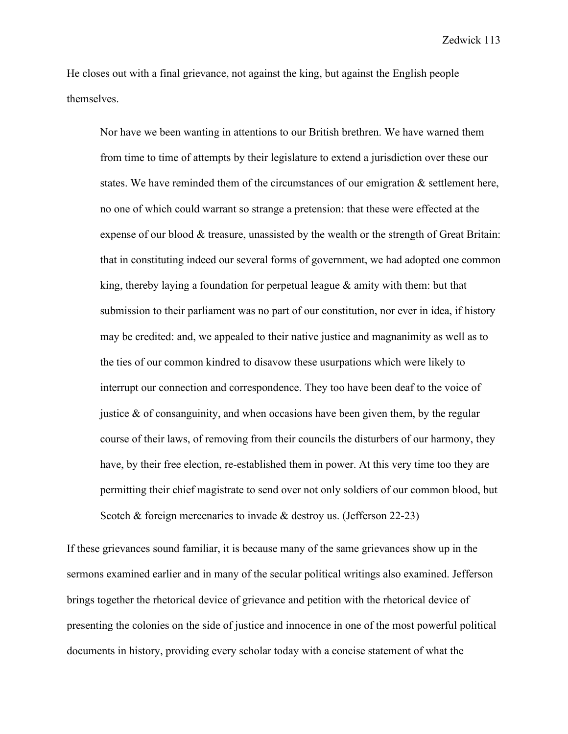He closes out with a final grievance, not against the king, but against the English people themselves.

> Nor have we been wanting in attentions to our British brethren. We have warned them from time to time of attempts by their legislature to extend a jurisdiction over these our states. We have reminded them of the circumstances of our emigration & settlement here, no one of which could warrant so strange a pretension: that these were effected at the expense of our blood & treasure, unassisted by the wealth or the strength of Great Britain: that in constituting indeed our several forms of government, we had adopted one common king, thereby laying a foundation for perpetual league & amity with them: but that submission to their parliament was no part of our constitution, nor ever in idea, if history may be credited: and, we appealed to their native justice and magnanimity as well as to the ties of our common kindred to disavow these usurpations which were likely to interrupt our connection and correspondence. They too have been deaf to the voice of justice & of consanguinity, and when occasions have been given them, by the regular course of their laws, of removing from their councils the disturbers of our harmony, they have, by their free election, re-established them in power. At this very time too they are permitting their chief magistrate to send over not only soldiers of our common blood, but Scotch & foreign mercenaries to invade & destroy us. (Jefferson 22-23)

If these grievances sound familiar, it is because many of the same grievances show up in the sermons examined earlier and in many of the secular political writings also examined. Jefferson brings together the rhetorical device of grievance and petition with the rhetorical device of presenting the colonies on the side of justice and innocence in one of the most powerful political documents in history, providing every scholar today with a concise statement of what the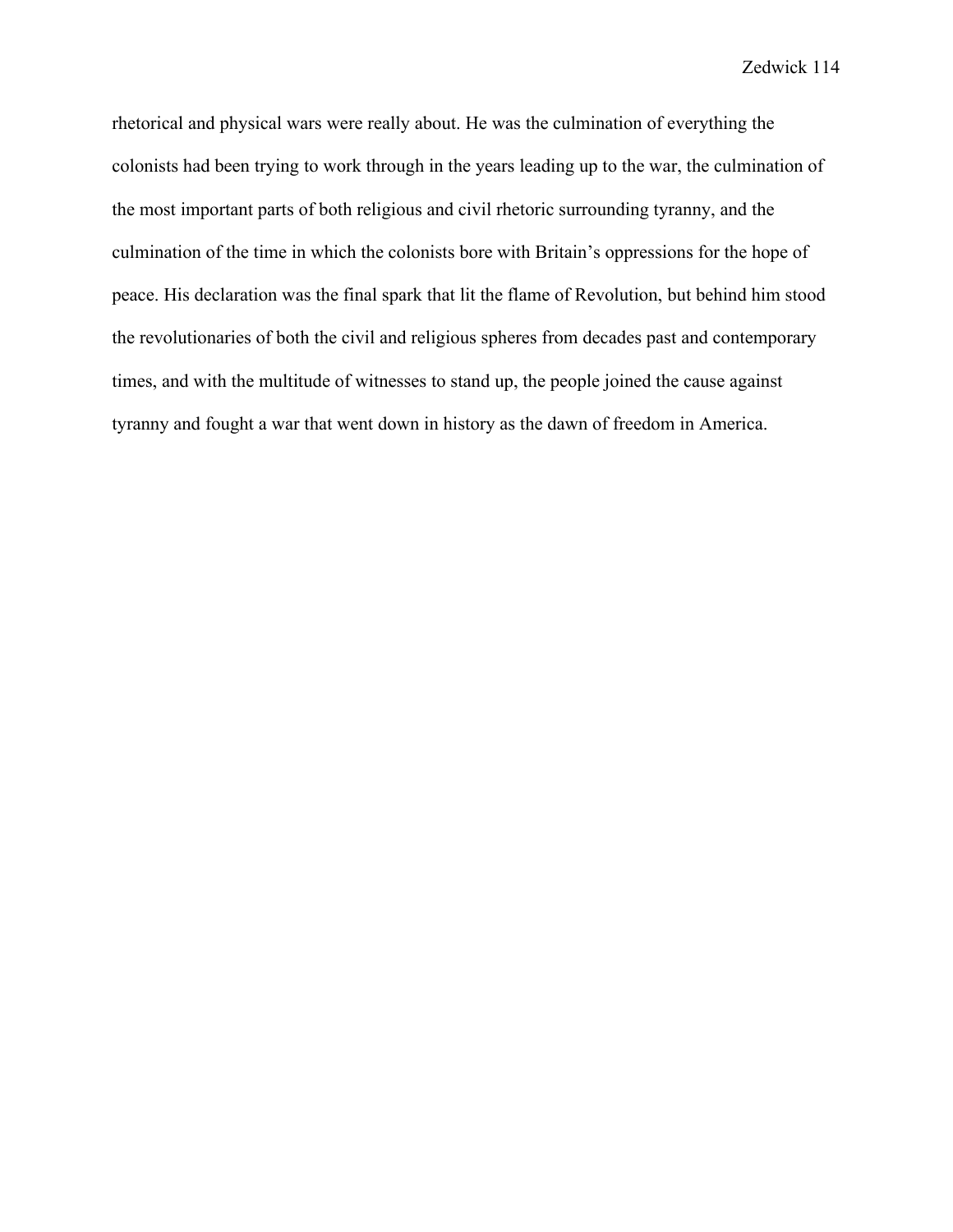rhetorical and physical wars were really about. He was the culmination of everything the colonists had been trying to work through in the years leading up to the war, the culmination of the most important parts of both religious and civil rhetoric surrounding tyranny, and the culmination of the time in which the colonists bore with Britain's oppressions for the hope of peace. His declaration was the final spark that lit the flame of Revolution, but behind him stood the revolutionaries of both the civil and religious spheres from decades past and contemporary times, and with the multitude of witnesses to stand up, the people joined the cause against tyranny and fought a war that went down in history as the dawn of freedom in America.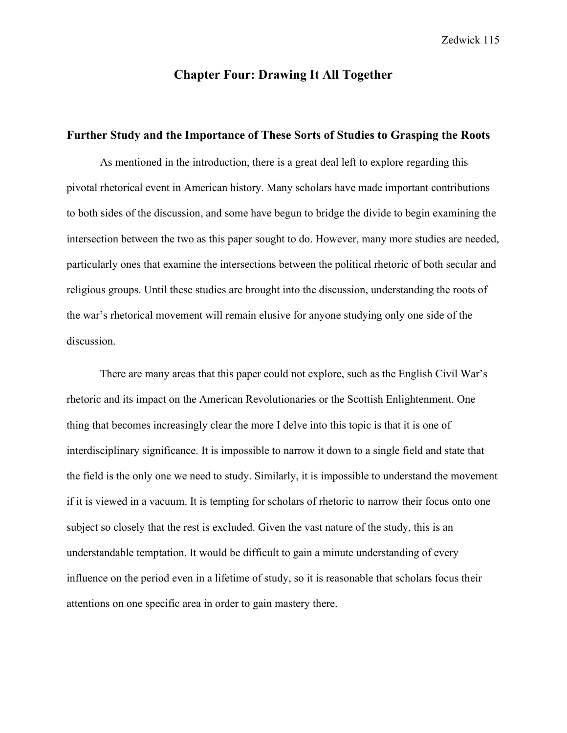# Chapter Four: Drawing It All Together

## Further Study and the Importance of These Sorts of Studies to Grasping the Roots

As mentioned in the introduction, there is a great deal left to explore regarding this pivotal rhetorical event in American history. Many scholars have made important contributions to both sides of the discussion, and some have begun to bridge the divide to begin examining the intersection between the two as this paper sought to do. However, many more studies are needed, particularly ones that examine the intersections between the political rhetoric of both secular and religious groups. Until these studies are brought into the discussion, understanding the roots of the war's rhetorical movement will remain elusive for anyone studying only one side of the discussion.

There are many areas that this paper could not explore, such as the English Civil War's rhetoric and its impact on the American Revolutionaries or the Scottish Enlightenment. One thing that becomes increasingly clear the more I delve into this topic is that it is one of interdisciplinary significance. It is impossible to narrow it down to a single field and state that the field is the only one we need to study. Similarly, it is impossible to understand the movement if it is viewed in a vacuum. It is tempting for scholars of rhetoric to narrow their focus onto one subject so closely that the rest is excluded. Given the vast nature of the study, this is an understandable temptation. It would be difficult to gain a minute understanding of every influence on the period even in a lifetime of study, so it is reasonable that scholars focus their attentions on one specific area in order to gain mastery there.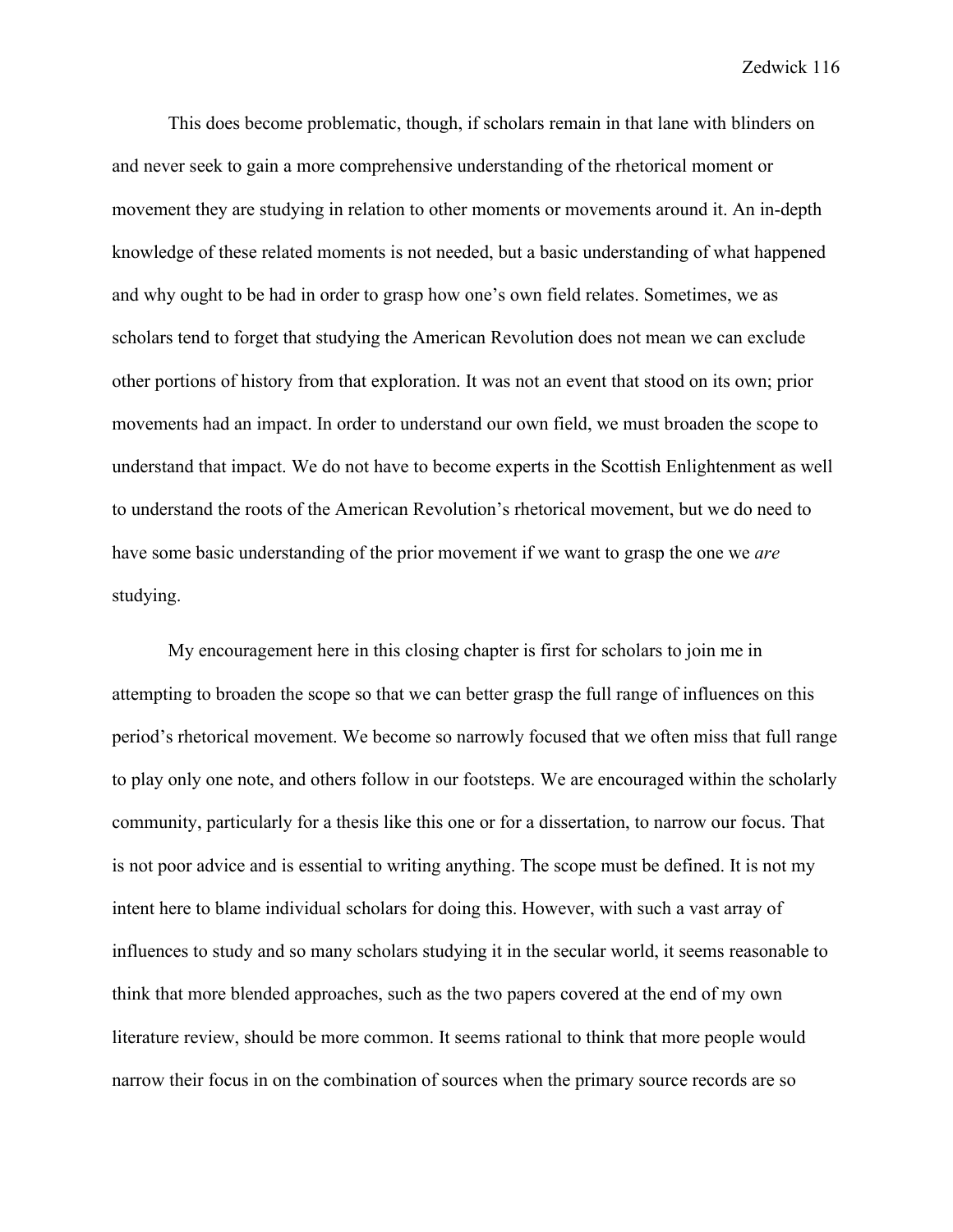This does become problematic, though, if scholars remain in that lane with blinders on and never seek to gain a more comprehensive understanding of the rhetorical moment or movement they are studying in relation to other moments or movements around it. An in-depth knowledge of these related moments is not needed, but a basic understanding of what happened and why ought to be had in order to grasp how one's own field relates. Sometimes, we as scholars tend to forget that studying the American Revolution does not mean we can exclude other portions of history from that exploration. It was not an event that stood on its own; prior movements had an impact. In order to understand our own field, we must broaden the scope to understand that impact. We do not have to become experts in the Scottish Enlightenment as well to understand the roots of the American Revolution's rhetorical movement, but we do need to have some basic understanding of the prior movement if we want to grasp the one we *are* studying.

My encouragement here in this closing chapter is first for scholars to join me in attempting to broaden the scope so that we can better grasp the full range of influences on this period's rhetorical movement. We become so narrowly focused that we often miss that full range to play only one note, and others follow in our footsteps. We are encouraged within the scholarly community, particularly for a thesis like this one or for a dissertation, to narrow our focus. That is not poor advice and is essential to writing anything. The scope must be defined. It is not my intent here to blame individual scholars for doing this. However, with such a vast array of influences to study and so many scholars studying it in the secular world, it seems reasonable to think that more blended approaches, such as the two papers covered at the end of my own literature review, should be more common. It seems rational to think that more people would narrow their focus in on the combination of sources when the primary source records are so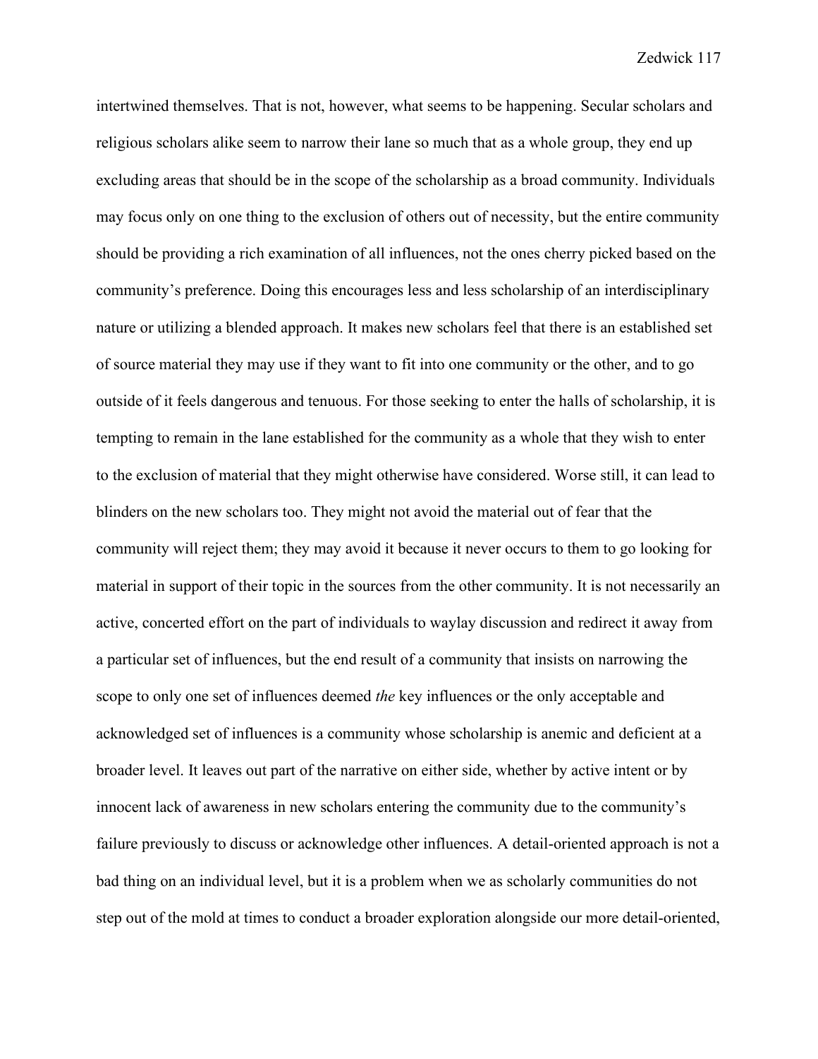intertwined themselves. That is not, however, what seems to be happening. Secular scholars and religious scholars alike seem to narrow their lane so much that as a whole group, they end up excluding areas that should be in the scope of the scholarship as a broad community. Individuals may focus only on one thing to the exclusion of others out of necessity, but the entire community should be providing a rich examination of all influences, not the ones cherry picked based on the community's preference. Doing this encourages less and less scholarship of an interdisciplinary nature or utilizing a blended approach. It makes new scholars feel that there is an established set of source material they may use if they want to fit into one community or the other, and to go outside of it feels dangerous and tenuous. For those seeking to enter the halls of scholarship, it is tempting to remain in the lane established for the community as a whole that they wish to enter to the exclusion of material that they might otherwise have considered. Worse still, it can lead to blinders on the new scholars too. They might not avoid the material out of fear that the community will reject them; they may avoid it because it never occurs to them to go looking for material in support of their topic in the sources from the other community. It is not necessarily an active, concerted effort on the part of individuals to waylay discussion and redirect it away from a particular set of influences, but the end result of a community that insists on narrowing the scope to only one set of influences deemed *the* key influences or the only acceptable and acknowledged set of influences is a community whose scholarship is anemic and deficient at a broader level. It leaves out part of the narrative on either side, whether by active intent or by innocent lack of awareness in new scholars entering the community due to the community's failure previously to discuss or acknowledge other influences. A detail-oriented approach is not a bad thing on an individual level, but it is a problem when we as scholarly communities do not step out of the mold at times to conduct a broader exploration alongside our more detail-oriented,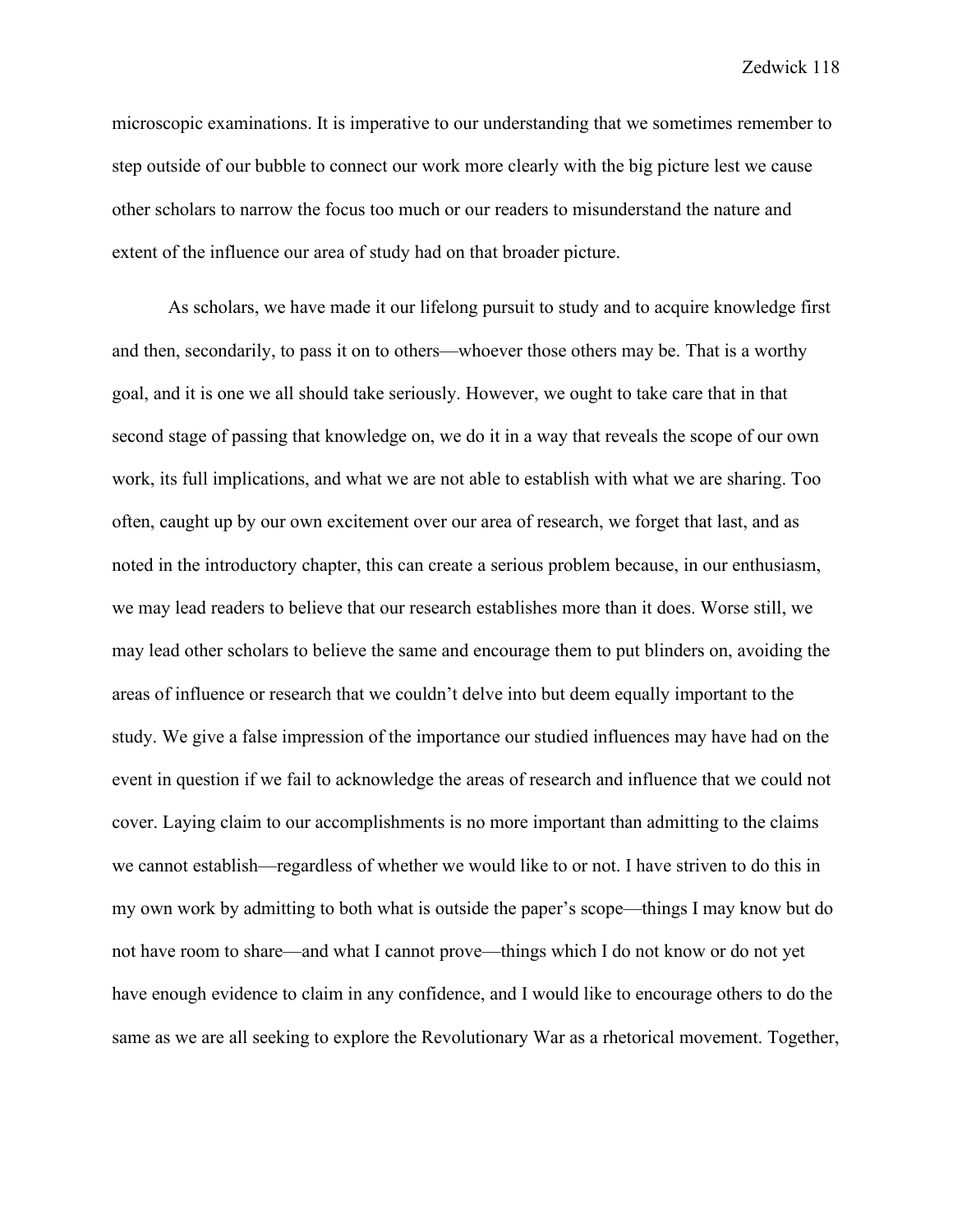microscopic examinations. It is imperative to our understanding that we sometimes remember to step outside of our bubble to connect our work more clearly with the big picture lest we cause other scholars to narrow the focus too much or our readers to misunderstand the nature and extent of the influence our area of study had on that broader picture.

As scholars, we have made it our lifelong pursuit to study and to acquire knowledge first and then, secondarily, to pass it on to others—whoever those others may be. That is a worthy goal, and it is one we all should take seriously. However, we ought to take care that in that second stage of passing that knowledge on, we do it in a way that reveals the scope of our own work, its full implications, and what we are not able to establish with what we are sharing. Too often, caught up by our own excitement over our area of research, we forget that last, and as noted in the introductory chapter, this can create a serious problem because, in our enthusiasm, we may lead readers to believe that our research establishes more than it does. Worse still, we may lead other scholars to believe the same and encourage them to put blinders on, avoiding the areas of influence or research that we couldn't delve into but deem equally important to the study. We give a false impression of the importance our studied influences may have had on the event in question if we fail to acknowledge the areas of research and influence that we could not cover. Laying claim to our accomplishments is no more important than admitting to the claims we cannot establish—regardless of whether we would like to or not. I have striven to do this in my own work by admitting to both what is outside the paper's scope—things I may know but do not have room to share—and what I cannot prove—things which I do not know or do not yet have enough evidence to claim in any confidence, and I would like to encourage others to do the same as we are all seeking to explore the Revolutionary War as a rhetorical movement. Together,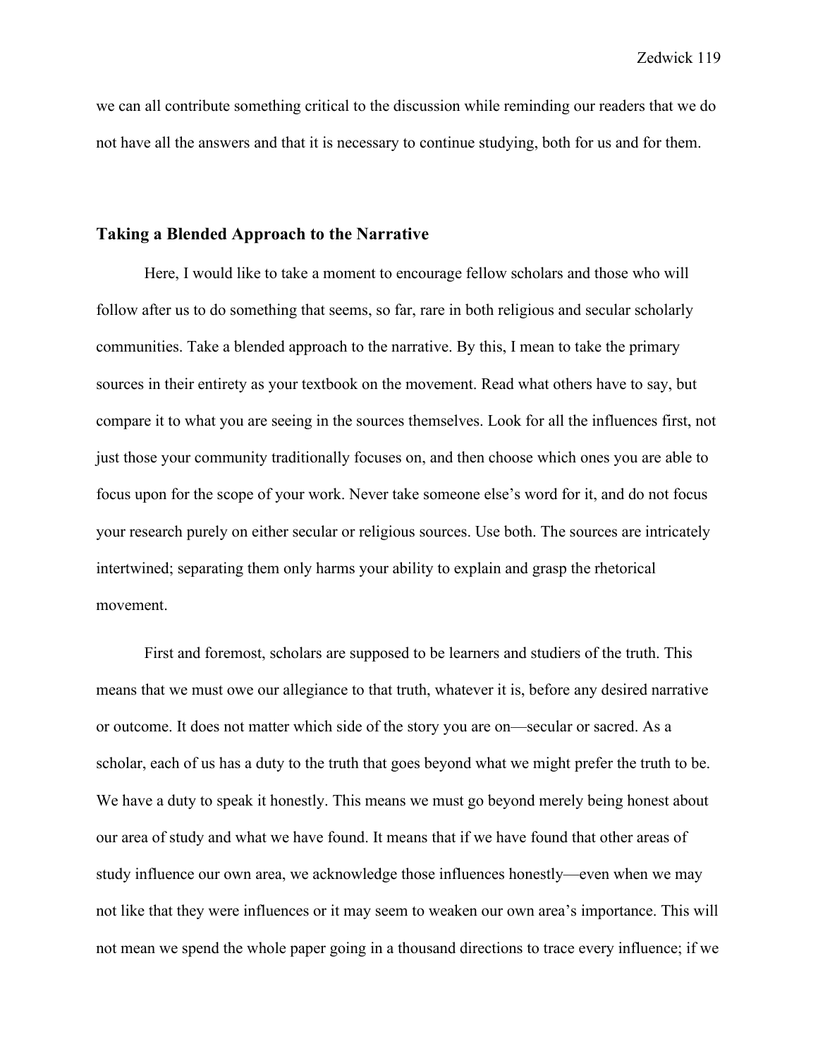we can all contribute something critical to the discussion while reminding our readers that we do not have all the answers and that it is necessary to continue studying, both for us and for them.

## Taking a Blended Approach to the Narrative

Here, I would like to take a moment to encourage fellow scholars and those who will follow after us to do something that seems, so far, rare in both religious and secular scholarly communities. Take a blended approach to the narrative. By this, I mean to take the primary sources in their entirety as your textbook on the movement. Read what others have to say, but compare it to what you are seeing in the sources themselves. Look for all the influences first, not just those your community traditionally focuses on, and then choose which ones you are able to focus upon for the scope of your work. Never take someone else's word for it, and do not focus your research purely on either secular or religious sources. Use both. The sources are intricately intertwined; separating them only harms your ability to explain and grasp the rhetorical movement.

First and foremost, scholars are supposed to be learners and studiers of the truth. This means that we must owe our allegiance to that truth, whatever it is, before any desired narrative or outcome. It does not matter which side of the story you are on—secular or sacred. As a scholar, each of us has a duty to the truth that goes beyond what we might prefer the truth to be. We have a duty to speak it honestly. This means we must go beyond merely being honest about our area of study and what we have found. It means that if we have found that other areas of study influence our own area, we acknowledge those influences honestly—even when we may not like that they were influences or it may seem to weaken our own area's importance. This will not mean we spend the whole paper going in a thousand directions to trace every influence; if we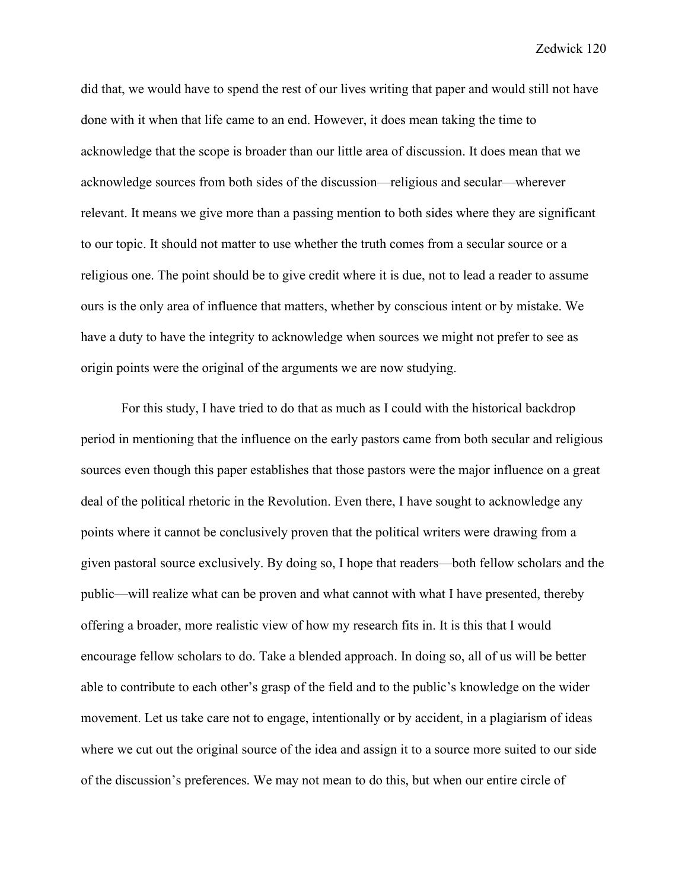did that, we would have to spend the rest of our lives writing that paper and would still not have done with it when that life came to an end. However, it does mean taking the time to acknowledge that the scope is broader than our little area of discussion. It does mean that we acknowledge sources from both sides of the discussion—religious and secular—wherever relevant. It means we give more than a passing mention to both sides where they are significant to our topic. It should not matter to use whether the truth comes from a secular source or a religious one. The point should be to give credit where it is due, not to lead a reader to assume ours is the only area of influence that matters, whether by conscious intent or by mistake. We have a duty to have the integrity to acknowledge when sources we might not prefer to see as origin points were the original of the arguments we are now studying.

For this study, I have tried to do that as much as I could with the historical backdrop period in mentioning that the influence on the early pastors came from both secular and religious sources even though this paper establishes that those pastors were the major influence on a great deal of the political rhetoric in the Revolution. Even there, I have sought to acknowledge any points where it cannot be conclusively proven that the political writers were drawing from a given pastoral source exclusively. By doing so, I hope that readers—both fellow scholars and the public—will realize what can be proven and what cannot with what I have presented, thereby offering a broader, more realistic view of how my research fits in. It is this that I would encourage fellow scholars to do. Take a blended approach. In doing so, all of us will be better able to contribute to each other's grasp of the field and to the public's knowledge on the wider movement. Let us take care not to engage, intentionally or by accident, in a plagiarism of ideas where we cut out the original source of the idea and assign it to a source more suited to our side of the discussion's preferences. We may not mean to do this, but when our entire circle of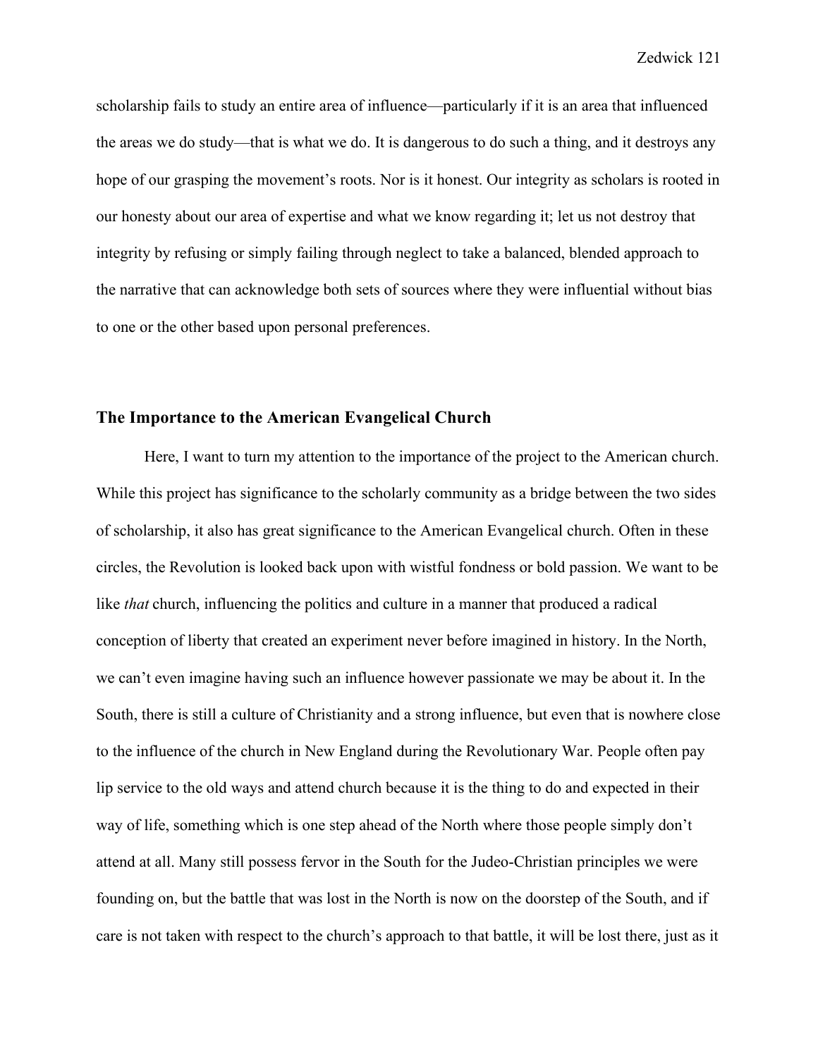scholarship fails to study an entire area of influence—particularly if it is an area that influenced the areas we do study—that is what we do. It is dangerous to do such a thing, and it destroys any hope of our grasping the movement's roots. Nor is it honest. Our integrity as scholars is rooted in our honesty about our area of expertise and what we know regarding it; let us not destroy that integrity by refusing or simply failing through neglect to take a balanced, blended approach to the narrative that can acknowledge both sets of sources where they were influential without bias to one or the other based upon personal preferences.

## The Importance to the American Evangelical Church

Here, I want to turn my attention to the importance of the project to the American church. While this project has significance to the scholarly community as a bridge between the two sides of scholarship, it also has great significance to the American Evangelical church. Often in these circles, the Revolution is looked back upon with wistful fondness or bold passion. We want to be like *that* church, influencing the politics and culture in a manner that produced a radical conception of liberty that created an experiment never before imagined in history. In the North, we can't even imagine having such an influence however passionate we may be about it. In the South, there is still a culture of Christianity and a strong influence, but even that is nowhere close to the influence of the church in New England during the Revolutionary War. People often pay lip service to the old ways and attend church because it is the thing to do and expected in their way of life, something which is one step ahead of the North where those people simply don't attend at all. Many still possess fervor in the South for the Judeo-Christian principles we were founding on, but the battle that was lost in the North is now on the doorstep of the South, and if care is not taken with respect to the church's approach to that battle, it will be lost there, just as it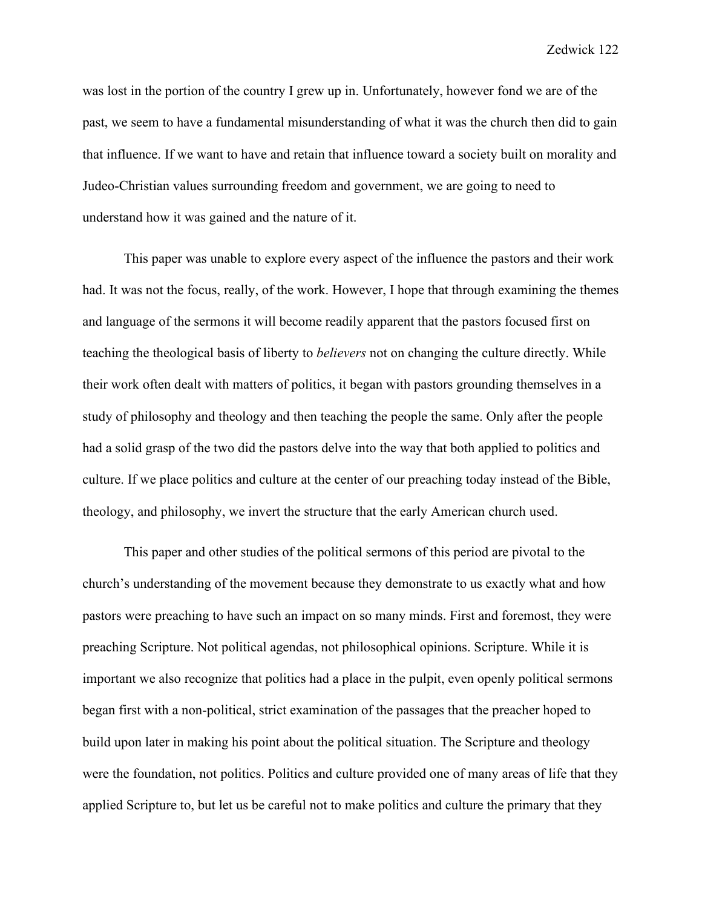was lost in the portion of the country I grew up in. Unfortunately, however fond we are of the past, we seem to have a fundamental misunderstanding of what it was the church then did to gain that influence. If we want to have and retain that influence toward a society built on morality and Judeo-Christian values surrounding freedom and government, we are going to need to understand how it was gained and the nature of it.

This paper was unable to explore every aspect of the influence the pastors and their work had. It was not the focus, really, of the work. However, I hope that through examining the themes and language of the sermons it will become readily apparent that the pastors focused first on teaching the theological basis of liberty to *believers* not on changing the culture directly. While their work often dealt with matters of politics, it began with pastors grounding themselves in a study of philosophy and theology and then teaching the people the same. Only after the people had a solid grasp of the two did the pastors delve into the way that both applied to politics and culture. If we place politics and culture at the center of our preaching today instead of the Bible, theology, and philosophy, we invert the structure that the early American church used.

This paper and other studies of the political sermons of this period are pivotal to the church's understanding of the movement because they demonstrate to us exactly what and how pastors were preaching to have such an impact on so many minds. First and foremost, they were preaching Scripture. Not political agendas, not philosophical opinions. Scripture. While it is important we also recognize that politics had a place in the pulpit, even openly political sermons began first with a non-political, strict examination of the passages that the preacher hoped to build upon later in making his point about the political situation. The Scripture and theology were the foundation, not politics. Politics and culture provided one of many areas of life that they applied Scripture to, but let us be careful not to make politics and culture the primary that they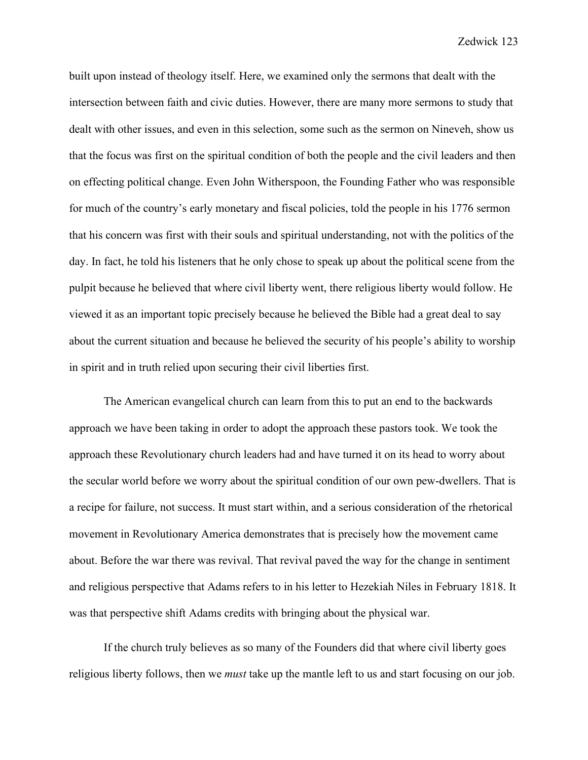built upon instead of theology itself. Here, we examined only the sermons that dealt with the intersection between faith and civic duties. However, there are many more sermons to study that dealt with other issues, and even in this selection, some such as the sermon on Nineveh, show us that the focus was first on the spiritual condition of both the people and the civil leaders and then on effecting political change. Even John Witherspoon, the Founding Father who was responsible for much of the country's early monetary and fiscal policies, told the people in his 1776 sermon that his concern was first with their souls and spiritual understanding, not with the politics of the day. In fact, he told his listeners that he only chose to speak up about the political scene from the pulpit because he believed that where civil liberty went, there religious liberty would follow. He viewed it as an important topic precisely because he believed the Bible had a great deal to say about the current situation and because he believed the security of his people's ability to worship in spirit and in truth relied upon securing their civil liberties first.

The American evangelical church can learn from this to put an end to the backwards approach we have been taking in order to adopt the approach these pastors took. We took the approach these Revolutionary church leaders had and have turned it on its head to worry about the secular world before we worry about the spiritual condition of our own pew-dwellers. That is a recipe for failure, not success. It must start within, and a serious consideration of the rhetorical movement in Revolutionary America demonstrates that is precisely how the movement came about. Before the war there was revival. That revival paved the way for the change in sentiment and religious perspective that Adams refers to in his letter to Hezekiah Niles in February 1818. It was that perspective shift Adams credits with bringing about the physical war.

If the church truly believes as so many of the Founders did that where civil liberty goes religious liberty follows, then we *must* take up the mantle left to us and start focusing on our job.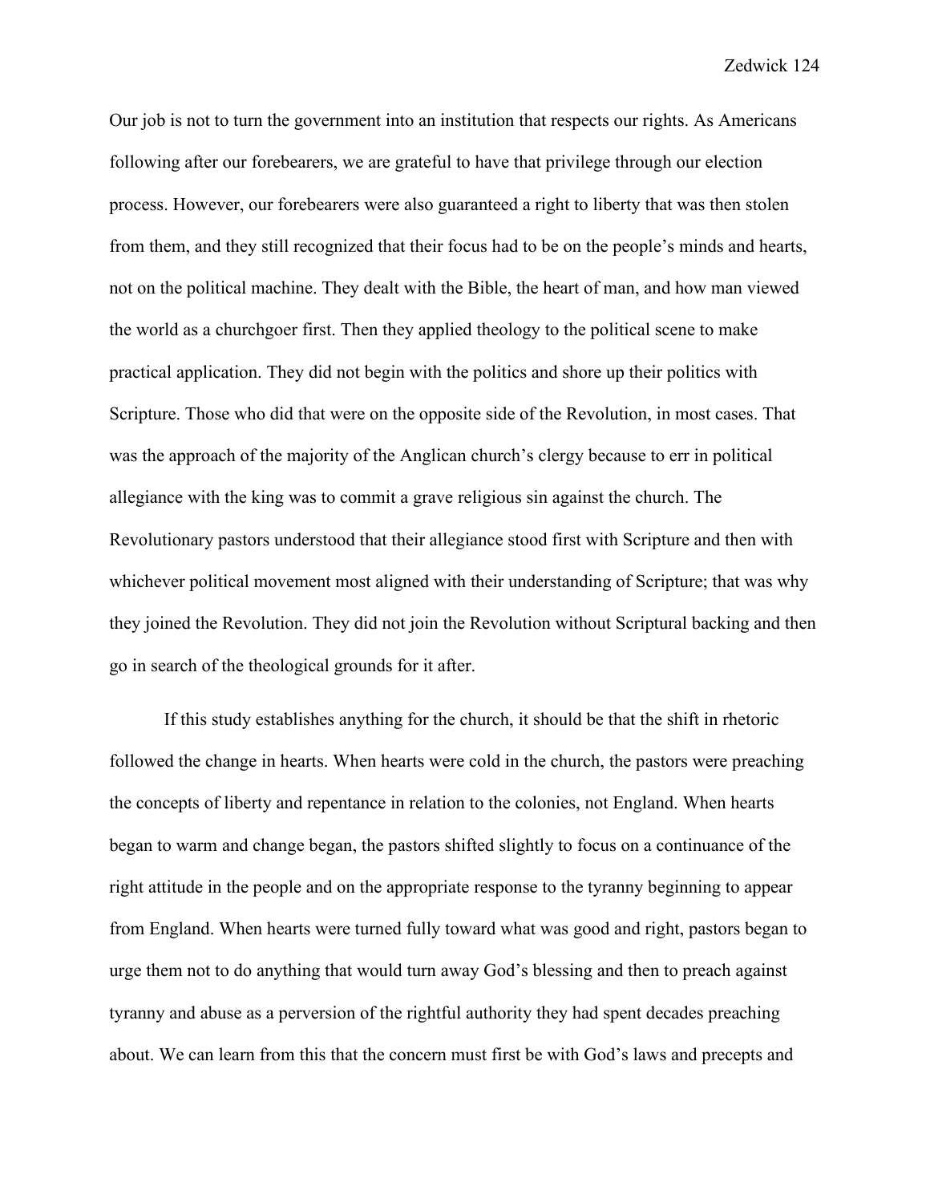Our job is not to turn the government into an institution that respects our rights. As Americans following after our forebearers, we are grateful to have that privilege through our election process. However, our forebearers were also guaranteed a right to liberty that was then stolen from them, and they still recognized that their focus had to be on the people's minds and hearts, not on the political machine. They dealt with the Bible, the heart of man, and how man viewed the world as a churchgoer first. Then they applied theology to the political scene to make practical application. They did not begin with the politics and shore up their politics with Scripture. Those who did that were on the opposite side of the Revolution, in most cases. That was the approach of the majority of the Anglican church's clergy because to err in political allegiance with the king was to commit a grave religious sin against the church. The Revolutionary pastors understood that their allegiance stood first with Scripture and then with whichever political movement most aligned with their understanding of Scripture; that was why they joined the Revolution. They did not join the Revolution without Scriptural backing and then go in search of the theological grounds for it after.

If this study establishes anything for the church, it should be that the shift in rhetoric followed the change in hearts. When hearts were cold in the church, the pastors were preaching the concepts of liberty and repentance in relation to the colonies, not England. When hearts began to warm and change began, the pastors shifted slightly to focus on a continuance of the right attitude in the people and on the appropriate response to the tyranny beginning to appear from England. When hearts were turned fully toward what was good and right, pastors began to urge them not to do anything that would turn away God's blessing and then to preach against tyranny and abuse as a perversion of the rightful authority they had spent decades preaching about. We can learn from this that the concern must first be with God's laws and precepts and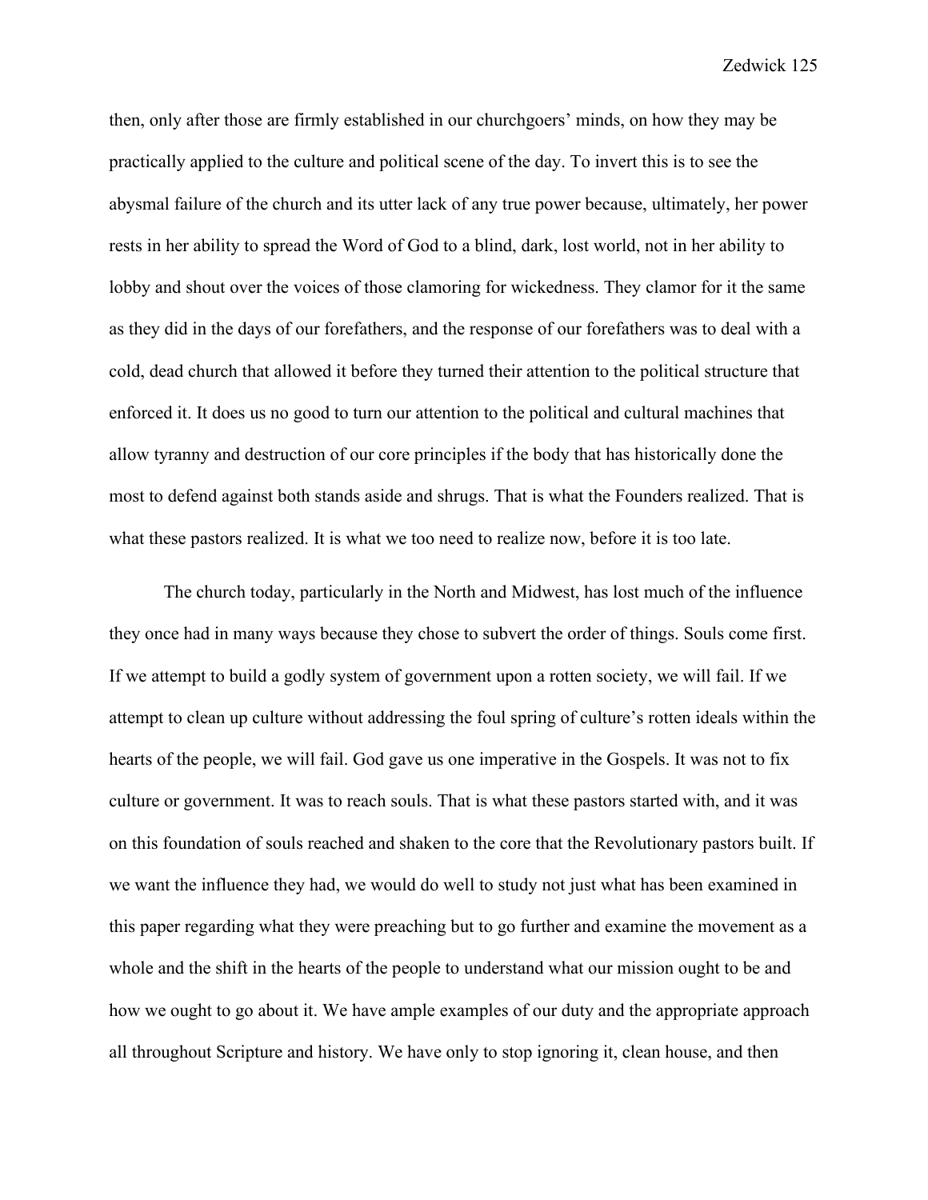then, only after those are firmly established in our churchgoers' minds, on how they may be practically applied to the culture and political scene of the day. To invert this is to see the abysmal failure of the church and its utter lack of any true power because, ultimately, her power rests in her ability to spread the Word of God to a blind, dark, lost world, not in her ability to lobby and shout over the voices of those clamoring for wickedness. They clamor for it the same as they did in the days of our forefathers, and the response of our forefathers was to deal with a cold, dead church that allowed it before they turned their attention to the political structure that enforced it. It does us no good to turn our attention to the political and cultural machines that allow tyranny and destruction of our core principles if the body that has historically done the most to defend against both stands aside and shrugs. That is what the Founders realized. That is what these pastors realized. It is what we too need to realize now, before it is too late.

The church today, particularly in the North and Midwest, has lost much of the influence they once had in many ways because they chose to subvert the order of things. Souls come first. If we attempt to build a godly system of government upon a rotten society, we will fail. If we attempt to clean up culture without addressing the foul spring of culture's rotten ideals within the hearts of the people, we will fail. God gave us one imperative in the Gospels. It was not to fix culture or government. It was to reach souls. That is what these pastors started with, and it was on this foundation of souls reached and shaken to the core that the Revolutionary pastors built. If we want the influence they had, we would do well to study not just what has been examined in this paper regarding what they were preaching but to go further and examine the movement as a whole and the shift in the hearts of the people to understand what our mission ought to be and how we ought to go about it. We have ample examples of our duty and the appropriate approach all throughout Scripture and history. We have only to stop ignoring it, clean house, and then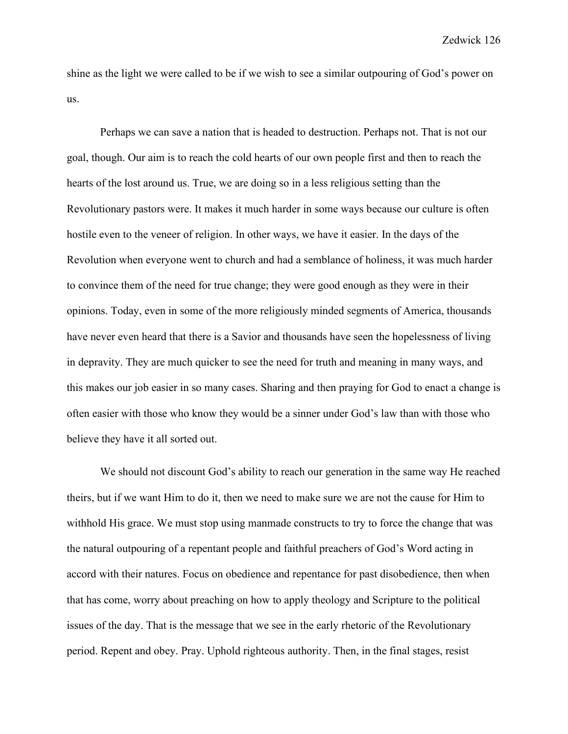shine as the light we were called to be if we wish to see a similar outpouring of God's power on us.

Perhaps we can save a nation that is headed to destruction. Perhaps not. That is not our goal, though. Our aim is to reach the cold hearts of our own people first and then to reach the hearts of the lost around us. True, we are doing so in a less religious setting than the Revolutionary pastors were. It makes it much harder in some ways because our culture is often hostile even to the veneer of religion. In other ways, we have it easier. In the days of the Revolution when everyone went to church and had a semblance of holiness, it was much harder to convince them of the need for true change; they were good enough as they were in their opinions. Today, even in some of the more religiously minded segments of America, thousands have never even heard that there is a Savior and thousands have seen the hopelessness of living in depravity. They are much quicker to see the need for truth and meaning in many ways, and this makes our job easier in so many cases. Sharing and then praying for God to enact a change is often easier with those who know they would be a sinner under God's law than with those who believe they have it all sorted out.

We should not discount God's ability to reach our generation in the same way He reached theirs, but if we want Him to do it, then we need to make sure we are not the cause for Him to withhold His grace. We must stop using manmade constructs to try to force the change that was the natural outpouring of a repentant people and faithful preachers of God's Word acting in accord with their natures. Focus on obedience and repentance for past disobedience, then when that has come, worry about preaching on how to apply theology and Scripture to the political issues of the day. That is the message that we see in the early rhetoric of the Revolutionary period. Repent and obey. Pray. Uphold righteous authority. Then, in the final stages, resist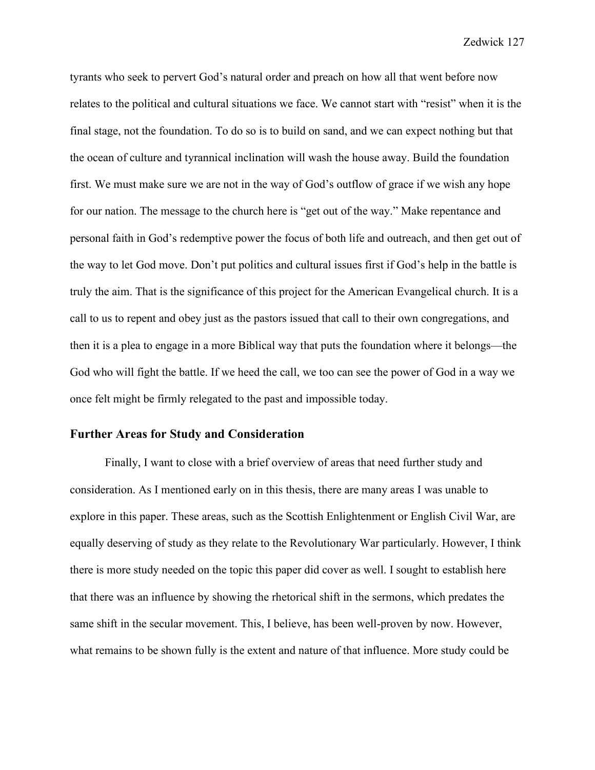tyrants who seek to pervert God's natural order and preach on how all that went before now relates to the political and cultural situations we face. We cannot start with "resist" when it is the final stage, not the foundation. To do so is to build on sand, and we can expect nothing but that the ocean of culture and tyrannical inclination will wash the house away. Build the foundation first. We must make sure we are not in the way of God's outflow of grace if we wish any hope for our nation. The message to the church here is "get out of the way." Make repentance and personal faith in God's redemptive power the focus of both life and outreach, and then get out of the way to let God move. Don't put politics and cultural issues first if God's help in the battle is truly the aim. That is the significance of this project for the American Evangelical church. It is a call to us to repent and obey just as the pastors issued that call to their own congregations, and then it is a plea to engage in a more Biblical way that puts the foundation where it belongs—the God who will fight the battle. If we heed the call, we too can see the power of God in a way we once felt might be firmly relegated to the past and impossible today.

## Further Areas for Study and Consideration

Finally, I want to close with a brief overview of areas that need further study and consideration. As I mentioned early on in this thesis, there are many areas I was unable to explore in this paper. These areas, such as the Scottish Enlightenment or English Civil War, are equally deserving of study as they relate to the Revolutionary War particularly. However, I think there is more study needed on the topic this paper did cover as well. I sought to establish here that there was an influence by showing the rhetorical shift in the sermons, which predates the same shift in the secular movement. This, I believe, has been well-proven by now. However, what remains to be shown fully is the extent and nature of that influence. More study could be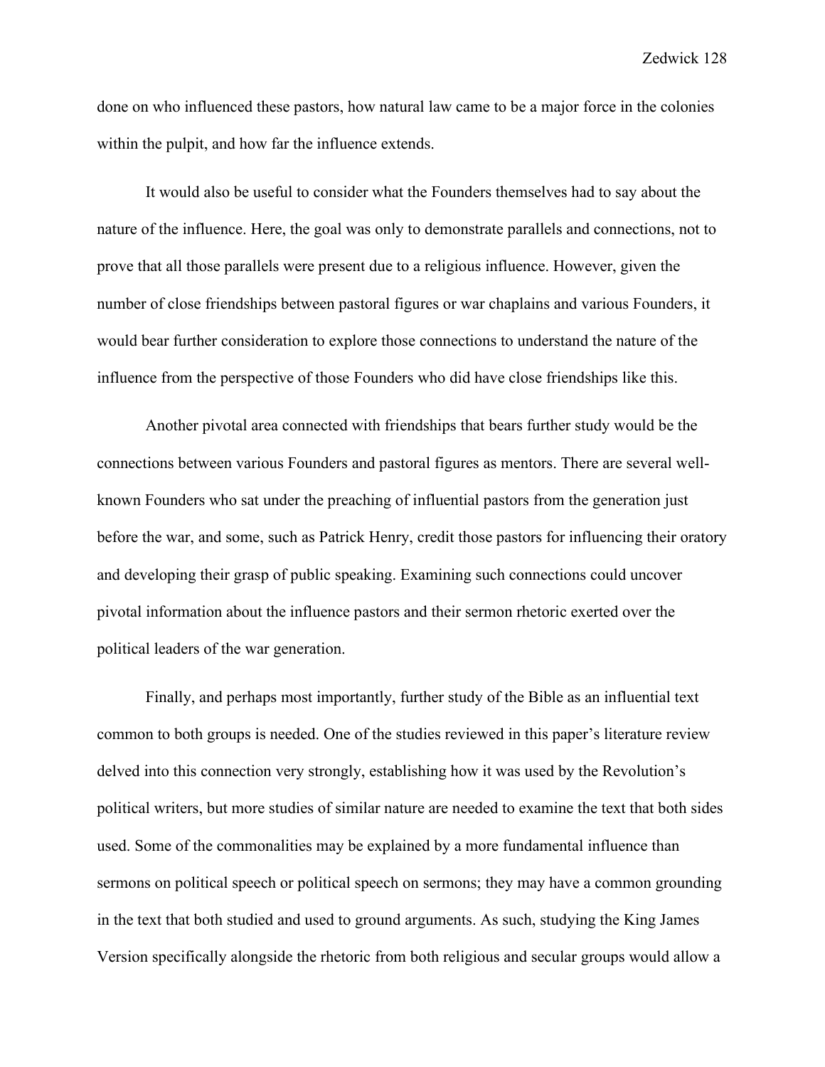done on who influenced these pastors, how natural law came to be a major force in the colonies within the pulpit, and how far the influence extends.

It would also be useful to consider what the Founders themselves had to say about the nature of the influence. Here, the goal was only to demonstrate parallels and connections, not to prove that all those parallels were present due to a religious influence. However, given the number of close friendships between pastoral figures or war chaplains and various Founders, it would bear further consideration to explore those connections to understand the nature of the influence from the perspective of those Founders who did have close friendships like this.

Another pivotal area connected with friendships that bears further study would be the connections between various Founders and pastoral figures as mentors. There are several well-known Founders who sat under the preaching of influential pastors from the generation just before the war, and some, such as Patrick Henry, credit those pastors for influencing their oratory and developing their grasp of public speaking. Examining such connections could uncover pivotal information about the influence pastors and their sermon rhetoric exerted over the political leaders of the war generation.

Finally, and perhaps most importantly, further study of the Bible as an influential text common to both groups is needed. One of the studies reviewed in this paper's literature review delved into this connection very strongly, establishing how it was used by the Revolution's political writers, but more studies of similar nature are needed to examine the text that both sides used. Some of the commonalities may be explained by a more fundamental influence than sermons on political speech or political speech on sermons; they may have a common grounding in the text that both studied and used to ground arguments. As such, studying the King James Version specifically alongside the rhetoric from both religious and secular groups would allow a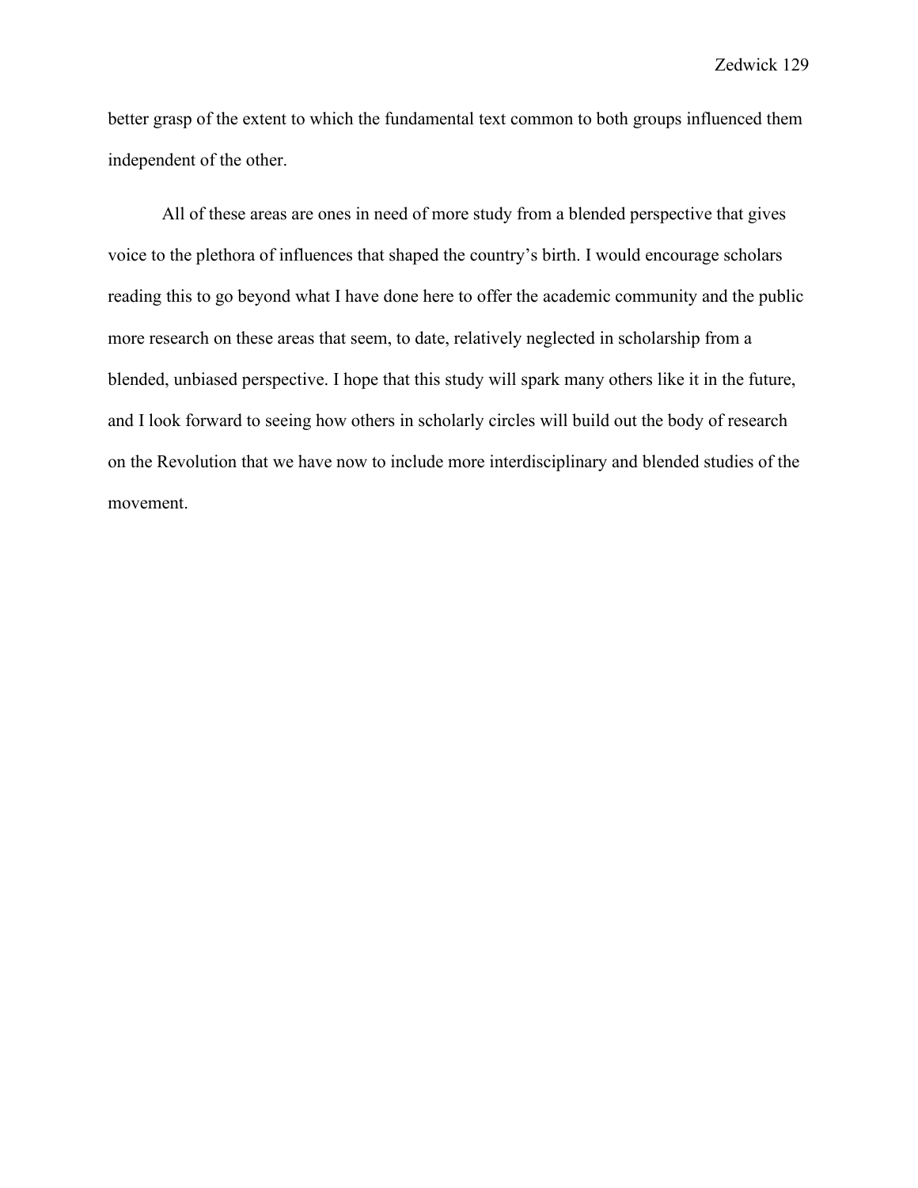better grasp of the extent to which the fundamental text common to both groups influenced them independent of the other.

All of these areas are ones in need of more study from a blended perspective that gives voice to the plethora of influences that shaped the country's birth. I would encourage scholars reading this to go beyond what I have done here to offer the academic community and the public more research on these areas that seem, to date, relatively neglected in scholarship from a blended, unbiased perspective. I hope that this study will spark many others like it in the future, and I look forward to seeing how others in scholarly circles will build out the body of research on the Revolution that we have now to include more interdisciplinary and blended studies of the movement.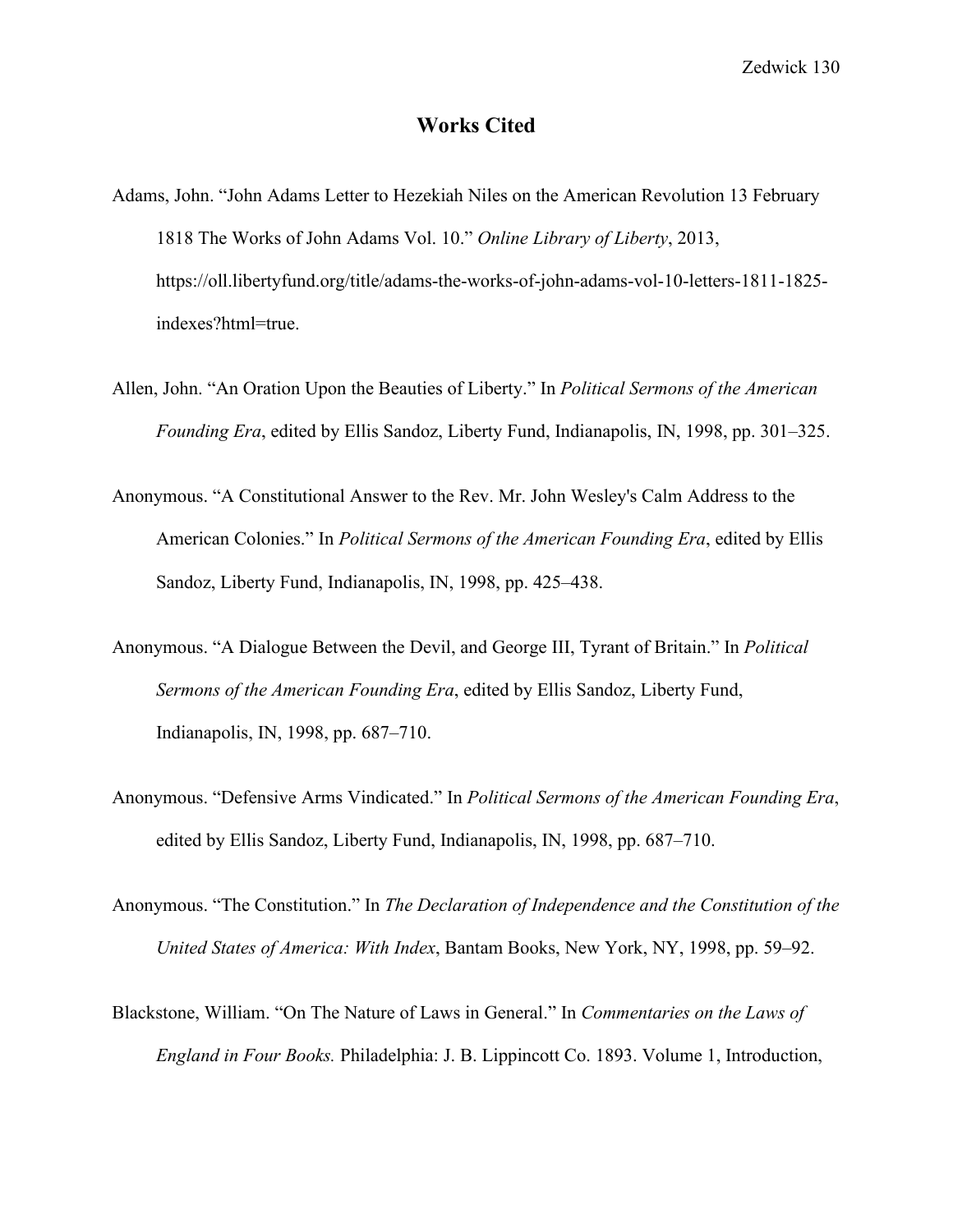## Works Cited

Adams, John. "John Adams Letter to Hezekiah Niles on the American Revolution 13 February 1818 The Works of John Adams Vol. 10." *Online Library of Liberty*, 2013, https://oll.libertyfund.org/title/adams-the-works-of-john-adams-vol-10-letters-1811-1825-indexes?html=true.

Allen, John. "An Oration Upon the Beauties of Liberty." In *Political Sermons of the American Founding Era*, edited by Ellis Sandoz, Liberty Fund, Indianapolis, IN, 1998, pp. 301–325.

Anonymous. "A Constitutional Answer to the Rev. Mr. John Wesley's Calm Address to the American Colonies." In *Political Sermons of the American Founding Era*, edited by Ellis Sandoz, Liberty Fund, Indianapolis, IN, 1998, pp. 425–438.

Anonymous. "A Dialogue Between the Devil, and George III, Tyrant of Britain." In *Political Sermons of the American Founding Era*, edited by Ellis Sandoz, Liberty Fund, Indianapolis, IN, 1998, pp. 687–710.

Anonymous. "Defensive Arms Vindicated." In *Political Sermons of the American Founding Era*, edited by Ellis Sandoz, Liberty Fund, Indianapolis, IN, 1998, pp. 687–710.

Anonymous. "The Constitution." In *The Declaration of Independence and the Constitution of the United States of America: With Index*, Bantam Books, New York, NY, 1998, pp. 59–92.

Blackstone, William. "On The Nature of Laws in General." In *Commentaries on the Laws of England in Four Books.* Philadelphia: J. B. Lippincott Co. 1893. Volume 1, Introduction,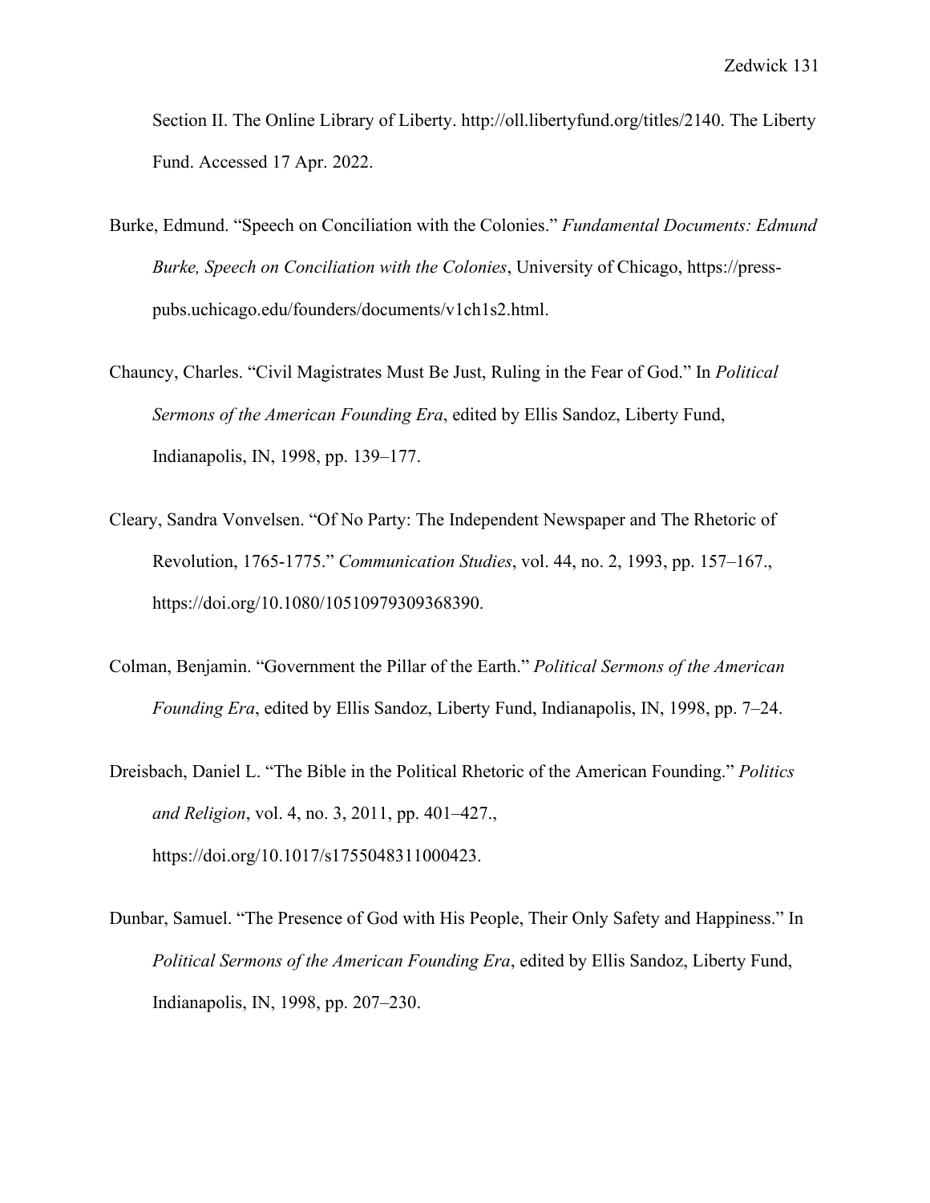Section II. The Online Library of Liberty. http://oll.libertyfund.org/titles/2140. The Liberty Fund. Accessed 17 Apr. 2022.

Burke, Edmund. "Speech on Conciliation with the Colonies." *Fundamental Documents: Edmund Burke, Speech on Conciliation with the Colonies*, University of Chicago, https://press-pubs.uchicago.edu/founders/documents/v1ch1s2.html.

Chauncy, Charles. "Civil Magistrates Must Be Just, Ruling in the Fear of God." In *Political Sermons of the American Founding Era*, edited by Ellis Sandoz, Liberty Fund, Indianapolis, IN, 1998, pp. 139–177.

Cleary, Sandra Vonvelsen. "Of No Party: The Independent Newspaper and The Rhetoric of Revolution, 1765-1775." *Communication Studies*, vol. 44, no. 2, 1993, pp. 157–167., https://doi.org/10.1080/10510979309368390.

Colman, Benjamin. "Government the Pillar of the Earth." *Political Sermons of the American Founding Era*, edited by Ellis Sandoz, Liberty Fund, Indianapolis, IN, 1998, pp. 7–24.

Dreisbach, Daniel L. "The Bible in the Political Rhetoric of the American Founding." *Politics and Religion*, vol. 4, no. 3, 2011, pp. 401–427., https://doi.org/10.1017/s1755048311000423.

Dunbar, Samuel. "The Presence of God with His People, Their Only Safety and Happiness." In *Political Sermons of the American Founding Era*, edited by Ellis Sandoz, Liberty Fund, Indianapolis, IN, 1998, pp. 207–230.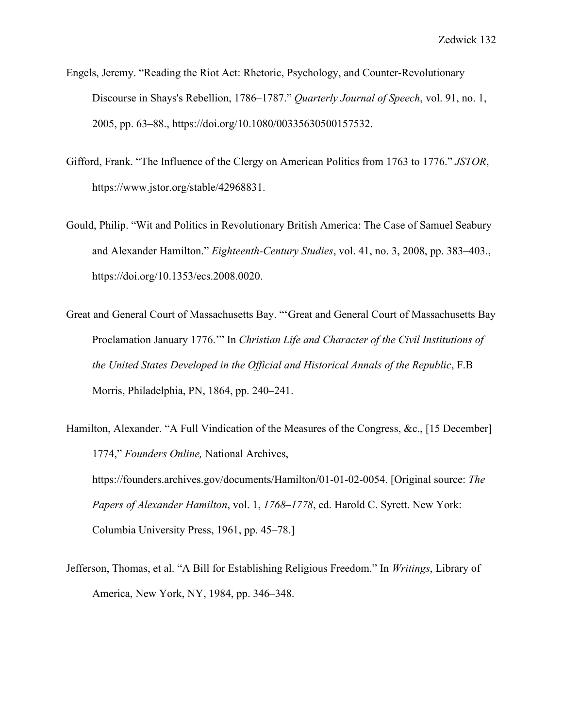Engels, Jeremy. "Reading the Riot Act: Rhetoric, Psychology, and Counter-Revolutionary Discourse in Shays's Rebellion, 1786–1787." *Quarterly Journal of Speech*, vol. 91, no. 1, 2005, pp. 63–88., https://doi.org/10.1080/00335630500157532.

Gifford, Frank. "The Influence of the Clergy on American Politics from 1763 to 1776." *JSTOR*, https://www.jstor.org/stable/42968831.

Gould, Philip. "Wit and Politics in Revolutionary British America: The Case of Samuel Seabury and Alexander Hamilton." *Eighteenth-Century Studies*, vol. 41, no. 3, 2008, pp. 383–403., https://doi.org/10.1353/ecs.2008.0020.

Great and General Court of Massachusetts Bay. "'Great and General Court of Massachusetts Bay Proclamation January 1776.'" In *Christian Life and Character of the Civil Institutions of the United States Developed in the Official and Historical Annals of the Republic*, F.B Morris, Philadelphia, PN, 1864, pp. 240–241.

Hamilton, Alexander. "A Full Vindication of the Measures of the Congress, &c., [15 December] 1774," *Founders Online,* National Archives, https://founders.archives.gov/documents/Hamilton/01-01-02-0054. [Original source: *The Papers of Alexander Hamilton*, vol. 1, *1768–1778*, ed. Harold C. Syrett. New York: Columbia University Press, 1961, pp. 45–78.]

Jefferson, Thomas, et al. "A Bill for Establishing Religious Freedom." In *Writings*, Library of America, New York, NY, 1984, pp. 346–348.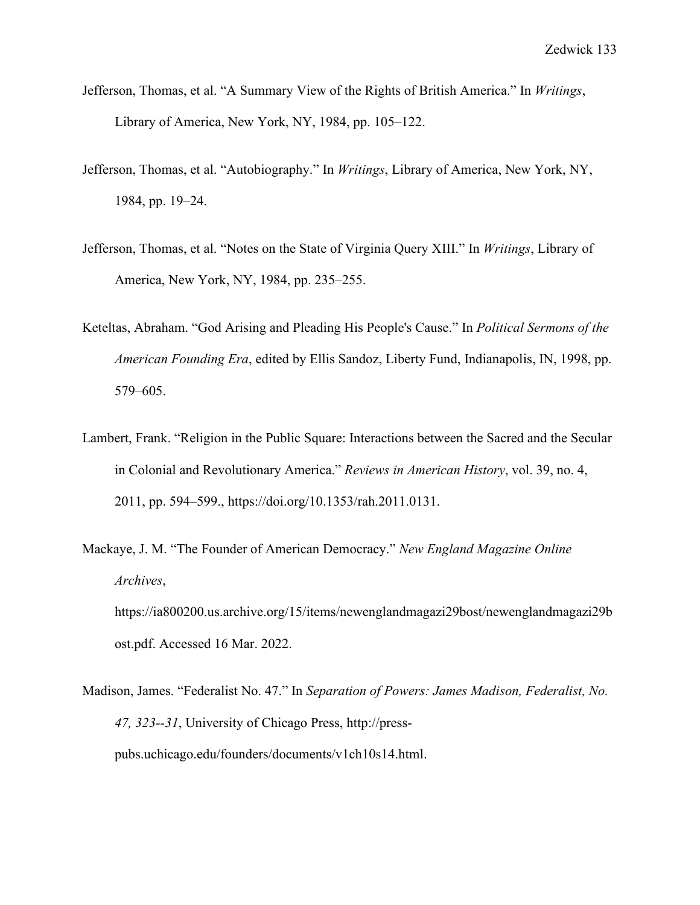Jefferson, Thomas, et al. "A Summary View of the Rights of British America." In *Writings*, Library of America, New York, NY, 1984, pp. 105–122.

Jefferson, Thomas, et al. "Autobiography." In *Writings*, Library of America, New York, NY, 1984, pp. 19–24.

Jefferson, Thomas, et al. "Notes on the State of Virginia Query XIII." In *Writings*, Library of America, New York, NY, 1984, pp. 235–255.

Keteltas, Abraham. "God Arising and Pleading His People's Cause." In *Political Sermons of the American Founding Era*, edited by Ellis Sandoz, Liberty Fund, Indianapolis, IN, 1998, pp. 579–605.

Lambert, Frank. "Religion in the Public Square: Interactions between the Sacred and the Secular in Colonial and Revolutionary America." *Reviews in American History*, vol. 39, no. 4, 2011, pp. 594–599., https://doi.org/10.1353/rah.2011.0131.

Mackaye, J. M. "The Founder of American Democracy." *New England Magazine Online Archives*, https://ia800200.us.archive.org/15/items/newenglandmagazi29bost/newenglandmagazi29bost.pdf. Accessed 16 Mar. 2022.

Madison, James. "Federalist No. 47." In *Separation of Powers: James Madison, Federalist, No. 47, 323--31*, University of Chicago Press, http://press-pubs.uchicago.edu/founders/documents/v1ch10s14.html.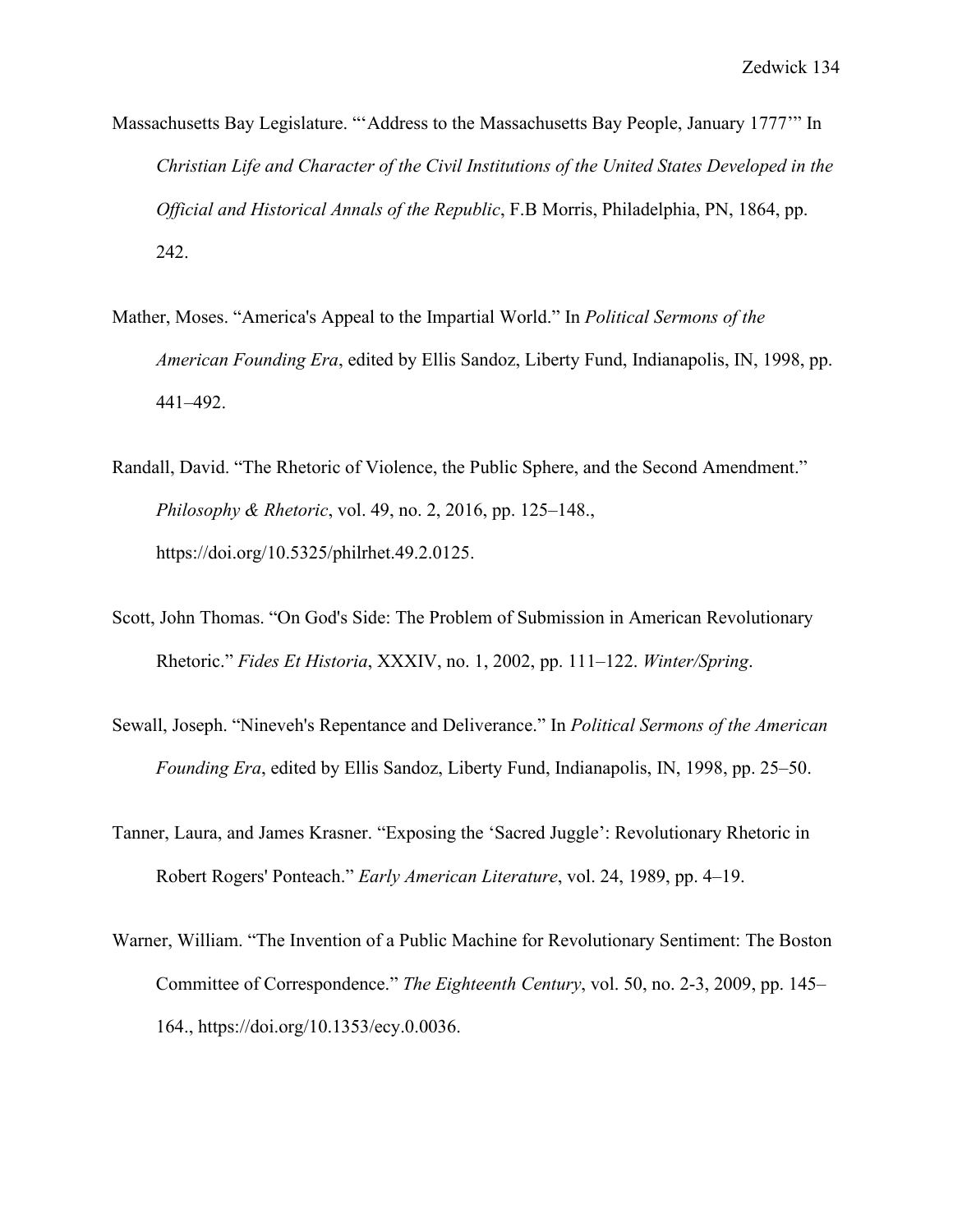Massachusetts Bay Legislature. "'Address to the Massachusetts Bay People, January 1777'" In *Christian Life and Character of the Civil Institutions of the United States Developed in the Official and Historical Annals of the Republic*, F.B Morris, Philadelphia, PN, 1864, pp. 242.

Mather, Moses. "America's Appeal to the Impartial World." In *Political Sermons of the American Founding Era*, edited by Ellis Sandoz, Liberty Fund, Indianapolis, IN, 1998, pp. 441–492.

Randall, David. "The Rhetoric of Violence, the Public Sphere, and the Second Amendment." *Philosophy & Rhetoric*, vol. 49, no. 2, 2016, pp. 125–148., https://doi.org/10.5325/philrhet.49.2.0125.

Scott, John Thomas. "On God's Side: The Problem of Submission in American Revolutionary Rhetoric." *Fides Et Historia*, XXXIV, no. 1, 2002, pp. 111–122. *Winter/Spring*.

Sewall, Joseph. "Nineveh's Repentance and Deliverance." In *Political Sermons of the American Founding Era*, edited by Ellis Sandoz, Liberty Fund, Indianapolis, IN, 1998, pp. 25–50.

Tanner, Laura, and James Krasner. "Exposing the 'Sacred Juggle': Revolutionary Rhetoric in Robert Rogers' Ponteach." *Early American Literature*, vol. 24, 1989, pp. 4–19.

Warner, William. "The Invention of a Public Machine for Revolutionary Sentiment: The Boston Committee of Correspondence." *The Eighteenth Century*, vol. 50, no. 2-3, 2009, pp. 145–164., https://doi.org/10.1353/ecy.0.0036.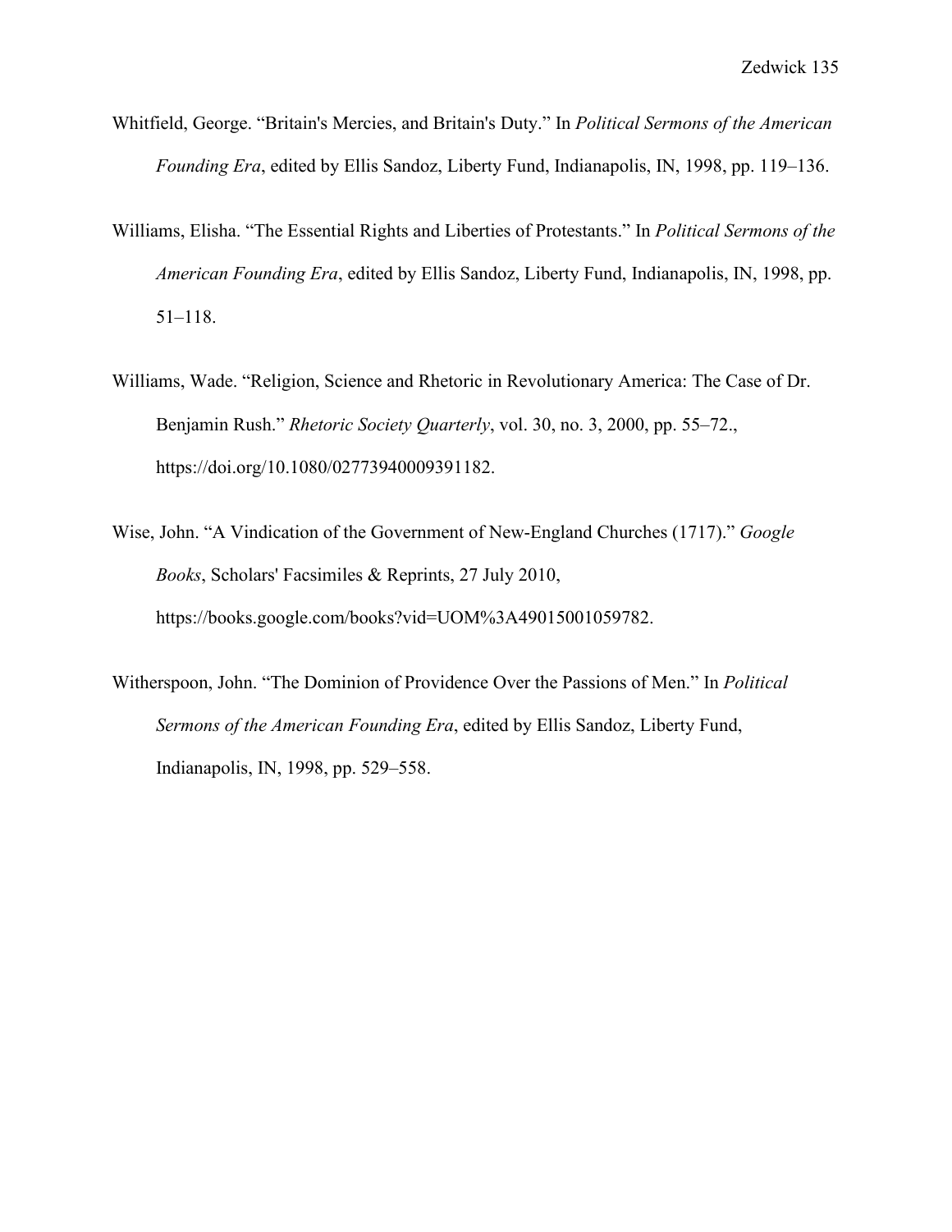Whitfield, George. "Britain's Mercies, and Britain's Duty." In *Political Sermons of the American Founding Era*, edited by Ellis Sandoz, Liberty Fund, Indianapolis, IN, 1998, pp. 119–136.

Williams, Elisha. "The Essential Rights and Liberties of Protestants." In *Political Sermons of the American Founding Era*, edited by Ellis Sandoz, Liberty Fund, Indianapolis, IN, 1998, pp. 51–118.

Williams, Wade. "Religion, Science and Rhetoric in Revolutionary America: The Case of Dr. Benjamin Rush." *Rhetoric Society Quarterly*, vol. 30, no. 3, 2000, pp. 55–72., https://doi.org/10.1080/02773940009391182.

Wise, John. "A Vindication of the Government of New-England Churches (1717)." *Google Books*, Scholars' Facsimiles & Reprints, 27 July 2010, https://books.google.com/books?vid=UOM%3A49015001059782.

Witherspoon, John. "The Dominion of Providence Over the Passions of Men." In *Political Sermons of the American Founding Era*, edited by Ellis Sandoz, Liberty Fund, Indianapolis, IN, 1998, pp. 529–558.